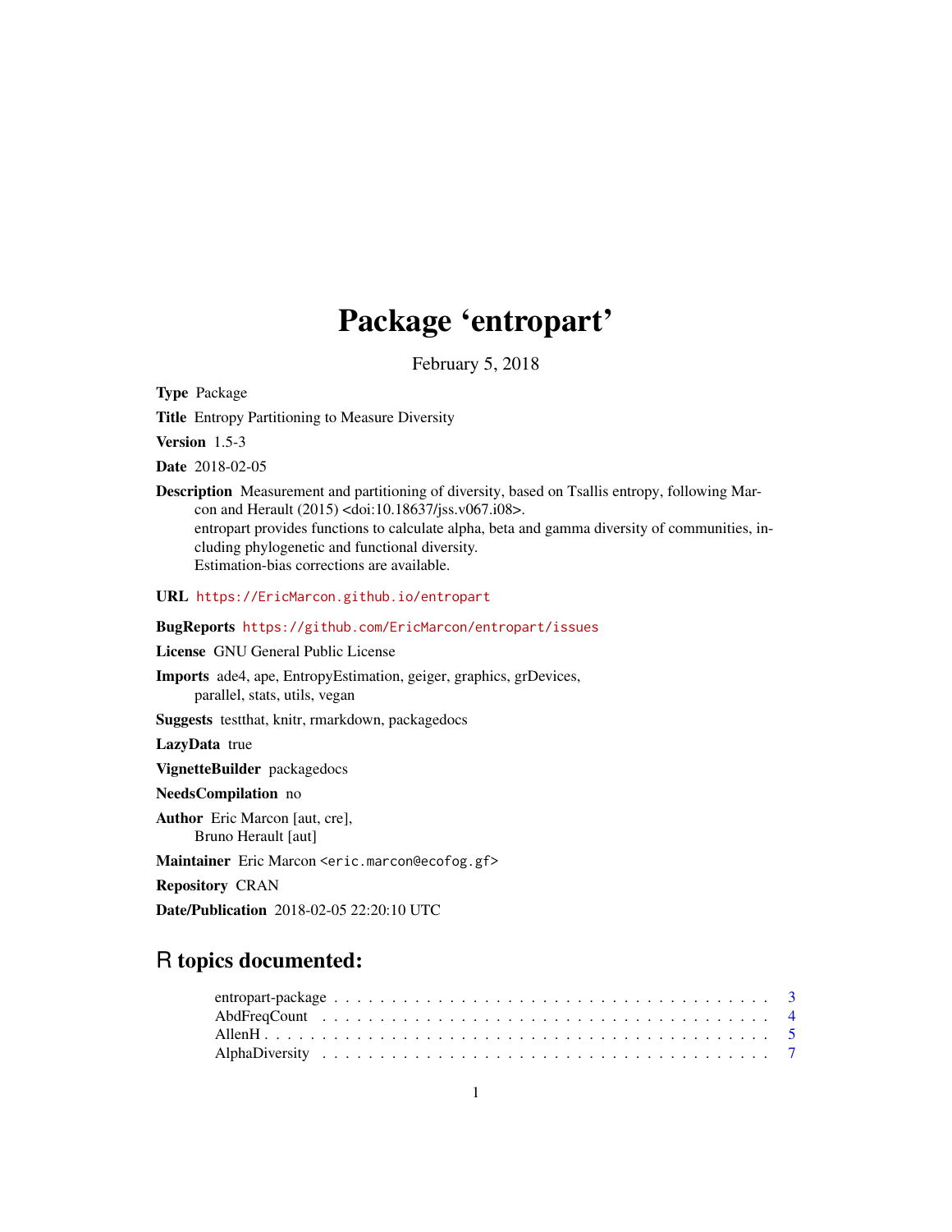# Package 'entropart'

February 5, 2018

**Type** Package

**Title** Entropy Partitioning to Measure Diversity

**Version** 1.5-3

**Date** 2018-02-05

**Description** Measurement and partitioning of diversity, based on Tsallis entropy, following Marcon and Herault (2015) <doi:10.18637/jss.v067.i08>.
entropart provides functions to calculate alpha, beta and gamma diversity of communities, including phylogenetic and functional diversity.
Estimation-bias corrections are available.

**URL** https://EricMarcon.github.io/entropart

**BugReports** https://github.com/EricMarcon/entropart/issues

**License** GNU General Public License

**Imports** ade4, ape, EntropyEstimation, geiger, graphics, grDevices, parallel, stats, utils, vegan

**Suggests** testthat, knitr, rmarkdown, packagedocs

**LazyData** true

**VignetteBuilder** packagedocs

**NeedsCompilation** no

**Author** Eric Marcon [aut, cre],
Bruno Herault [aut]

**Maintainer** Eric Marcon <eric.marcon@ecofog.gf>

**Repository** CRAN

**Date/Publication** 2018-02-05 22:20:10 UTC

## R topics documented:

entropart-package . . . . . . . . . . . . . . . . . . . . . . . . . . . . . . . . . . . . 3
AbdFreqCount . . . . . . . . . . . . . . . . . . . . . . . . . . . . . . . . . . . . . . 4
AllenH . . . . . . . . . . . . . . . . . . . . . . . . . . . . . . . . . . . . . . . . . 5
AlphaDiversity . . . . . . . . . . . . . . . . . . . . . . . . . . . . . . . . . . . . . 7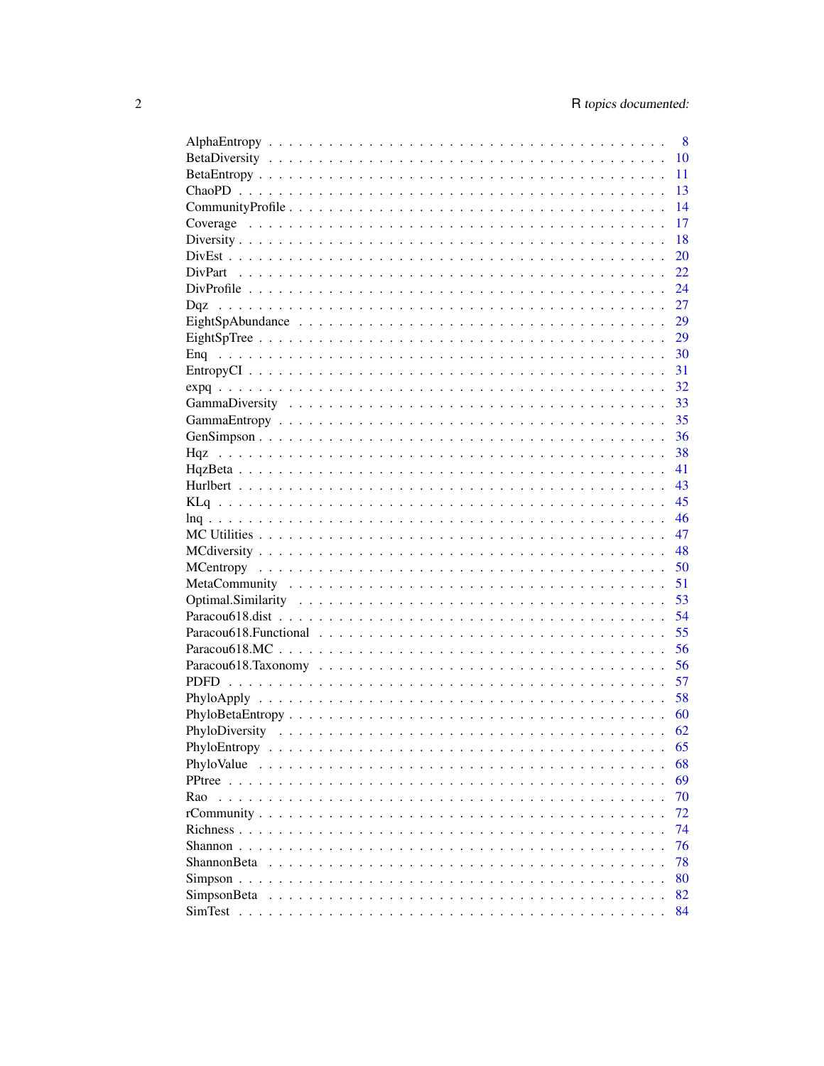| | |
|---|---|
| AlphaEntropy | 8 |
| BetaDiversity | 10 |
| BetaEntropy | 11 |
| ChaoPD | 13 |
| CommunityProfile | 14 |
| Coverage | 17 |
| Diversity | 18 |
| DivEst | 20 |
| DivPart | 22 |
| DivProfile | 24 |
| Dqz | 27 |
| EightSpAbundance | 29 |
| EightSpTree | 29 |
| Enq | 30 |
| EntropyCI | 31 |
| expq | 32 |
| GammaDiversity | 33 |
| GammaEntropy | 35 |
| GenSimpson | 36 |
| Hqz | 38 |
| HqzBeta | 41 |
| Hurlbert | 43 |
| KLq | 45 |
| lnq | 46 |
| MC Utilities | 47 |
| MCdiversity | 48 |
| MCentropy | 50 |
| MetaCommunity | 51 |
| Optimal.Similarity | 53 |
| Paracou618.dist | 54 |
| Paracou618.Functional | 55 |
| Paracou618.MC | 56 |
| Paracou618.Taxonomy | 56 |
| PDFD | 57 |
| PhyloApply | 58 |
| PhyloBetaEntropy | 60 |
| PhyloDiversity | 62 |
| PhyloEntropy | 65 |
| PhyloValue | 68 |
| PPtree | 69 |
| Rao | 70 |
| rCommunity | 72 |
| Richness | 74 |
| Shannon | 76 |
| ShannonBeta | 78 |
| Simpson | 80 |
| SimpsonBeta | 82 |
| SimTest | 84 |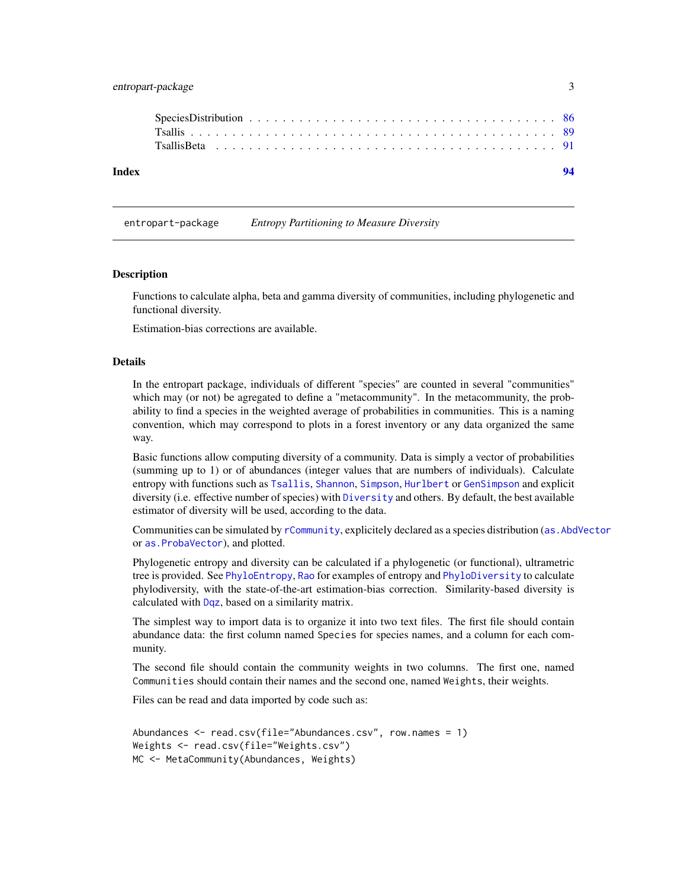| | |
|---|---|
| SpeciesDistribution | 86 |
| Tsallis | 89 |
| TsallisBeta | 91 |

**Index** **94**

## entropart-package *Entropy Partitioning to Measure Diversity*

### Description

Functions to calculate alpha, beta and gamma diversity of communities, including phylogenetic and functional diversity.

Estimation-bias corrections are available.

### Details

In the entropart package, individuals of different "species" are counted in several "communities" which may (or not) be agregated to define a "metacommunity". In the metacommunity, the probability to find a species in the weighted average of probabilities in communities. This is a naming convention, which may correspond to plots in a forest inventory or any data organized the same way.

Basic functions allow computing diversity of a community. Data is simply a vector of probabilities (summing up to 1) or of abundances (integer values that are numbers of individuals). Calculate entropy with functions such as `Tsallis`, `Shannon`, `Simpson`, `Hurlbert` or `GenSimpson` and explicit diversity (i.e. effective number of species) with `Diversity` and others. By default, the best available estimator of diversity will be used, according to the data.

Communities can be simulated by `rCommunity`, explicitely declared as a species distribution (`as.AbdVector` or `as.ProbaVector`), and plotted.

Phylogenetic entropy and diversity can be calculated if a phylogenetic (or functional), ultrametric tree is provided. See `PhyloEntropy`, `Rao` for examples of entropy and `PhyloDiversity` to calculate phylodiversity, with the state-of-the-art estimation-bias correction. Similarity-based diversity is calculated with `Dqz`, based on a similarity matrix.

The simplest way to import data is to organize it into two text files. The first file should contain abundance data: the first column named `Species` for species names, and a column for each community.

The second file should contain the community weights in two columns. The first one, named `Communities` should contain their names and the second one, named `Weights`, their weights.

Files can be read and data imported by code such as:

```
Abundances <- read.csv(file="Abundances.csv", row.names = 1)
Weights <- read.csv(file="Weights.csv")
MC <- MetaCommunity(Abundances, Weights)
```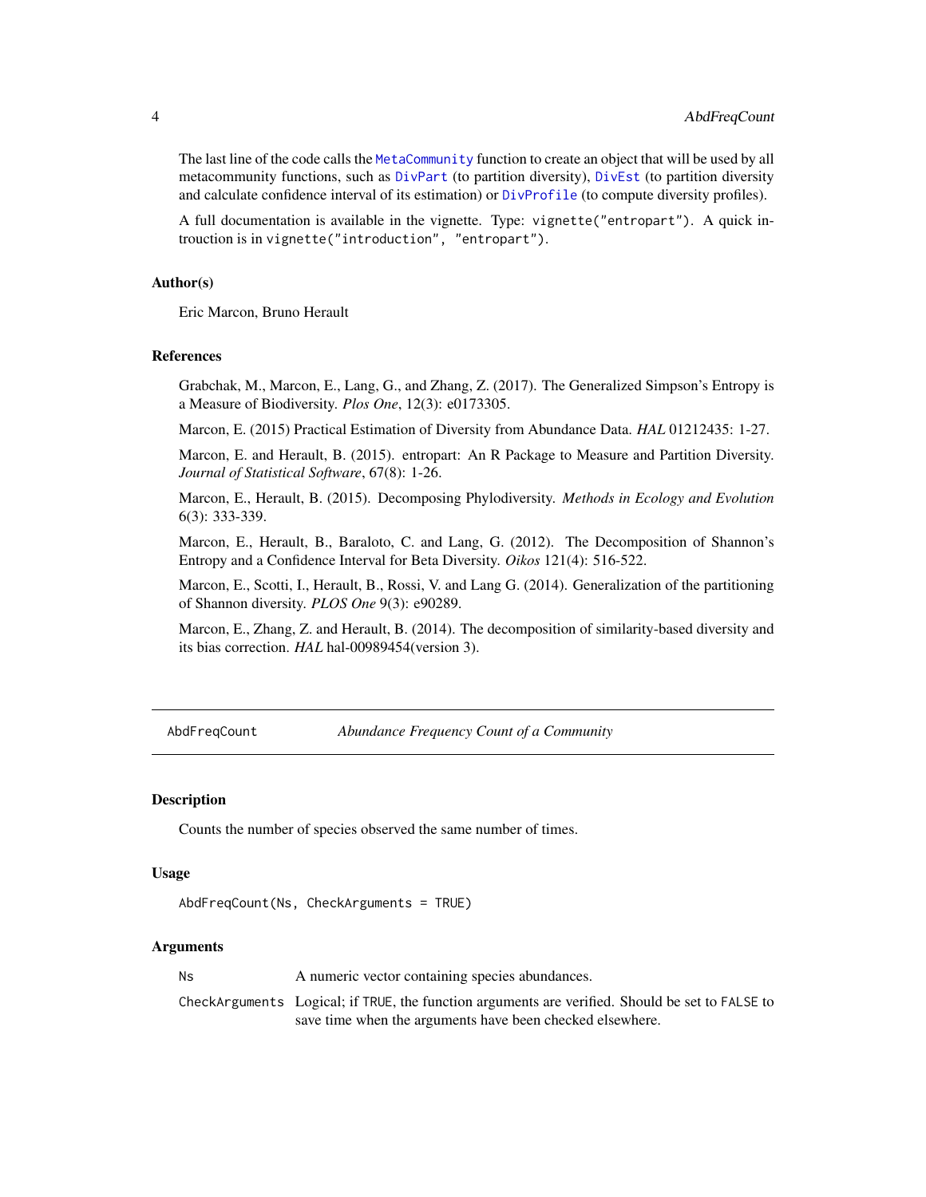The last line of the code calls the `MetaCommunity` function to create an object that will be used by all metacommunity functions, such as `DivPart` (to partition diversity), `DivEst` (to partition diversity and calculate confidence interval of its estimation) or `DivProfile` (to compute diversity profiles).

A full documentation is available in the vignette. Type: `vignette("entropart")`. A quick introuction is in `vignette("introduction", "entropart")`.

### Author(s)

Eric Marcon, Bruno Herault

### References

Grabchak, M., Marcon, E., Lang, G., and Zhang, Z. (2017). The Generalized Simpson's Entropy is a Measure of Biodiversity. *Plos One*, 12(3): e0173305.

Marcon, E. (2015) Practical Estimation of Diversity from Abundance Data. *HAL* 01212435: 1-27.

Marcon, E. and Herault, B. (2015). entropart: An R Package to Measure and Partition Diversity. *Journal of Statistical Software*, 67(8): 1-26.

Marcon, E., Herault, B. (2015). Decomposing Phylodiversity. *Methods in Ecology and Evolution* 6(3): 333-339.

Marcon, E., Herault, B., Baraloto, C. and Lang, G. (2012). The Decomposition of Shannon's Entropy and a Confidence Interval for Beta Diversity. *Oikos* 121(4): 516-522.

Marcon, E., Scotti, I., Herault, B., Rossi, V. and Lang G. (2014). Generalization of the partitioning of Shannon diversity. *PLOS One* 9(3): e90289.

Marcon, E., Zhang, Z. and Herault, B. (2014). The decomposition of similarity-based diversity and its bias correction. *HAL* hal-00989454(version 3).

---

## AbdFreqCount — *Abundance Frequency Count of a Community*

### Description

Counts the number of species observed the same number of times.

### Usage

```
AbdFreqCount(Ns, CheckArguments = TRUE)
```

### Arguments

| | |
|---|---|
| `Ns` | A numeric vector containing species abundances. |
| `CheckArguments` | Logical; if `TRUE`, the function arguments are verified. Should be set to `FALSE` to save time when the arguments have been checked elsewhere. |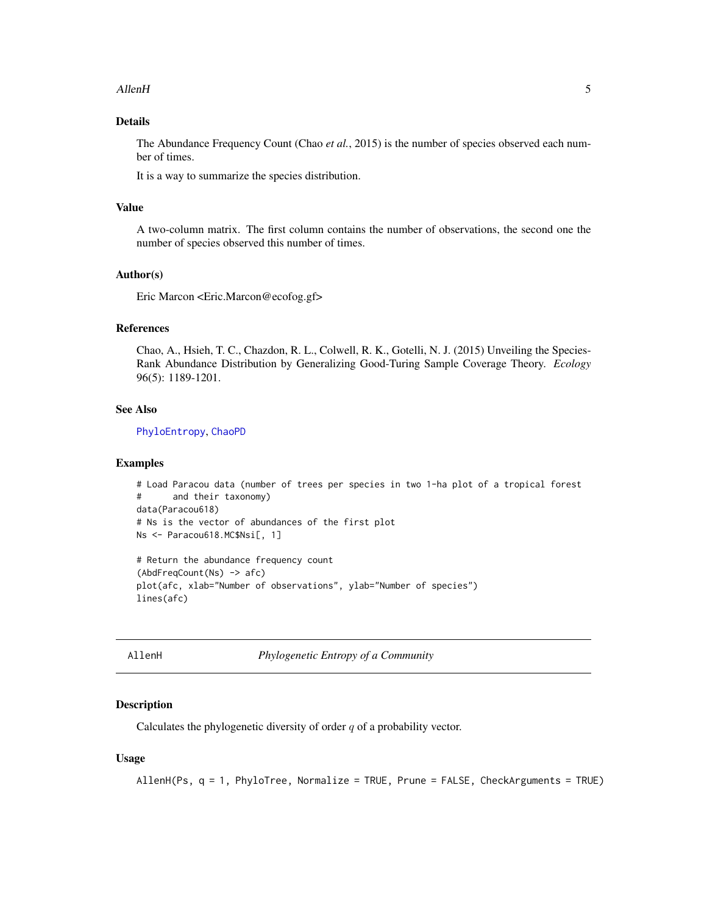## Details

The Abundance Frequency Count (Chao *et al.*, 2015) is the number of species observed each number of times.

It is a way to summarize the species distribution.

## Value

A two-column matrix. The first column contains the number of observations, the second one the number of species observed this number of times.

## Author(s)

Eric Marcon <Eric.Marcon@ecofog.gf>

## References

Chao, A., Hsieh, T. C., Chazdon, R. L., Colwell, R. K., Gotelli, N. J. (2015) Unveiling the Species-Rank Abundance Distribution by Generalizing Good-Turing Sample Coverage Theory. *Ecology* 96(5): 1189-1201.

## See Also

PhyloEntropy, ChaoPD

## Examples

```
# Load Paracou data (number of trees per species in two 1-ha plot of a tropical forest
#      and their taxonomy)
data(Paracou618)
# Ns is the vector of abundances of the first plot
Ns <- Paracou618.MC$Nsi[, 1]

# Return the abundance frequency count
(AbdFreqCount(Ns) -> afc)
plot(afc, xlab="Number of observations", ylab="Number of species")
lines(afc)
```

---

# AllenH — *Phylogenetic Entropy of a Community*

## Description

Calculates the phylogenetic diversity of order $q$ of a probability vector.

## Usage

```
AllenH(Ps, q = 1, PhyloTree, Normalize = TRUE, Prune = FALSE, CheckArguments = TRUE)
```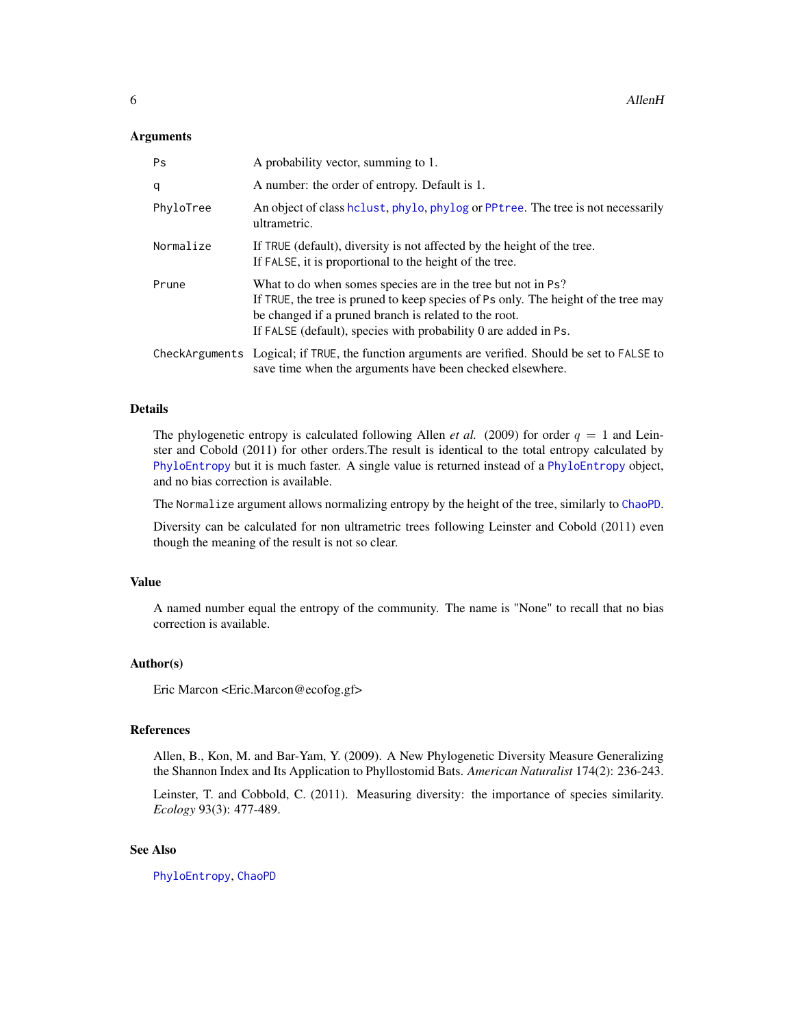## Arguments

| | |
|---|---|
| `Ps` | A probability vector, summing to 1. |
| `q` | A number: the order of entropy. Default is 1. |
| `PhyloTree` | An object of class `hclust`, `phylo`, `phylog` or `PPtree`. The tree is not necessarily ultrametric. |
| `Normalize` | If `TRUE` (default), diversity is not affected by the height of the tree. If `FALSE`, it is proportional to the height of the tree. |
| `Prune` | What to do when somes species are in the tree but not in `Ps`? If `TRUE`, the tree is pruned to keep species of `Ps` only. The height of the tree may be changed if a pruned branch is related to the root. If `FALSE` (default), species with probability 0 are added in `Ps`. |
| `CheckArguments` | Logical; if `TRUE`, the function arguments are verified. Should be set to `FALSE` to save time when the arguments have been checked elsewhere. |

## Details

The phylogenetic entropy is calculated following Allen *et al.* (2009) for order $q = 1$ and Leinster and Cobold (2011) for other orders.The result is identical to the total entropy calculated by `PhyloEntropy` but it is much faster. A single value is returned instead of a `PhyloEntropy` object, and no bias correction is available.

The `Normalize` argument allows normalizing entropy by the height of the tree, similarly to `ChaoPD`.

Diversity can be calculated for non ultrametric trees following Leinster and Cobold (2011) even though the meaning of the result is not so clear.

## Value

A named number equal the entropy of the community. The name is "None" to recall that no bias correction is available.

## Author(s)

Eric Marcon <Eric.Marcon@ecofog.gf>

## References

Allen, B., Kon, M. and Bar-Yam, Y. (2009). A New Phylogenetic Diversity Measure Generalizing the Shannon Index and Its Application to Phyllostomid Bats. *American Naturalist* 174(2): 236-243.

Leinster, T. and Cobbold, C. (2011). Measuring diversity: the importance of species similarity. *Ecology* 93(3): 477-489.

## See Also

`PhyloEntropy`, `ChaoPD`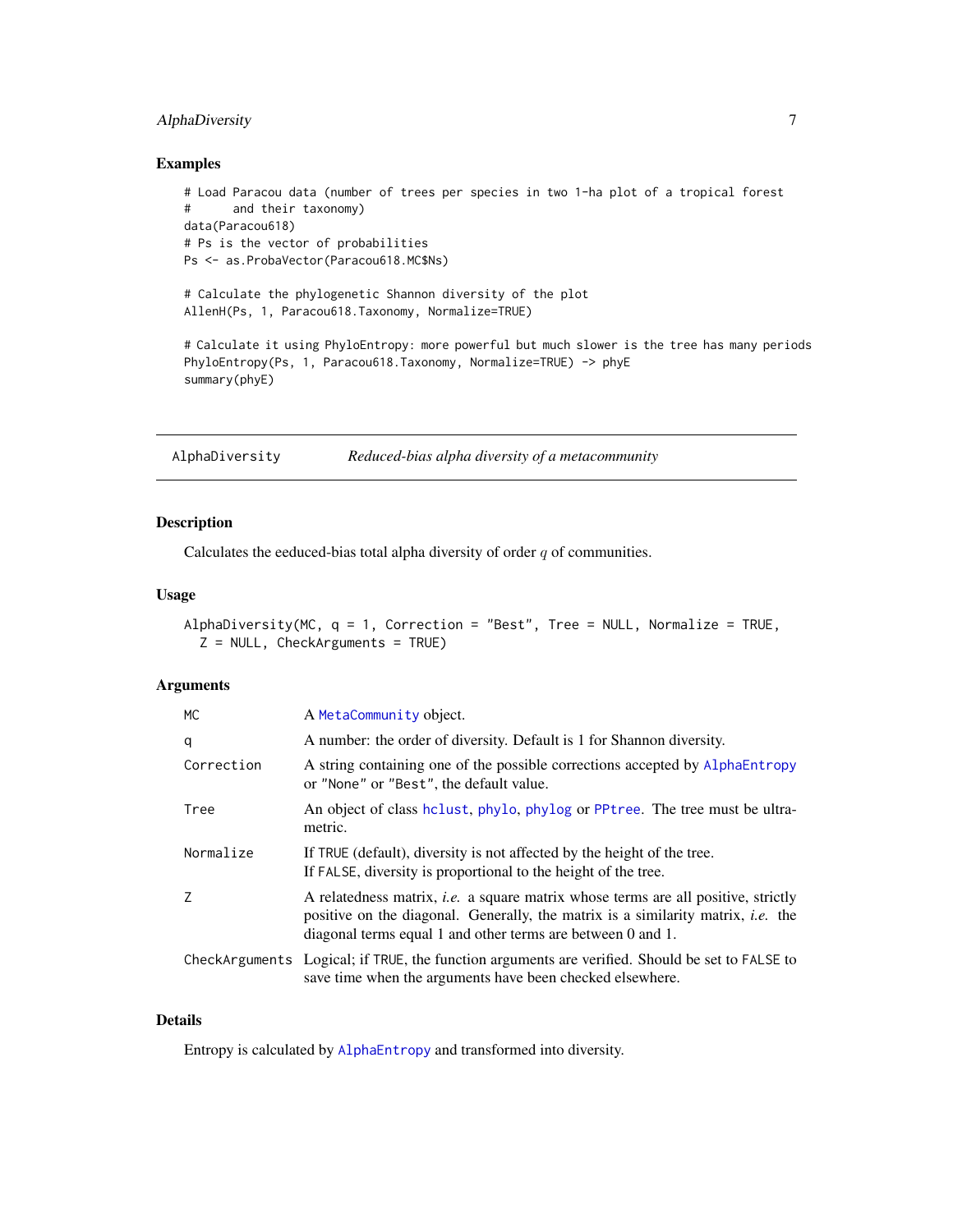### Examples

```
# Load Paracou data (number of trees per species in two 1-ha plot of a tropical forest
#      and their taxonomy)
data(Paracou618)
# Ps is the vector of probabilities
Ps <- as.ProbaVector(Paracou618.MC$Ns)

# Calculate the phylogenetic Shannon diversity of the plot
AllenH(Ps, 1, Paracou618.Taxonomy, Normalize=TRUE)

# Calculate it using PhyloEntropy: more powerful but much slower is the tree has many periods
PhyloEntropy(Ps, 1, Paracou618.Taxonomy, Normalize=TRUE) -> phyE
summary(phyE)
```

---

## AlphaDiversity — *Reduced-bias alpha diversity of a metacommunity*

---

### Description

Calculates the eeduced-bias total alpha diversity of order $q$ of communities.

### Usage

```
AlphaDiversity(MC, q = 1, Correction = "Best", Tree = NULL, Normalize = TRUE,
  Z = NULL, CheckArguments = TRUE)
```

### Arguments

| | |
|---|---|
| MC | A MetaCommunity object. |
| q | A number: the order of diversity. Default is 1 for Shannon diversity. |
| Correction | A string containing one of the possible corrections accepted by AlphaEntropy or "None" or "Best", the default value. |
| Tree | An object of class hclust, phylo, phylog or PPtree. The tree must be ultrametric. |
| Normalize | If TRUE (default), diversity is not affected by the height of the tree. If FALSE, diversity is proportional to the height of the tree. |
| Z | A relatedness matrix, *i.e.* a square matrix whose terms are all positive, strictly positive on the diagonal. Generally, the matrix is a similarity matrix, *i.e.* the diagonal terms equal 1 and other terms are between 0 and 1. |
| CheckArguments | Logical; if TRUE, the function arguments are verified. Should be set to FALSE to save time when the arguments have been checked elsewhere. |

### Details

Entropy is calculated by AlphaEntropy and transformed into diversity.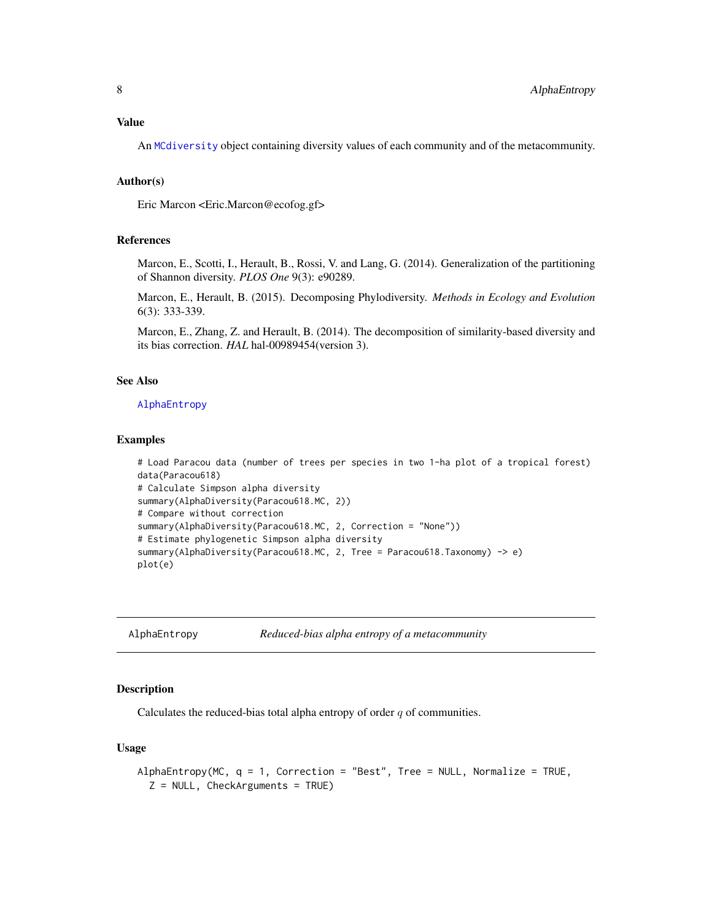### Value

An `MCdiversity` object containing diversity values of each community and of the metacommunity.

### Author(s)

Eric Marcon <Eric.Marcon@ecofog.gf>

### References

Marcon, E., Scotti, I., Herault, B., Rossi, V. and Lang, G. (2014). Generalization of the partitioning of Shannon diversity. *PLOS One* 9(3): e90289.

Marcon, E., Herault, B. (2015). Decomposing Phylodiversity. *Methods in Ecology and Evolution* 6(3): 333-339.

Marcon, E., Zhang, Z. and Herault, B. (2014). The decomposition of similarity-based diversity and its bias correction. *HAL* hal-00989454(version 3).

### See Also

`AlphaEntropy`

### Examples

```
# Load Paracou data (number of trees per species in two 1-ha plot of a tropical forest)
data(Paracou618)
# Calculate Simpson alpha diversity
summary(AlphaDiversity(Paracou618.MC, 2))
# Compare without correction
summary(AlphaDiversity(Paracou618.MC, 2, Correction = "None"))
# Estimate phylogenetic Simpson alpha diversity
summary(AlphaDiversity(Paracou618.MC, 2, Tree = Paracou618.Taxonomy) -> e)
plot(e)
```

---

## AlphaEntropy — *Reduced-bias alpha entropy of a metacommunity*

---

### Description

Calculates the reduced-bias total alpha entropy of order $q$ of communities.

### Usage

```
AlphaEntropy(MC, q = 1, Correction = "Best", Tree = NULL, Normalize = TRUE,
  Z = NULL, CheckArguments = TRUE)
```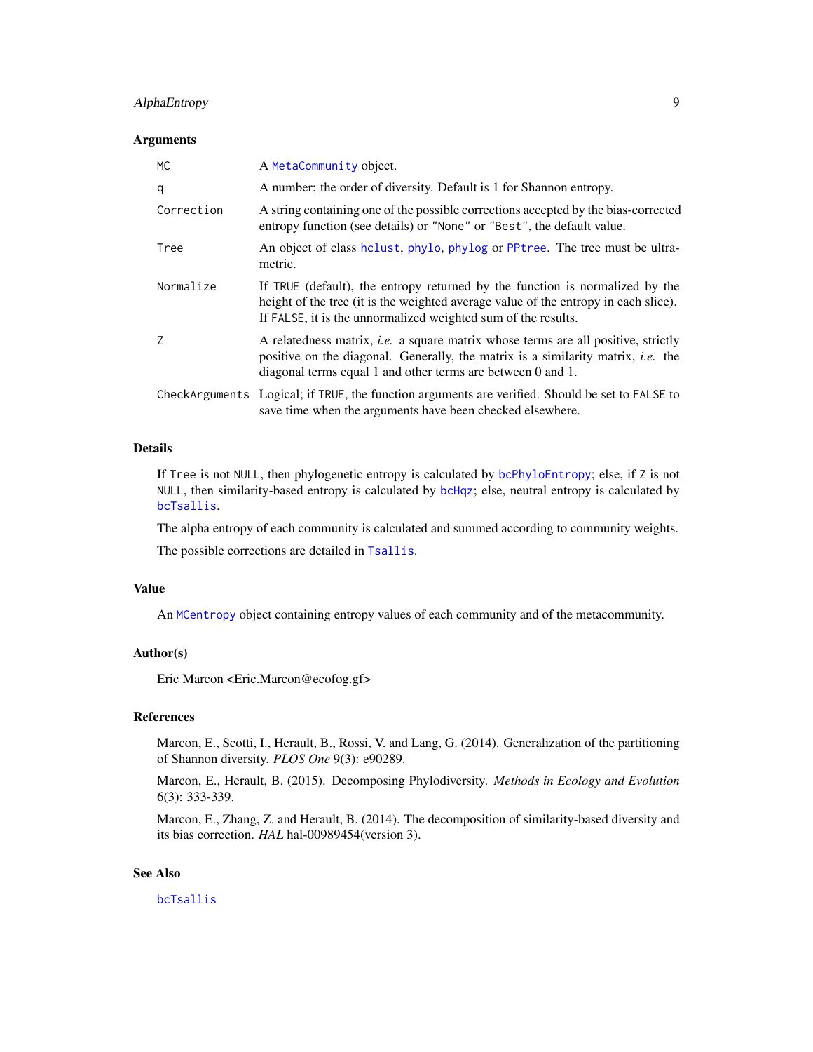## Arguments

| | |
|---|---|
| `MC` | A `MetaCommunity` object. |
| `q` | A number: the order of diversity. Default is 1 for Shannon entropy. |
| `Correction` | A string containing one of the possible corrections accepted by the bias-corrected entropy function (see details) or `"None"` or `"Best"`, the default value. |
| `Tree` | An object of class `hclust`, `phylo`, `phylog` or `PPtree`. The tree must be ultrametric. |
| `Normalize` | If `TRUE` (default), the entropy returned by the function is normalized by the height of the tree (it is the weighted average value of the entropy in each slice). If `FALSE`, it is the unnormalized weighted sum of the results. |
| `Z` | A relatedness matrix, *i.e.* a square matrix whose terms are all positive, strictly positive on the diagonal. Generally, the matrix is a similarity matrix, *i.e.* the diagonal terms equal 1 and other terms are between 0 and 1. |
| `CheckArguments` | Logical; if `TRUE`, the function arguments are verified. Should be set to `FALSE` to save time when the arguments have been checked elsewhere. |

## Details

If `Tree` is not `NULL`, then phylogenetic entropy is calculated by `bcPhyloEntropy`; else, if `Z` is not `NULL`, then similarity-based entropy is calculated by `bcHqz`; else, neutral entropy is calculated by `bcTsallis`.

The alpha entropy of each community is calculated and summed according to community weights.

The possible corrections are detailed in `Tsallis`.

## Value

An `MCentropy` object containing entropy values of each community and of the metacommunity.

## Author(s)

Eric Marcon <Eric.Marcon@ecofog.gf>

## References

Marcon, E., Scotti, I., Herault, B., Rossi, V. and Lang, G. (2014). Generalization of the partitioning of Shannon diversity. *PLOS One* 9(3): e90289.

Marcon, E., Herault, B. (2015). Decomposing Phylodiversity. *Methods in Ecology and Evolution* 6(3): 333-339.

Marcon, E., Zhang, Z. and Herault, B. (2014). The decomposition of similarity-based diversity and its bias correction. *HAL* hal-00989454(version 3).

## See Also

`bcTsallis`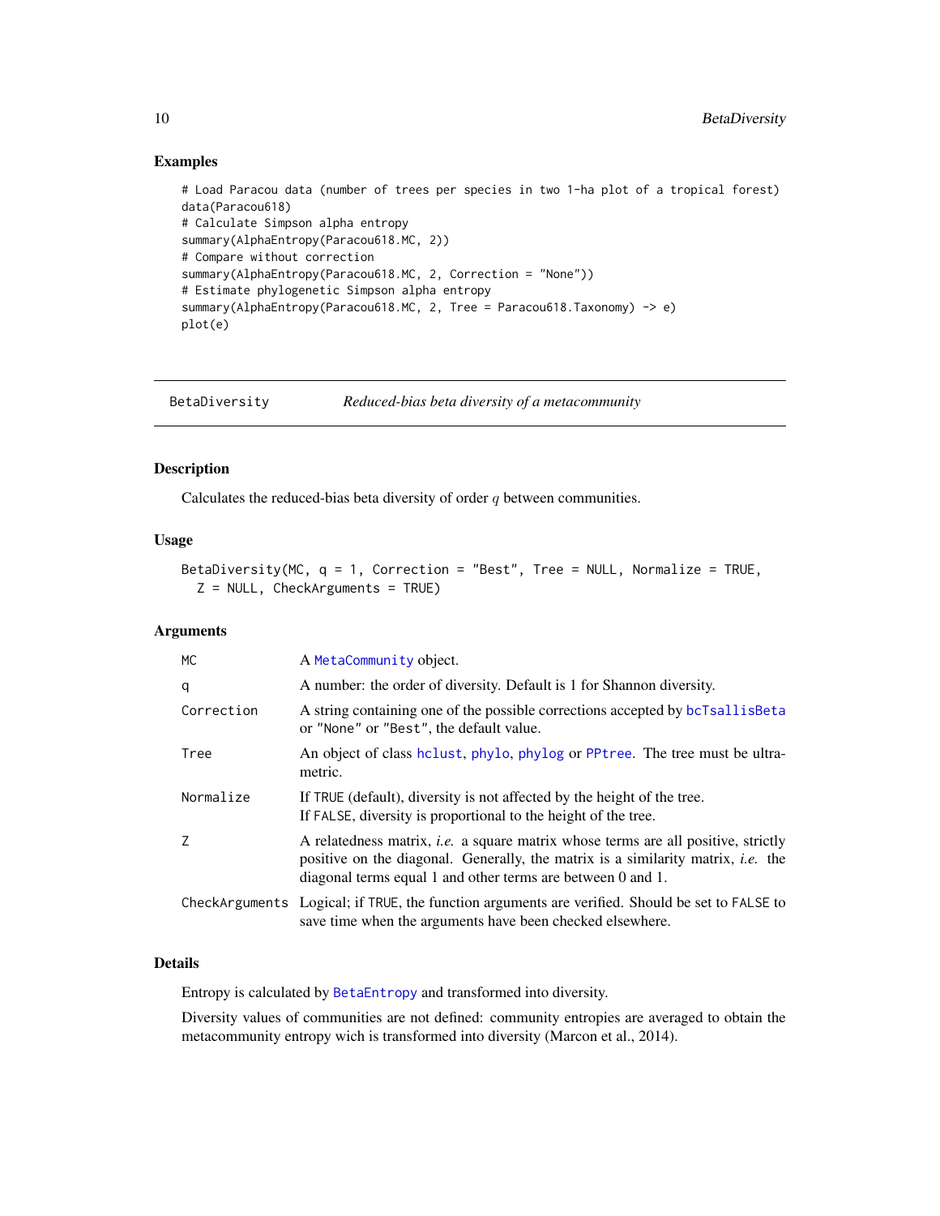## Examples

```
# Load Paracou data (number of trees per species in two 1-ha plot of a tropical forest)
data(Paracou618)
# Calculate Simpson alpha entropy
summary(AlphaEntropy(Paracou618.MC, 2))
# Compare without correction
summary(AlphaEntropy(Paracou618.MC, 2, Correction = "None"))
# Estimate phylogenetic Simpson alpha entropy
summary(AlphaEntropy(Paracou618.MC, 2, Tree = Paracou618.Taxonomy) -> e)
plot(e)
```

---

# BetaDiversity — *Reduced-bias beta diversity of a metacommunity*

## Description

Calculates the reduced-bias beta diversity of order $q$ between communities.

## Usage

```
BetaDiversity(MC, q = 1, Correction = "Best", Tree = NULL, Normalize = TRUE,
  Z = NULL, CheckArguments = TRUE)
```

## Arguments

| | |
|---|---|
| MC | A MetaCommunity object. |
| q | A number: the order of diversity. Default is 1 for Shannon diversity. |
| Correction | A string containing one of the possible corrections accepted by bcTsallisBeta or "None" or "Best", the default value. |
| Tree | An object of class hclust, phylo, phylog or PPtree. The tree must be ultrametric. |
| Normalize | If TRUE (default), diversity is not affected by the height of the tree. If FALSE, diversity is proportional to the height of the tree. |
| Z | A relatedness matrix, *i.e.* a square matrix whose terms are all positive, strictly positive on the diagonal. Generally, the matrix is a similarity matrix, *i.e.* the diagonal terms equal 1 and other terms are between 0 and 1. |
| CheckArguments | Logical; if TRUE, the function arguments are verified. Should be set to FALSE to save time when the arguments have been checked elsewhere. |

## Details

Entropy is calculated by BetaEntropy and transformed into diversity.

Diversity values of communities are not defined: community entropies are averaged to obtain the metacommunity entropy wich is transformed into diversity (Marcon et al., 2014).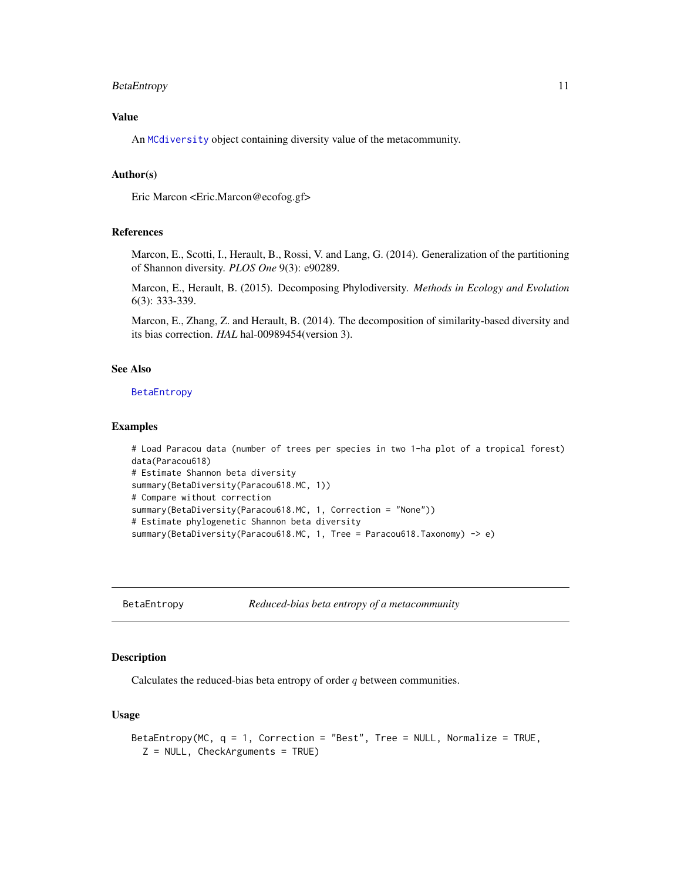### Value

An `MCdiversity` object containing diversity value of the metacommunity.

### Author(s)

Eric Marcon <Eric.Marcon@ecofog.gf>

### References

Marcon, E., Scotti, I., Herault, B., Rossi, V. and Lang, G. (2014). Generalization of the partitioning of Shannon diversity. *PLOS One* 9(3): e90289.

Marcon, E., Herault, B. (2015). Decomposing Phylodiversity. *Methods in Ecology and Evolution* 6(3): 333-339.

Marcon, E., Zhang, Z. and Herault, B. (2014). The decomposition of similarity-based diversity and its bias correction. *HAL* hal-00989454(version 3).

### See Also

`BetaEntropy`

### Examples

```
# Load Paracou data (number of trees per species in two 1-ha plot of a tropical forest)
data(Paracou618)
# Estimate Shannon beta diversity
summary(BetaDiversity(Paracou618.MC, 1))
# Compare without correction
summary(BetaDiversity(Paracou618.MC, 1, Correction = "None"))
# Estimate phylogenetic Shannon beta diversity
summary(BetaDiversity(Paracou618.MC, 1, Tree = Paracou618.Taxonomy) -> e)
```

---

## BetaEntropy — *Reduced-bias beta entropy of a metacommunity*

---

### Description

Calculates the reduced-bias beta entropy of order $q$ between communities.

### Usage

```
BetaEntropy(MC, q = 1, Correction = "Best", Tree = NULL, Normalize = TRUE,
  Z = NULL, CheckArguments = TRUE)
```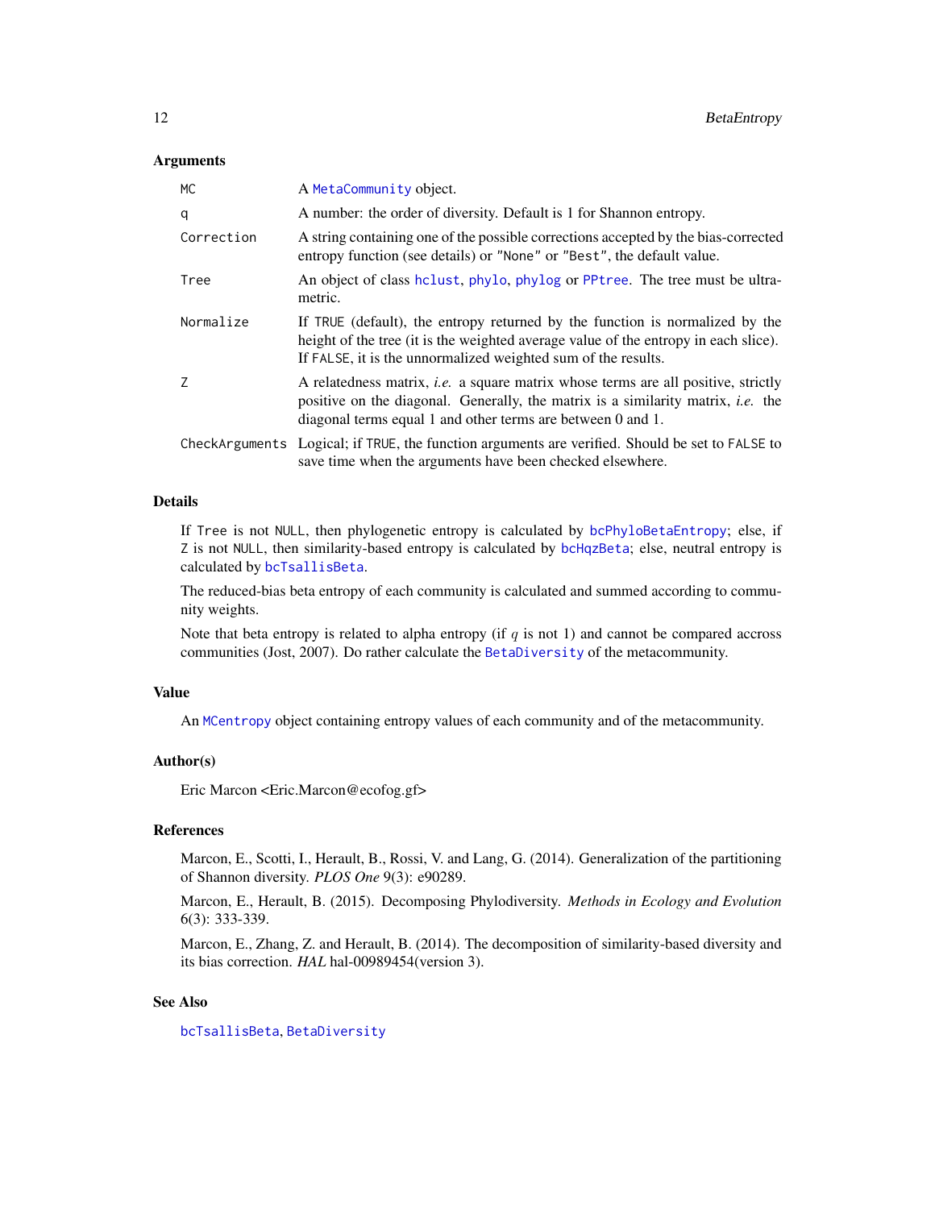### Arguments

| | |
|---|---|
| `MC` | A `MetaCommunity` object. |
| `q` | A number: the order of diversity. Default is 1 for Shannon entropy. |
| `Correction` | A string containing one of the possible corrections accepted by the bias-corrected entropy function (see details) or `"None"` or `"Best"`, the default value. |
| `Tree` | An object of class `hclust`, `phylo`, `phylog` or `PPtree`. The tree must be ultrametric. |
| `Normalize` | If `TRUE` (default), the entropy returned by the function is normalized by the height of the tree (it is the weighted average value of the entropy in each slice). If `FALSE`, it is the unnormalized weighted sum of the results. |
| `Z` | A relatedness matrix, *i.e.* a square matrix whose terms are all positive, strictly positive on the diagonal. Generally, the matrix is a similarity matrix, *i.e.* the diagonal terms equal 1 and other terms are between 0 and 1. |
| `CheckArguments` | Logical; if `TRUE`, the function arguments are verified. Should be set to `FALSE` to save time when the arguments have been checked elsewhere. |

### Details

If `Tree` is not `NULL`, then phylogenetic entropy is calculated by `bcPhyloBetaEntropy`; else, if `Z` is not `NULL`, then similarity-based entropy is calculated by `bcHqzBeta`; else, neutral entropy is calculated by `bcTsallisBeta`.

The reduced-bias beta entropy of each community is calculated and summed according to community weights.

Note that beta entropy is related to alpha entropy (if $q$ is not 1) and cannot be compared accross communities (Jost, 2007). Do rather calculate the `BetaDiversity` of the metacommunity.

### Value

An `MCentropy` object containing entropy values of each community and of the metacommunity.

### Author(s)

Eric Marcon <Eric.Marcon@ecofog.gf>

### References

Marcon, E., Scotti, I., Herault, B., Rossi, V. and Lang, G. (2014). Generalization of the partitioning of Shannon diversity. *PLOS One* 9(3): e90289.

Marcon, E., Herault, B. (2015). Decomposing Phylodiversity. *Methods in Ecology and Evolution* 6(3): 333-339.

Marcon, E., Zhang, Z. and Herault, B. (2014). The decomposition of similarity-based diversity and its bias correction. *HAL* hal-00989454(version 3).

### See Also

`bcTsallisBeta`, `BetaDiversity`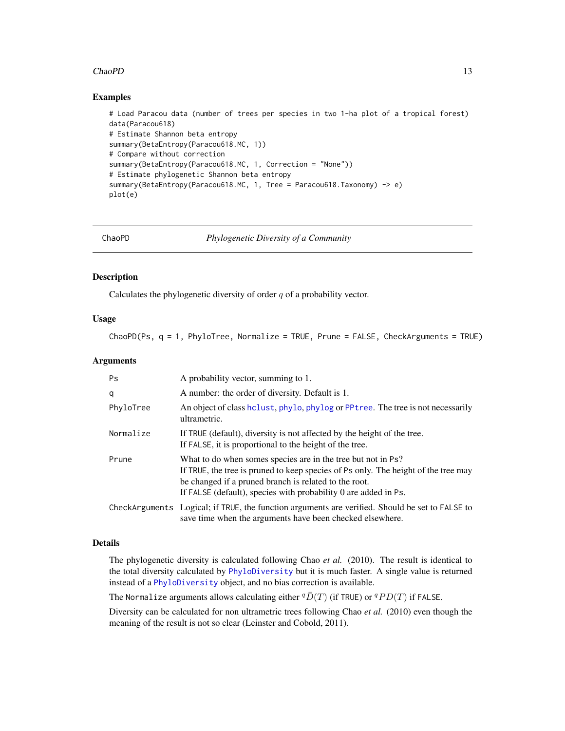## Examples

```
# Load Paracou data (number of trees per species in two 1-ha plot of a tropical forest)
data(Paracou618)
# Estimate Shannon beta entropy
summary(BetaEntropy(Paracou618.MC, 1))
# Compare without correction
summary(BetaEntropy(Paracou618.MC, 1, Correction = "None"))
# Estimate phylogenetic Shannon beta entropy
summary(BetaEntropy(Paracou618.MC, 1, Tree = Paracou618.Taxonomy) -> e)
plot(e)
```

---

# ChaoPD *Phylogenetic Diversity of a Community*

## Description

Calculates the phylogenetic diversity of order $q$ of a probability vector.

## Usage

```
ChaoPD(Ps, q = 1, PhyloTree, Normalize = TRUE, Prune = FALSE, CheckArguments = TRUE)
```

## Arguments

| | |
|---|---|
| `Ps` | A probability vector, summing to 1. |
| `q` | A number: the order of diversity. Default is 1. |
| `PhyloTree` | An object of class `hclust`, `phylo`, `phylog` or `PPtree`. The tree is not necessarily ultrametric. |
| `Normalize` | If `TRUE` (default), diversity is not affected by the height of the tree. If `FALSE`, it is proportional to the height of the tree. |
| `Prune` | What to do when somes species are in the tree but not in `Ps`? If `TRUE`, the tree is pruned to keep species of `Ps` only. The height of the tree may be changed if a pruned branch is related to the root. If `FALSE` (default), species with probability 0 are added in `Ps`. |
| `CheckArguments` | Logical; if `TRUE`, the function arguments are verified. Should be set to `FALSE` to save time when the arguments have been checked elsewhere. |

## Details

The phylogenetic diversity is calculated following Chao *et al.* (2010). The result is identical to the total diversity calculated by `PhyloDiversity` but it is much faster. A single value is returned instead of a `PhyloDiversity` object, and no bias correction is available.

The `Normalize` arguments allows calculating either ${}^{q}\bar{D}(T)$ (if `TRUE`) or ${}^{q}PD(T)$ if `FALSE`.

Diversity can be calculated for non ultrametric trees following Chao *et al.* (2010) even though the meaning of the result is not so clear (Leinster and Cobold, 2011).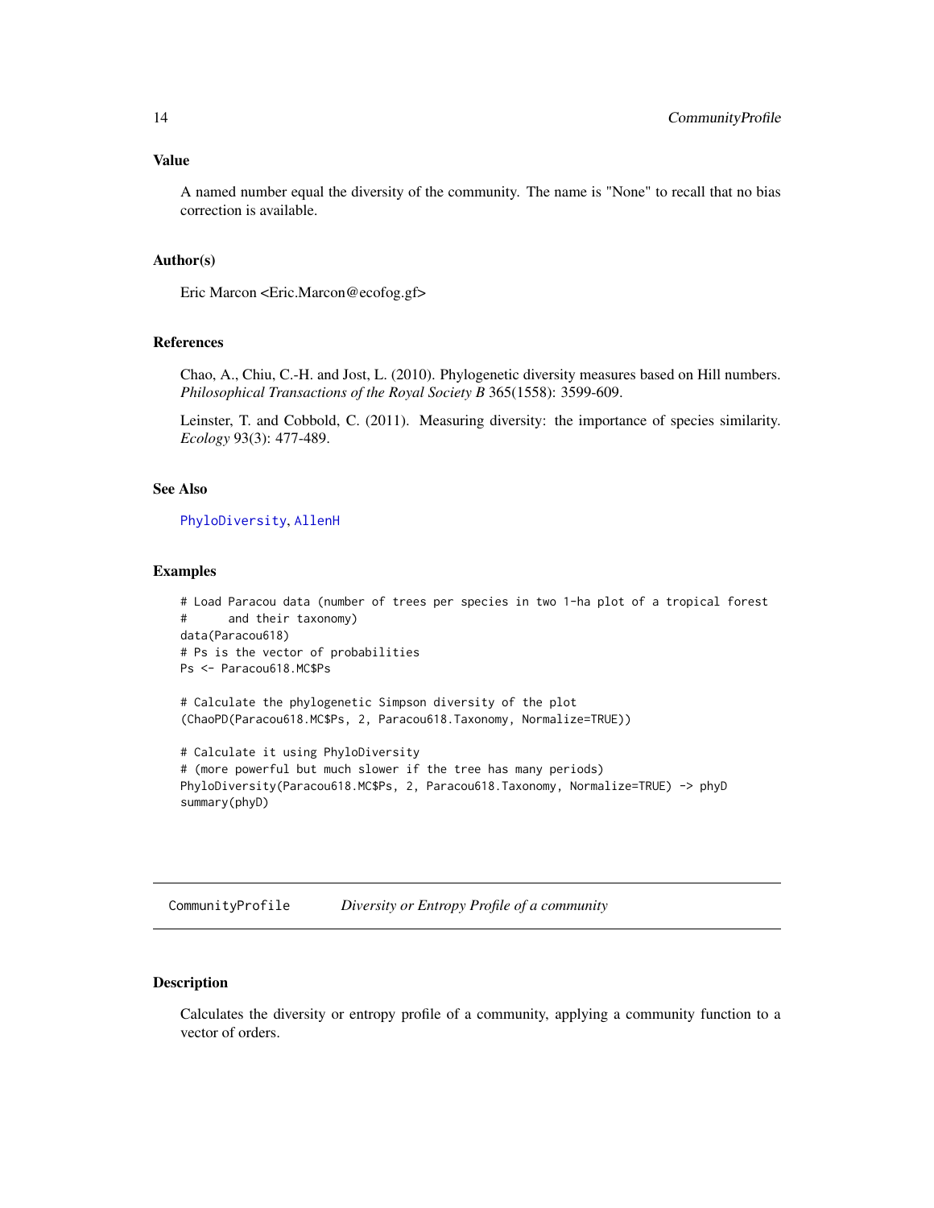### Value

A named number equal the diversity of the community. The name is "None" to recall that no bias correction is available.

### Author(s)

Eric Marcon <Eric.Marcon@ecofog.gf>

### References

Chao, A., Chiu, C.-H. and Jost, L. (2010). Phylogenetic diversity measures based on Hill numbers. *Philosophical Transactions of the Royal Society B* 365(1558): 3599-609.

Leinster, T. and Cobbold, C. (2011). Measuring diversity: the importance of species similarity. *Ecology* 93(3): 477-489.

### See Also

PhyloDiversity, AllenH

### Examples

```
# Load Paracou data (number of trees per species in two 1-ha plot of a tropical forest
#      and their taxonomy)
data(Paracou618)
# Ps is the vector of probabilities
Ps <- Paracou618.MC$Ps

# Calculate the phylogenetic Simpson diversity of the plot
(ChaoPD(Paracou618.MC$Ps, 2, Paracou618.Taxonomy, Normalize=TRUE))

# Calculate it using PhyloDiversity
# (more powerful but much slower if the tree has many periods)
PhyloDiversity(Paracou618.MC$Ps, 2, Paracou618.Taxonomy, Normalize=TRUE) -> phyD
summary(phyD)
```

---

## CommunityProfile    *Diversity or Entropy Profile of a community*

### Description

Calculates the diversity or entropy profile of a community, applying a community function to a vector of orders.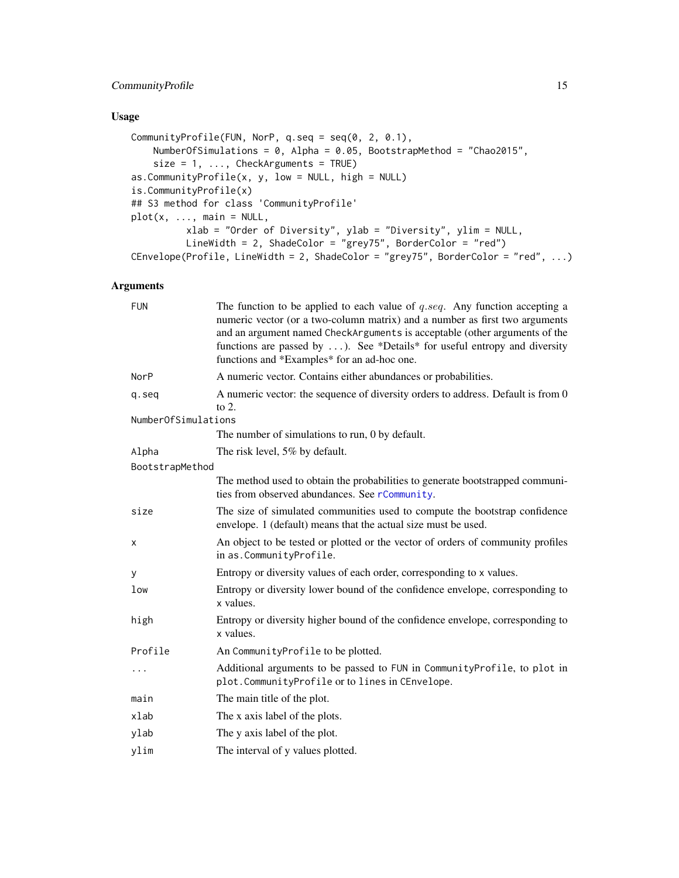## Usage

```
CommunityProfile(FUN, NorP, q.seq = seq(0, 2, 0.1),
    NumberOfSimulations = 0, Alpha = 0.05, BootstrapMethod = "Chao2015",
    size = 1, ..., CheckArguments = TRUE)
as.CommunityProfile(x, y, low = NULL, high = NULL)
is.CommunityProfile(x)
## S3 method for class 'CommunityProfile'
plot(x, ..., main = NULL,
         xlab = "Order of Diversity", ylab = "Diversity", ylim = NULL,
         LineWidth = 2, ShadeColor = "grey75", BorderColor = "red")
CEnvelope(Profile, LineWidth = 2, ShadeColor = "grey75", BorderColor = "red", ...)
```

## Arguments

| Argument | Description |
|---|---|
| `FUN` | The function to be applied to each value of *q.seq*. Any function accepting a numeric vector (or a two-column matrix) and a number as first two arguments and an argument named `CheckArguments` is acceptable (other arguments of the functions are passed by `...`). See *Details* for useful entropy and diversity functions and *Examples* for an ad-hoc one. |
| `NorP` | A numeric vector. Contains either abundances or probabilities. |
| `q.seq` | A numeric vector: the sequence of diversity orders to address. Default is from 0 to 2. |
| `NumberOfSimulations` | The number of simulations to run, 0 by default. |
| `Alpha` | The risk level, 5% by default. |
| `BootstrapMethod` | The method used to obtain the probabilities to generate bootstrapped communities from observed abundances. See `rCommunity`. |
| `size` | The size of simulated communities used to compute the bootstrap confidence envelope. 1 (default) means that the actual size must be used. |
| `x` | An object to be tested or plotted or the vector of orders of community profiles in `as.CommunityProfile`. |
| `y` | Entropy or diversity values of each order, corresponding to `x` values. |
| `low` | Entropy or diversity lower bound of the confidence envelope, corresponding to `x` values. |
| `high` | Entropy or diversity higher bound of the confidence envelope, corresponding to `x` values. |
| `Profile` | An `CommunityProfile` to be plotted. |
| `...` | Additional arguments to be passed to `FUN` in `CommunityProfile`, to `plot` in `plot.CommunityProfile` or to `lines` in `CEnvelope`. |
| `main` | The main title of the plot. |
| `xlab` | The x axis label of the plots. |
| `ylab` | The y axis label of the plot. |
| `ylim` | The interval of y values plotted. |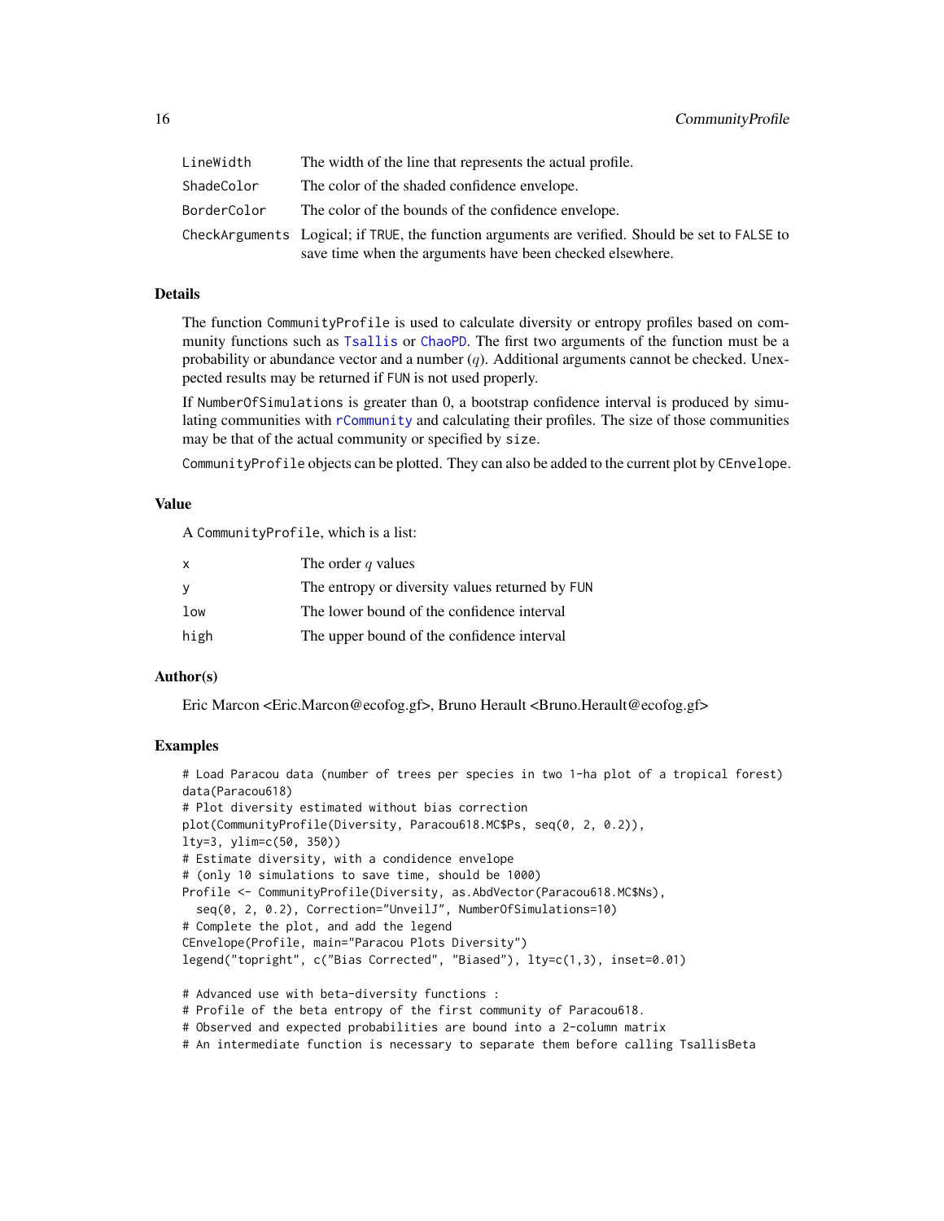| | |
|---|---|
| LineWidth | The width of the line that represents the actual profile. |
| ShadeColor | The color of the shaded confidence envelope. |
| BorderColor | The color of the bounds of the confidence envelope. |
| CheckArguments | Logical; if TRUE, the function arguments are verified. Should be set to FALSE to save time when the arguments have been checked elsewhere. |

## Details

The function CommunityProfile is used to calculate diversity or entropy profiles based on community functions such as Tsallis or ChaoPD. The first two arguments of the function must be a probability or abundance vector and a number ($q$). Additional arguments cannot be checked. Unexpected results may be returned if FUN is not used properly.

If NumberOfSimulations is greater than 0, a bootstrap confidence interval is produced by simulating communities with rCommunity and calculating their profiles. The size of those communities may be that of the actual community or specified by size.

CommunityProfile objects can be plotted. They can also be added to the current plot by CEnvelope.

## Value

A CommunityProfile, which is a list:

| | |
|---|---|
| x | The order $q$ values |
| y | The entropy or diversity values returned by FUN |
| low | The lower bound of the confidence interval |
| high | The upper bound of the confidence interval |

## Author(s)

Eric Marcon <Eric.Marcon@ecofog.gf>, Bruno Herault <Bruno.Herault@ecofog.gf>

## Examples

```
# Load Paracou data (number of trees per species in two 1-ha plot of a tropical forest)
data(Paracou618)
# Plot diversity estimated without bias correction
plot(CommunityProfile(Diversity, Paracou618.MC$Ps, seq(0, 2, 0.2)),
lty=3, ylim=c(50, 350))
# Estimate diversity, with a condidence envelope
# (only 10 simulations to save time, should be 1000)
Profile <- CommunityProfile(Diversity, as.AbdVector(Paracou618.MC$Ns),
  seq(0, 2, 0.2), Correction="UnveilJ", NumberOfSimulations=10)
# Complete the plot, and add the legend
CEnvelope(Profile, main="Paracou Plots Diversity")
legend("topright", c("Bias Corrected", "Biased"), lty=c(1,3), inset=0.01)

# Advanced use with beta-diversity functions :
# Profile of the beta entropy of the first community of Paracou618.
# Observed and expected probabilities are bound into a 2-column matrix
# An intermediate function is necessary to separate them before calling TsallisBeta
```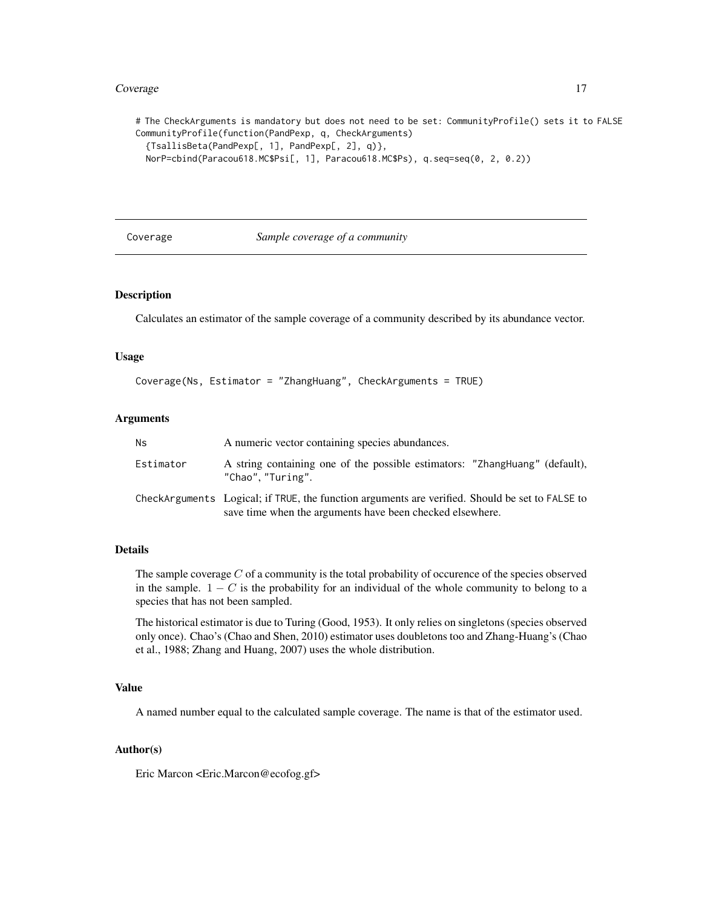```
# The CheckArguments is mandatory but does not need to be set: CommunityProfile() sets it to FALSE
CommunityProfile(function(PandPexp, q, CheckArguments)
  {TsallisBeta(PandPexp[, 1], PandPexp[, 2], q)},
  NorP=cbind(Paracou618.MC$Psi[, 1], Paracou618.MC$Ps), q.seq=seq(0, 2, 0.2))
```

---

## Coverage *Sample coverage of a community*

---

### Description

Calculates an estimator of the sample coverage of a community described by its abundance vector.

### Usage

```
Coverage(Ns, Estimator = "ZhangHuang", CheckArguments = TRUE)
```

### Arguments

| | |
|---|---|
| `Ns` | A numeric vector containing species abundances. |
| `Estimator` | A string containing one of the possible estimators: `"ZhangHuang"` (default), `"Chao"`, `"Turing"`. |
| `CheckArguments` | Logical; if `TRUE`, the function arguments are verified. Should be set to `FALSE` to save time when the arguments have been checked elsewhere. |

### Details

The sample coverage $C$ of a community is the total probability of occurence of the species observed in the sample. $1 - C$ is the probability for an individual of the whole community to belong to a species that has not been sampled.

The historical estimator is due to Turing (Good, 1953). It only relies on singletons (species observed only once). Chao's (Chao and Shen, 2010) estimator uses doubletons too and Zhang-Huang's (Chao et al., 1988; Zhang and Huang, 2007) uses the whole distribution.

### Value

A named number equal to the calculated sample coverage. The name is that of the estimator used.

### Author(s)

Eric Marcon <Eric.Marcon@ecofog.gf>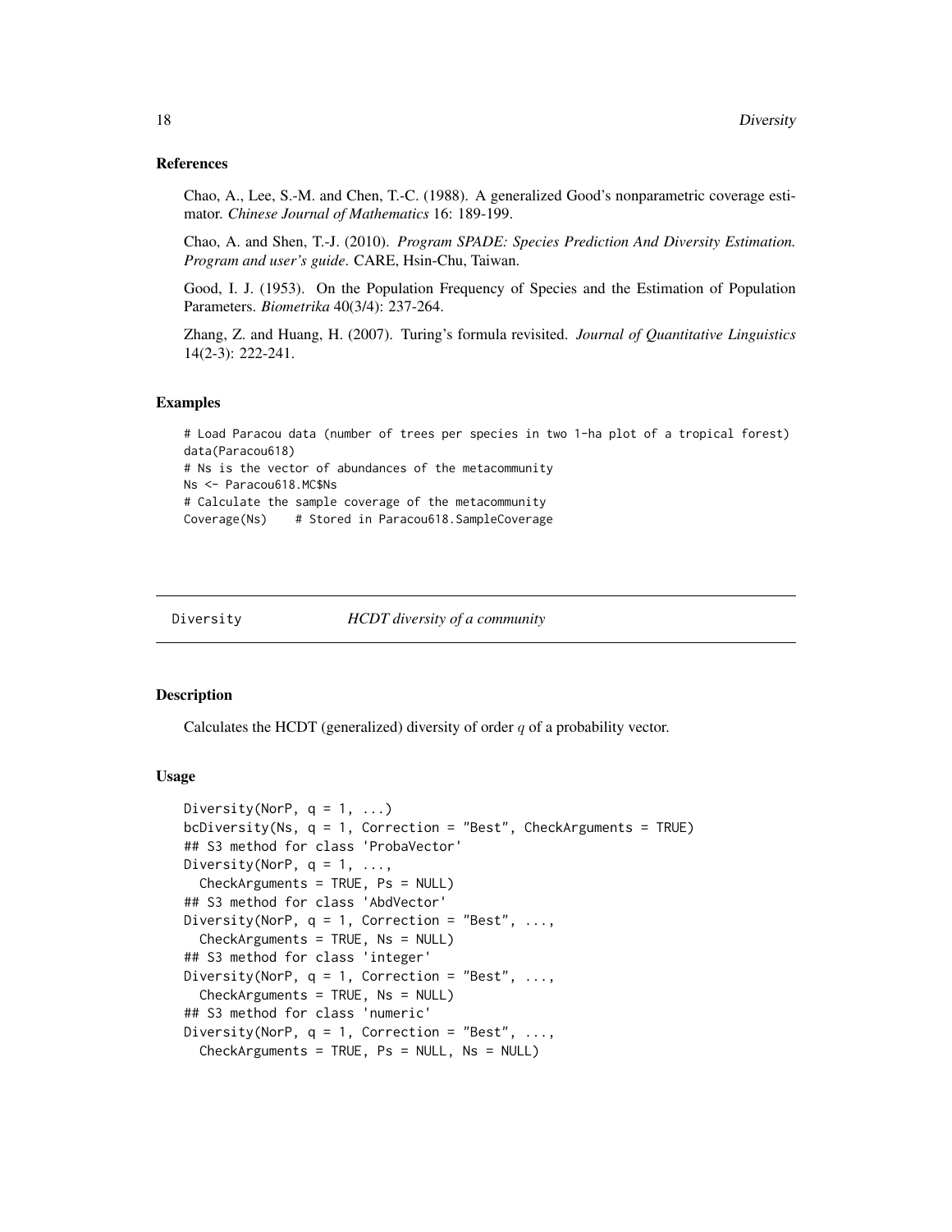### References

Chao, A., Lee, S.-M. and Chen, T.-C. (1988). A generalized Good's nonparametric coverage estimator. *Chinese Journal of Mathematics* 16: 189-199.

Chao, A. and Shen, T.-J. (2010). *Program SPADE: Species Prediction And Diversity Estimation. Program and user's guide*. CARE, Hsin-Chu, Taiwan.

Good, I. J. (1953). On the Population Frequency of Species and the Estimation of Population Parameters. *Biometrika* 40(3/4): 237-264.

Zhang, Z. and Huang, H. (2007). Turing's formula revisited. *Journal of Quantitative Linguistics* 14(2-3): 222-241.

### Examples

```
# Load Paracou data (number of trees per species in two 1-ha plot of a tropical forest)
data(Paracou618)
# Ns is the vector of abundances of the metacommunity
Ns <- Paracou618.MC$Ns
# Calculate the sample coverage of the metacommunity
Coverage(Ns)    # Stored in Paracou618.SampleCoverage
```

---

## Diversity *HCDT diversity of a community*

---

### Description

Calculates the HCDT (generalized) diversity of order $q$ of a probability vector.

### Usage

```
Diversity(NorP, q = 1, ...)
bcDiversity(Ns, q = 1, Correction = "Best", CheckArguments = TRUE)
## S3 method for class 'ProbaVector'
Diversity(NorP, q = 1, ...,
  CheckArguments = TRUE, Ps = NULL)
## S3 method for class 'AbdVector'
Diversity(NorP, q = 1, Correction = "Best", ...,
  CheckArguments = TRUE, Ns = NULL)
## S3 method for class 'integer'
Diversity(NorP, q = 1, Correction = "Best", ...,
  CheckArguments = TRUE, Ns = NULL)
## S3 method for class 'numeric'
Diversity(NorP, q = 1, Correction = "Best", ...,
  CheckArguments = TRUE, Ps = NULL, Ns = NULL)
```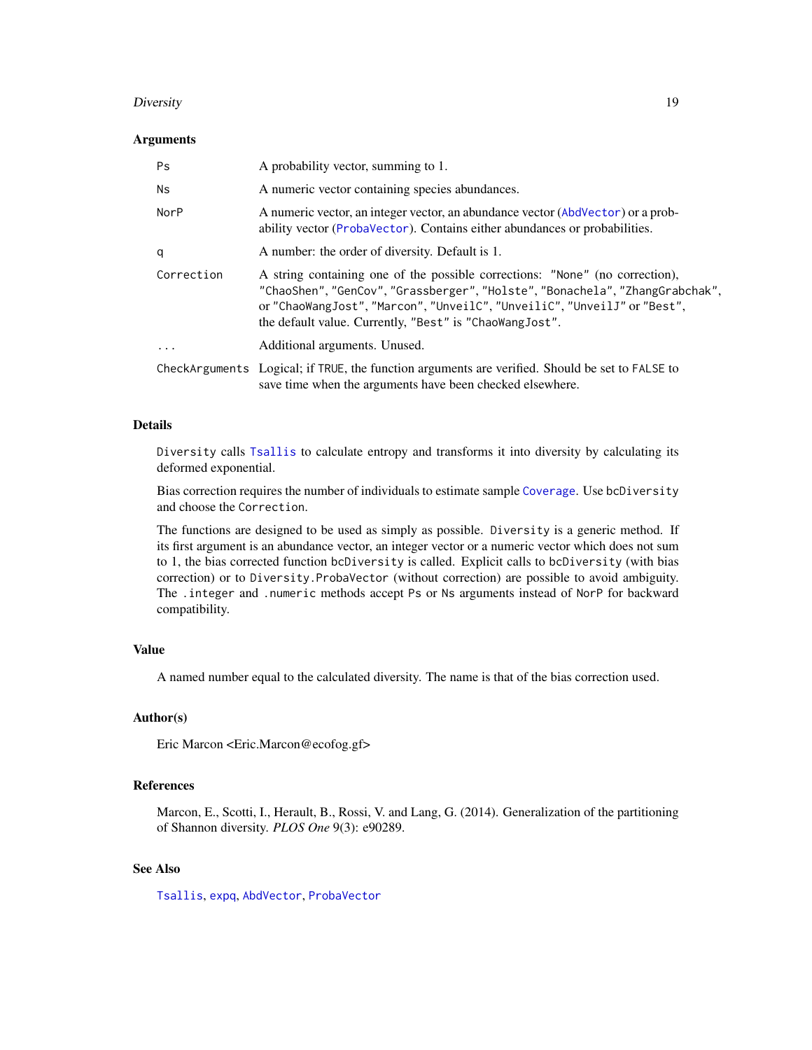### Arguments

| | |
|---|---|
| Ps | A probability vector, summing to 1. |
| Ns | A numeric vector containing species abundances. |
| NorP | A numeric vector, an integer vector, an abundance vector (AbdVector) or a probability vector (ProbaVector). Contains either abundances or probabilities. |
| q | A number: the order of diversity. Default is 1. |
| Correction | A string containing one of the possible corrections: "None" (no correction), "ChaoShen", "GenCov", "Grassberger", "Holste", "Bonachela", "ZhangGrabchak", or "ChaoWangJost", "Marcon", "UnveilC", "UnveiliC", "UnveilJ" or "Best", the default value. Currently, "Best" is "ChaoWangJost". |
| ... | Additional arguments. Unused. |
| CheckArguments | Logical; if TRUE, the function arguments are verified. Should be set to FALSE to save time when the arguments have been checked elsewhere. |

### Details

Diversity calls Tsallis to calculate entropy and transforms it into diversity by calculating its deformed exponential.

Bias correction requires the number of individuals to estimate sample Coverage. Use bcDiversity and choose the Correction.

The functions are designed to be used as simply as possible. Diversity is a generic method. If its first argument is an abundance vector, an integer vector or a numeric vector which does not sum to 1, the bias corrected function bcDiversity is called. Explicit calls to bcDiversity (with bias correction) or to Diversity.ProbaVector (without correction) are possible to avoid ambiguity. The .integer and .numeric methods accept Ps or Ns arguments instead of NorP for backward compatibility.

### Value

A named number equal to the calculated diversity. The name is that of the bias correction used.

### Author(s)

Eric Marcon <Eric.Marcon@ecofog.gf>

### References

Marcon, E., Scotti, I., Herault, B., Rossi, V. and Lang, G. (2014). Generalization of the partitioning of Shannon diversity. *PLOS One* 9(3): e90289.

### See Also

Tsallis, expq, AbdVector, ProbaVector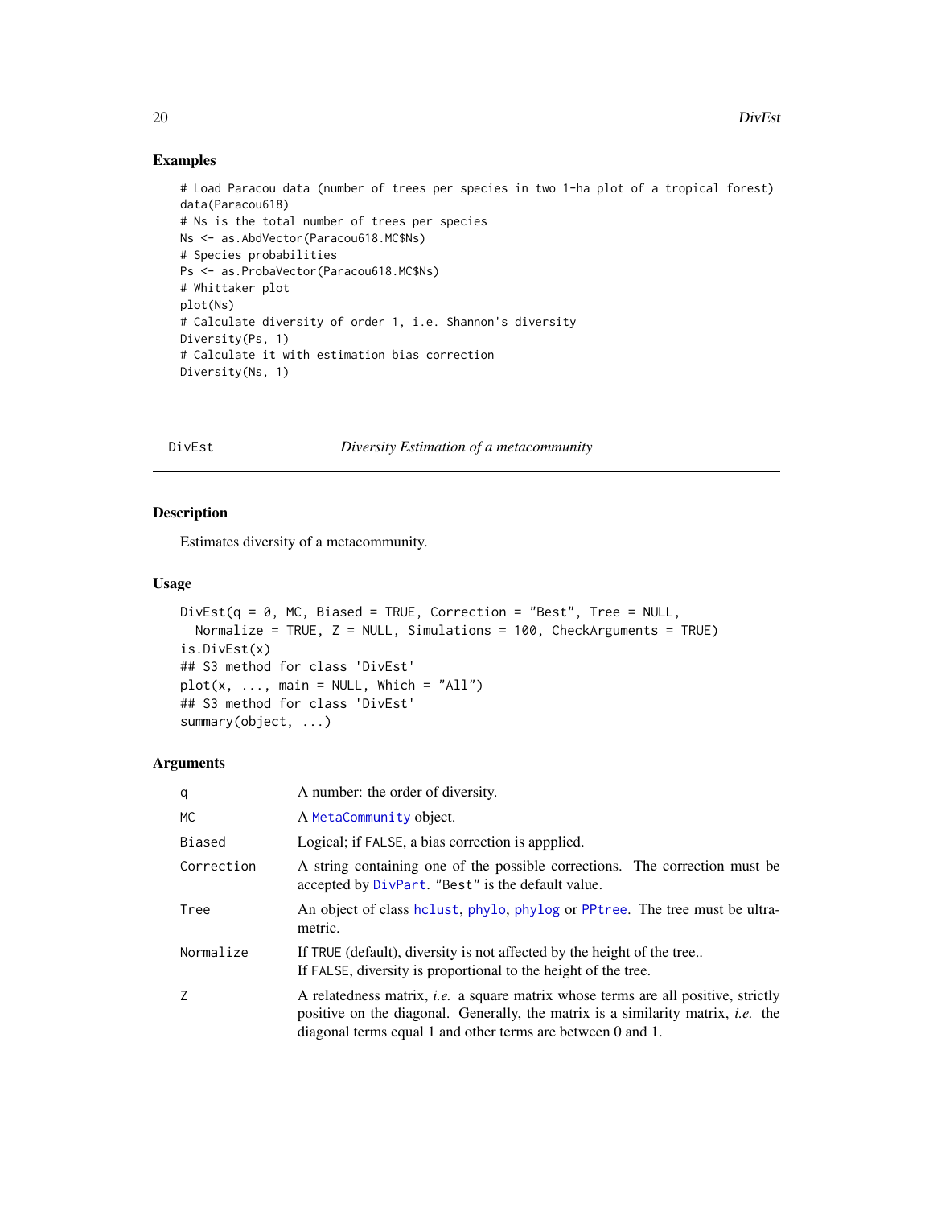## Examples

```
# Load Paracou data (number of trees per species in two 1-ha plot of a tropical forest)
data(Paracou618)
# Ns is the total number of trees per species
Ns <- as.AbdVector(Paracou618.MC$Ns)
# Species probabilities
Ps <- as.ProbaVector(Paracou618.MC$Ns)
# Whittaker plot
plot(Ns)
# Calculate diversity of order 1, i.e. Shannon's diversity
Diversity(Ps, 1)
# Calculate it with estimation bias correction
Diversity(Ns, 1)
```

---

# DivEst — *Diversity Estimation of a metacommunity*

---

## Description

Estimates diversity of a metacommunity.

## Usage

```
DivEst(q = 0, MC, Biased = TRUE, Correction = "Best", Tree = NULL,
  Normalize = TRUE, Z = NULL, Simulations = 100, CheckArguments = TRUE)
is.DivEst(x)
## S3 method for class 'DivEst'
plot(x, ..., main = NULL, Which = "All")
## S3 method for class 'DivEst'
summary(object, ...)
```

## Arguments

| | |
|---|---|
| q | A number: the order of diversity. |
| MC | A MetaCommunity object. |
| Biased | Logical; if FALSE, a bias correction is appplied. |
| Correction | A string containing one of the possible corrections. The correction must be accepted by DivPart. "Best" is the default value. |
| Tree | An object of class hclust, phylo, phylog or PPtree. The tree must be ultrametric. |
| Normalize | If TRUE (default), diversity is not affected by the height of the tree..<br>If FALSE, diversity is proportional to the height of the tree. |
| Z | A relatedness matrix, *i.e.* a square matrix whose terms are all positive, strictly positive on the diagonal. Generally, the matrix is a similarity matrix, *i.e.* the diagonal terms equal 1 and other terms are between 0 and 1. |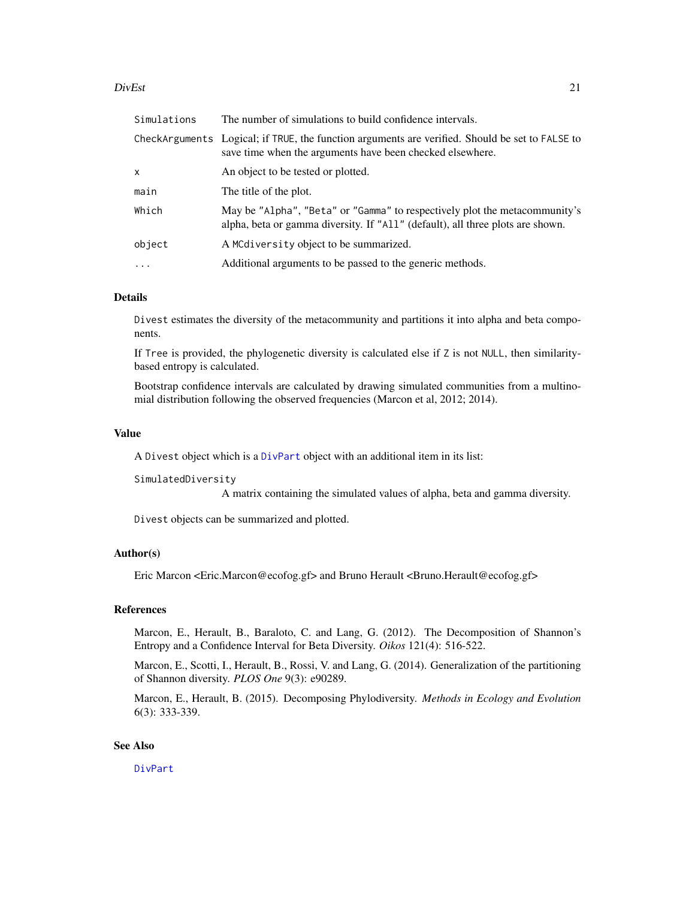| | |
|---|---|
| `Simulations` | The number of simulations to build confidence intervals. |
| `CheckArguments` | Logical; if `TRUE`, the function arguments are verified. Should be set to `FALSE` to save time when the arguments have been checked elsewhere. |
| `x` | An object to be tested or plotted. |
| `main` | The title of the plot. |
| `Which` | May be `"Alpha"`, `"Beta"` or `"Gamma"` to respectively plot the metacommunity's alpha, beta or gamma diversity. If `"All"` (default), all three plots are shown. |
| `object` | A `MCdiversity` object to be summarized. |
| `...` | Additional arguments to be passed to the generic methods. |

### Details

`Divest` estimates the diversity of the metacommunity and partitions it into alpha and beta components.

If `Tree` is provided, the phylogenetic diversity is calculated else if `Z` is not `NULL`, then similarity-based entropy is calculated.

Bootstrap confidence intervals are calculated by drawing simulated communities from a multinomial distribution following the observed frequencies (Marcon et al, 2012; 2014).

### Value

A `Divest` object which is a `DivPart` object with an additional item in its list:

`SimulatedDiversity`
: A matrix containing the simulated values of alpha, beta and gamma diversity.

`Divest` objects can be summarized and plotted.

### Author(s)

Eric Marcon <Eric.Marcon@ecofog.gf> and Bruno Herault <Bruno.Herault@ecofog.gf>

### References

Marcon, E., Herault, B., Baraloto, C. and Lang, G. (2012). The Decomposition of Shannon's Entropy and a Confidence Interval for Beta Diversity. *Oikos* 121(4): 516-522.

Marcon, E., Scotti, I., Herault, B., Rossi, V. and Lang, G. (2014). Generalization of the partitioning of Shannon diversity. *PLOS One* 9(3): e90289.

Marcon, E., Herault, B. (2015). Decomposing Phylodiversity. *Methods in Ecology and Evolution* 6(3): 333-339.

### See Also

`DivPart`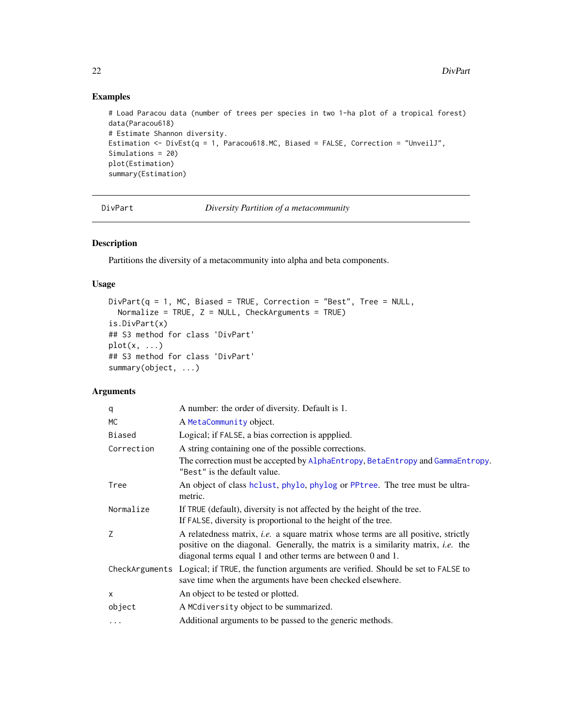## Examples

```
# Load Paracou data (number of trees per species in two 1-ha plot of a tropical forest)
data(Paracou618)
# Estimate Shannon diversity.
Estimation <- DivEst(q = 1, Paracou618.MC, Biased = FALSE, Correction = "UnveilJ",
Simulations = 20)
plot(Estimation)
summary(Estimation)
```

---

# DivPart — *Diversity Partition of a metacommunity*

## Description

Partitions the diversity of a metacommunity into alpha and beta components.

## Usage

```
DivPart(q = 1, MC, Biased = TRUE, Correction = "Best", Tree = NULL,
  Normalize = TRUE, Z = NULL, CheckArguments = TRUE)
is.DivPart(x)
## S3 method for class 'DivPart'
plot(x, ...)
## S3 method for class 'DivPart'
summary(object, ...)
```

## Arguments

| | |
|---|---|
| `q` | A number: the order of diversity. Default is 1. |
| `MC` | A `MetaCommunity` object. |
| `Biased` | Logical; if `FALSE`, a bias correction is appplied. |
| `Correction` | A string containing one of the possible corrections. The correction must be accepted by `AlphaEntropy`, `BetaEntropy` and `GammaEntropy`. `"Best"` is the default value. |
| `Tree` | An object of class `hclust`, `phylo`, `phylog` or `PPtree`. The tree must be ultrametric. |
| `Normalize` | If `TRUE` (default), diversity is not affected by the height of the tree. If `FALSE`, diversity is proportional to the height of the tree. |
| `Z` | A relatedness matrix, *i.e.* a square matrix whose terms are all positive, strictly positive on the diagonal. Generally, the matrix is a similarity matrix, *i.e.* the diagonal terms equal 1 and other terms are between 0 and 1. |
| `CheckArguments` | Logical; if `TRUE`, the function arguments are verified. Should be set to `FALSE` to save time when the arguments have been checked elsewhere. |
| `x` | An object to be tested or plotted. |
| `object` | A `MCdiversity` object to be summarized. |
| `...` | Additional arguments to be passed to the generic methods. |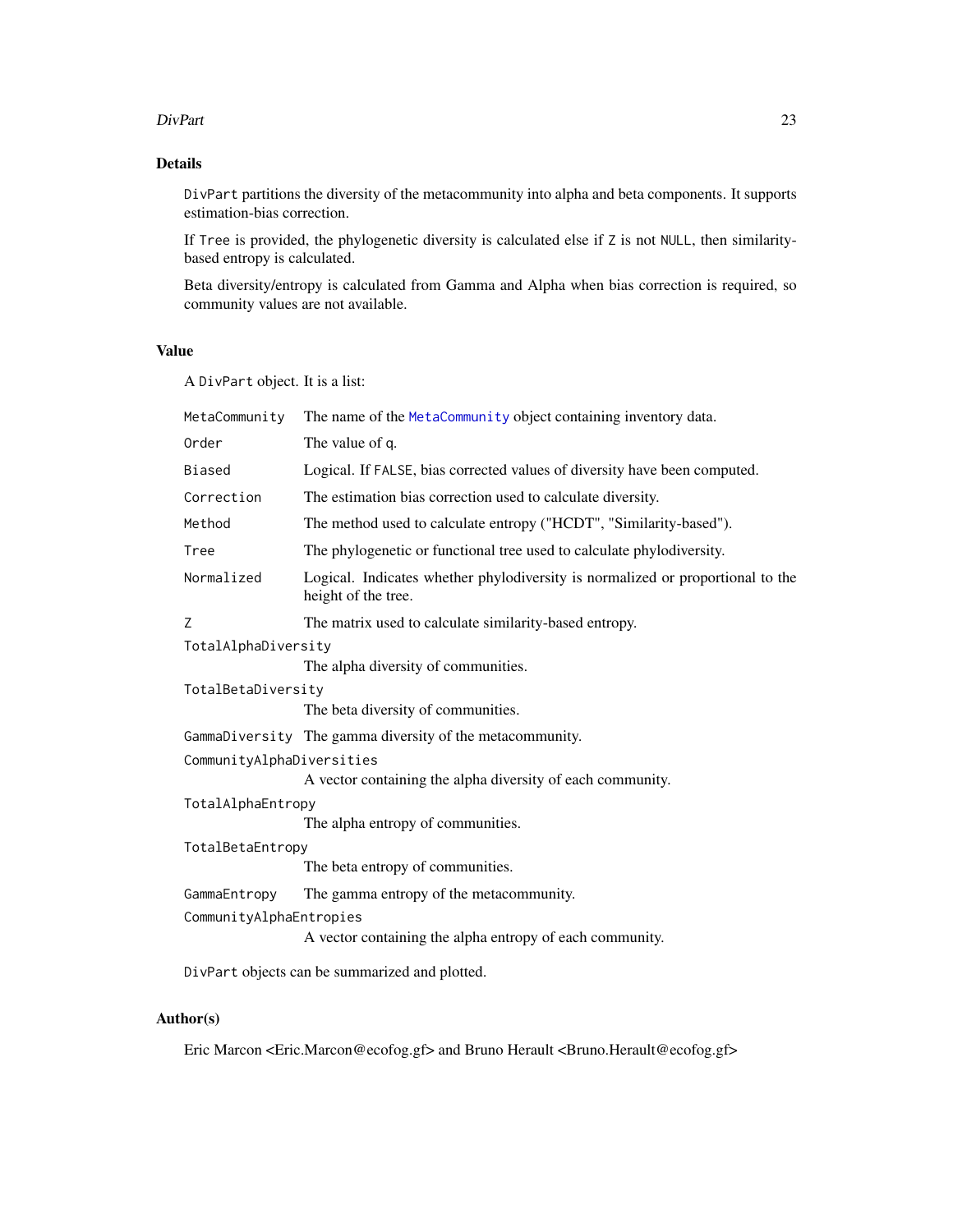## Details

`DivPart` partitions the diversity of the metacommunity into alpha and beta components. It supports estimation-bias correction.

If `Tree` is provided, the phylogenetic diversity is calculated else if `Z` is not `NULL`, then similarity-based entropy is calculated.

Beta diversity/entropy is calculated from Gamma and Alpha when bias correction is required, so community values are not available.

## Value

A `DivPart` object. It is a list:

- `MetaCommunity` The name of the `MetaCommunity` object containing inventory data.
- `Order` The value of q.
- `Biased` Logical. If `FALSE`, bias corrected values of diversity have been computed.
- `Correction` The estimation bias correction used to calculate diversity.
- `Method` The method used to calculate entropy ("HCDT", "Similarity-based").
- `Tree` The phylogenetic or functional tree used to calculate phylodiversity.
- `Normalized` Logical. Indicates whether phylodiversity is normalized or proportional to the height of the tree.
- `Z` The matrix used to calculate similarity-based entropy.
- `TotalAlphaDiversity` The alpha diversity of communities.
- `TotalBetaDiversity` The beta diversity of communities.
- `GammaDiversity` The gamma diversity of the metacommunity.
- `CommunityAlphaDiversities` A vector containing the alpha diversity of each community.
- `TotalAlphaEntropy` The alpha entropy of communities.
- `TotalBetaEntropy` The beta entropy of communities.
- `GammaEntropy` The gamma entropy of the metacommunity.
- `CommunityAlphaEntropies` A vector containing the alpha entropy of each community.

`DivPart` objects can be summarized and plotted.

## Author(s)

Eric Marcon <Eric.Marcon@ecofog.gf> and Bruno Herault <Bruno.Herault@ecofog.gf>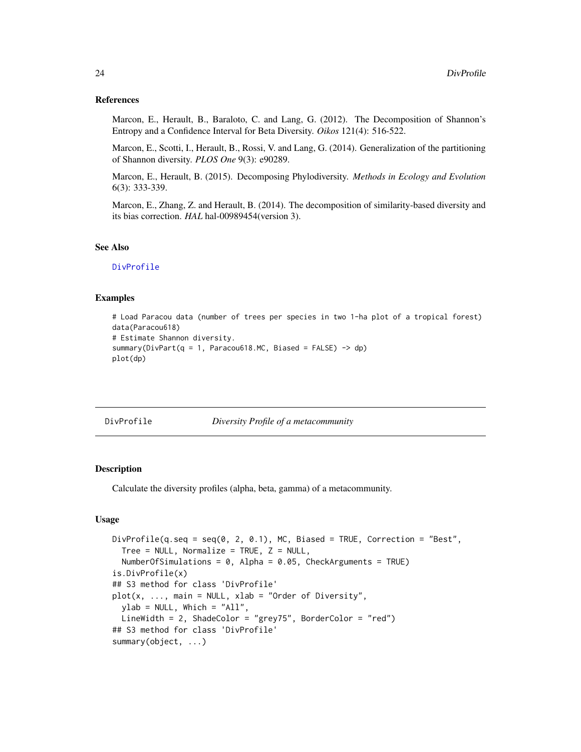### References

Marcon, E., Herault, B., Baraloto, C. and Lang, G. (2012). The Decomposition of Shannon's Entropy and a Confidence Interval for Beta Diversity. *Oikos* 121(4): 516-522.

Marcon, E., Scotti, I., Herault, B., Rossi, V. and Lang, G. (2014). Generalization of the partitioning of Shannon diversity. *PLOS One* 9(3): e90289.

Marcon, E., Herault, B. (2015). Decomposing Phylodiversity. *Methods in Ecology and Evolution* 6(3): 333-339.

Marcon, E., Zhang, Z. and Herault, B. (2014). The decomposition of similarity-based diversity and its bias correction. *HAL* hal-00989454(version 3).

### See Also

DivProfile

### Examples

```
# Load Paracou data (number of trees per species in two 1-ha plot of a tropical forest)
data(Paracou618)
# Estimate Shannon diversity.
summary(DivPart(q = 1, Paracou618.MC, Biased = FALSE) -> dp)
plot(dp)
```

---

## DivProfile — *Diversity Profile of a metacommunity*

### Description

Calculate the diversity profiles (alpha, beta, gamma) of a metacommunity.

### Usage

```
DivProfile(q.seq = seq(0, 2, 0.1), MC, Biased = TRUE, Correction = "Best",
  Tree = NULL, Normalize = TRUE, Z = NULL,
  NumberOfSimulations = 0, Alpha = 0.05, CheckArguments = TRUE)
is.DivProfile(x)
## S3 method for class 'DivProfile'
plot(x, ..., main = NULL, xlab = "Order of Diversity",
  ylab = NULL, Which = "All",
  LineWidth = 2, ShadeColor = "grey75", BorderColor = "red")
## S3 method for class 'DivProfile'
summary(object, ...)
```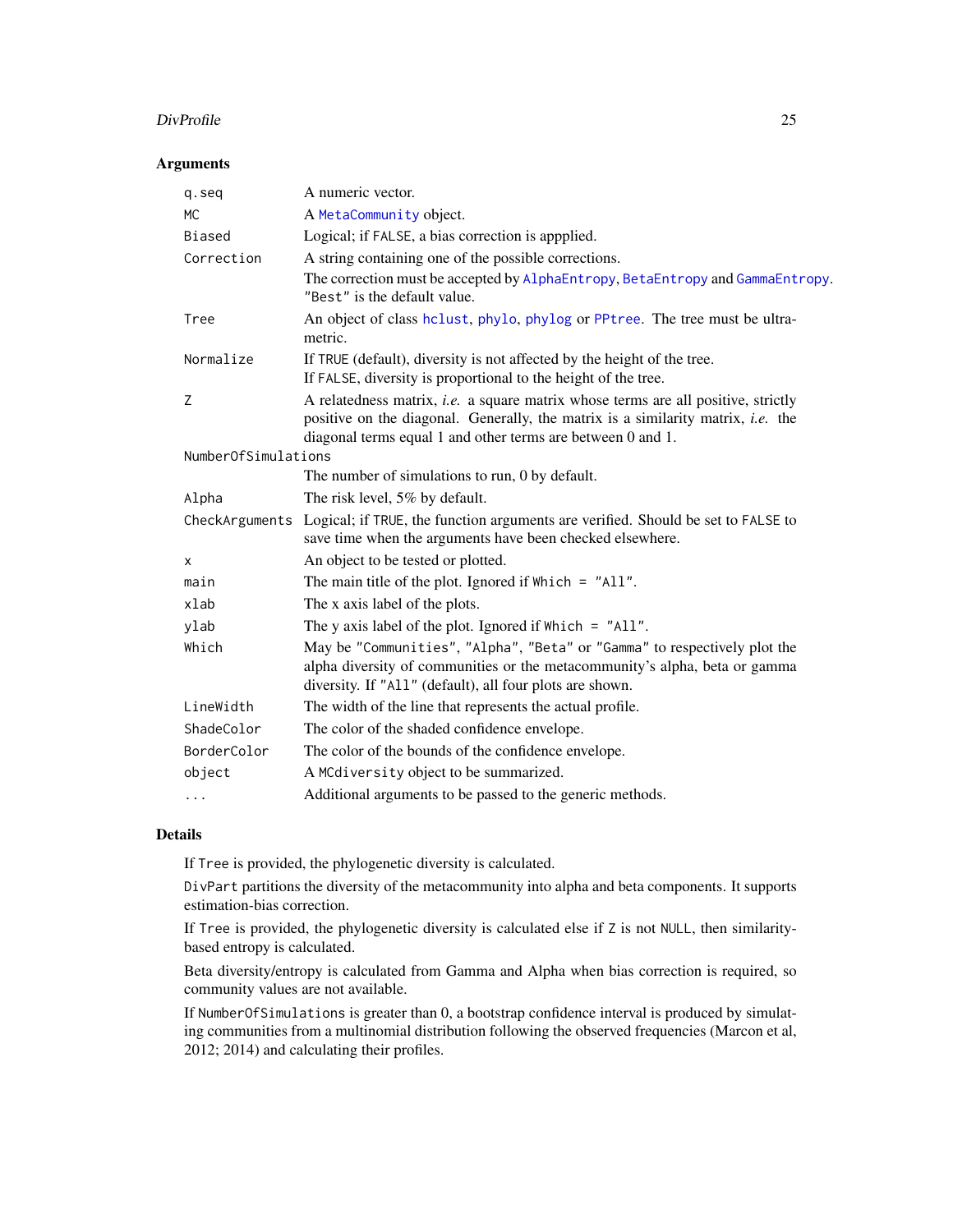## Arguments

| | |
|---|---|
| `q.seq` | A numeric vector. |
| `MC` | A `MetaCommunity` object. |
| `Biased` | Logical; if `FALSE`, a bias correction is appplied. |
| `Correction` | A string containing one of the possible corrections. The correction must be accepted by `AlphaEntropy`, `BetaEntropy` and `GammaEntropy`. `"Best"` is the default value. |
| `Tree` | An object of class `hclust`, `phylo`, `phylog` or `PPtree`. The tree must be ultrametric. |
| `Normalize` | If `TRUE` (default), diversity is not affected by the height of the tree. If `FALSE`, diversity is proportional to the height of the tree. |
| `Z` | A relatedness matrix, *i.e.* a square matrix whose terms are all positive, strictly positive on the diagonal. Generally, the matrix is a similarity matrix, *i.e.* the diagonal terms equal 1 and other terms are between 0 and 1. |
| `NumberOfSimulations` | The number of simulations to run, 0 by default. |
| `Alpha` | The risk level, 5% by default. |
| `CheckArguments` | Logical; if `TRUE`, the function arguments are verified. Should be set to `FALSE` to save time when the arguments have been checked elsewhere. |
| `x` | An object to be tested or plotted. |
| `main` | The main title of the plot. Ignored if `Which = "All"`. |
| `xlab` | The x axis label of the plots. |
| `ylab` | The y axis label of the plot. Ignored if `Which = "All"`. |
| `Which` | May be `"Communities"`, `"Alpha"`, `"Beta"` or `"Gamma"` to respectively plot the alpha diversity of communities or the metacommunity's alpha, beta or gamma diversity. If `"All"` (default), all four plots are shown. |
| `LineWidth` | The width of the line that represents the actual profile. |
| `ShadeColor` | The color of the shaded confidence envelope. |
| `BorderColor` | The color of the bounds of the confidence envelope. |
| `object` | A `MCdiversity` object to be summarized. |
| `...` | Additional arguments to be passed to the generic methods. |

## Details

If `Tree` is provided, the phylogenetic diversity is calculated.

`DivPart` partitions the diversity of the metacommunity into alpha and beta components. It supports estimation-bias correction.

If `Tree` is provided, the phylogenetic diversity is calculated else if `Z` is not `NULL`, then similarity-based entropy is calculated.

Beta diversity/entropy is calculated from Gamma and Alpha when bias correction is required, so community values are not available.

If `NumberOfSimulations` is greater than 0, a bootstrap confidence interval is produced by simulating communities from a multinomial distribution following the observed frequencies (Marcon et al, 2012; 2014) and calculating their profiles.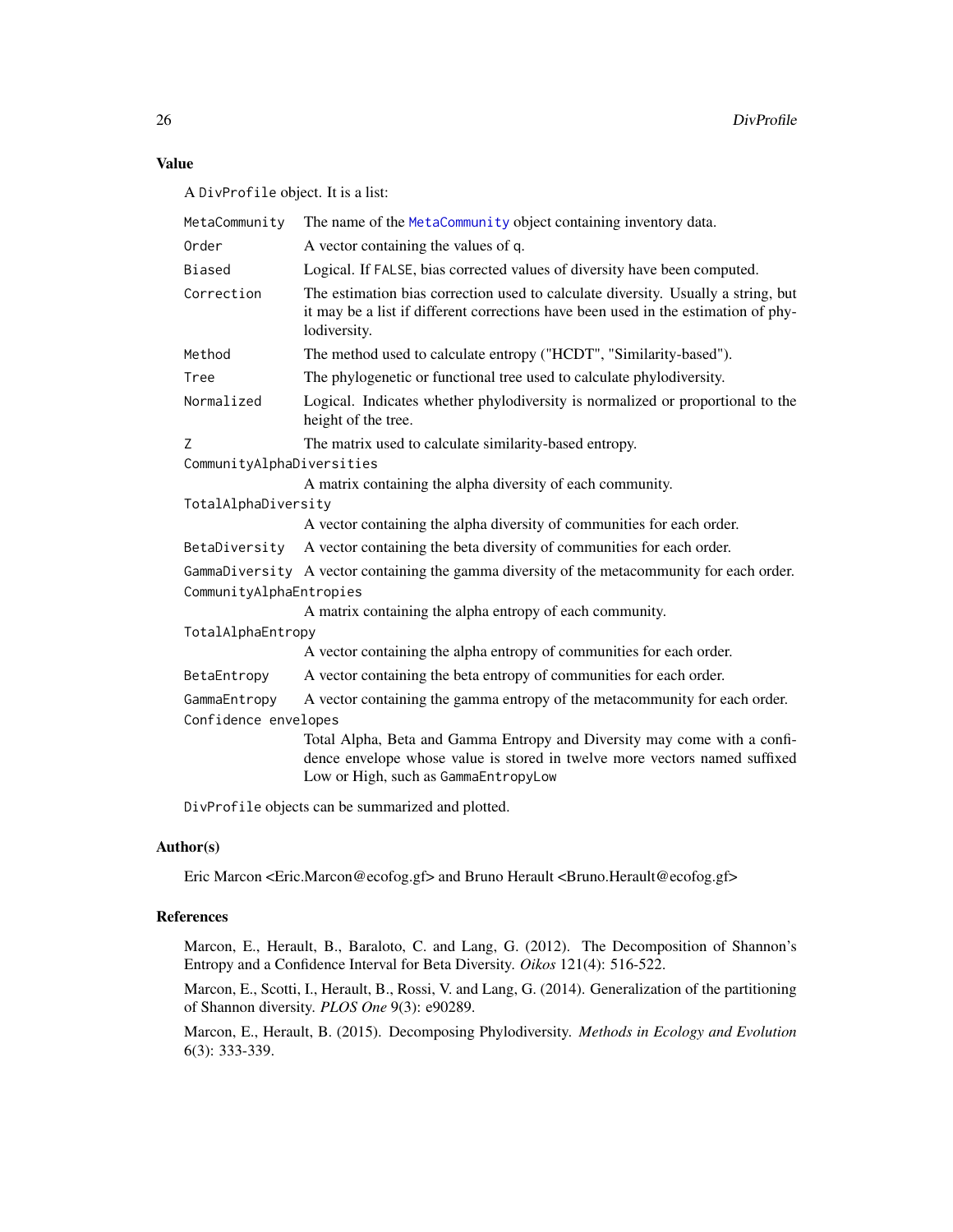## Value

A `DivProfile` object. It is a list:

- `MetaCommunity` — The name of the `MetaCommunity` object containing inventory data.
- `Order` — A vector containing the values of q.
- `Biased` — Logical. If `FALSE`, bias corrected values of diversity have been computed.
- `Correction` — The estimation bias correction used to calculate diversity. Usually a string, but it may be a list if different corrections have been used in the estimation of phylodiversity.
- `Method` — The method used to calculate entropy ("HCDT", "Similarity-based").
- `Tree` — The phylogenetic or functional tree used to calculate phylodiversity.
- `Normalized` — Logical. Indicates whether phylodiversity is normalized or proportional to the height of the tree.
- `Z` — The matrix used to calculate similarity-based entropy.
- `CommunityAlphaDiversities` — A matrix containing the alpha diversity of each community.
- `TotalAlphaDiversity` — A vector containing the alpha diversity of communities for each order.
- `BetaDiversity` — A vector containing the beta diversity of communities for each order.
- `GammaDiversity` — A vector containing the gamma diversity of the metacommunity for each order.
- `CommunityAlphaEntropies` — A matrix containing the alpha entropy of each community.
- `TotalAlphaEntropy` — A vector containing the alpha entropy of communities for each order.
- `BetaEntropy` — A vector containing the beta entropy of communities for each order.
- `GammaEntropy` — A vector containing the gamma entropy of the metacommunity for each order.
- `Confidence envelopes` — Total Alpha, Beta and Gamma Entropy and Diversity may come with a confidence envelope whose value is stored in twelve more vectors named suffixed Low or High, such as `GammaEntropyLow`

`DivProfile` objects can be summarized and plotted.

## Author(s)

Eric Marcon <Eric.Marcon@ecofog.gf> and Bruno Herault <Bruno.Herault@ecofog.gf>

## References

Marcon, E., Herault, B., Baraloto, C. and Lang, G. (2012). The Decomposition of Shannon's Entropy and a Confidence Interval for Beta Diversity. *Oikos* 121(4): 516-522.

Marcon, E., Scotti, I., Herault, B., Rossi, V. and Lang, G. (2014). Generalization of the partitioning of Shannon diversity. *PLOS One* 9(3): e90289.

Marcon, E., Herault, B. (2015). Decomposing Phylodiversity. *Methods in Ecology and Evolution* 6(3): 333-339.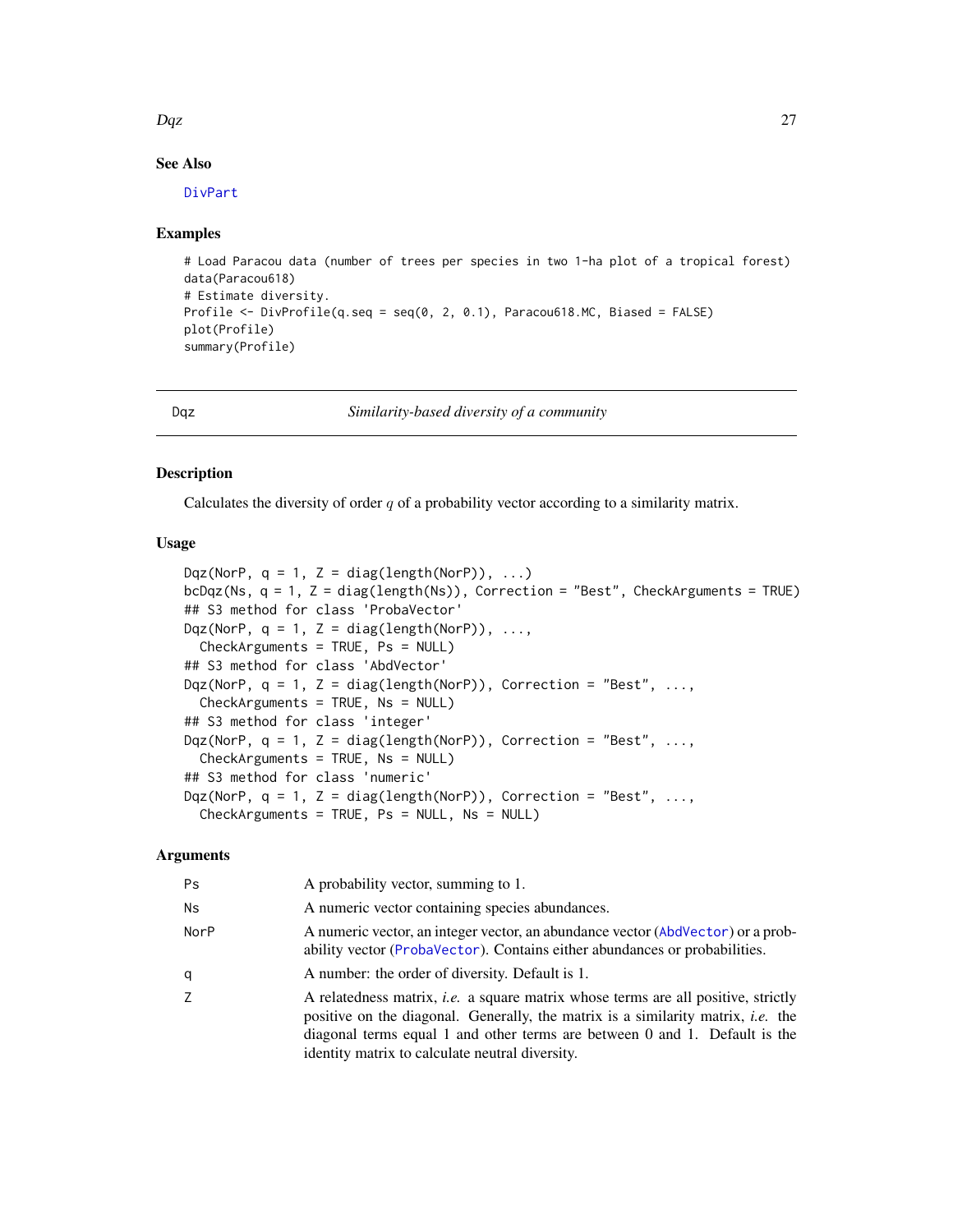### See Also

DivPart

### Examples

```
# Load Paracou data (number of trees per species in two 1-ha plot of a tropical forest)
data(Paracou618)
# Estimate diversity.
Profile <- DivProfile(q.seq = seq(0, 2, 0.1), Paracou618.MC, Biased = FALSE)
plot(Profile)
summary(Profile)
```

---

## Dqz — *Similarity-based diversity of a community*

### Description

Calculates the diversity of order $q$ of a probability vector according to a similarity matrix.

### Usage

```
Dqz(NorP, q = 1, Z = diag(length(NorP)), ...)
bcDqz(Ns, q = 1, Z = diag(length(Ns)), Correction = "Best", CheckArguments = TRUE)
## S3 method for class 'ProbaVector'
Dqz(NorP, q = 1, Z = diag(length(NorP)), ...,
  CheckArguments = TRUE, Ps = NULL)
## S3 method for class 'AbdVector'
Dqz(NorP, q = 1, Z = diag(length(NorP)), Correction = "Best", ...,
  CheckArguments = TRUE, Ns = NULL)
## S3 method for class 'integer'
Dqz(NorP, q = 1, Z = diag(length(NorP)), Correction = "Best", ...,
  CheckArguments = TRUE, Ns = NULL)
## S3 method for class 'numeric'
Dqz(NorP, q = 1, Z = diag(length(NorP)), Correction = "Best", ...,
  CheckArguments = TRUE, Ps = NULL, Ns = NULL)
```

### Arguments

| Argument | Description |
|---|---|
| Ps | A probability vector, summing to 1. |
| Ns | A numeric vector containing species abundances. |
| NorP | A numeric vector, an integer vector, an abundance vector (AbdVector) or a probability vector (ProbaVector). Contains either abundances or probabilities. |
| q | A number: the order of diversity. Default is 1. |
| Z | A relatedness matrix, *i.e.* a square matrix whose terms are all positive, strictly positive on the diagonal. Generally, the matrix is a similarity matrix, *i.e.* the diagonal terms equal 1 and other terms are between 0 and 1. Default is the identity matrix to calculate neutral diversity. |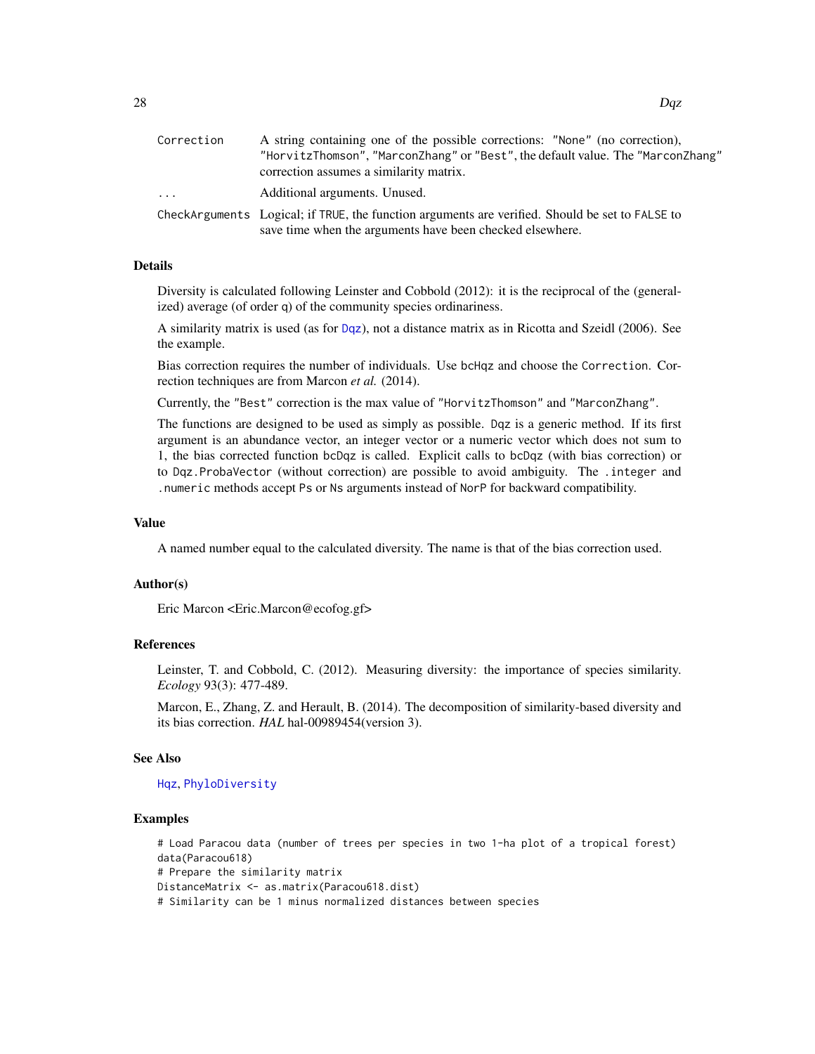| | |
|---|---|
| Correction | A string containing one of the possible corrections: "None" (no correction), "HorvitzThomson", "MarconZhang" or "Best", the default value. The "MarconZhang" correction assumes a similarity matrix. |
| ... | Additional arguments. Unused. |
| CheckArguments | Logical; if TRUE, the function arguments are verified. Should be set to FALSE to save time when the arguments have been checked elsewhere. |

### Details

Diversity is calculated following Leinster and Cobbold (2012): it is the reciprocal of the (generalized) average (of order q) of the community species ordinariness.

A similarity matrix is used (as for Dqz), not a distance matrix as in Ricotta and Szeidl (2006). See the example.

Bias correction requires the number of individuals. Use bcHqz and choose the Correction. Correction techniques are from Marcon *et al.* (2014).

Currently, the "Best" correction is the max value of "HorvitzThomson" and "MarconZhang".

The functions are designed to be used as simply as possible. Dqz is a generic method. If its first argument is an abundance vector, an integer vector or a numeric vector which does not sum to 1, the bias corrected function bcDqz is called. Explicit calls to bcDqz (with bias correction) or to Dqz.ProbaVector (without correction) are possible to avoid ambiguity. The .integer and .numeric methods accept Ps or Ns arguments instead of NorP for backward compatibility.

### Value

A named number equal to the calculated diversity. The name is that of the bias correction used.

### Author(s)

Eric Marcon <Eric.Marcon@ecofog.gf>

### References

Leinster, T. and Cobbold, C. (2012). Measuring diversity: the importance of species similarity. *Ecology* 93(3): 477-489.

Marcon, E., Zhang, Z. and Herault, B. (2014). The decomposition of similarity-based diversity and its bias correction. *HAL* hal-00989454(version 3).

### See Also

Hqz, PhyloDiversity

### Examples

```
# Load Paracou data (number of trees per species in two 1-ha plot of a tropical forest)
data(Paracou618)
# Prepare the similarity matrix
DistanceMatrix <- as.matrix(Paracou618.dist)
# Similarity can be 1 minus normalized distances between species
```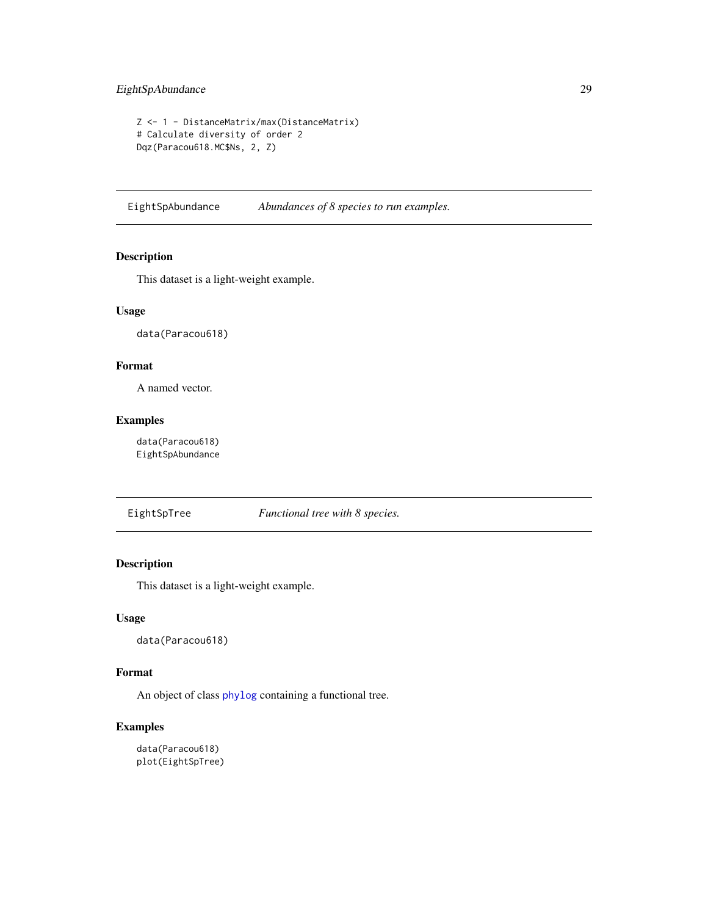```
Z <- 1 - DistanceMatrix/max(DistanceMatrix)
# Calculate diversity of order 2
Dqz(Paracou618.MC$Ns, 2, Z)
```

## EightSpAbundance — *Abundances of 8 species to run examples.*

### Description

This dataset is a light-weight example.

### Usage

```
data(Paracou618)
```

### Format

A named vector.

### Examples

```
data(Paracou618)
EightSpAbundance
```

## EightSpTree — *Functional tree with 8 species.*

### Description

This dataset is a light-weight example.

### Usage

```
data(Paracou618)
```

### Format

An object of class phylog containing a functional tree.

### Examples

```
data(Paracou618)
plot(EightSpTree)
```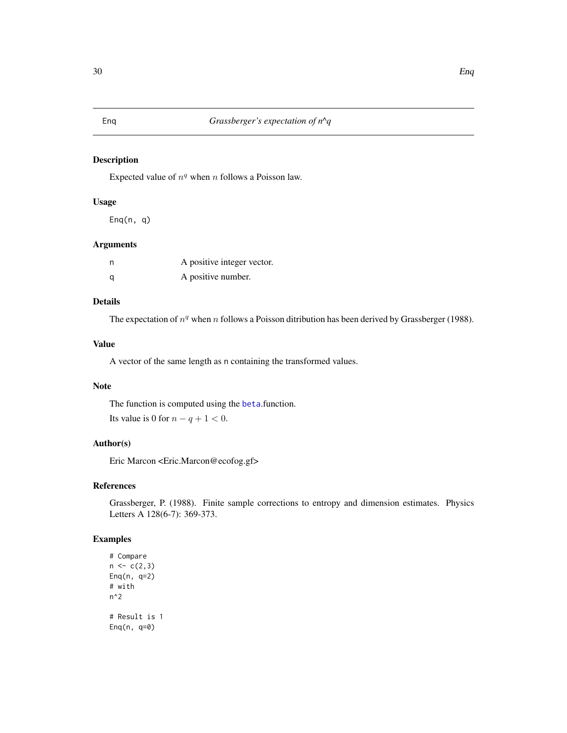Enq *Grassberger's expectation of n^q*

## Description

Expected value of $n^q$ when $n$ follows a Poisson law.

## Usage

```
Enq(n, q)
```

## Arguments

| | |
|---|---|
| n | A positive integer vector. |
| q | A positive number. |

## Details

The expectation of $n^q$ when $n$ follows a Poisson ditribution has been derived by Grassberger (1988).

## Value

A vector of the same length as n containing the transformed values.

## Note

The function is computed using the beta.function.

Its value is 0 for $n - q + 1 < 0$.

## Author(s)

Eric Marcon <Eric.Marcon@ecofog.gf>

## References

Grassberger, P. (1988). Finite sample corrections to entropy and dimension estimates. Physics Letters A 128(6-7): 369-373.

## Examples

```
# Compare
n <- c(2,3)
Enq(n, q=2)
# with
n^2

# Result is 1
Enq(n, q=0)
```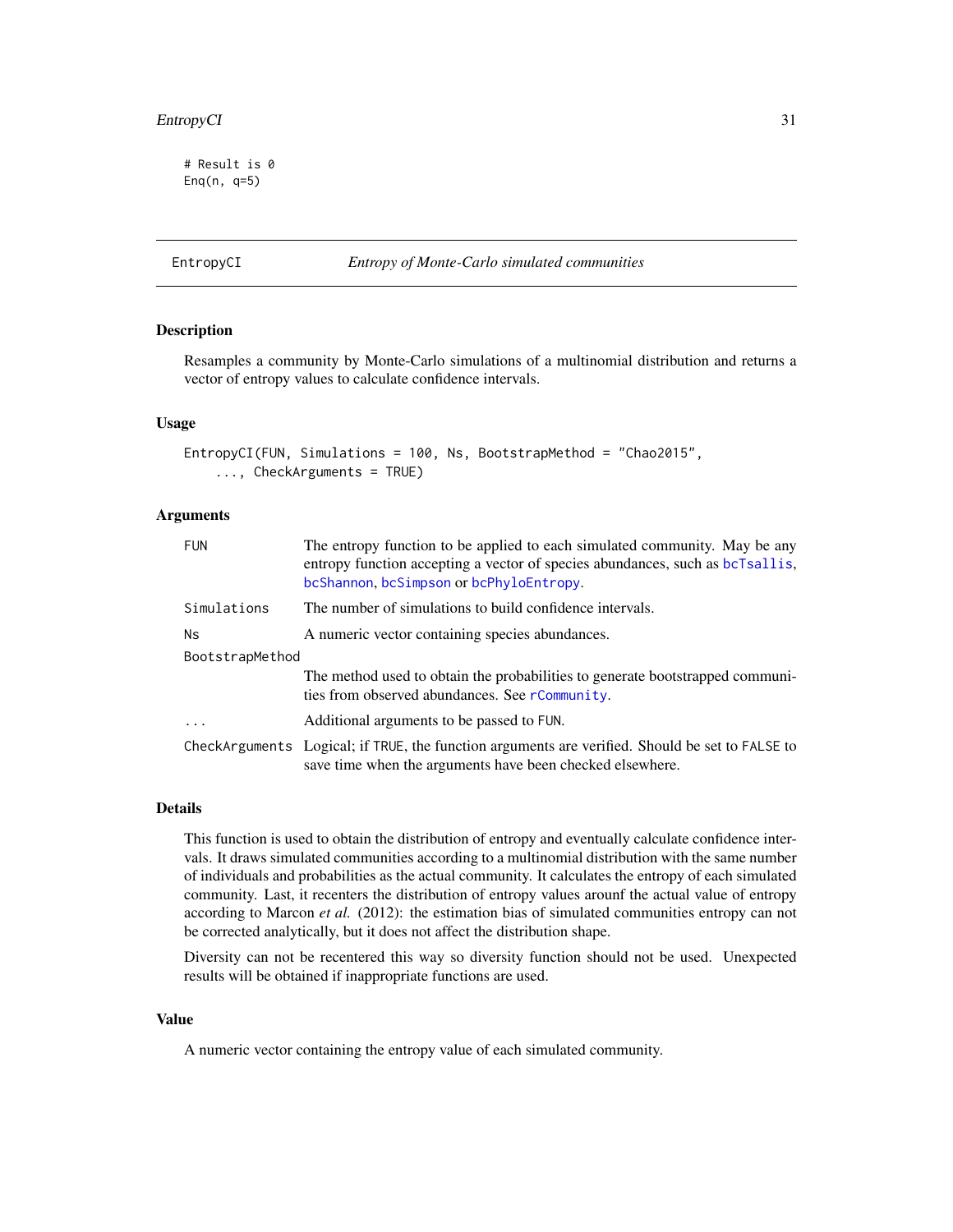```
# Result is 0
Enq(n, q=5)
```

---

## EntropyCI — *Entropy of Monte-Carlo simulated communities*

### Description

Resamples a community by Monte-Carlo simulations of a multinomial distribution and returns a vector of entropy values to calculate confidence intervals.

### Usage

```
EntropyCI(FUN, Simulations = 100, Ns, BootstrapMethod = "Chao2015",
    ..., CheckArguments = TRUE)
```

### Arguments

| | |
|---|---|
| FUN | The entropy function to be applied to each simulated community. May be any entropy function accepting a vector of species abundances, such as bcTsallis, bcShannon, bcSimpson or bcPhyloEntropy. |
| Simulations | The number of simulations to build confidence intervals. |
| Ns | A numeric vector containing species abundances. |
| BootstrapMethod | The method used to obtain the probabilities to generate bootstrapped communities from observed abundances. See rCommunity. |
| ... | Additional arguments to be passed to FUN. |
| CheckArguments | Logical; if TRUE, the function arguments are verified. Should be set to FALSE to save time when the arguments have been checked elsewhere. |

### Details

This function is used to obtain the distribution of entropy and eventually calculate confidence intervals. It draws simulated communities according to a multinomial distribution with the same number of individuals and probabilities as the actual community. It calculates the entropy of each simulated community. Last, it recenters the distribution of entropy values arounf the actual value of entropy according to Marcon *et al.* (2012): the estimation bias of simulated communities entropy can not be corrected analytically, but it does not affect the distribution shape.

Diversity can not be recentered this way so diversity function should not be used. Unexpected results will be obtained if inappropriate functions are used.

### Value

A numeric vector containing the entropy value of each simulated community.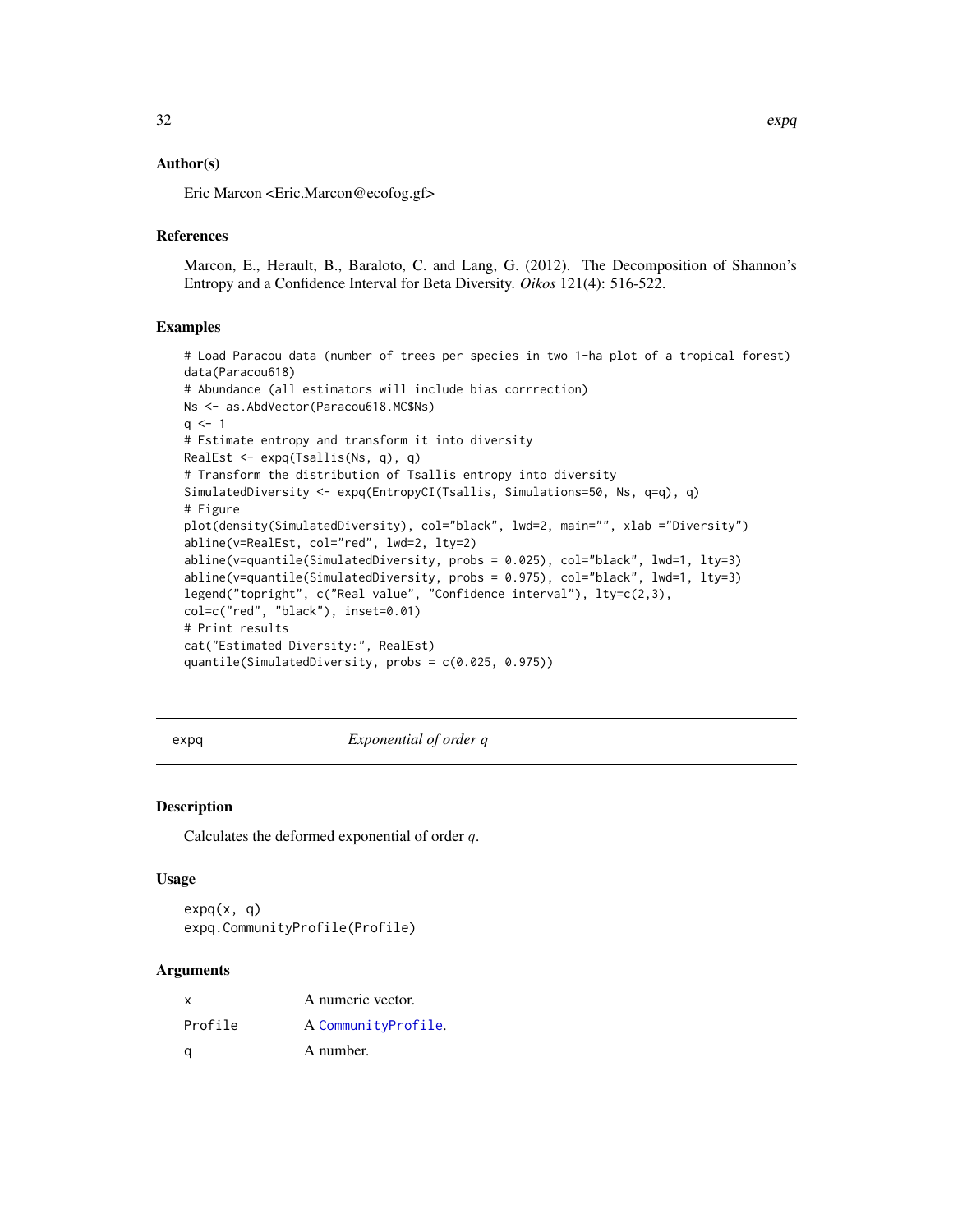### Author(s)

Eric Marcon <Eric.Marcon@ecofog.gf>

### References

Marcon, E., Herault, B., Baraloto, C. and Lang, G. (2012). The Decomposition of Shannon's Entropy and a Confidence Interval for Beta Diversity. *Oikos* 121(4): 516-522.

### Examples

```
# Load Paracou data (number of trees per species in two 1-ha plot of a tropical forest)
data(Paracou618)
# Abundance (all estimators will include bias corrrection)
Ns <- as.AbdVector(Paracou618.MC$Ns)
q <- 1
# Estimate entropy and transform it into diversity
RealEst <- expq(Tsallis(Ns, q), q)
# Transform the distribution of Tsallis entropy into diversity
SimulatedDiversity <- expq(EntropyCI(Tsallis, Simulations=50, Ns, q=q), q)
# Figure
plot(density(SimulatedDiversity), col="black", lwd=2, main="", xlab ="Diversity")
abline(v=RealEst, col="red", lwd=2, lty=2)
abline(v=quantile(SimulatedDiversity, probs = 0.025), col="black", lwd=1, lty=3)
abline(v=quantile(SimulatedDiversity, probs = 0.975), col="black", lwd=1, lty=3)
legend("topright", c("Real value", "Confidence interval"), lty=c(2,3),
col=c("red", "black"), inset=0.01)
# Print results
cat("Estimated Diversity:", RealEst)
quantile(SimulatedDiversity, probs = c(0.025, 0.975))
```

---

## expq — *Exponential of order q*

### Description

Calculates the deformed exponential of order $q$.

### Usage

```
expq(x, q)
expq.CommunityProfile(Profile)
```

### Arguments

| | |
|---|---|
| x | A numeric vector. |
| Profile | A CommunityProfile. |
| q | A number. |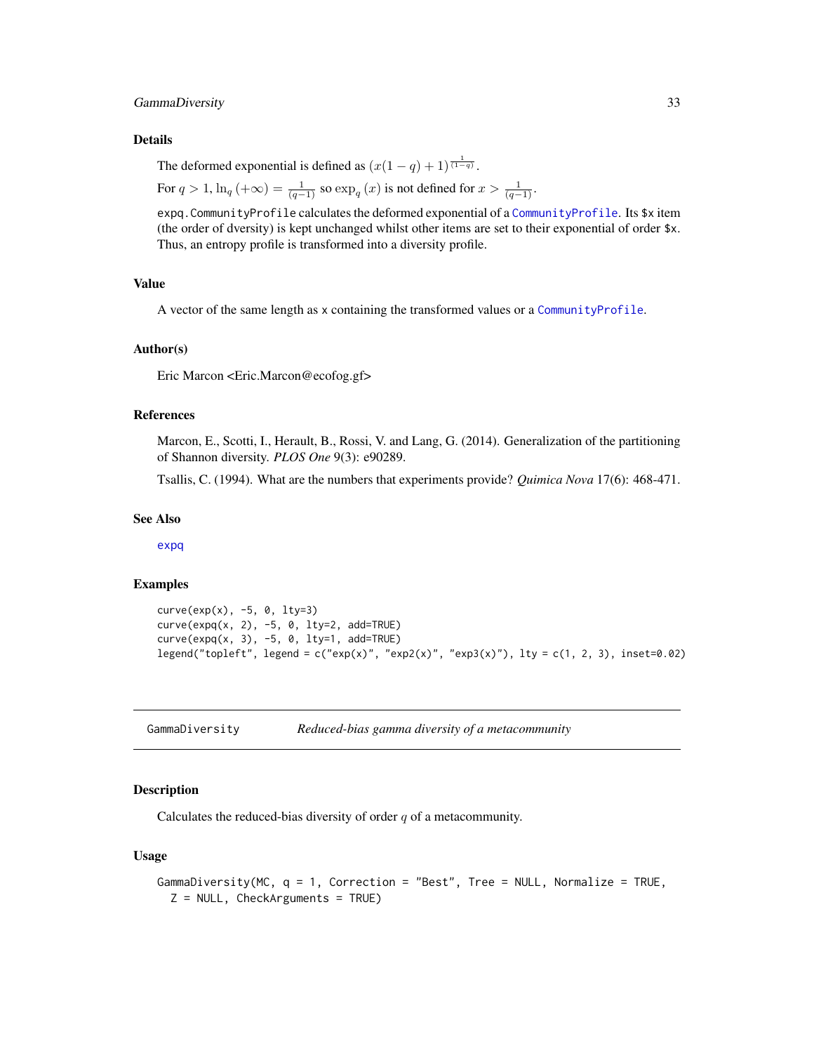## Details

The deformed exponential is defined as $(x(1-q)+1)^{\frac{1}{(1-q)}}$.

For $q>1$, $\ln_q(+\infty) = \frac{1}{(q-1)}$ so $\exp_q(x)$ is not defined for $x > \frac{1}{(q-1)}$.

`expq.CommunityProfile` calculates the deformed exponential of a `CommunityProfile`. Its `$x` item (the order of dversity) is kept unchanged whilst other items are set to their exponential of order `$x`. Thus, an entropy profile is transformed into a diversity profile.

## Value

A vector of the same length as `x` containing the transformed values or a `CommunityProfile`.

## Author(s)

Eric Marcon <Eric.Marcon@ecofog.gf>

## References

Marcon, E., Scotti, I., Herault, B., Rossi, V. and Lang, G. (2014). Generalization of the partitioning of Shannon diversity. *PLOS One* 9(3): e90289.

Tsallis, C. (1994). What are the numbers that experiments provide? *Quimica Nova* 17(6): 468-471.

## See Also

`expq`

## Examples

```
curve(exp(x), -5, 0, lty=3)
curve(expq(x, 2), -5, 0, lty=2, add=TRUE)
curve(expq(x, 3), -5, 0, lty=1, add=TRUE)
legend("topleft", legend = c("exp(x)", "exp2(x)", "exp3(x)"), lty = c(1, 2, 3), inset=0.02)
```

---

# GammaDiversity — *Reduced-bias gamma diversity of a metacommunity*

## Description

Calculates the reduced-bias diversity of order $q$ of a metacommunity.

## Usage

```
GammaDiversity(MC, q = 1, Correction = "Best", Tree = NULL, Normalize = TRUE,
  Z = NULL, CheckArguments = TRUE)
```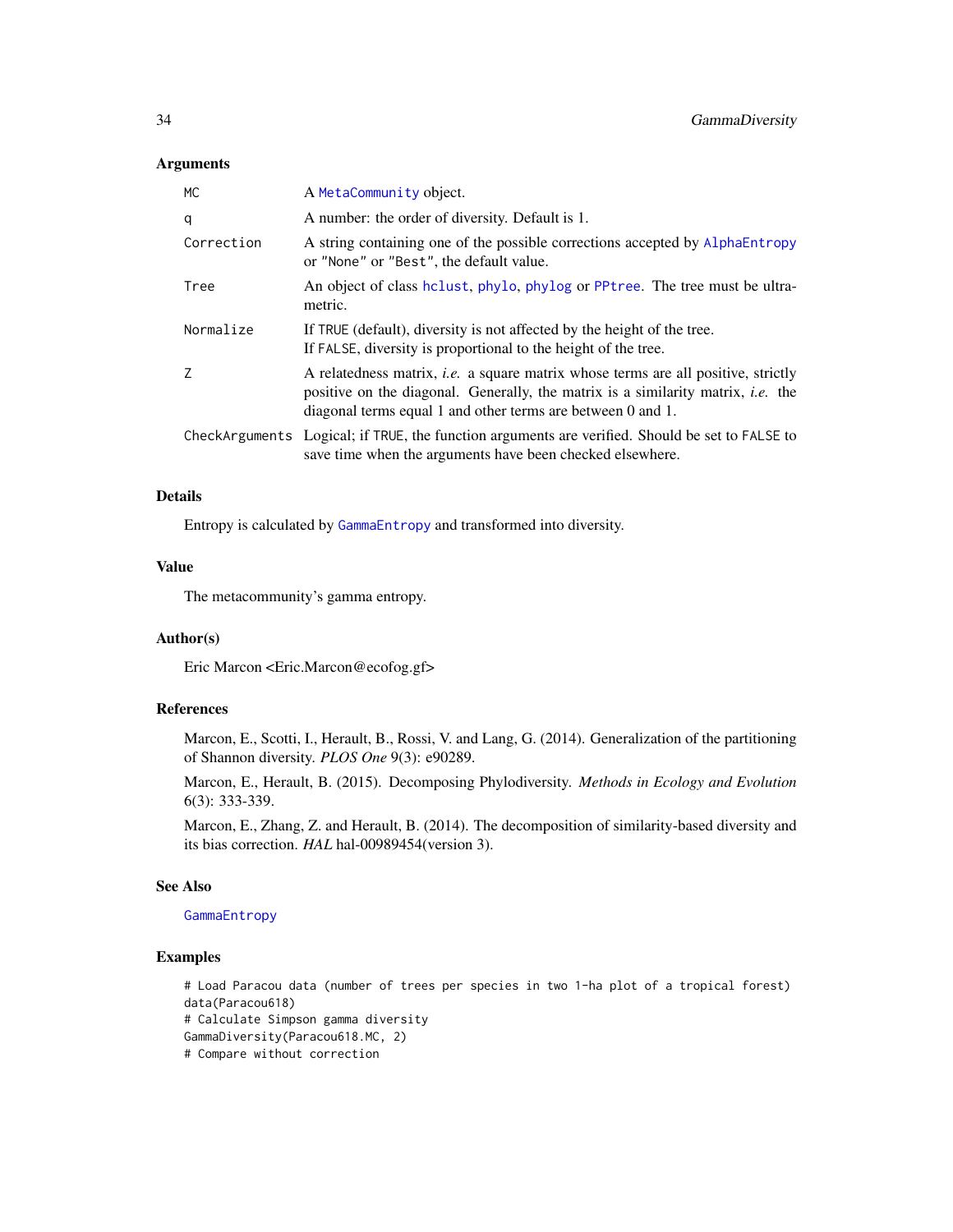### Arguments

| | |
|---|---|
| `MC` | A `MetaCommunity` object. |
| `q` | A number: the order of diversity. Default is 1. |
| `Correction` | A string containing one of the possible corrections accepted by `AlphaEntropy` or `"None"` or `"Best"`, the default value. |
| `Tree` | An object of class `hclust`, `phylo`, `phylog` or `PPtree`. The tree must be ultrametric. |
| `Normalize` | If `TRUE` (default), diversity is not affected by the height of the tree. If `FALSE`, diversity is proportional to the height of the tree. |
| `Z` | A relatedness matrix, *i.e.* a square matrix whose terms are all positive, strictly positive on the diagonal. Generally, the matrix is a similarity matrix, *i.e.* the diagonal terms equal 1 and other terms are between 0 and 1. |
| `CheckArguments` | Logical; if `TRUE`, the function arguments are verified. Should be set to `FALSE` to save time when the arguments have been checked elsewhere. |

### Details

Entropy is calculated by `GammaEntropy` and transformed into diversity.

### Value

The metacommunity's gamma entropy.

### Author(s)

Eric Marcon <Eric.Marcon@ecofog.gf>

### References

Marcon, E., Scotti, I., Herault, B., Rossi, V. and Lang, G. (2014). Generalization of the partitioning of Shannon diversity. *PLOS One* 9(3): e90289.

Marcon, E., Herault, B. (2015). Decomposing Phylodiversity. *Methods in Ecology and Evolution* 6(3): 333-339.

Marcon, E., Zhang, Z. and Herault, B. (2014). The decomposition of similarity-based diversity and its bias correction. *HAL* hal-00989454(version 3).

### See Also

`GammaEntropy`

### Examples

```
# Load Paracou data (number of trees per species in two 1-ha plot of a tropical forest)
data(Paracou618)
# Calculate Simpson gamma diversity
GammaDiversity(Paracou618.MC, 2)
# Compare without correction
```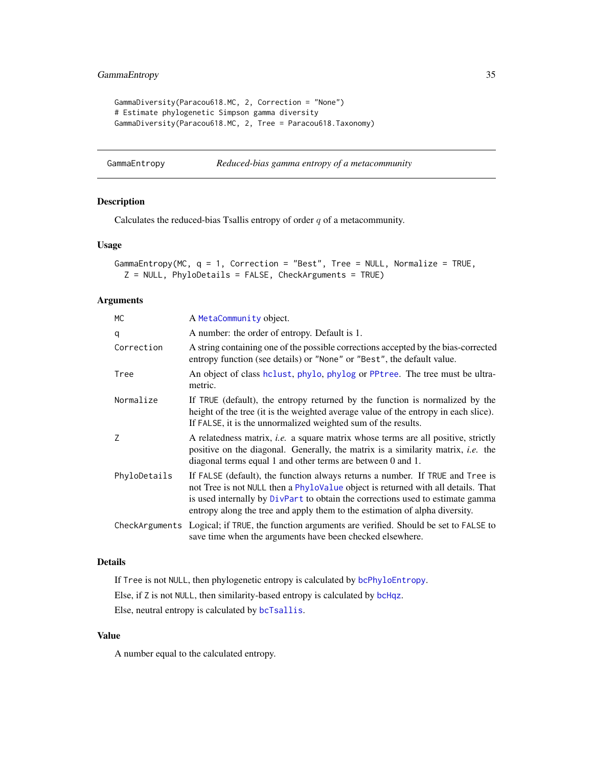```
GammaDiversity(Paracou618.MC, 2, Correction = "None")
# Estimate phylogenetic Simpson gamma diversity
GammaDiversity(Paracou618.MC, 2, Tree = Paracou618.Taxonomy)
```

## GammaEntropy — *Reduced-bias gamma entropy of a metacommunity*

### Description

Calculates the reduced-bias Tsallis entropy of order $q$ of a metacommunity.

### Usage

```
GammaEntropy(MC, q = 1, Correction = "Best", Tree = NULL, Normalize = TRUE,
  Z = NULL, PhyloDetails = FALSE, CheckArguments = TRUE)
```

### Arguments

| Argument | Description |
| --- | --- |
| MC | A MetaCommunity object. |
| q | A number: the order of entropy. Default is 1. |
| Correction | A string containing one of the possible corrections accepted by the bias-corrected entropy function (see details) or "None" or "Best", the default value. |
| Tree | An object of class hclust, phylo, phylog or PPtree. The tree must be ultrametric. |
| Normalize | If TRUE (default), the entropy returned by the function is normalized by the height of the tree (it is the weighted average value of the entropy in each slice). If FALSE, it is the unnormalized weighted sum of the results. |
| Z | A relatedness matrix, *i.e.* a square matrix whose terms are all positive, strictly positive on the diagonal. Generally, the matrix is a similarity matrix, *i.e.* the diagonal terms equal 1 and other terms are between 0 and 1. |
| PhyloDetails | If FALSE (default), the function always returns a number. If TRUE and Tree is not Tree is not NULL then a PhyloValue object is returned with all details. That is used internally by DivPart to obtain the corrections used to estimate gamma entropy along the tree and apply them to the estimation of alpha diversity. |
| CheckArguments | Logical; if TRUE, the function arguments are verified. Should be set to FALSE to save time when the arguments have been checked elsewhere. |

### Details

If Tree is not NULL, then phylogenetic entropy is calculated by bcPhyloEntropy.

Else, if Z is not NULL, then similarity-based entropy is calculated by bcHqz.

Else, neutral entropy is calculated by bcTsallis.

### Value

A number equal to the calculated entropy.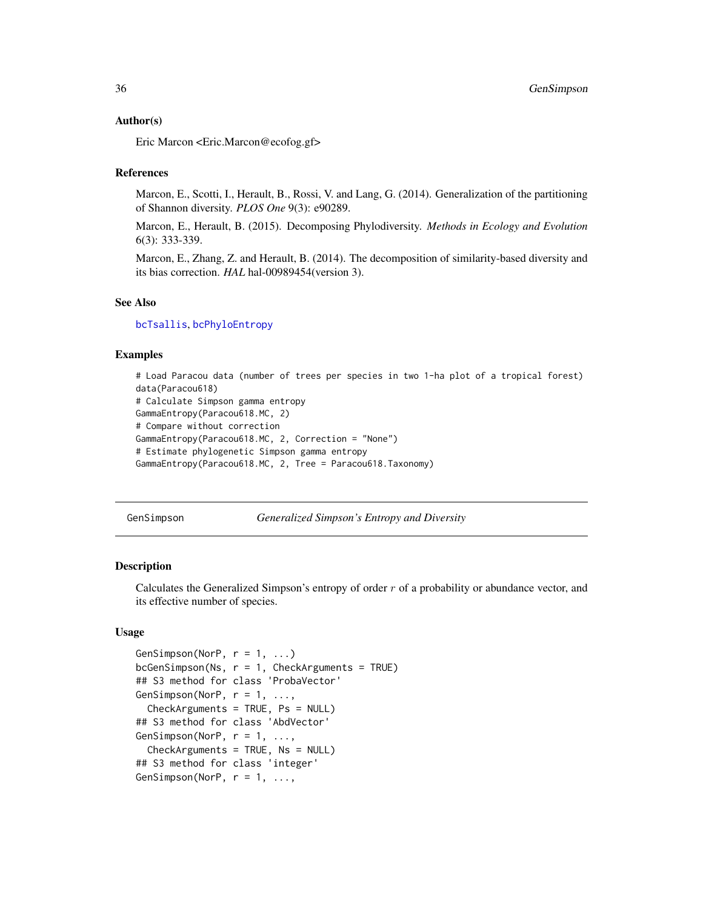### Author(s)

Eric Marcon <Eric.Marcon@ecofog.gf>

### References

Marcon, E., Scotti, I., Herault, B., Rossi, V. and Lang, G. (2014). Generalization of the partitioning of Shannon diversity. *PLOS One* 9(3): e90289.

Marcon, E., Herault, B. (2015). Decomposing Phylodiversity. *Methods in Ecology and Evolution* 6(3): 333-339.

Marcon, E., Zhang, Z. and Herault, B. (2014). The decomposition of similarity-based diversity and its bias correction. *HAL* hal-00989454(version 3).

### See Also

`bcTsallis`, `bcPhyloEntropy`

### Examples

```
# Load Paracou data (number of trees per species in two 1-ha plot of a tropical forest)
data(Paracou618)
# Calculate Simpson gamma entropy
GammaEntropy(Paracou618.MC, 2)
# Compare without correction
GammaEntropy(Paracou618.MC, 2, Correction = "None")
# Estimate phylogenetic Simpson gamma entropy
GammaEntropy(Paracou618.MC, 2, Tree = Paracou618.Taxonomy)
```

---

## GenSimpson — *Generalized Simpson's Entropy and Diversity*

### Description

Calculates the Generalized Simpson's entropy of order $r$ of a probability or abundance vector, and its effective number of species.

### Usage

```
GenSimpson(NorP, r = 1, ...)
bcGenSimpson(Ns, r = 1, CheckArguments = TRUE)
## S3 method for class 'ProbaVector'
GenSimpson(NorP, r = 1, ...,
  CheckArguments = TRUE, Ps = NULL)
## S3 method for class 'AbdVector'
GenSimpson(NorP, r = 1, ...,
  CheckArguments = TRUE, Ns = NULL)
## S3 method for class 'integer'
GenSimpson(NorP, r = 1, ...,
```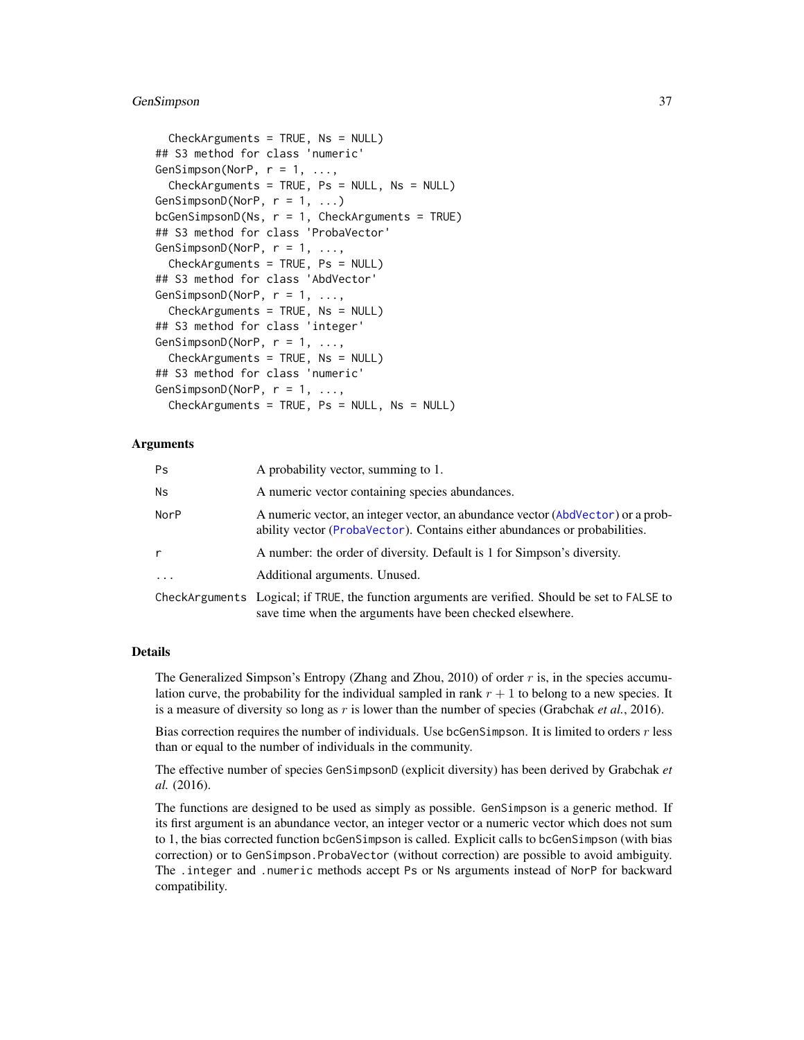```
  CheckArguments = TRUE, Ns = NULL)
## S3 method for class 'numeric'
GenSimpson(NorP, r = 1, ...,
  CheckArguments = TRUE, Ps = NULL, Ns = NULL)
GenSimpsonD(NorP, r = 1, ...)
bcGenSimpsonD(Ns, r = 1, CheckArguments = TRUE)
## S3 method for class 'ProbaVector'
GenSimpsonD(NorP, r = 1, ...,
  CheckArguments = TRUE, Ps = NULL)
## S3 method for class 'AbdVector'
GenSimpsonD(NorP, r = 1, ...,
  CheckArguments = TRUE, Ns = NULL)
## S3 method for class 'integer'
GenSimpsonD(NorP, r = 1, ...,
  CheckArguments = TRUE, Ns = NULL)
## S3 method for class 'numeric'
GenSimpsonD(NorP, r = 1, ...,
  CheckArguments = TRUE, Ps = NULL, Ns = NULL)
```

## Arguments

| | |
|---|---|
| Ps | A probability vector, summing to 1. |
| Ns | A numeric vector containing species abundances. |
| NorP | A numeric vector, an integer vector, an abundance vector (AbdVector) or a probability vector (ProbaVector). Contains either abundances or probabilities. |
| r | A number: the order of diversity. Default is 1 for Simpson's diversity. |
| ... | Additional arguments. Unused. |
| CheckArguments | Logical; if TRUE, the function arguments are verified. Should be set to FALSE to save time when the arguments have been checked elsewhere. |

## Details

The Generalized Simpson's Entropy (Zhang and Zhou, 2010) of order $r$ is, in the species accumulation curve, the probability for the individual sampled in rank $r + 1$ to belong to a new species. It is a measure of diversity so long as $r$ is lower than the number of species (Grabchak *et al.*, 2016).

Bias correction requires the number of individuals. Use bcGenSimpson. It is limited to orders $r$ less than or equal to the number of individuals in the community.

The effective number of species GenSimpsonD (explicit diversity) has been derived by Grabchak *et al.* (2016).

The functions are designed to be used as simply as possible. GenSimpson is a generic method. If its first argument is an abundance vector, an integer vector or a numeric vector which does not sum to 1, the bias corrected function bcGenSimpson is called. Explicit calls to bcGenSimpson (with bias correction) or to GenSimpson.ProbaVector (without correction) are possible to avoid ambiguity. The .integer and .numeric methods accept Ps or Ns arguments instead of NorP for backward compatibility.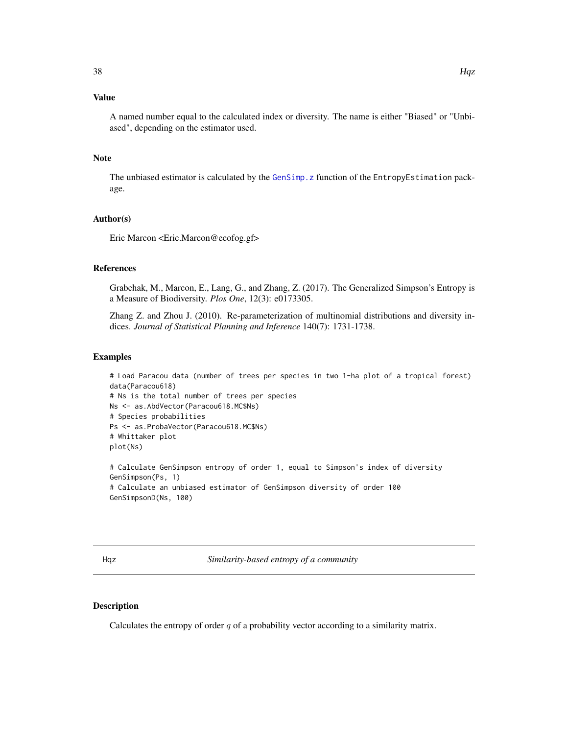## Value

A named number equal to the calculated index or diversity. The name is either "Biased" or "Unbiased", depending on the estimator used.

## Note

The unbiased estimator is calculated by the `GenSimp.z` function of the `EntropyEstimation` package.

## Author(s)

Eric Marcon <Eric.Marcon@ecofog.gf>

## References

Grabchak, M., Marcon, E., Lang, G., and Zhang, Z. (2017). The Generalized Simpson's Entropy is a Measure of Biodiversity. *Plos One*, 12(3): e0173305.

Zhang Z. and Zhou J. (2010). Re-parameterization of multinomial distributions and diversity indices. *Journal of Statistical Planning and Inference* 140(7): 1731-1738.

## Examples

```
# Load Paracou data (number of trees per species in two 1-ha plot of a tropical forest)
data(Paracou618)
# Ns is the total number of trees per species
Ns <- as.AbdVector(Paracou618.MC$Ns)
# Species probabilities
Ps <- as.ProbaVector(Paracou618.MC$Ns)
# Whittaker plot
plot(Ns)

# Calculate GenSimpson entropy of order 1, equal to Simpson's index of diversity
GenSimpson(Ps, 1)
# Calculate an unbiased estimator of GenSimpson diversity of order 100
GenSimpsonD(Ns, 100)
```

---

# Hqz — *Similarity-based entropy of a community*

## Description

Calculates the entropy of order $q$ of a probability vector according to a similarity matrix.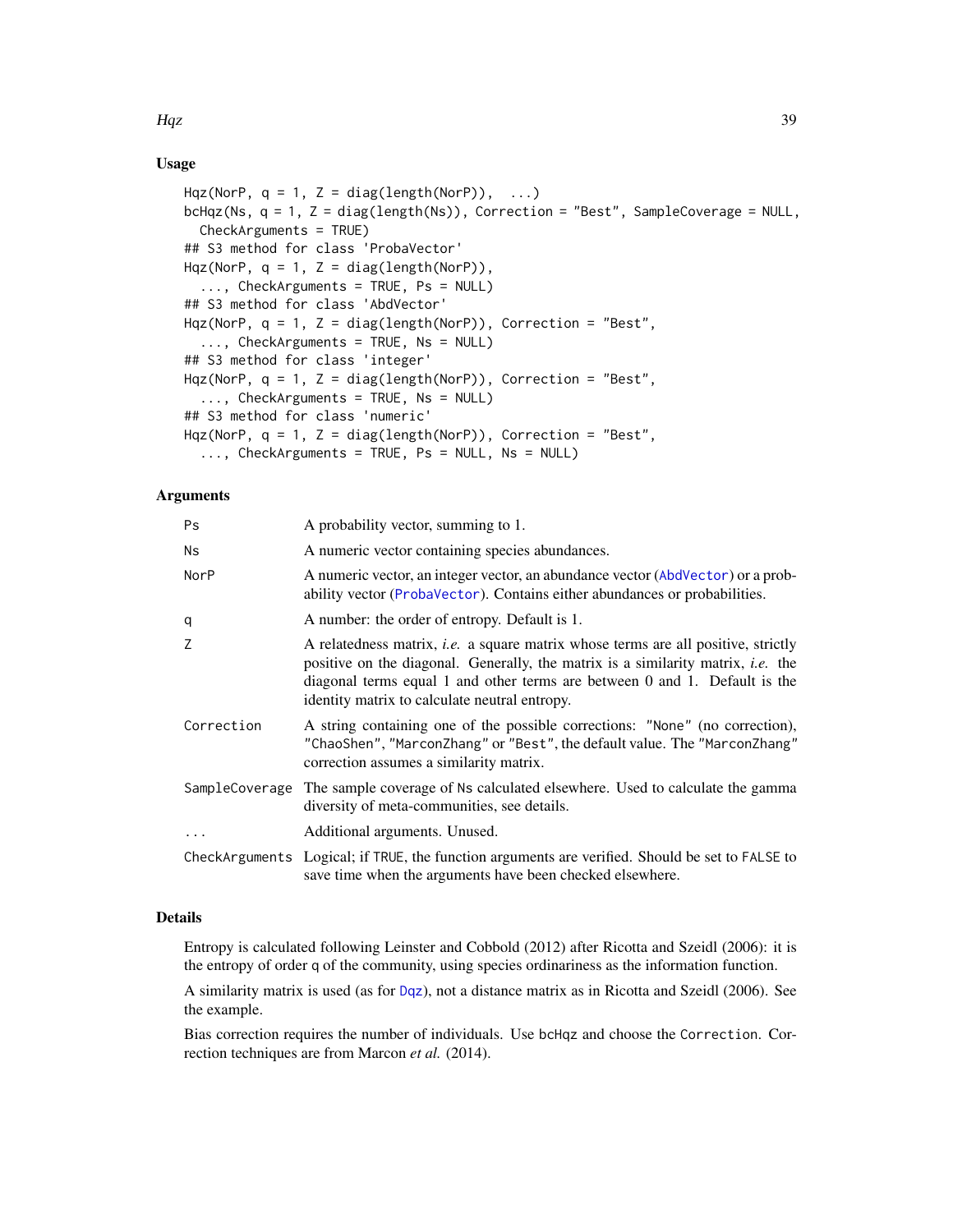## Usage

```
Hqz(NorP, q = 1, Z = diag(length(NorP)),  ...)
bcHqz(Ns, q = 1, Z = diag(length(Ns)), Correction = "Best", SampleCoverage = NULL,
  CheckArguments = TRUE)
## S3 method for class 'ProbaVector'
Hqz(NorP, q = 1, Z = diag(length(NorP)),
  ..., CheckArguments = TRUE, Ps = NULL)
## S3 method for class 'AbdVector'
Hqz(NorP, q = 1, Z = diag(length(NorP)), Correction = "Best",
  ..., CheckArguments = TRUE, Ns = NULL)
## S3 method for class 'integer'
Hqz(NorP, q = 1, Z = diag(length(NorP)), Correction = "Best",
  ..., CheckArguments = TRUE, Ns = NULL)
## S3 method for class 'numeric'
Hqz(NorP, q = 1, Z = diag(length(NorP)), Correction = "Best",
  ..., CheckArguments = TRUE, Ps = NULL, Ns = NULL)
```

## Arguments

| | |
|---|---|
| `Ps` | A probability vector, summing to 1. |
| `Ns` | A numeric vector containing species abundances. |
| `NorP` | A numeric vector, an integer vector, an abundance vector (`AbdVector`) or a probability vector (`ProbaVector`). Contains either abundances or probabilities. |
| `q` | A number: the order of entropy. Default is 1. |
| `Z` | A relatedness matrix, *i.e.* a square matrix whose terms are all positive, strictly positive on the diagonal. Generally, the matrix is a similarity matrix, *i.e.* the diagonal terms equal 1 and other terms are between 0 and 1. Default is the identity matrix to calculate neutral entropy. |
| `Correction` | A string containing one of the possible corrections: `"None"` (no correction), `"ChaoShen"`, `"MarconZhang"` or `"Best"`, the default value. The `"MarconZhang"` correction assumes a similarity matrix. |
| `SampleCoverage` | The sample coverage of `Ns` calculated elsewhere. Used to calculate the gamma diversity of meta-communities, see details. |
| `...` | Additional arguments. Unused. |
| `CheckArguments` | Logical; if `TRUE`, the function arguments are verified. Should be set to `FALSE` to save time when the arguments have been checked elsewhere. |

## Details

Entropy is calculated following Leinster and Cobbold (2012) after Ricotta and Szeidl (2006): it is the entropy of order `q` of the community, using species ordinariness as the information function.

A similarity matrix is used (as for `Dqz`), not a distance matrix as in Ricotta and Szeidl (2006). See the example.

Bias correction requires the number of individuals. Use `bcHqz` and choose the `Correction`. Correction techniques are from Marcon *et al.* (2014).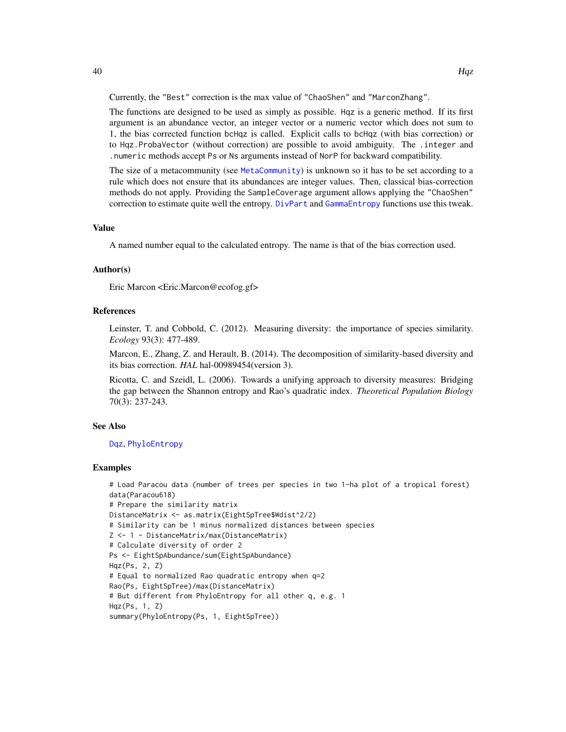Currently, the `"Best"` correction is the max value of `"ChaoShen"` and `"MarconZhang"`.

The functions are designed to be used as simply as possible. `Hqz` is a generic method. If its first argument is an abundance vector, an integer vector or a numeric vector which does not sum to 1, the bias corrected function `bcHqz` is called. Explicit calls to `bcHqz` (with bias correction) or to `Hqz.ProbaVector` (without correction) are possible to avoid ambiguity. The `.integer` and `.numeric` methods accept `Ps` or `Ns` arguments instead of `NorP` for backward compatibility.

The size of a metacommunity (see `MetaCommunity`) is unknown so it has to be set according to a rule which does not ensure that its abundances are integer values. Then, classical bias-correction methods do not apply. Providing the `SampleCoverage` argument allows applying the `"ChaoShen"` correction to estimate quite well the entropy. `DivPart` and `GammaEntropy` functions use this tweak.

## Value

A named number equal to the calculated entropy. The name is that of the bias correction used.

## Author(s)

Eric Marcon <Eric.Marcon@ecofog.gf>

## References

Leinster, T. and Cobbold, C. (2012). Measuring diversity: the importance of species similarity. *Ecology* 93(3): 477-489.

Marcon, E., Zhang, Z. and Herault, B. (2014). The decomposition of similarity-based diversity and its bias correction. *HAL* hal-00989454(version 3).

Ricotta, C. and Szeidl, L. (2006). Towards a unifying approach to diversity measures: Bridging the gap between the Shannon entropy and Rao's quadratic index. *Theoretical Population Biology* 70(3): 237-243.

## See Also

`Dqz`, `PhyloEntropy`

## Examples

```
# Load Paracou data (number of trees per species in two 1-ha plot of a tropical forest)
data(Paracou618)
# Prepare the similarity matrix
DistanceMatrix <- as.matrix(EightSpTree$Wdist^2/2)
# Similarity can be 1 minus normalized distances between species
Z <- 1 - DistanceMatrix/max(DistanceMatrix)
# Calculate diversity of order 2
Ps <- EightSpAbundance/sum(EightSpAbundance)
Hqz(Ps, 2, Z)
# Equal to normalized Rao quadratic entropy when q=2
Rao(Ps, EightSpTree)/max(DistanceMatrix)
# But different from PhyloEntropy for all other q, e.g. 1
Hqz(Ps, 1, Z)
summary(PhyloEntropy(Ps, 1, EightSpTree))
```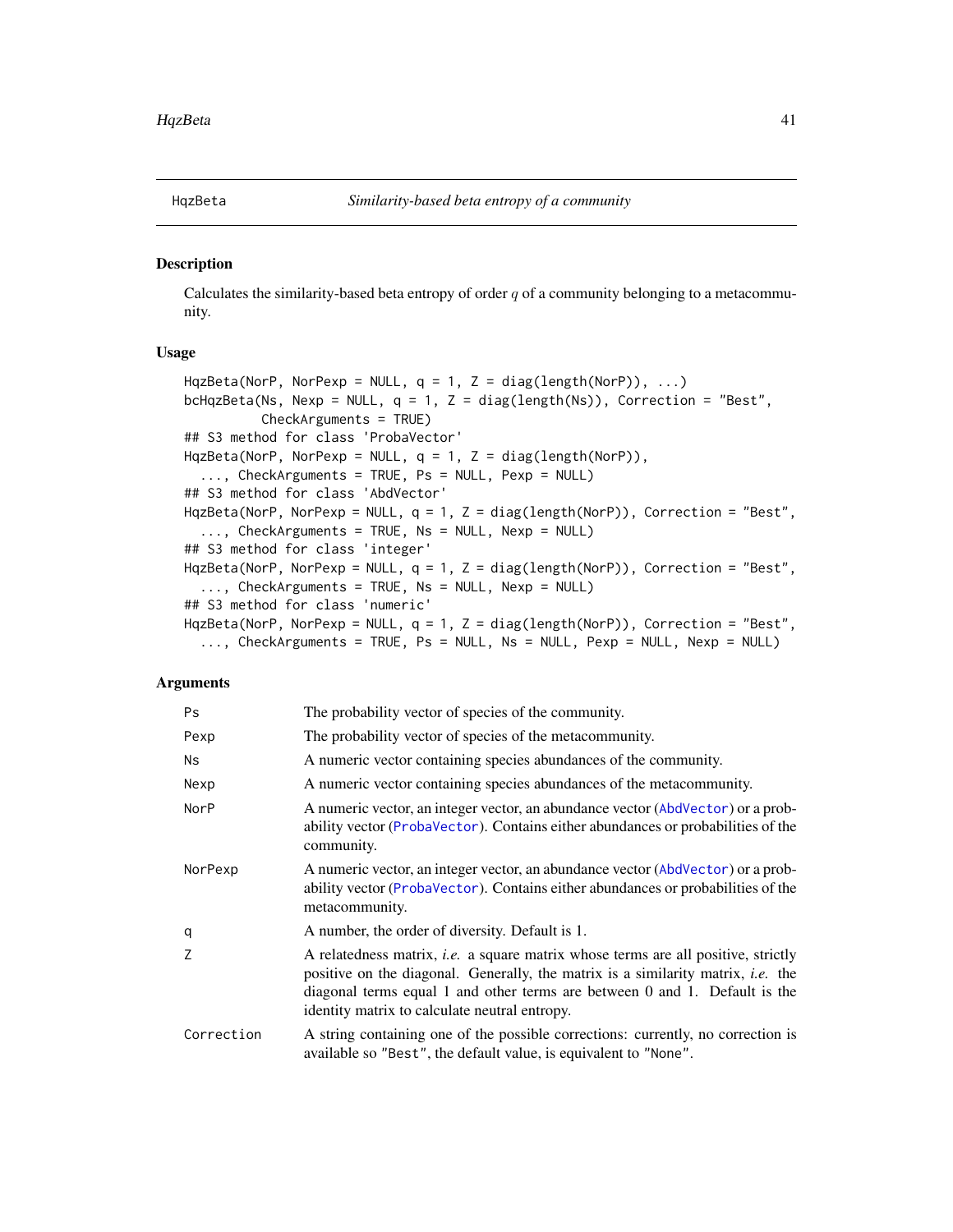# HqzBeta — *Similarity-based beta entropy of a community*

## Description

Calculates the similarity-based beta entropy of order $q$ of a community belonging to a metacommunity.

## Usage

```
HqzBeta(NorP, NorPexp = NULL, q = 1, Z = diag(length(NorP)), ...)
bcHqzBeta(Ns, Nexp = NULL, q = 1, Z = diag(length(Ns)), Correction = "Best",
          CheckArguments = TRUE)
## S3 method for class 'ProbaVector'
HqzBeta(NorP, NorPexp = NULL, q = 1, Z = diag(length(NorP)),
  ..., CheckArguments = TRUE, Ps = NULL, Pexp = NULL)
## S3 method for class 'AbdVector'
HqzBeta(NorP, NorPexp = NULL, q = 1, Z = diag(length(NorP)), Correction = "Best",
  ..., CheckArguments = TRUE, Ns = NULL, Nexp = NULL)
## S3 method for class 'integer'
HqzBeta(NorP, NorPexp = NULL, q = 1, Z = diag(length(NorP)), Correction = "Best",
  ..., CheckArguments = TRUE, Ns = NULL, Nexp = NULL)
## S3 method for class 'numeric'
HqzBeta(NorP, NorPexp = NULL, q = 1, Z = diag(length(NorP)), Correction = "Best",
  ..., CheckArguments = TRUE, Ps = NULL, Ns = NULL, Pexp = NULL, Nexp = NULL)
```

## Arguments

| Argument | Description |
|---|---|
| `Ps` | The probability vector of species of the community. |
| `Pexp` | The probability vector of species of the metacommunity. |
| `Ns` | A numeric vector containing species abundances of the community. |
| `Nexp` | A numeric vector containing species abundances of the metacommunity. |
| `NorP` | A numeric vector, an integer vector, an abundance vector (`AbdVector`) or a probability vector (`ProbaVector`). Contains either abundances or probabilities of the community. |
| `NorPexp` | A numeric vector, an integer vector, an abundance vector (`AbdVector`) or a probability vector (`ProbaVector`). Contains either abundances or probabilities of the metacommunity. |
| `q` | A number, the order of diversity. Default is 1. |
| `Z` | A relatedness matrix, *i.e.* a square matrix whose terms are all positive, strictly positive on the diagonal. Generally, the matrix is a similarity matrix, *i.e.* the diagonal terms equal 1 and other terms are between 0 and 1. Default is the identity matrix to calculate neutral entropy. |
| `Correction` | A string containing one of the possible corrections: currently, no correction is available so `"Best"`, the default value, is equivalent to `"None"`. |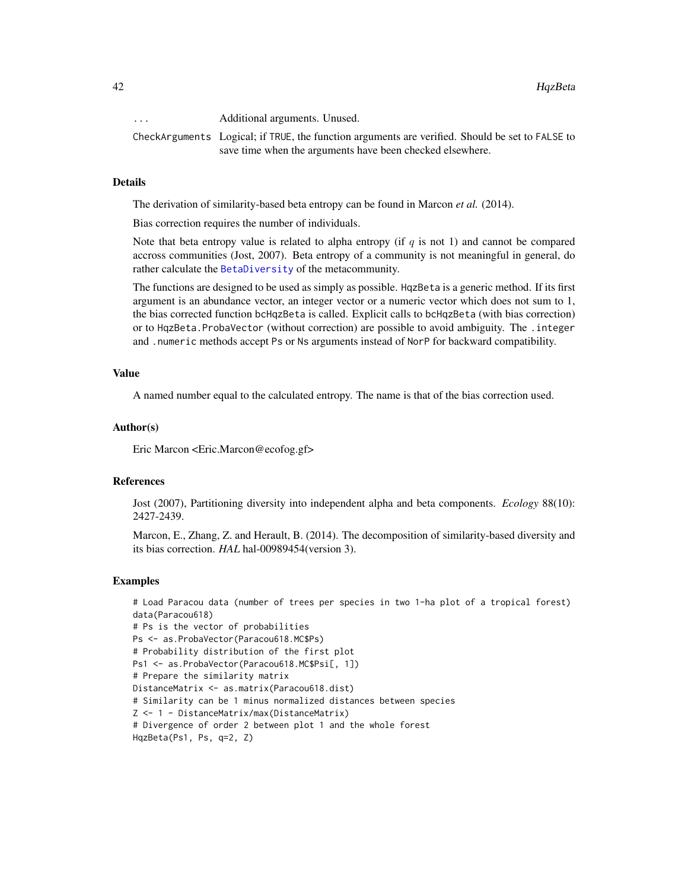| | |
|---|---|
| ... | Additional arguments. Unused. |
| CheckArguments | Logical; if TRUE, the function arguments are verified. Should be set to FALSE to save time when the arguments have been checked elsewhere. |

## Details

The derivation of similarity-based beta entropy can be found in Marcon *et al.* (2014).

Bias correction requires the number of individuals.

Note that beta entropy value is related to alpha entropy (if $q$ is not 1) and cannot be compared accross communities (Jost, 2007). Beta entropy of a community is not meaningful in general, do rather calculate the BetaDiversity of the metacommunity.

The functions are designed to be used as simply as possible. HqzBeta is a generic method. If its first argument is an abundance vector, an integer vector or a numeric vector which does not sum to 1, the bias corrected function bcHqzBeta is called. Explicit calls to bcHqzBeta (with bias correction) or to HqzBeta.ProbaVector (without correction) are possible to avoid ambiguity. The .integer and .numeric methods accept Ps or Ns arguments instead of NorP for backward compatibility.

## Value

A named number equal to the calculated entropy. The name is that of the bias correction used.

## Author(s)

Eric Marcon <Eric.Marcon@ecofog.gf>

## References

Jost (2007), Partitioning diversity into independent alpha and beta components. *Ecology* 88(10): 2427-2439.

Marcon, E., Zhang, Z. and Herault, B. (2014). The decomposition of similarity-based diversity and its bias correction. *HAL* hal-00989454(version 3).

## Examples

```
# Load Paracou data (number of trees per species in two 1-ha plot of a tropical forest)
data(Paracou618)
# Ps is the vector of probabilities
Ps <- as.ProbaVector(Paracou618.MC$Ps)
# Probability distribution of the first plot
Ps1 <- as.ProbaVector(Paracou618.MC$Psi[, 1])
# Prepare the similarity matrix
DistanceMatrix <- as.matrix(Paracou618.dist)
# Similarity can be 1 minus normalized distances between species
Z <- 1 - DistanceMatrix/max(DistanceMatrix)
# Divergence of order 2 between plot 1 and the whole forest
HqzBeta(Ps1, Ps, q=2, Z)
```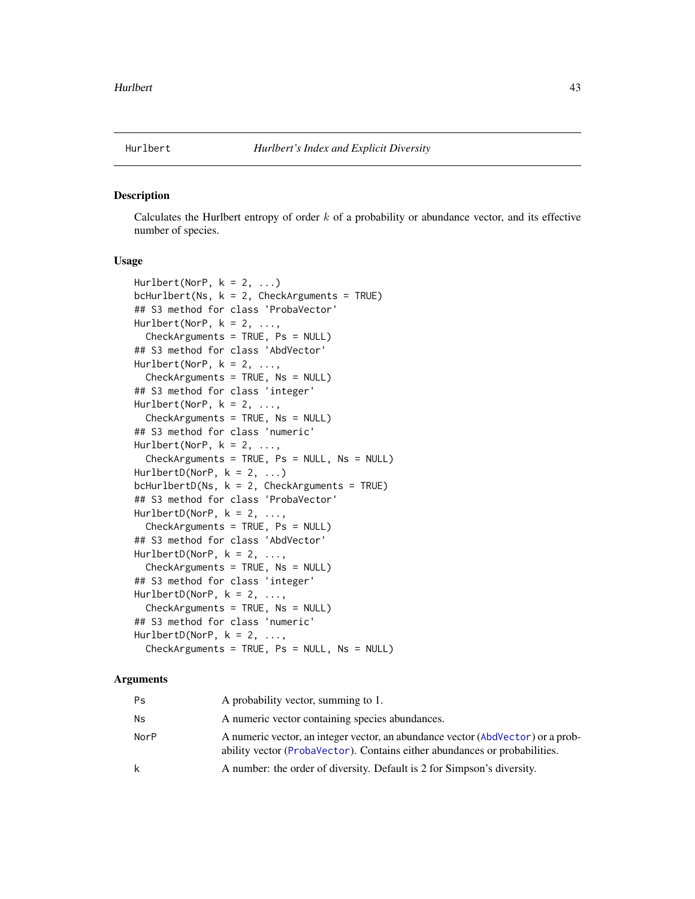# Hurlbert — *Hurlbert's Index and Explicit Diversity*

## Description

Calculates the Hurlbert entropy of order $k$ of a probability or abundance vector, and its effective number of species.

## Usage

```
Hurlbert(NorP, k = 2, ...)
bcHurlbert(Ns, k = 2, CheckArguments = TRUE)
## S3 method for class 'ProbaVector'
Hurlbert(NorP, k = 2, ...,
  CheckArguments = TRUE, Ps = NULL)
## S3 method for class 'AbdVector'
Hurlbert(NorP, k = 2, ...,
  CheckArguments = TRUE, Ns = NULL)
## S3 method for class 'integer'
Hurlbert(NorP, k = 2, ...,
  CheckArguments = TRUE, Ns = NULL)
## S3 method for class 'numeric'
Hurlbert(NorP, k = 2, ...,
  CheckArguments = TRUE, Ps = NULL, Ns = NULL)
HurlbertD(NorP, k = 2, ...)
bcHurlbertD(Ns, k = 2, CheckArguments = TRUE)
## S3 method for class 'ProbaVector'
HurlbertD(NorP, k = 2, ...,
  CheckArguments = TRUE, Ps = NULL)
## S3 method for class 'AbdVector'
HurlbertD(NorP, k = 2, ...,
  CheckArguments = TRUE, Ns = NULL)
## S3 method for class 'integer'
HurlbertD(NorP, k = 2, ...,
  CheckArguments = TRUE, Ns = NULL)
## S3 method for class 'numeric'
HurlbertD(NorP, k = 2, ...,
  CheckArguments = TRUE, Ps = NULL, Ns = NULL)
```

## Arguments

| | |
|---|---|
| `Ps` | A probability vector, summing to 1. |
| `Ns` | A numeric vector containing species abundances. |
| `NorP` | A numeric vector, an integer vector, an abundance vector (`AbdVector`) or a probability vector (`ProbaVector`). Contains either abundances or probabilities. |
| `k` | A number: the order of diversity. Default is 2 for Simpson's diversity. |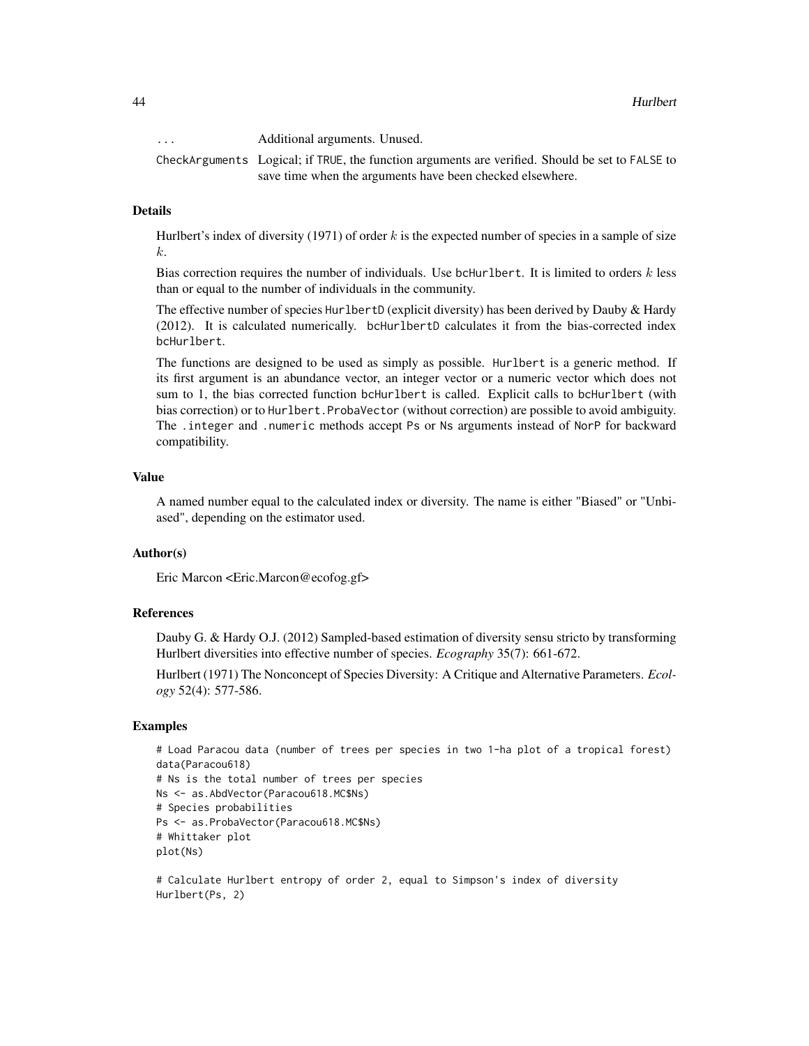| | |
|---|---|
| ... | Additional arguments. Unused. |
| CheckArguments | Logical; if TRUE, the function arguments are verified. Should be set to FALSE to save time when the arguments have been checked elsewhere. |

## Details

Hurlbert's index of diversity (1971) of order $k$ is the expected number of species in a sample of size $k$.

Bias correction requires the number of individuals. Use bcHurlbert. It is limited to orders $k$ less than or equal to the number of individuals in the community.

The effective number of species HurlbertD (explicit diversity) has been derived by Dauby & Hardy (2012). It is calculated numerically. bcHurlbertD calculates it from the bias-corrected index bcHurlbert.

The functions are designed to be used as simply as possible. Hurlbert is a generic method. If its first argument is an abundance vector, an integer vector or a numeric vector which does not sum to 1, the bias corrected function bcHurlbert is called. Explicit calls to bcHurlbert (with bias correction) or to Hurlbert.ProbaVector (without correction) are possible to avoid ambiguity. The .integer and .numeric methods accept Ps or Ns arguments instead of NorP for backward compatibility.

## Value

A named number equal to the calculated index or diversity. The name is either "Biased" or "Unbiased", depending on the estimator used.

## Author(s)

Eric Marcon <Eric.Marcon@ecofog.gf>

## References

Dauby G. & Hardy O.J. (2012) Sampled-based estimation of diversity sensu stricto by transforming Hurlbert diversities into effective number of species. *Ecography* 35(7): 661-672.

Hurlbert (1971) The Nonconcept of Species Diversity: A Critique and Alternative Parameters. *Ecology* 52(4): 577-586.

## Examples

```
# Load Paracou data (number of trees per species in two 1-ha plot of a tropical forest)
data(Paracou618)
# Ns is the total number of trees per species
Ns <- as.AbdVector(Paracou618.MC$Ns)
# Species probabilities
Ps <- as.ProbaVector(Paracou618.MC$Ns)
# Whittaker plot
plot(Ns)

# Calculate Hurlbert entropy of order 2, equal to Simpson's index of diversity
Hurlbert(Ps, 2)
```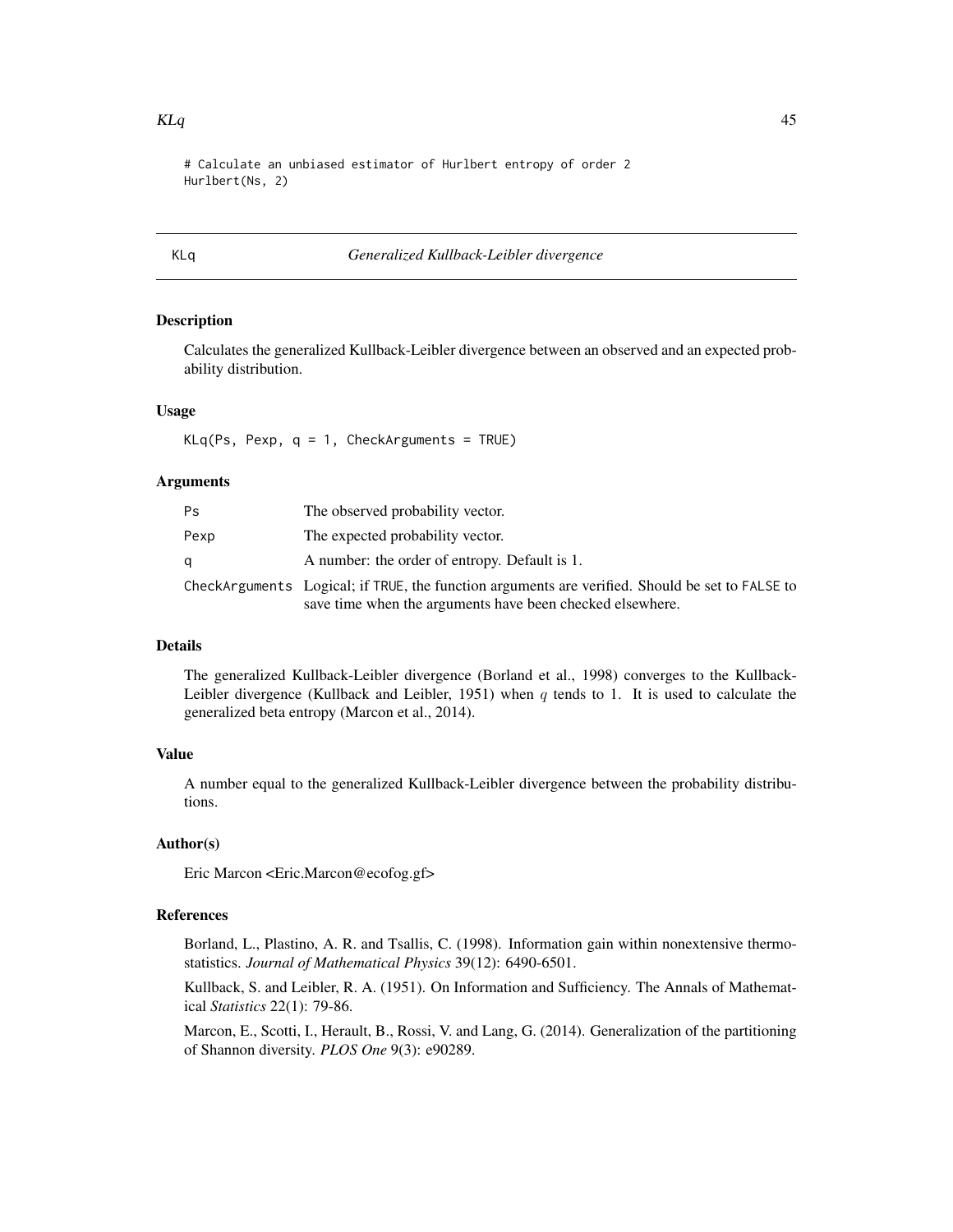```
# Calculate an unbiased estimator of Hurlbert entropy of order 2
Hurlbert(Ns, 2)
```

## KLq *Generalized Kullback-Leibler divergence*

### Description

Calculates the generalized Kullback-Leibler divergence between an observed and an expected probability distribution.

### Usage

```
KLq(Ps, Pexp, q = 1, CheckArguments = TRUE)
```

### Arguments

| | |
|---|---|
| Ps | The observed probability vector. |
| Pexp | The expected probability vector. |
| q | A number: the order of entropy. Default is 1. |
| CheckArguments | Logical; if TRUE, the function arguments are verified. Should be set to FALSE to save time when the arguments have been checked elsewhere. |

### Details

The generalized Kullback-Leibler divergence (Borland et al., 1998) converges to the Kullback-Leibler divergence (Kullback and Leibler, 1951) when $q$ tends to 1. It is used to calculate the generalized beta entropy (Marcon et al., 2014).

### Value

A number equal to the generalized Kullback-Leibler divergence between the probability distributions.

### Author(s)

Eric Marcon <Eric.Marcon@ecofog.gf>

### References

Borland, L., Plastino, A. R. and Tsallis, C. (1998). Information gain within nonextensive thermostatistics. *Journal of Mathematical Physics* 39(12): 6490-6501.

Kullback, S. and Leibler, R. A. (1951). On Information and Sufficiency. The Annals of Mathematical *Statistics* 22(1): 79-86.

Marcon, E., Scotti, I., Herault, B., Rossi, V. and Lang, G. (2014). Generalization of the partitioning of Shannon diversity. *PLOS One* 9(3): e90289.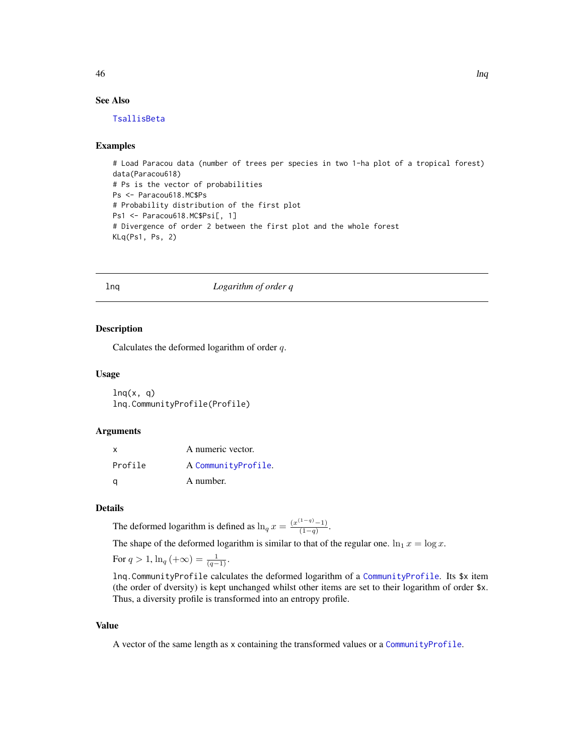## See Also

TsallisBeta

## Examples

```
# Load Paracou data (number of trees per species in two 1-ha plot of a tropical forest)
data(Paracou618)
# Ps is the vector of probabilities
Ps <- Paracou618.MC$Ps
# Probability distribution of the first plot
Ps1 <- Paracou618.MC$Psi[, 1]
# Divergence of order 2 between the first plot and the whole forest
KLq(Ps1, Ps, 2)
```

---

# lnq — *Logarithm of order q*

## Description

Calculates the deformed logarithm of order $q$.

## Usage

```
lnq(x, q)
lnq.CommunityProfile(Profile)
```

## Arguments

| | |
|---|---|
| x | A numeric vector. |
| Profile | A CommunityProfile. |
| q | A number. |

## Details

The deformed logarithm is defined as $\ln_q x = \frac{(x^{(1-q)}-1)}{(1-q)}$.

The shape of the deformed logarithm is similar to that of the regular one. $\ln_1 x = \log x$.

For $q > 1$, $\ln_q(+\infty) = \frac{1}{(q-1)}$.

`lnq.CommunityProfile` calculates the deformed logarithm of a CommunityProfile. Its `$x` item (the order of dversity) is kept unchanged whilst other items are set to their logarithm of order `$x`. Thus, a diversity profile is transformed into an entropy profile.

## Value

A vector of the same length as `x` containing the transformed values or a CommunityProfile.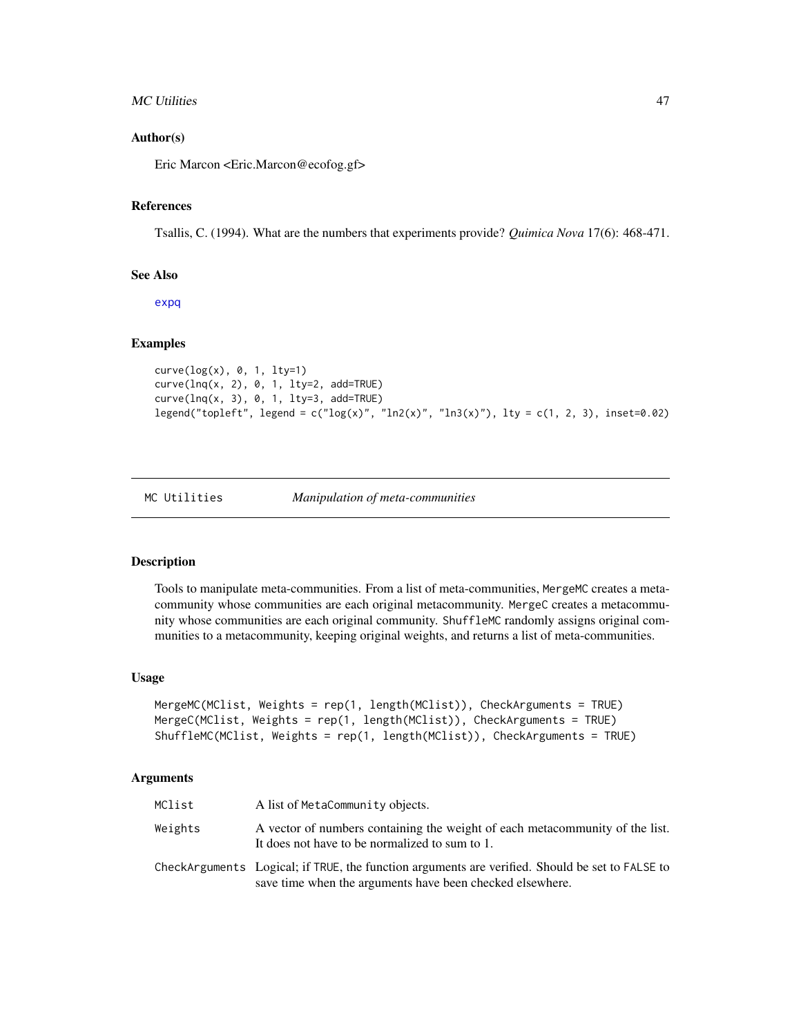## Author(s)

Eric Marcon <Eric.Marcon@ecofog.gf>

## References

Tsallis, C. (1994). What are the numbers that experiments provide? *Quimica Nova* 17(6): 468-471.

## See Also

expq

## Examples

```
curve(log(x), 0, 1, lty=1)
curve(lnq(x, 2), 0, 1, lty=2, add=TRUE)
curve(lnq(x, 3), 0, 1, lty=3, add=TRUE)
legend("topleft", legend = c("log(x)", "ln2(x)", "ln3(x)"), lty = c(1, 2, 3), inset=0.02)
```

---

# MC Utilities — *Manipulation of meta-communities*

## Description

Tools to manipulate meta-communities. From a list of meta-communities, `MergeMC` creates a metacommunity whose communities are each original metacommunity. `MergeC` creates a metacommunity whose communities are each original community. `ShuffleMC` randomly assigns original communities to a metacommunity, keeping original weights, and returns a list of meta-communities.

## Usage

```
MergeMC(MClist, Weights = rep(1, length(MClist)), CheckArguments = TRUE)
MergeC(MClist, Weights = rep(1, length(MClist)), CheckArguments = TRUE)
ShuffleMC(MClist, Weights = rep(1, length(MClist)), CheckArguments = TRUE)
```

## Arguments

| | |
|---|---|
| `MClist` | A list of `MetaCommunity` objects. |
| `Weights` | A vector of numbers containing the weight of each metacommunity of the list. It does not have to be normalized to sum to 1. |
| `CheckArguments` | Logical; if `TRUE`, the function arguments are verified. Should be set to `FALSE` to save time when the arguments have been checked elsewhere. |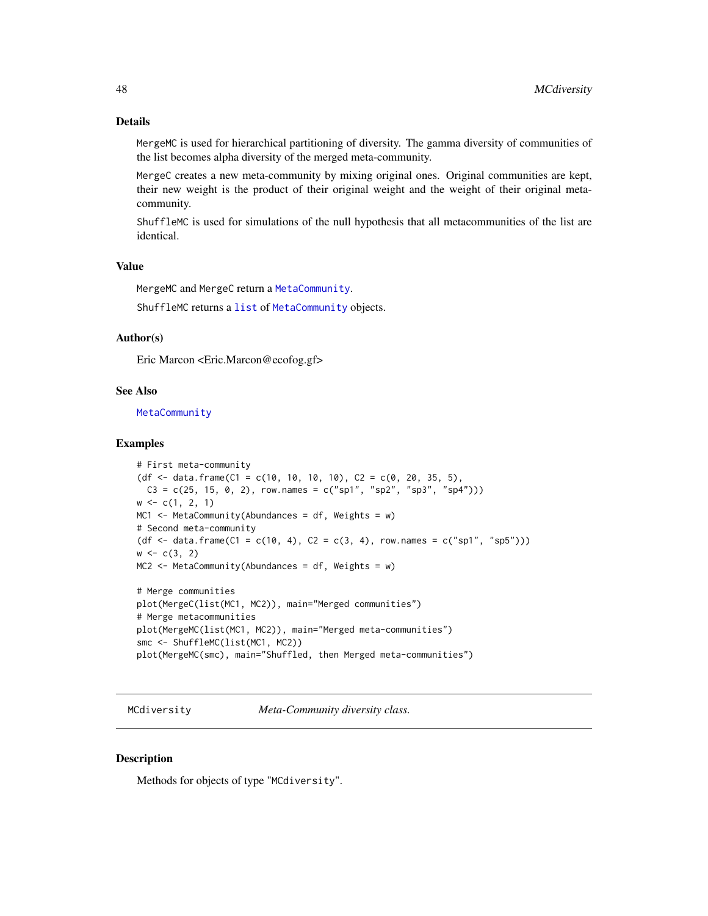### Details

`MergeMC` is used for hierarchical partitioning of diversity. The gamma diversity of communities of the list becomes alpha diversity of the merged meta-community.

`MergeC` creates a new meta-community by mixing original ones. Original communities are kept, their new weight is the product of their original weight and the weight of their original meta-community.

`ShuffleMC` is used for simulations of the null hypothesis that all metacommunities of the list are identical.

### Value

`MergeMC` and `MergeC` return a `MetaCommunity`.

`ShuffleMC` returns a `list` of `MetaCommunity` objects.

### Author(s)

Eric Marcon <Eric.Marcon@ecofog.gf>

### See Also

`MetaCommunity`

### Examples

```
# First meta-community
(df <- data.frame(C1 = c(10, 10, 10, 10), C2 = c(0, 20, 35, 5),
  C3 = c(25, 15, 0, 2), row.names = c("sp1", "sp2", "sp3", "sp4")))
w <- c(1, 2, 1)
MC1 <- MetaCommunity(Abundances = df, Weights = w)
# Second meta-community
(df <- data.frame(C1 = c(10, 4), C2 = c(3, 4), row.names = c("sp1", "sp5")))
w <- c(3, 2)
MC2 <- MetaCommunity(Abundances = df, Weights = w)

# Merge communities
plot(MergeC(list(MC1, MC2)), main="Merged communities")
# Merge metacommunities
plot(MergeMC(list(MC1, MC2)), main="Merged meta-communities")
smc <- ShuffleMC(list(MC1, MC2))
plot(MergeMC(smc), main="Shuffled, then Merged meta-communities")
```

---

## MCdiversity — *Meta-Community diversity class.*

### Description

Methods for objects of type "`MCdiversity`".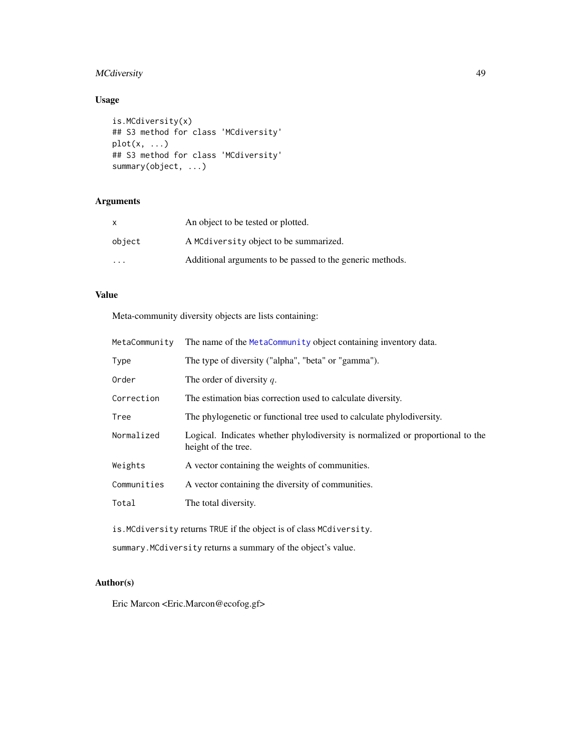## Usage

```
is.MCdiversity(x)
## S3 method for class 'MCdiversity'
plot(x, ...)
## S3 method for class 'MCdiversity'
summary(object, ...)
```

## Arguments

| | |
|---|---|
| `x` | An object to be tested or plotted. |
| `object` | A `MCdiversity` object to be summarized. |
| `...` | Additional arguments to be passed to the generic methods. |

## Value

Meta-community diversity objects are lists containing:

| | |
|---|---|
| `MetaCommunity` | The name of the `MetaCommunity` object containing inventory data. |
| `Type` | The type of diversity ("alpha", "beta" or "gamma"). |
| `Order` | The order of diversity $q$. |
| `Correction` | The estimation bias correction used to calculate diversity. |
| `Tree` | The phylogenetic or functional tree used to calculate phylodiversity. |
| `Normalized` | Logical. Indicates whether phylodiversity is normalized or proportional to the height of the tree. |
| `Weights` | A vector containing the weights of communities. |
| `Communities` | A vector containing the diversity of communities. |
| `Total` | The total diversity. |

`is.MCdiversity` returns `TRUE` if the object is of class `MCdiversity`.

`summary.MCdiversity` returns a summary of the object's value.

## Author(s)

Eric Marcon <Eric.Marcon@ecofog.gf>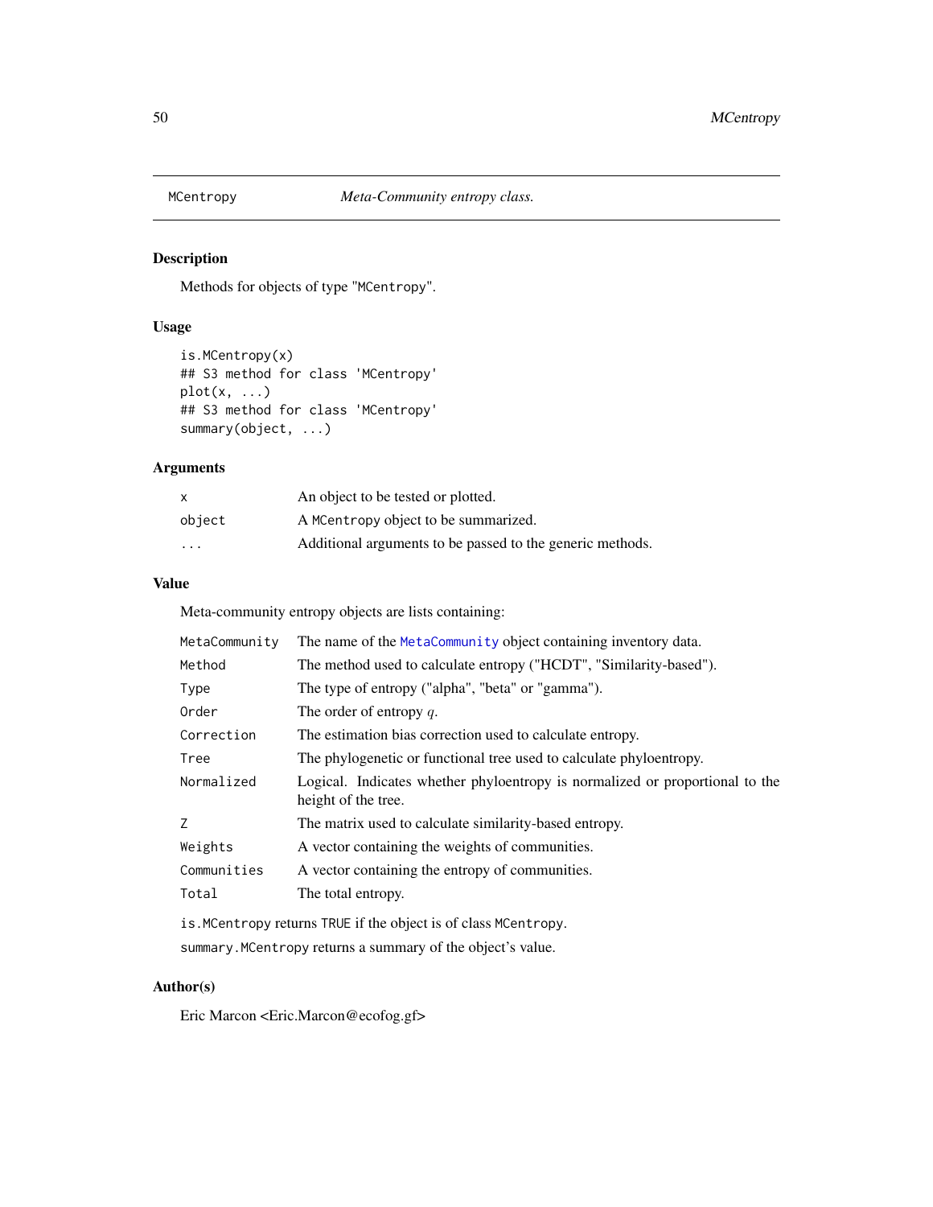# MCentropy — *Meta-Community entropy class.*

## Description

Methods for objects of type "MCentropy".

## Usage

```
is.MCentropy(x)
## S3 method for class 'MCentropy'
plot(x, ...)
## S3 method for class 'MCentropy'
summary(object, ...)
```

## Arguments

| | |
|---|---|
| `x` | An object to be tested or plotted. |
| `object` | A `MCentropy` object to be summarized. |
| `...` | Additional arguments to be passed to the generic methods. |

## Value

Meta-community entropy objects are lists containing:

| | |
|---|---|
| `MetaCommunity` | The name of the `MetaCommunity` object containing inventory data. |
| `Method` | The method used to calculate entropy ("HCDT", "Similarity-based"). |
| `Type` | The type of entropy ("alpha", "beta" or "gamma"). |
| `Order` | The order of entropy $q$. |
| `Correction` | The estimation bias correction used to calculate entropy. |
| `Tree` | The phylogenetic or functional tree used to calculate phyloentropy. |
| `Normalized` | Logical. Indicates whether phyloentropy is normalized or proportional to the height of the tree. |
| `Z` | The matrix used to calculate similarity-based entropy. |
| `Weights` | A vector containing the weights of communities. |
| `Communities` | A vector containing the entropy of communities. |
| `Total` | The total entropy. |

`is.MCentropy` returns `TRUE` if the object is of class `MCentropy`.

`summary.MCentropy` returns a summary of the object's value.

## Author(s)

Eric Marcon <Eric.Marcon@ecofog.gf>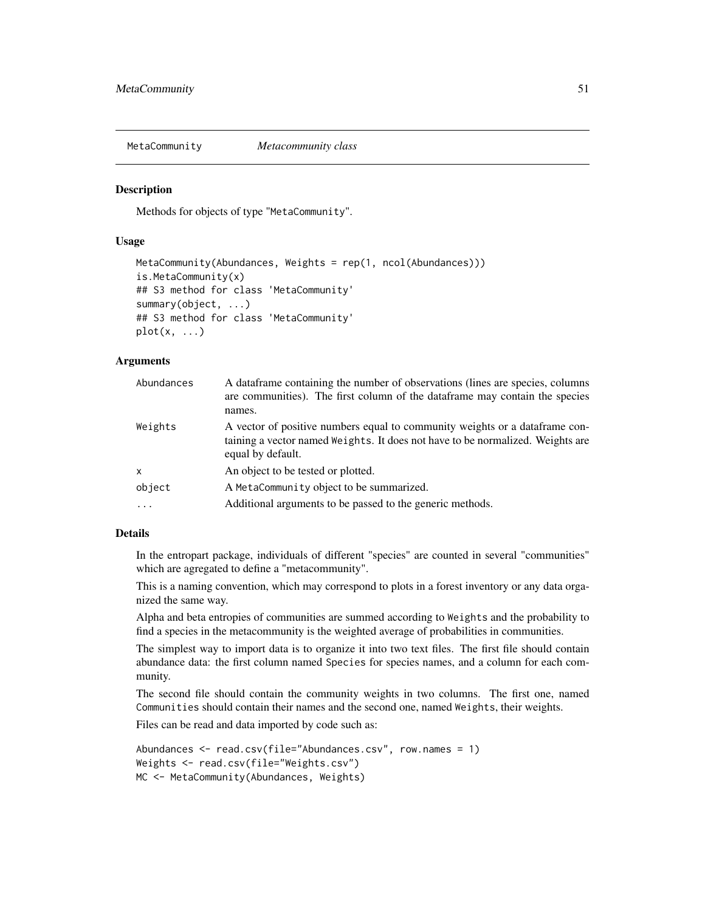## MetaCommunity *Metacommunity class*

### Description

Methods for objects of type "MetaCommunity".

### Usage

```
MetaCommunity(Abundances, Weights = rep(1, ncol(Abundances)))
is.MetaCommunity(x)
## S3 method for class 'MetaCommunity'
summary(object, ...)
## S3 method for class 'MetaCommunity'
plot(x, ...)
```

### Arguments

| | |
|---|---|
| Abundances | A dataframe containing the number of observations (lines are species, columns are communities). The first column of the dataframe may contain the species names. |
| Weights | A vector of positive numbers equal to community weights or a dataframe containing a vector named Weights. It does not have to be normalized. Weights are equal by default. |
| x | An object to be tested or plotted. |
| object | A MetaCommunity object to be summarized. |
| ... | Additional arguments to be passed to the generic methods. |

### Details

In the entropart package, individuals of different "species" are counted in several "communities" which are agregated to define a "metacommunity".

This is a naming convention, which may correspond to plots in a forest inventory or any data organized the same way.

Alpha and beta entropies of communities are summed according to Weights and the probability to find a species in the metacommunity is the weighted average of probabilities in communities.

The simplest way to import data is to organize it into two text files. The first file should contain abundance data: the first column named Species for species names, and a column for each community.

The second file should contain the community weights in two columns. The first one, named Communities should contain their names and the second one, named Weights, their weights.

Files can be read and data imported by code such as:

```
Abundances <- read.csv(file="Abundances.csv", row.names = 1)
Weights <- read.csv(file="Weights.csv")
MC <- MetaCommunity(Abundances, Weights)
```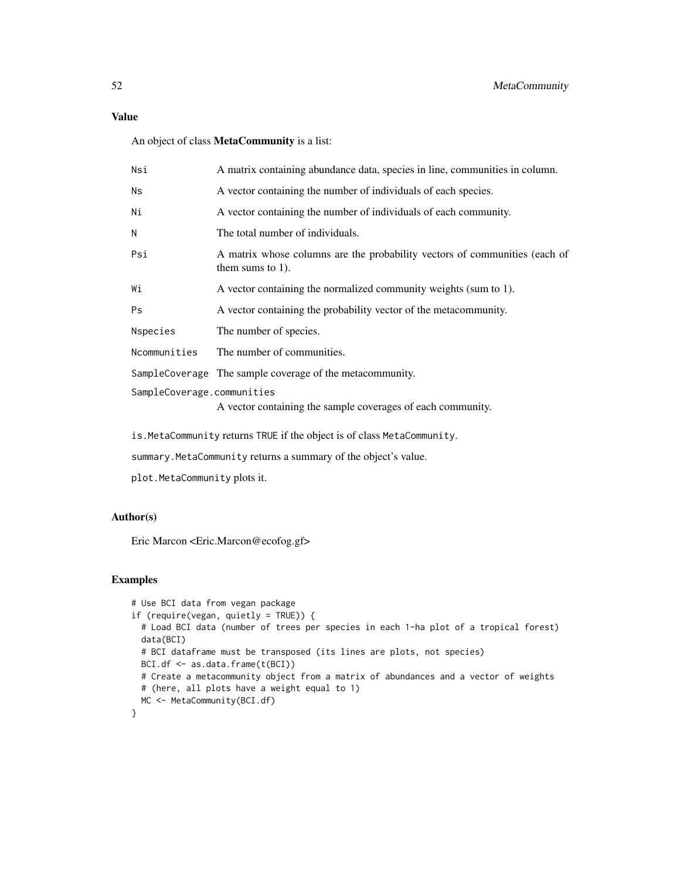## Value

An object of class **MetaCommunity** is a list:

| | |
|---|---|
| `Nsi` | A matrix containing abundance data, species in line, communities in column. |
| `Ns` | A vector containing the number of individuals of each species. |
| `Ni` | A vector containing the number of individuals of each community. |
| `N` | The total number of individuals. |
| `Psi` | A matrix whose columns are the probability vectors of communities (each of them sums to 1). |
| `Wi` | A vector containing the normalized community weights (sum to 1). |
| `Ps` | A vector containing the probability vector of the metacommunity. |
| `Nspecies` | The number of species. |
| `Ncommunities` | The number of communities. |
| `SampleCoverage` | The sample coverage of the metacommunity. |
| `SampleCoverage.communities` | A vector containing the sample coverages of each community. |

`is.MetaCommunity` returns `TRUE` if the object is of class `MetaCommunity`.

`summary.MetaCommunity` returns a summary of the object's value.

`plot.MetaCommunity` plots it.

## Author(s)

Eric Marcon <Eric.Marcon@ecofog.gf>

## Examples

```
# Use BCI data from vegan package
if (require(vegan, quietly = TRUE)) {
  # Load BCI data (number of trees per species in each 1-ha plot of a tropical forest)
  data(BCI)
  # BCI dataframe must be transposed (its lines are plots, not species)
  BCI.df <- as.data.frame(t(BCI))
  # Create a metacommunity object from a matrix of abundances and a vector of weights
  # (here, all plots have a weight equal to 1)
  MC <- MetaCommunity(BCI.df)
}
```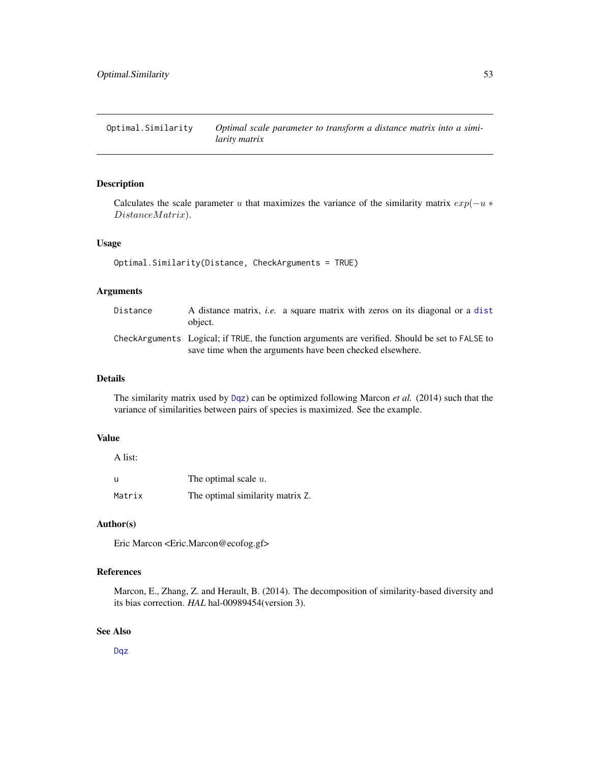## Optimal.Similarity — *Optimal scale parameter to transform a distance matrix into a similarity matrix*

### Description

Calculates the scale parameter $u$ that maximizes the variance of the similarity matrix $exp(-u * DistanceMatrix)$.

### Usage

```
Optimal.Similarity(Distance, CheckArguments = TRUE)
```

### Arguments

| | |
|---|---|
| `Distance` | A distance matrix, *i.e.* a square matrix with zeros on its diagonal or a `dist` object. |
| `CheckArguments` | Logical; if `TRUE`, the function arguments are verified. Should be set to `FALSE` to save time when the arguments have been checked elsewhere. |

### Details

The similarity matrix used by `Dqz`) can be optimized following Marcon *et al.* (2014) such that the variance of similarities between pairs of species is maximized. See the example.

### Value

A list:

| | |
|---|---|
| `u` | The optimal scale $u$. |
| `Matrix` | The optimal similarity matrix `Z`. |

### Author(s)

Eric Marcon <Eric.Marcon@ecofog.gf>

### References

Marcon, E., Zhang, Z. and Herault, B. (2014). The decomposition of similarity-based diversity and its bias correction. *HAL* hal-00989454(version 3).

### See Also

`Dqz`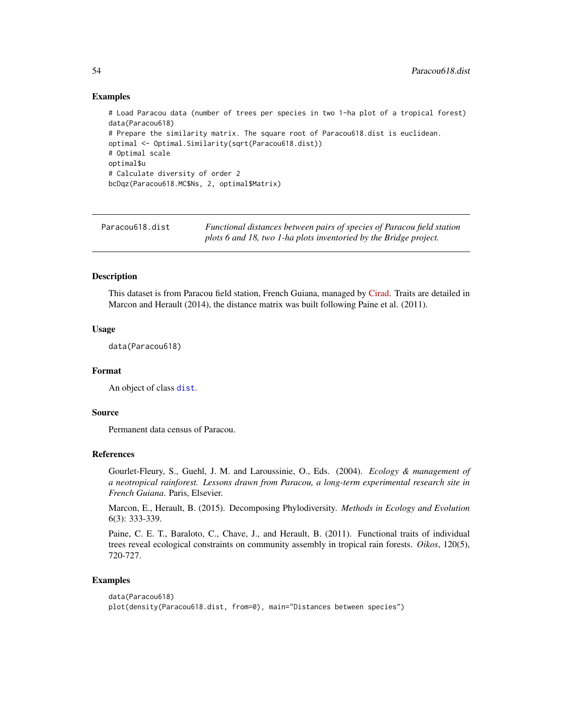## Examples

```
# Load Paracou data (number of trees per species in two 1-ha plot of a tropical forest)
data(Paracou618)
# Prepare the similarity matrix. The square root of Paracou618.dist is euclidean.
optimal <- Optimal.Similarity(sqrt(Paracou618.dist))
# Optimal scale
optimal$u
# Calculate diversity of order 2
bcDqz(Paracou618.MC$Ns, 2, optimal$Matrix)
```

---

# Paracou618.dist — *Functional distances between pairs of species of Paracou field station plots 6 and 18, two 1-ha plots inventoried by the Bridge project.*

---

## Description

This dataset is from Paracou field station, French Guiana, managed by Cirad. Traits are detailed in Marcon and Herault (2014), the distance matrix was built following Paine et al. (2011).

## Usage

```
data(Paracou618)
```

## Format

An object of class `dist`.

## Source

Permanent data census of Paracou.

## References

Gourlet-Fleury, S., Guehl, J. M. and Laroussinie, O., Eds. (2004). *Ecology & management of a neotropical rainforest. Lessons drawn from Paracou, a long-term experimental research site in French Guiana*. Paris, Elsevier.

Marcon, E., Herault, B. (2015). Decomposing Phylodiversity. *Methods in Ecology and Evolution* 6(3): 333-339.

Paine, C. E. T., Baraloto, C., Chave, J., and Herault, B. (2011). Functional traits of individual trees reveal ecological constraints on community assembly in tropical rain forests. *Oikos*, 120(5), 720-727.

## Examples

```
data(Paracou618)
plot(density(Paracou618.dist, from=0), main="Distances between species")
```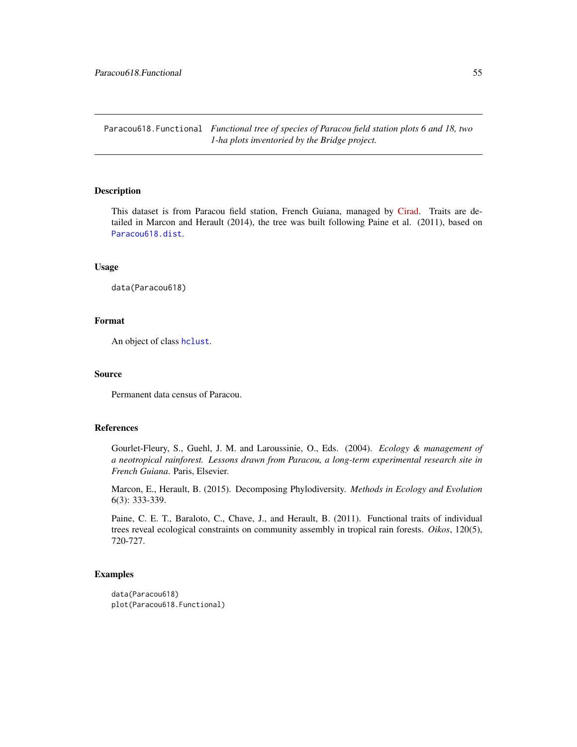Paracou618.Functional *Functional tree of species of Paracou field station plots 6 and 18, two 1-ha plots inventoried by the Bridge project.*

## Description

This dataset is from Paracou field station, French Guiana, managed by Cirad. Traits are detailed in Marcon and Herault (2014), the tree was built following Paine et al. (2011), based on `Paracou618.dist`.

## Usage

```
data(Paracou618)
```

## Format

An object of class `hclust`.

## Source

Permanent data census of Paracou.

## References

Gourlet-Fleury, S., Guehl, J. M. and Laroussinie, O., Eds. (2004). *Ecology & management of a neotropical rainforest. Lessons drawn from Paracou, a long-term experimental research site in French Guiana*. Paris, Elsevier.

Marcon, E., Herault, B. (2015). Decomposing Phylodiversity. *Methods in Ecology and Evolution* 6(3): 333-339.

Paine, C. E. T., Baraloto, C., Chave, J., and Herault, B. (2011). Functional traits of individual trees reveal ecological constraints on community assembly in tropical rain forests. *Oikos*, 120(5), 720-727.

## Examples

```
data(Paracou618)
plot(Paracou618.Functional)
```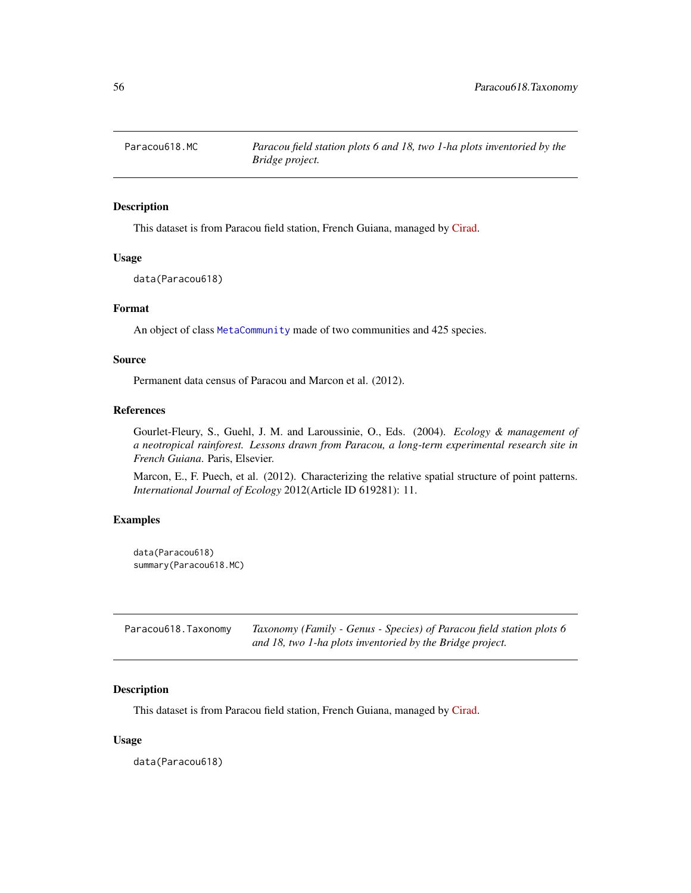## Paracou618.MC — *Paracou field station plots 6 and 18, two 1-ha plots inventoried by the Bridge project.*

### Description

This dataset is from Paracou field station, French Guiana, managed by Cirad.

### Usage

```
data(Paracou618)
```

### Format

An object of class `MetaCommunity` made of two communities and 425 species.

### Source

Permanent data census of Paracou and Marcon et al. (2012).

### References

Gourlet-Fleury, S., Guehl, J. M. and Laroussinie, O., Eds. (2004). *Ecology & management of a neotropical rainforest. Lessons drawn from Paracou, a long-term experimental research site in French Guiana*. Paris, Elsevier.

Marcon, E., F. Puech, et al. (2012). Characterizing the relative spatial structure of point patterns. *International Journal of Ecology* 2012(Article ID 619281): 11.

### Examples

```
data(Paracou618)
summary(Paracou618.MC)
```

## Paracou618.Taxonomy — *Taxonomy (Family - Genus - Species) of Paracou field station plots 6 and 18, two 1-ha plots inventoried by the Bridge project.*

### Description

This dataset is from Paracou field station, French Guiana, managed by Cirad.

### Usage

```
data(Paracou618)
```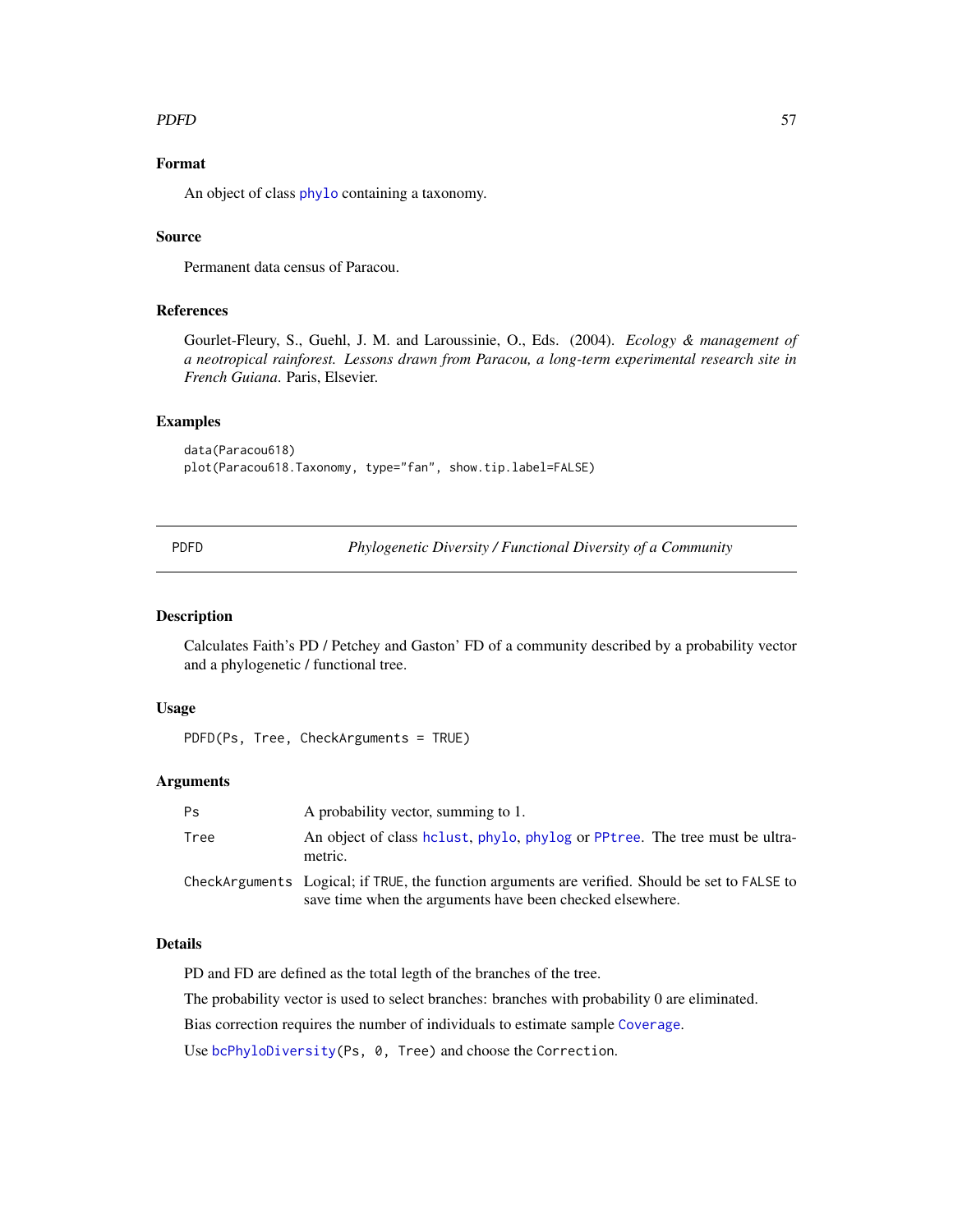## Format

An object of class phylo containing a taxonomy.

## Source

Permanent data census of Paracou.

## References

Gourlet-Fleury, S., Guehl, J. M. and Laroussinie, O., Eds. (2004). *Ecology & management of a neotropical rainforest. Lessons drawn from Paracou, a long-term experimental research site in French Guiana*. Paris, Elsevier.

## Examples

```
data(Paracou618)
plot(Paracou618.Taxonomy, type="fan", show.tip.label=FALSE)
```

---

# PDFD — *Phylogenetic Diversity / Functional Diversity of a Community*

---

## Description

Calculates Faith's PD / Petchey and Gaston' FD of a community described by a probability vector and a phylogenetic / functional tree.

## Usage

```
PDFD(Ps, Tree, CheckArguments = TRUE)
```

## Arguments

| | |
|---|---|
| Ps | A probability vector, summing to 1. |
| Tree | An object of class hclust, phylo, phylog or PPtree. The tree must be ultrametric. |
| CheckArguments | Logical; if TRUE, the function arguments are verified. Should be set to FALSE to save time when the arguments have been checked elsewhere. |

## Details

PD and FD are defined as the total legth of the branches of the tree.

The probability vector is used to select branches: branches with probability 0 are eliminated.

Bias correction requires the number of individuals to estimate sample Coverage.

Use bcPhyloDiversity(Ps, 0, Tree) and choose the Correction.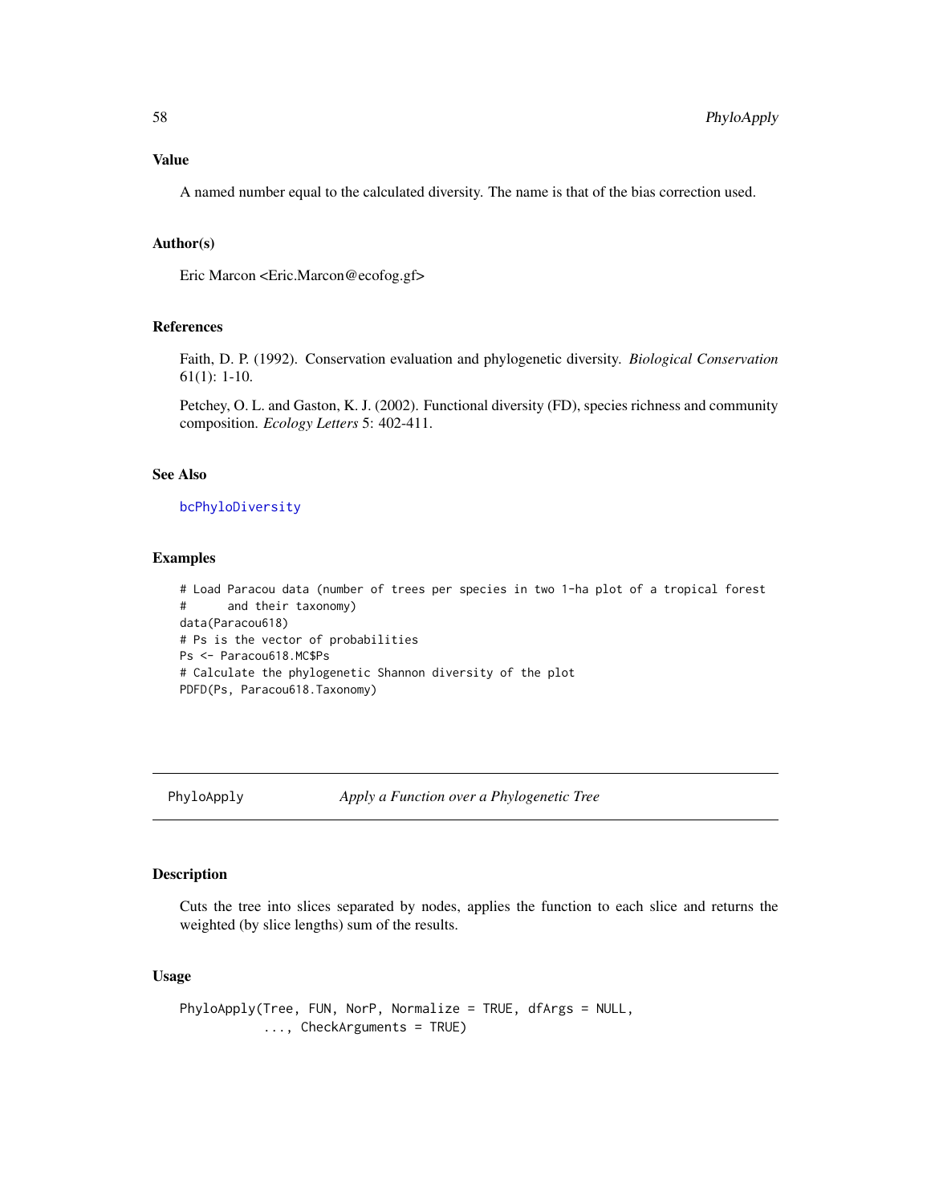## Value

A named number equal to the calculated diversity. The name is that of the bias correction used.

## Author(s)

Eric Marcon <Eric.Marcon@ecofog.gf>

## References

Faith, D. P. (1992). Conservation evaluation and phylogenetic diversity. *Biological Conservation* 61(1): 1-10.

Petchey, O. L. and Gaston, K. J. (2002). Functional diversity (FD), species richness and community composition. *Ecology Letters* 5: 402-411.

## See Also

bcPhyloDiversity

## Examples

```
# Load Paracou data (number of trees per species in two 1-ha plot of a tropical forest
#      and their taxonomy)
data(Paracou618)
# Ps is the vector of probabilities
Ps <- Paracou618.MC$Ps
# Calculate the phylogenetic Shannon diversity of the plot
PDFD(Ps, Paracou618.Taxonomy)
```

---

# PhyloApply — *Apply a Function over a Phylogenetic Tree*

## Description

Cuts the tree into slices separated by nodes, applies the function to each slice and returns the weighted (by slice lengths) sum of the results.

## Usage

```
PhyloApply(Tree, FUN, NorP, Normalize = TRUE, dfArgs = NULL,
           ..., CheckArguments = TRUE)
```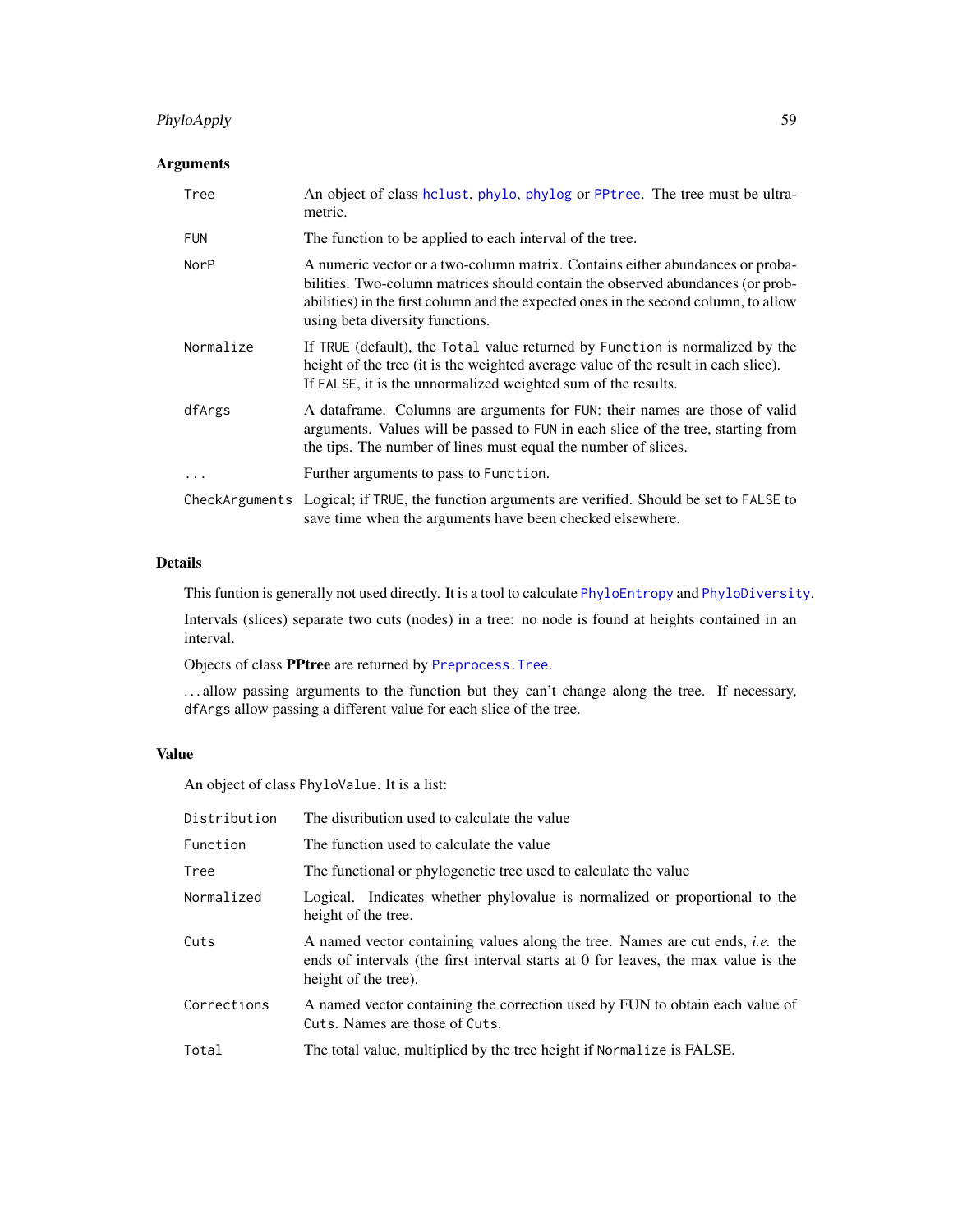## Arguments

| | |
|---|---|
| `Tree` | An object of class `hclust`, `phylo`, `phylog` or `PPtree`. The tree must be ultrametric. |
| `FUN` | The function to be applied to each interval of the tree. |
| `NorP` | A numeric vector or a two-column matrix. Contains either abundances or probabilities. Two-column matrices should contain the observed abundances (or probabilities) in the first column and the expected ones in the second column, to allow using beta diversity functions. |
| `Normalize` | If `TRUE` (default), the `Total` value returned by `Function` is normalized by the height of the tree (it is the weighted average value of the result in each slice). If `FALSE`, it is the unnormalized weighted sum of the results. |
| `dfArgs` | A dataframe. Columns are arguments for `FUN`: their names are those of valid arguments. Values will be passed to `FUN` in each slice of the tree, starting from the tips. The number of lines must equal the number of slices. |
| `...` | Further arguments to pass to `Function`. |
| `CheckArguments` | Logical; if `TRUE`, the function arguments are verified. Should be set to `FALSE` to save time when the arguments have been checked elsewhere. |

## Details

This funtion is generally not used directly. It is a tool to calculate `PhyloEntropy` and `PhyloDiversity`.

Intervals (slices) separate two cuts (nodes) in a tree: no node is found at heights contained in an interval.

Objects of class **PPtree** are returned by `Preprocess.Tree`.

... allow passing arguments to the function but they can't change along the tree. If necessary, `dfArgs` allow passing a different value for each slice of the tree.

## Value

An object of class `PhyloValue`. It is a list:

| | |
|---|---|
| `Distribution` | The distribution used to calculate the value |
| `Function` | The function used to calculate the value |
| `Tree` | The functional or phylogenetic tree used to calculate the value |
| `Normalized` | Logical. Indicates whether phylovalue is normalized or proportional to the height of the tree. |
| `Cuts` | A named vector containing values along the tree. Names are cut ends, *i.e.* the ends of intervals (the first interval starts at 0 for leaves, the max value is the height of the tree). |
| `Corrections` | A named vector containing the correction used by FUN to obtain each value of `Cuts`. Names are those of `Cuts`. |
| `Total` | The total value, multiplied by the tree height if `Normalize` is FALSE. |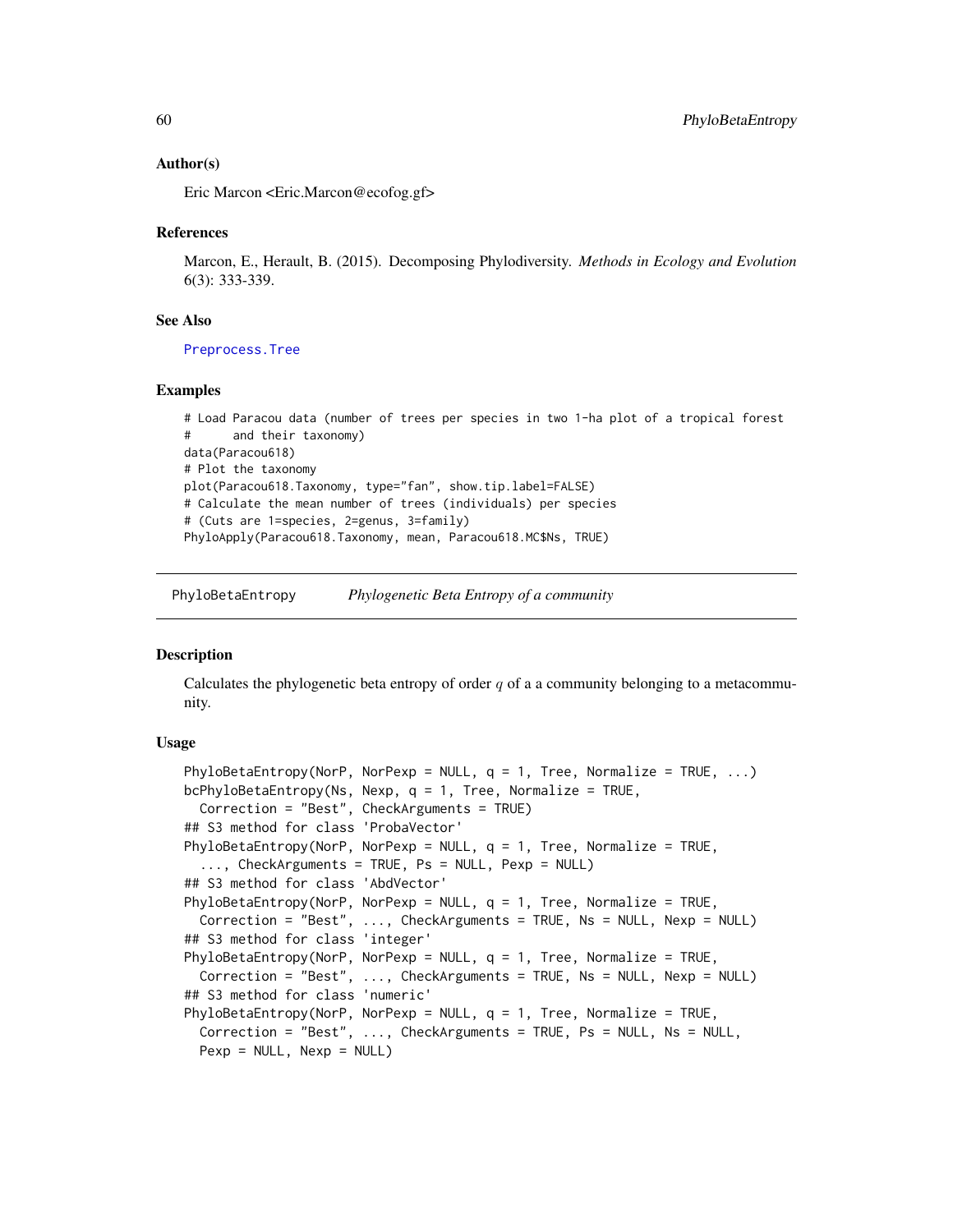### Author(s)

Eric Marcon <Eric.Marcon@ecofog.gf>

### References

Marcon, E., Herault, B. (2015). Decomposing Phylodiversity. *Methods in Ecology and Evolution* 6(3): 333-339.

### See Also

Preprocess.Tree

### Examples

```
# Load Paracou data (number of trees per species in two 1-ha plot of a tropical forest
#      and their taxonomy)
data(Paracou618)
# Plot the taxonomy
plot(Paracou618.Taxonomy, type="fan", show.tip.label=FALSE)
# Calculate the mean number of trees (individuals) per species
# (Cuts are 1=species, 2=genus, 3=family)
PhyloApply(Paracou618.Taxonomy, mean, Paracou618.MC$Ns, TRUE)
```

---

## PhyloBetaEntropy &nbsp;&nbsp;&nbsp;&nbsp; *Phylogenetic Beta Entropy of a community*

### Description

Calculates the phylogenetic beta entropy of order $q$ of a a community belonging to a metacommunity.

### Usage

```
PhyloBetaEntropy(NorP, NorPexp = NULL, q = 1, Tree, Normalize = TRUE, ...)
bcPhyloBetaEntropy(Ns, Nexp, q = 1, Tree, Normalize = TRUE,
  Correction = "Best", CheckArguments = TRUE)
## S3 method for class 'ProbaVector'
PhyloBetaEntropy(NorP, NorPexp = NULL, q = 1, Tree, Normalize = TRUE,
  ..., CheckArguments = TRUE, Ps = NULL, Pexp = NULL)
## S3 method for class 'AbdVector'
PhyloBetaEntropy(NorP, NorPexp = NULL, q = 1, Tree, Normalize = TRUE,
  Correction = "Best", ..., CheckArguments = TRUE, Ns = NULL, Nexp = NULL)
## S3 method for class 'integer'
PhyloBetaEntropy(NorP, NorPexp = NULL, q = 1, Tree, Normalize = TRUE,
  Correction = "Best", ..., CheckArguments = TRUE, Ns = NULL, Nexp = NULL)
## S3 method for class 'numeric'
PhyloBetaEntropy(NorP, NorPexp = NULL, q = 1, Tree, Normalize = TRUE,
  Correction = "Best", ..., CheckArguments = TRUE, Ps = NULL, Ns = NULL,
  Pexp = NULL, Nexp = NULL)
```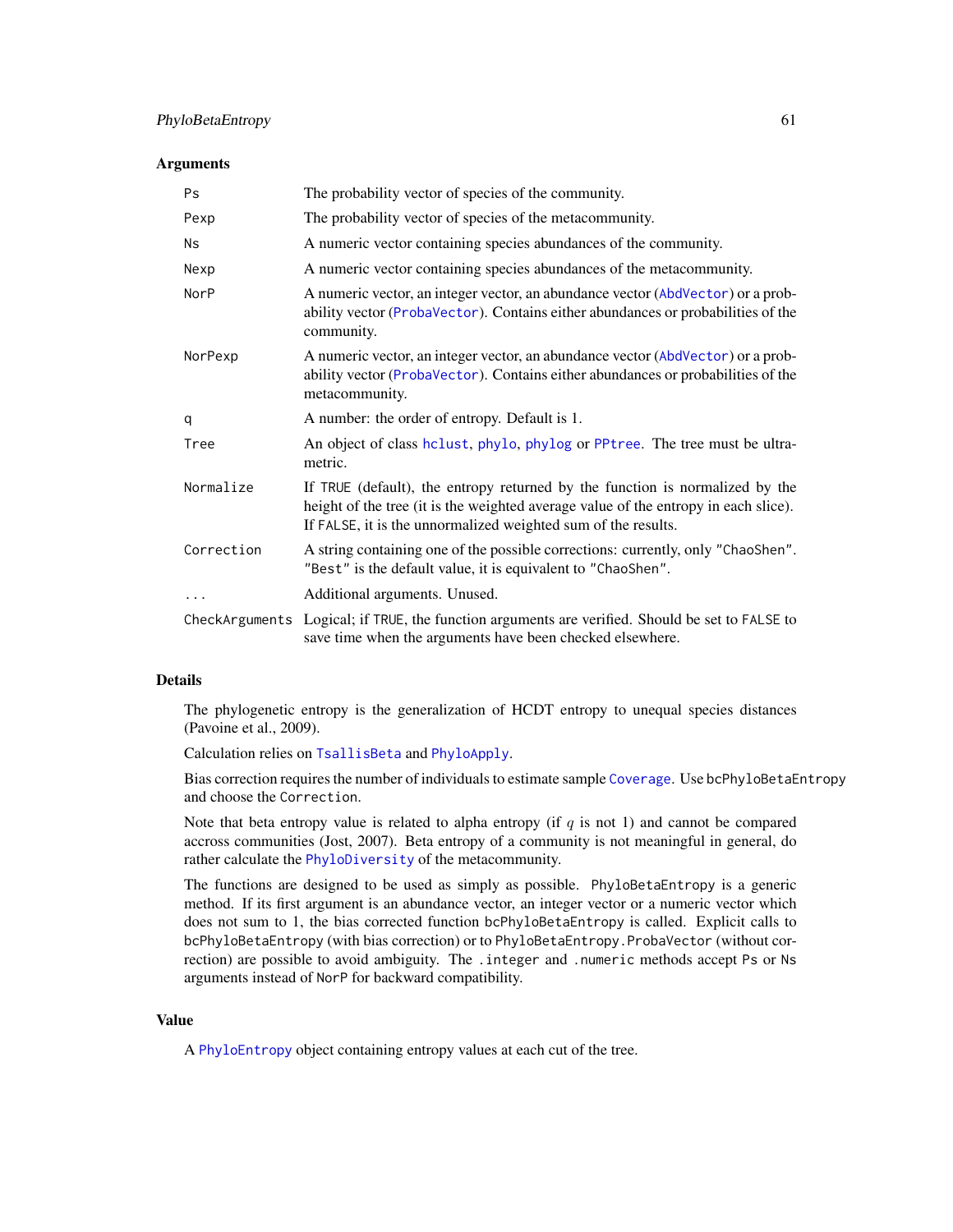### Arguments

| | |
|---|---|
| `Ps` | The probability vector of species of the community. |
| `Pexp` | The probability vector of species of the metacommunity. |
| `Ns` | A numeric vector containing species abundances of the community. |
| `Nexp` | A numeric vector containing species abundances of the metacommunity. |
| `NorP` | A numeric vector, an integer vector, an abundance vector (`AbdVector`) or a probability vector (`ProbaVector`). Contains either abundances or probabilities of the community. |
| `NorPexp` | A numeric vector, an integer vector, an abundance vector (`AbdVector`) or a probability vector (`ProbaVector`). Contains either abundances or probabilities of the metacommunity. |
| `q` | A number: the order of entropy. Default is 1. |
| `Tree` | An object of class `hclust`, `phylo`, `phylog` or `PPtree`. The tree must be ultrametric. |
| `Normalize` | If `TRUE` (default), the entropy returned by the function is normalized by the height of the tree (it is the weighted average value of the entropy in each slice). If `FALSE`, it is the unnormalized weighted sum of the results. |
| `Correction` | A string containing one of the possible corrections: currently, only `"ChaoShen"`. `"Best"` is the default value, it is equivalent to `"ChaoShen"`. |
| `...` | Additional arguments. Unused. |
| `CheckArguments` | Logical; if `TRUE`, the function arguments are verified. Should be set to `FALSE` to save time when the arguments have been checked elsewhere. |

### Details

The phylogenetic entropy is the generalization of HCDT entropy to unequal species distances (Pavoine et al., 2009).

Calculation relies on `TsallisBeta` and `PhyloApply`.

Bias correction requires the number of individuals to estimate sample `Coverage`. Use `bcPhyloBetaEntropy` and choose the `Correction`.

Note that beta entropy value is related to alpha entropy (if $q$ is not 1) and cannot be compared accross communities (Jost, 2007). Beta entropy of a community is not meaningful in general, do rather calculate the `PhyloDiversity` of the metacommunity.

The functions are designed to be used as simply as possible. `PhyloBetaEntropy` is a generic method. If its first argument is an abundance vector, an integer vector or a numeric vector which does not sum to 1, the bias corrected function `bcPhyloBetaEntropy` is called. Explicit calls to `bcPhyloBetaEntropy` (with bias correction) or to `PhyloBetaEntropy.ProbaVector` (without correction) are possible to avoid ambiguity. The `.integer` and `.numeric` methods accept `Ps` or `Ns` arguments instead of `NorP` for backward compatibility.

### Value

A `PhyloEntropy` object containing entropy values at each cut of the tree.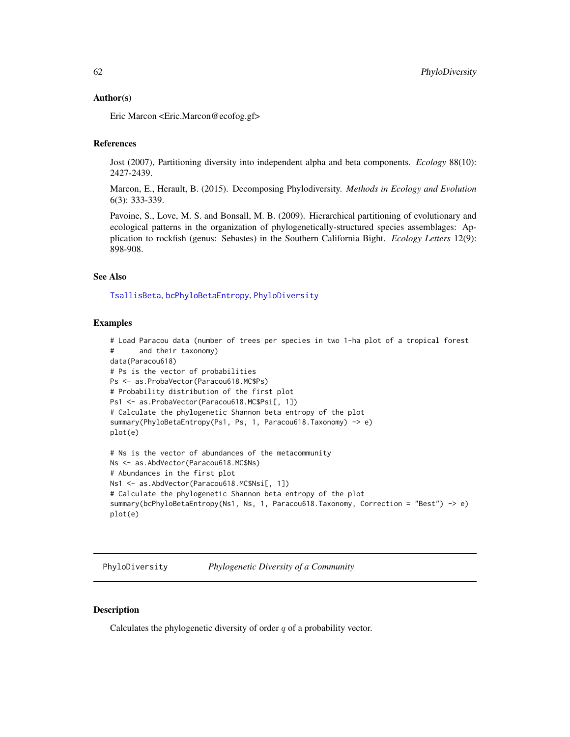### Author(s)

Eric Marcon <Eric.Marcon@ecofog.gf>

### References

Jost (2007), Partitioning diversity into independent alpha and beta components. *Ecology* 88(10): 2427-2439.

Marcon, E., Herault, B. (2015). Decomposing Phylodiversity. *Methods in Ecology and Evolution* 6(3): 333-339.

Pavoine, S., Love, M. S. and Bonsall, M. B. (2009). Hierarchical partitioning of evolutionary and ecological patterns in the organization of phylogenetically-structured species assemblages: Application to rockfish (genus: Sebastes) in the Southern California Bight. *Ecology Letters* 12(9): 898-908.

### See Also

TsallisBeta, bcPhyloBetaEntropy, PhyloDiversity

### Examples

```
# Load Paracou data (number of trees per species in two 1-ha plot of a tropical forest
#      and their taxonomy)
data(Paracou618)
# Ps is the vector of probabilities
Ps <- as.ProbaVector(Paracou618.MC$Ps)
# Probability distribution of the first plot
Ps1 <- as.ProbaVector(Paracou618.MC$Psi[, 1])
# Calculate the phylogenetic Shannon beta entropy of the plot
summary(PhyloBetaEntropy(Ps1, Ps, 1, Paracou618.Taxonomy) -> e)
plot(e)

# Ns is the vector of abundances of the metacommunity
Ns <- as.AbdVector(Paracou618.MC$Ns)
# Abundances in the first plot
Ns1 <- as.AbdVector(Paracou618.MC$Nsi[, 1])
# Calculate the phylogenetic Shannon beta entropy of the plot
summary(bcPhyloBetaEntropy(Ns1, Ns, 1, Paracou618.Taxonomy, Correction = "Best") -> e)
plot(e)
```

---

## PhyloDiversity — *Phylogenetic Diversity of a Community*

### Description

Calculates the phylogenetic diversity of order $q$ of a probability vector.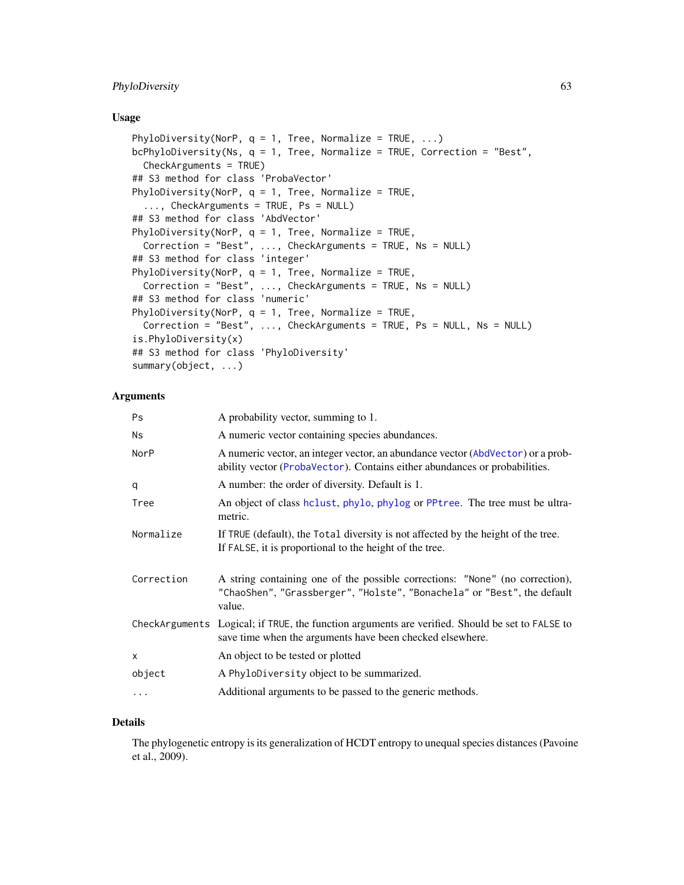## Usage

```
PhyloDiversity(NorP, q = 1, Tree, Normalize = TRUE, ...)
bcPhyloDiversity(Ns, q = 1, Tree, Normalize = TRUE, Correction = "Best",
  CheckArguments = TRUE)
## S3 method for class 'ProbaVector'
PhyloDiversity(NorP, q = 1, Tree, Normalize = TRUE,
  ..., CheckArguments = TRUE, Ps = NULL)
## S3 method for class 'AbdVector'
PhyloDiversity(NorP, q = 1, Tree, Normalize = TRUE,
  Correction = "Best", ..., CheckArguments = TRUE, Ns = NULL)
## S3 method for class 'integer'
PhyloDiversity(NorP, q = 1, Tree, Normalize = TRUE,
  Correction = "Best", ..., CheckArguments = TRUE, Ns = NULL)
## S3 method for class 'numeric'
PhyloDiversity(NorP, q = 1, Tree, Normalize = TRUE,
  Correction = "Best", ..., CheckArguments = TRUE, Ps = NULL, Ns = NULL)
is.PhyloDiversity(x)
## S3 method for class 'PhyloDiversity'
summary(object, ...)
```

## Arguments

| | |
|---|---|
| Ps | A probability vector, summing to 1. |
| Ns | A numeric vector containing species abundances. |
| NorP | A numeric vector, an integer vector, an abundance vector (AbdVector) or a probability vector (ProbaVector). Contains either abundances or probabilities. |
| q | A number: the order of diversity. Default is 1. |
| Tree | An object of class hclust, phylo, phylog or PPtree. The tree must be ultrametric. |
| Normalize | If TRUE (default), the Total diversity is not affected by the height of the tree. If FALSE, it is proportional to the height of the tree. |
| Correction | A string containing one of the possible corrections: "None" (no correction), "ChaoShen", "Grassberger", "Holste", "Bonachela" or "Best", the default value. |
| CheckArguments | Logical; if TRUE, the function arguments are verified. Should be set to FALSE to save time when the arguments have been checked elsewhere. |
| x | An object to be tested or plotted |
| object | A PhyloDiversity object to be summarized. |
| ... | Additional arguments to be passed to the generic methods. |

## Details

The phylogenetic entropy is its generalization of HCDT entropy to unequal species distances (Pavoine et al., 2009).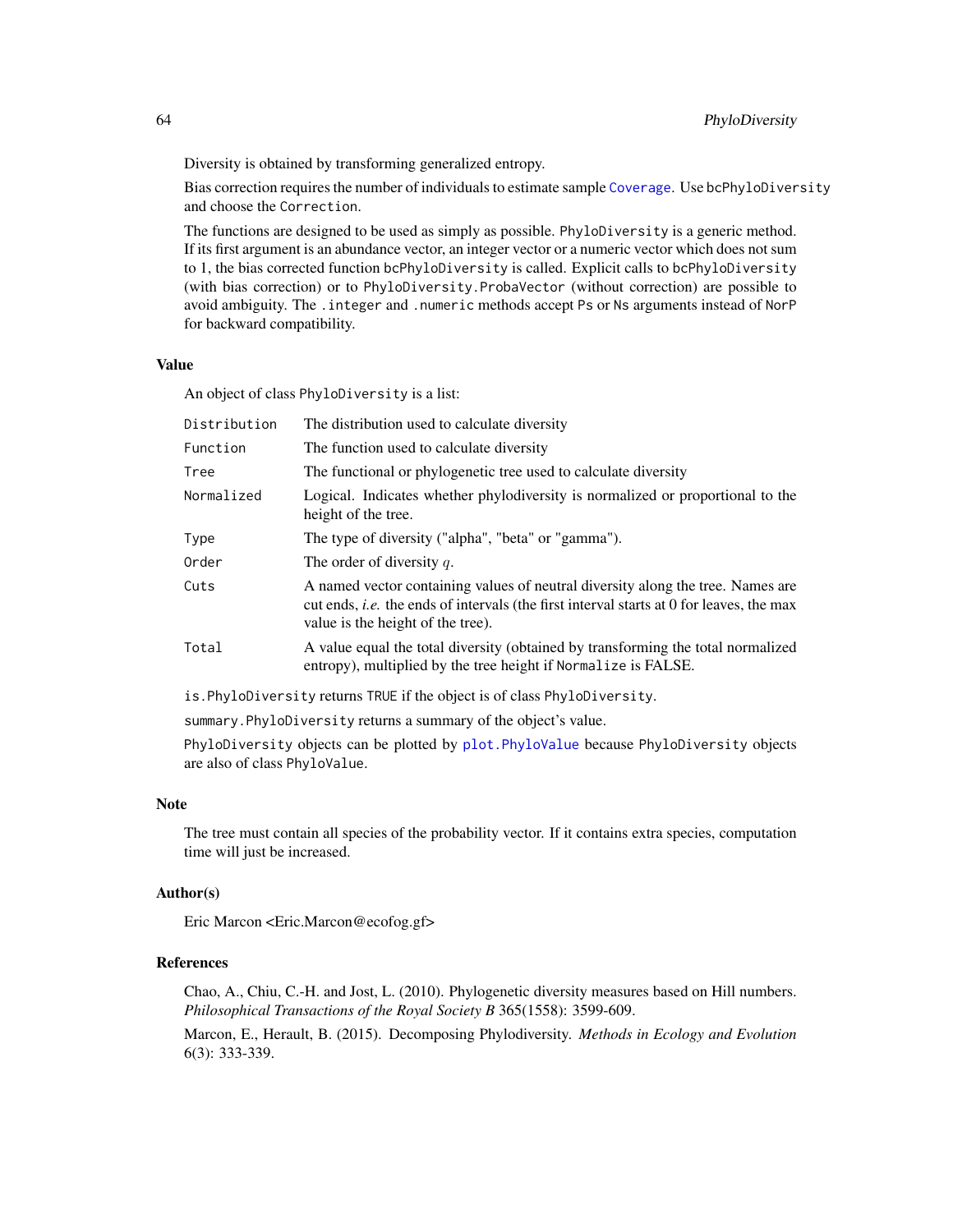Diversity is obtained by transforming generalized entropy.

Bias correction requires the number of individuals to estimate sample Coverage. Use bcPhyloDiversity and choose the Correction.

The functions are designed to be used as simply as possible. PhyloDiversity is a generic method. If its first argument is an abundance vector, an integer vector or a numeric vector which does not sum to 1, the bias corrected function bcPhyloDiversity is called. Explicit calls to bcPhyloDiversity (with bias correction) or to PhyloDiversity.ProbaVector (without correction) are possible to avoid ambiguity. The .integer and .numeric methods accept Ps or Ns arguments instead of NorP for backward compatibility.

## Value

An object of class PhyloDiversity is a list:

| | |
|---|---|
| Distribution | The distribution used to calculate diversity |
| Function | The function used to calculate diversity |
| Tree | The functional or phylogenetic tree used to calculate diversity |
| Normalized | Logical. Indicates whether phylodiversity is normalized or proportional to the height of the tree. |
| Type | The type of diversity ("alpha", "beta" or "gamma"). |
| Order | The order of diversity $q$. |
| Cuts | A named vector containing values of neutral diversity along the tree. Names are cut ends, *i.e.* the ends of intervals (the first interval starts at 0 for leaves, the max value is the height of the tree). |
| Total | A value equal the total diversity (obtained by transforming the total normalized entropy), multiplied by the tree height if Normalize is FALSE. |

is.PhyloDiversity returns TRUE if the object is of class PhyloDiversity.

summary.PhyloDiversity returns a summary of the object's value.

PhyloDiversity objects can be plotted by plot.PhyloValue because PhyloDiversity objects are also of class PhyloValue.

## Note

The tree must contain all species of the probability vector. If it contains extra species, computation time will just be increased.

## Author(s)

Eric Marcon <Eric.Marcon@ecofog.gf>

## References

Chao, A., Chiu, C.-H. and Jost, L. (2010). Phylogenetic diversity measures based on Hill numbers. *Philosophical Transactions of the Royal Society B* 365(1558): 3599-609.

Marcon, E., Herault, B. (2015). Decomposing Phylodiversity. *Methods in Ecology and Evolution* 6(3): 333-339.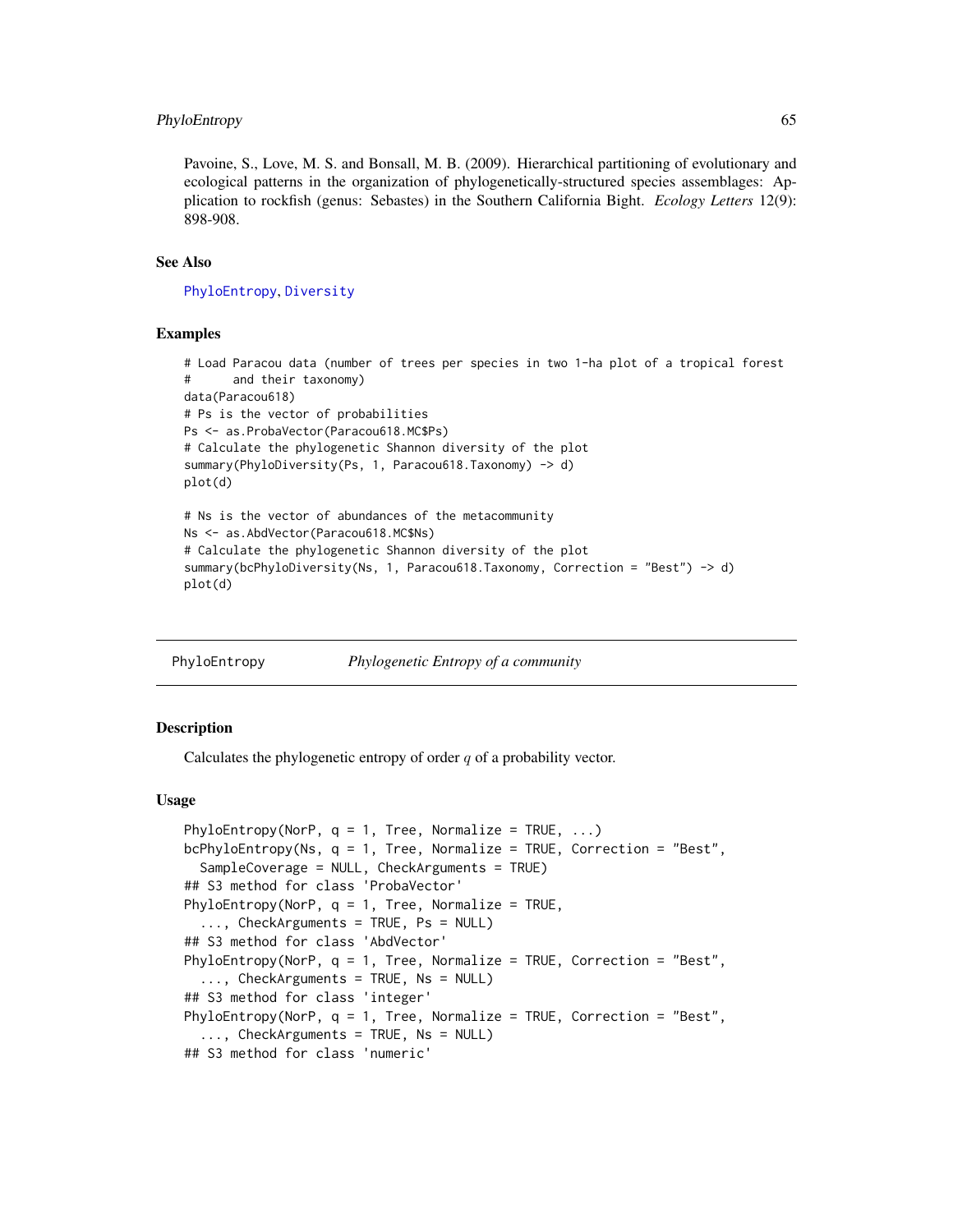Pavoine, S., Love, M. S. and Bonsall, M. B. (2009). Hierarchical partitioning of evolutionary and ecological patterns in the organization of phylogenetically-structured species assemblages: Application to rockfish (genus: Sebastes) in the Southern California Bight. *Ecology Letters* 12(9): 898-908.

### See Also

PhyloEntropy, Diversity

### Examples

```
# Load Paracou data (number of trees per species in two 1-ha plot of a tropical forest
#      and their taxonomy)
data(Paracou618)
# Ps is the vector of probabilities
Ps <- as.ProbaVector(Paracou618.MC$Ps)
# Calculate the phylogenetic Shannon diversity of the plot
summary(PhyloDiversity(Ps, 1, Paracou618.Taxonomy) -> d)
plot(d)

# Ns is the vector of abundances of the metacommunity
Ns <- as.AbdVector(Paracou618.MC$Ns)
# Calculate the phylogenetic Shannon diversity of the plot
summary(bcPhyloDiversity(Ns, 1, Paracou618.Taxonomy, Correction = "Best") -> d)
plot(d)
```

---

## PhyloEntropy — *Phylogenetic Entropy of a community*

### Description

Calculates the phylogenetic entropy of order $q$ of a probability vector.

### Usage

```
PhyloEntropy(NorP, q = 1, Tree, Normalize = TRUE, ...)
bcPhyloEntropy(Ns, q = 1, Tree, Normalize = TRUE, Correction = "Best",
  SampleCoverage = NULL, CheckArguments = TRUE)
## S3 method for class 'ProbaVector'
PhyloEntropy(NorP, q = 1, Tree, Normalize = TRUE,
  ..., CheckArguments = TRUE, Ps = NULL)
## S3 method for class 'AbdVector'
PhyloEntropy(NorP, q = 1, Tree, Normalize = TRUE, Correction = "Best",
  ..., CheckArguments = TRUE, Ns = NULL)
## S3 method for class 'integer'
PhyloEntropy(NorP, q = 1, Tree, Normalize = TRUE, Correction = "Best",
  ..., CheckArguments = TRUE, Ns = NULL)
## S3 method for class 'numeric'
```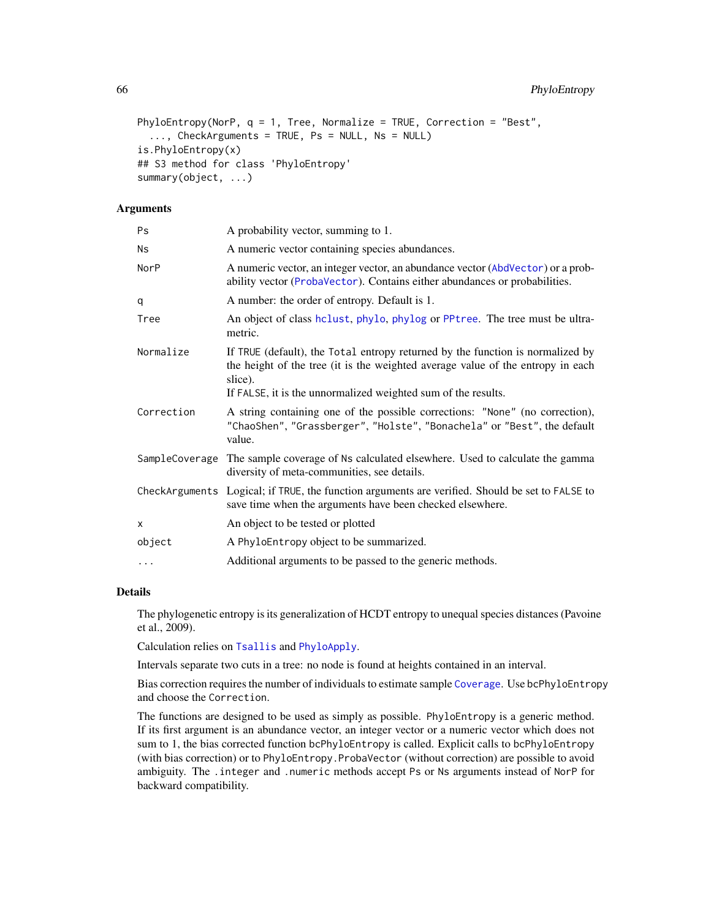```
PhyloEntropy(NorP, q = 1, Tree, Normalize = TRUE, Correction = "Best",
  ..., CheckArguments = TRUE, Ps = NULL, Ns = NULL)
is.PhyloEntropy(x)
## S3 method for class 'PhyloEntropy'
summary(object, ...)
```

### Arguments

| | |
|---|---|
| Ps | A probability vector, summing to 1. |
| Ns | A numeric vector containing species abundances. |
| NorP | A numeric vector, an integer vector, an abundance vector (AbdVector) or a probability vector (ProbaVector). Contains either abundances or probabilities. |
| q | A number: the order of entropy. Default is 1. |
| Tree | An object of class hclust, phylo, phylog or PPtree. The tree must be ultrametric. |
| Normalize | If TRUE (default), the Total entropy returned by the function is normalized by the height of the tree (it is the weighted average value of the entropy in each slice).<br>If FALSE, it is the unnormalized weighted sum of the results. |
| Correction | A string containing one of the possible corrections: "None" (no correction), "ChaoShen", "Grassberger", "Holste", "Bonachela" or "Best", the default value. |
| SampleCoverage | The sample coverage of Ns calculated elsewhere. Used to calculate the gamma diversity of meta-communities, see details. |
| CheckArguments | Logical; if TRUE, the function arguments are verified. Should be set to FALSE to save time when the arguments have been checked elsewhere. |
| x | An object to be tested or plotted |
| object | A PhyloEntropy object to be summarized. |
| ... | Additional arguments to be passed to the generic methods. |

### Details

The phylogenetic entropy is its generalization of HCDT entropy to unequal species distances (Pavoine et al., 2009).

Calculation relies on Tsallis and PhyloApply.

Intervals separate two cuts in a tree: no node is found at heights contained in an interval.

Bias correction requires the number of individuals to estimate sample Coverage. Use bcPhyloEntropy and choose the Correction.

The functions are designed to be used as simply as possible. PhyloEntropy is a generic method. If its first argument is an abundance vector, an integer vector or a numeric vector which does not sum to 1, the bias corrected function bcPhyloEntropy is called. Explicit calls to bcPhyloEntropy (with bias correction) or to PhyloEntropy.ProbaVector (without correction) are possible to avoid ambiguity. The .integer and .numeric methods accept Ps or Ns arguments instead of NorP for backward compatibility.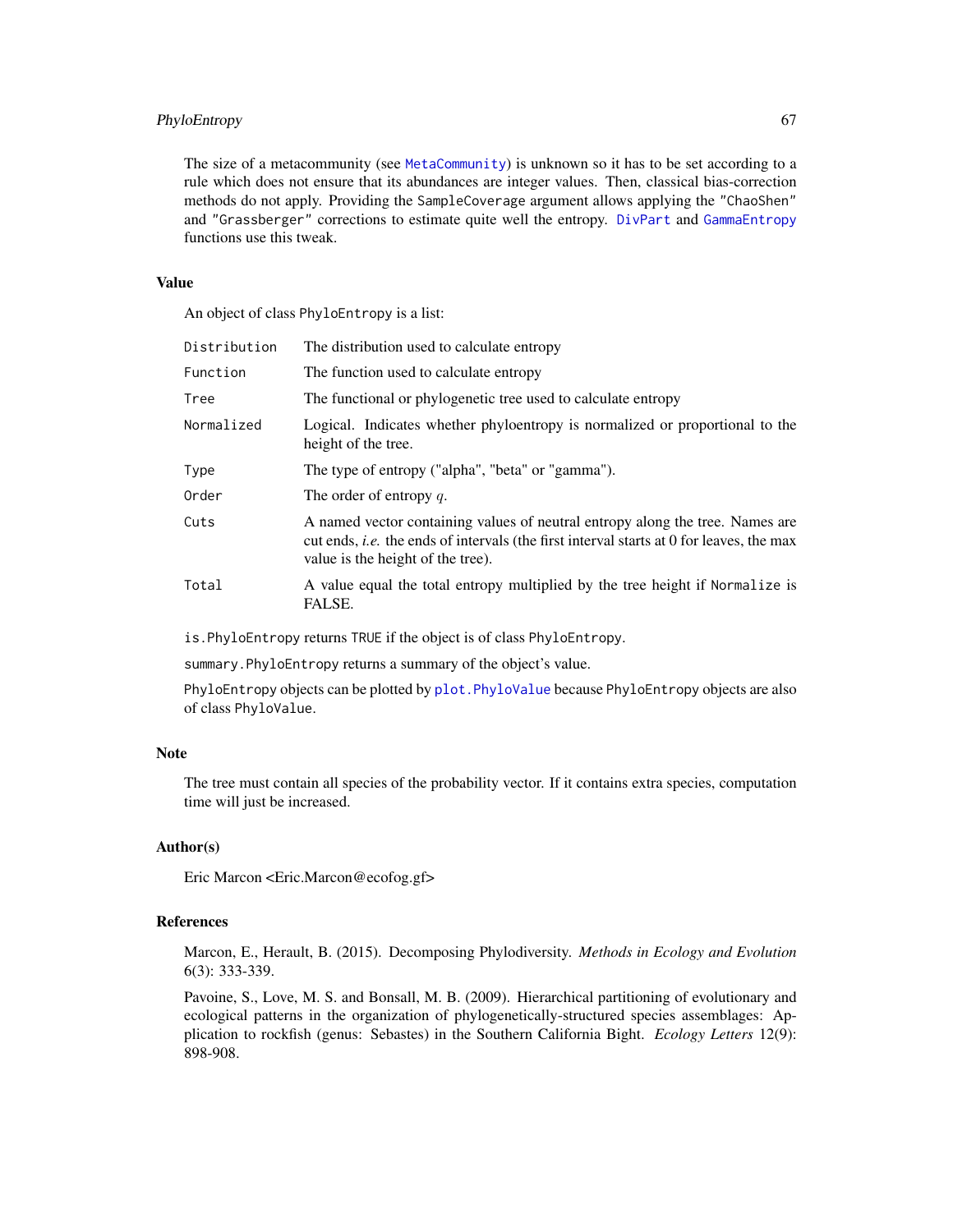The size of a metacommunity (see `MetaCommunity`) is unknown so it has to be set according to a rule which does not ensure that its abundances are integer values. Then, classical bias-correction methods do not apply. Providing the `SampleCoverage` argument allows applying the `"ChaoShen"` and `"Grassberger"` corrections to estimate quite well the entropy. `DivPart` and `GammaEntropy` functions use this tweak.

## Value

An object of class `PhyloEntropy` is a list:

| | |
|---|---|
| `Distribution` | The distribution used to calculate entropy |
| `Function` | The function used to calculate entropy |
| `Tree` | The functional or phylogenetic tree used to calculate entropy |
| `Normalized` | Logical. Indicates whether phyloentropy is normalized or proportional to the height of the tree. |
| `Type` | The type of entropy ("alpha", "beta" or "gamma"). |
| `Order` | The order of entropy $q$. |
| `Cuts` | A named vector containing values of neutral entropy along the tree. Names are cut ends, *i.e.* the ends of intervals (the first interval starts at 0 for leaves, the max value is the height of the tree). |
| `Total` | A value equal the total entropy multiplied by the tree height if `Normalize` is FALSE. |

`is.PhyloEntropy` returns `TRUE` if the object is of class `PhyloEntropy`.

`summary.PhyloEntropy` returns a summary of the object's value.

`PhyloEntropy` objects can be plotted by `plot.PhyloValue` because `PhyloEntropy` objects are also of class `PhyloValue`.

## Note

The tree must contain all species of the probability vector. If it contains extra species, computation time will just be increased.

## Author(s)

Eric Marcon <Eric.Marcon@ecofog.gf>

## References

Marcon, E., Herault, B. (2015). Decomposing Phylodiversity. *Methods in Ecology and Evolution* 6(3): 333-339.

Pavoine, S., Love, M. S. and Bonsall, M. B. (2009). Hierarchical partitioning of evolutionary and ecological patterns in the organization of phylogenetically-structured species assemblages: Application to rockfish (genus: Sebastes) in the Southern California Bight. *Ecology Letters* 12(9): 898-908.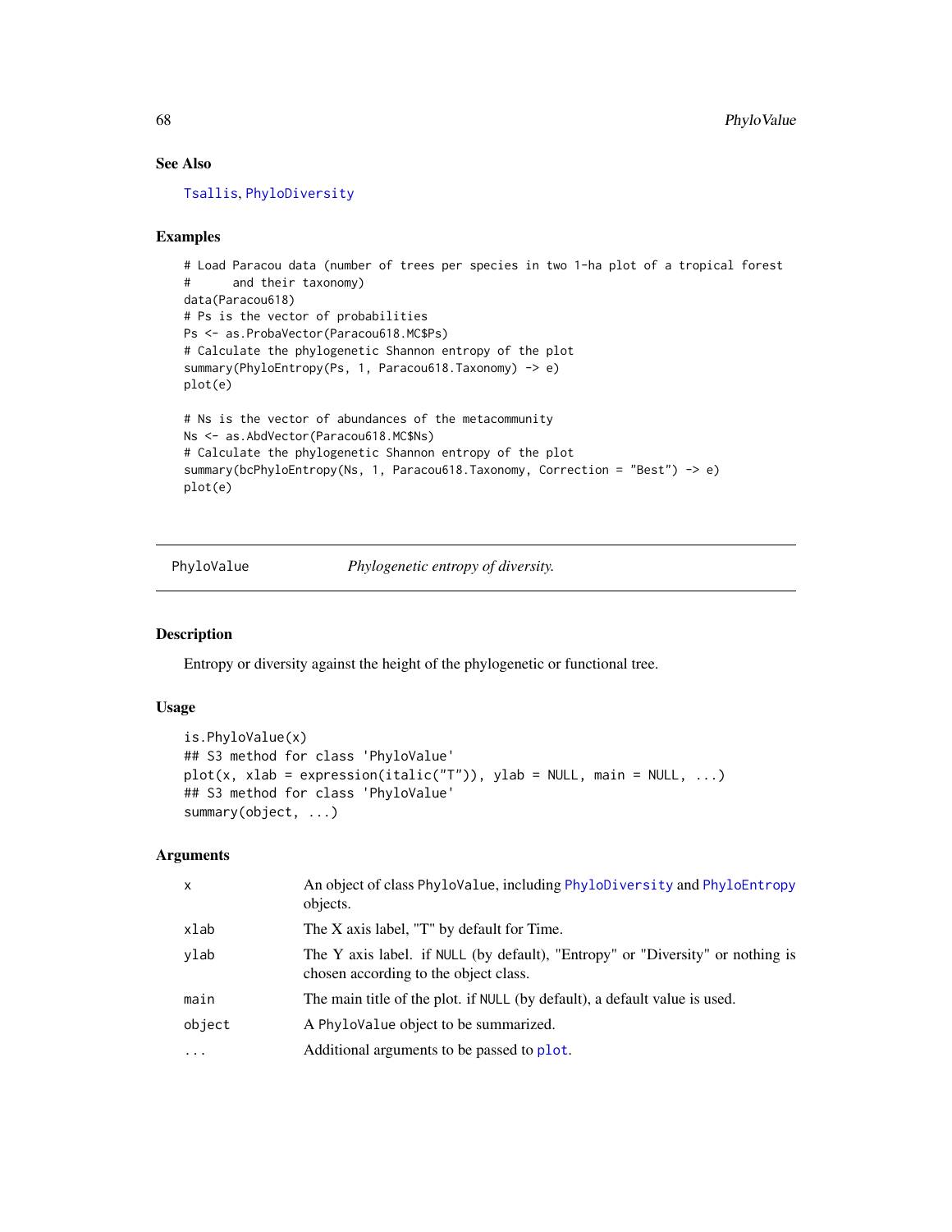### See Also

Tsallis, PhyloDiversity

### Examples

```
# Load Paracou data (number of trees per species in two 1-ha plot of a tropical forest
#      and their taxonomy)
data(Paracou618)
# Ps is the vector of probabilities
Ps <- as.ProbaVector(Paracou618.MC$Ps)
# Calculate the phylogenetic Shannon entropy of the plot
summary(PhyloEntropy(Ps, 1, Paracou618.Taxonomy) -> e)
plot(e)

# Ns is the vector of abundances of the metacommunity
Ns <- as.AbdVector(Paracou618.MC$Ns)
# Calculate the phylogenetic Shannon entropy of the plot
summary(bcPhyloEntropy(Ns, 1, Paracou618.Taxonomy, Correction = "Best") -> e)
plot(e)
```

---

## PhyloValue — *Phylogenetic entropy of diversity.*

### Description

Entropy or diversity against the height of the phylogenetic or functional tree.

### Usage

```
is.PhyloValue(x)
## S3 method for class 'PhyloValue'
plot(x, xlab = expression(italic("T")), ylab = NULL, main = NULL, ...)
## S3 method for class 'PhyloValue'
summary(object, ...)
```

### Arguments

| | |
|---|---|
| x | An object of class PhyloValue, including PhyloDiversity and PhyloEntropy objects. |
| xlab | The X axis label, "T" by default for Time. |
| ylab | The Y axis label. if NULL (by default), "Entropy" or "Diversity" or nothing is chosen according to the object class. |
| main | The main title of the plot. if NULL (by default), a default value is used. |
| object | A PhyloValue object to be summarized. |
| ... | Additional arguments to be passed to plot. |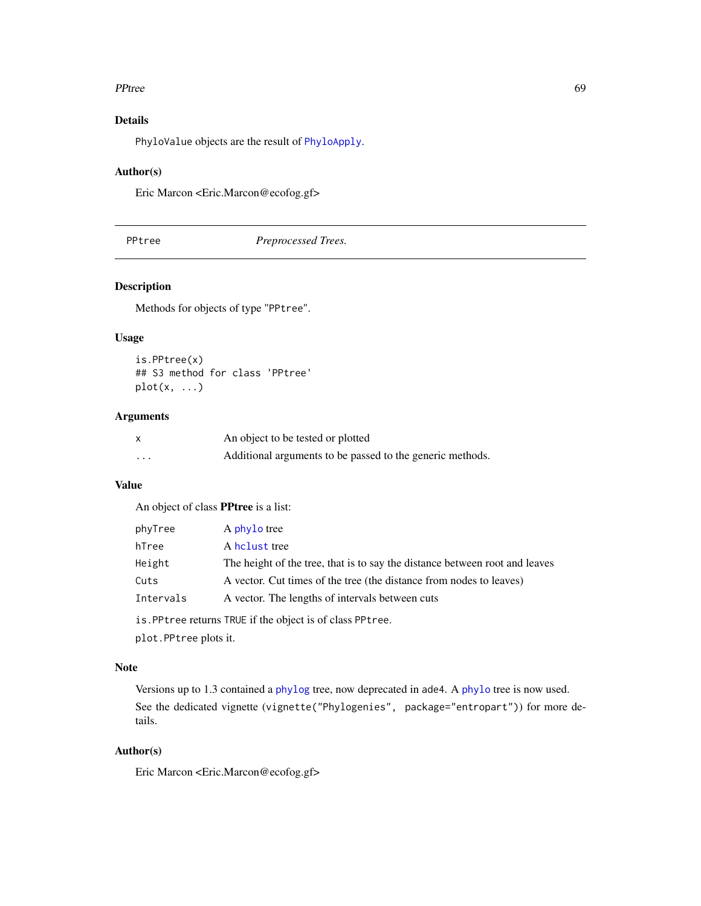## Details

PhyloValue objects are the result of PhyloApply.

## Author(s)

Eric Marcon <Eric.Marcon@ecofog.gf>

---

# PPtree *Preprocessed Trees.*

---

## Description

Methods for objects of type "PPtree".

## Usage

```
is.PPtree(x)
## S3 method for class 'PPtree'
plot(x, ...)
```

## Arguments

| | |
|---|---|
| x | An object to be tested or plotted |
| ... | Additional arguments to be passed to the generic methods. |

## Value

An object of class **PPtree** is a list:

| | |
|---|---|
| phyTree | A phylo tree |
| hTree | A hclust tree |
| Height | The height of the tree, that is to say the distance between root and leaves |
| Cuts | A vector. Cut times of the tree (the distance from nodes to leaves) |
| Intervals | A vector. The lengths of intervals between cuts |

is.PPtree returns TRUE if the object is of class PPtree.

plot.PPtree plots it.

## Note

Versions up to 1.3 contained a phylog tree, now deprecated in ade4. A phylo tree is now used.

See the dedicated vignette (vignette("Phylogenies", package="entropart")) for more details.

## Author(s)

Eric Marcon <Eric.Marcon@ecofog.gf>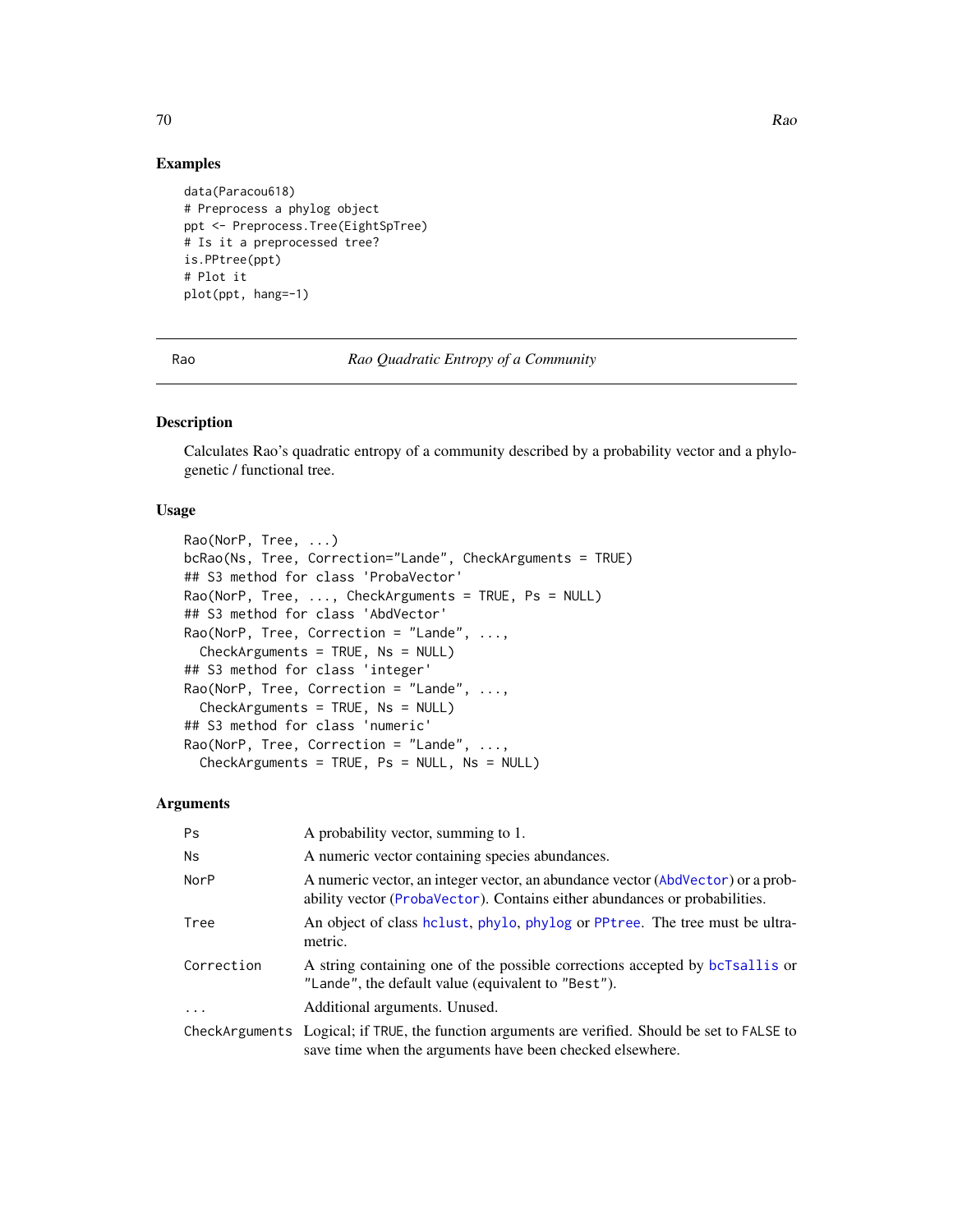## Examples

```
data(Paracou618)
# Preprocess a phylog object
ppt <- Preprocess.Tree(EightSpTree)
# Is it a preprocessed tree?
is.PPtree(ppt)
# Plot it
plot(ppt, hang=-1)
```

---

Rao *Rao Quadratic Entropy of a Community*

---

### Description

Calculates Rao's quadratic entropy of a community described by a probability vector and a phylogenetic / functional tree.

### Usage

```
Rao(NorP, Tree, ...)
bcRao(Ns, Tree, Correction="Lande", CheckArguments = TRUE)
## S3 method for class 'ProbaVector'
Rao(NorP, Tree, ..., CheckArguments = TRUE, Ps = NULL)
## S3 method for class 'AbdVector'
Rao(NorP, Tree, Correction = "Lande", ...,
  CheckArguments = TRUE, Ns = NULL)
## S3 method for class 'integer'
Rao(NorP, Tree, Correction = "Lande", ...,
  CheckArguments = TRUE, Ns = NULL)
## S3 method for class 'numeric'
Rao(NorP, Tree, Correction = "Lande", ...,
  CheckArguments = TRUE, Ps = NULL, Ns = NULL)
```

### Arguments

| | |
|---|---|
| `Ps` | A probability vector, summing to 1. |
| `Ns` | A numeric vector containing species abundances. |
| `NorP` | A numeric vector, an integer vector, an abundance vector (`AbdVector`) or a probability vector (`ProbaVector`). Contains either abundances or probabilities. |
| `Tree` | An object of class `hclust`, `phylo`, `phylog` or `PPtree`. The tree must be ultrametric. |
| `Correction` | A string containing one of the possible corrections accepted by `bcTsallis` or `"Lande"`, the default value (equivalent to `"Best"`). |
| `...` | Additional arguments. Unused. |
| `CheckArguments` | Logical; if `TRUE`, the function arguments are verified. Should be set to `FALSE` to save time when the arguments have been checked elsewhere. |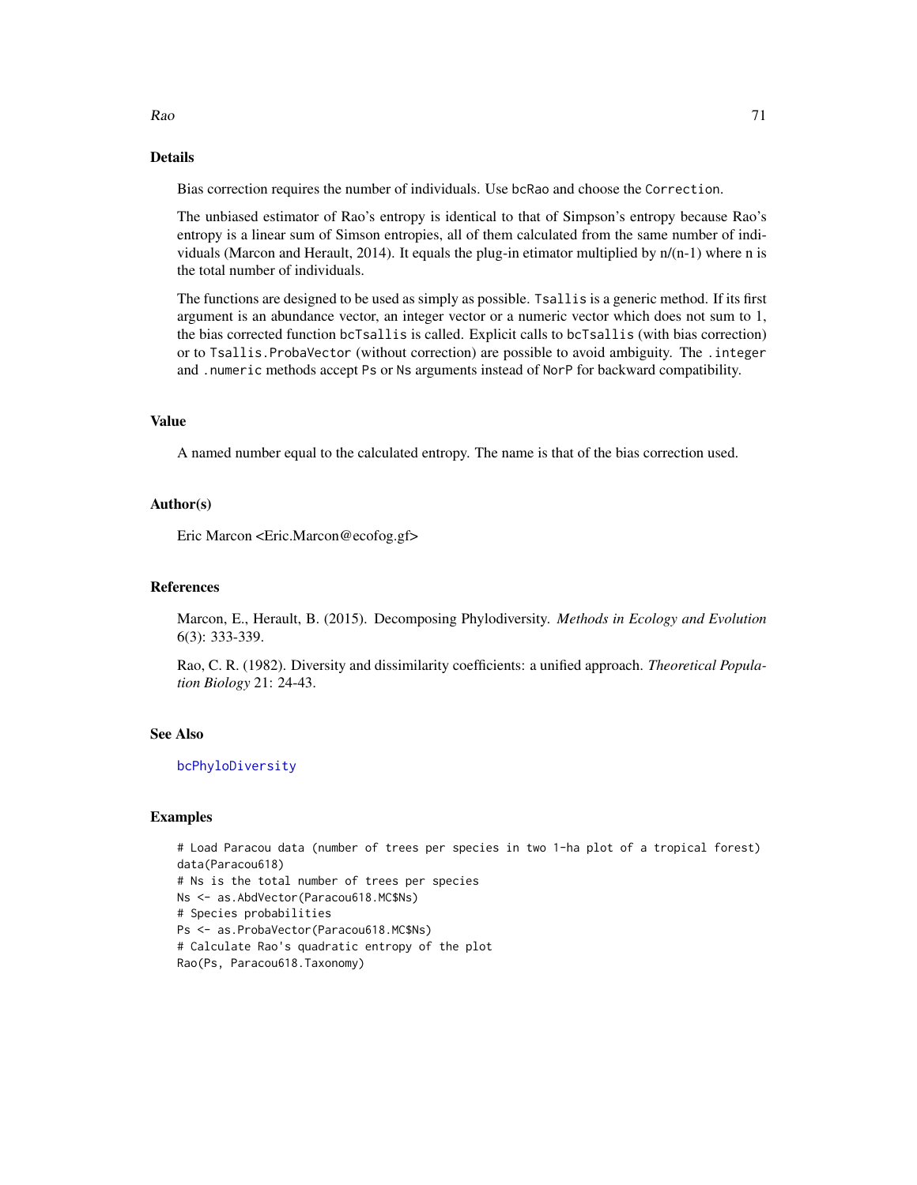## Details

Bias correction requires the number of individuals. Use `bcRao` and choose the `Correction`.

The unbiased estimator of Rao's entropy is identical to that of Simpson's entropy because Rao's entropy is a linear sum of Simson entropies, all of them calculated from the same number of individuals (Marcon and Herault, 2014). It equals the plug-in etimator multiplied by n/(n-1) where n is the total number of individuals.

The functions are designed to be used as simply as possible. `Tsallis` is a generic method. If its first argument is an abundance vector, an integer vector or a numeric vector which does not sum to 1, the bias corrected function `bcTsallis` is called. Explicit calls to `bcTsallis` (with bias correction) or to `Tsallis.ProbaVector` (without correction) are possible to avoid ambiguity. The `.integer` and `.numeric` methods accept `Ps` or `Ns` arguments instead of `NorP` for backward compatibility.

## Value

A named number equal to the calculated entropy. The name is that of the bias correction used.

## Author(s)

Eric Marcon <Eric.Marcon@ecofog.gf>

## References

Marcon, E., Herault, B. (2015). Decomposing Phylodiversity. *Methods in Ecology and Evolution* 6(3): 333-339.

Rao, C. R. (1982). Diversity and dissimilarity coefficients: a unified approach. *Theoretical Population Biology* 21: 24-43.

## See Also

`bcPhyloDiversity`

## Examples

```
# Load Paracou data (number of trees per species in two 1-ha plot of a tropical forest)
data(Paracou618)
# Ns is the total number of trees per species
Ns <- as.AbdVector(Paracou618.MC$Ns)
# Species probabilities
Ps <- as.ProbaVector(Paracou618.MC$Ns)
# Calculate Rao's quadratic entropy of the plot
Rao(Ps, Paracou618.Taxonomy)
```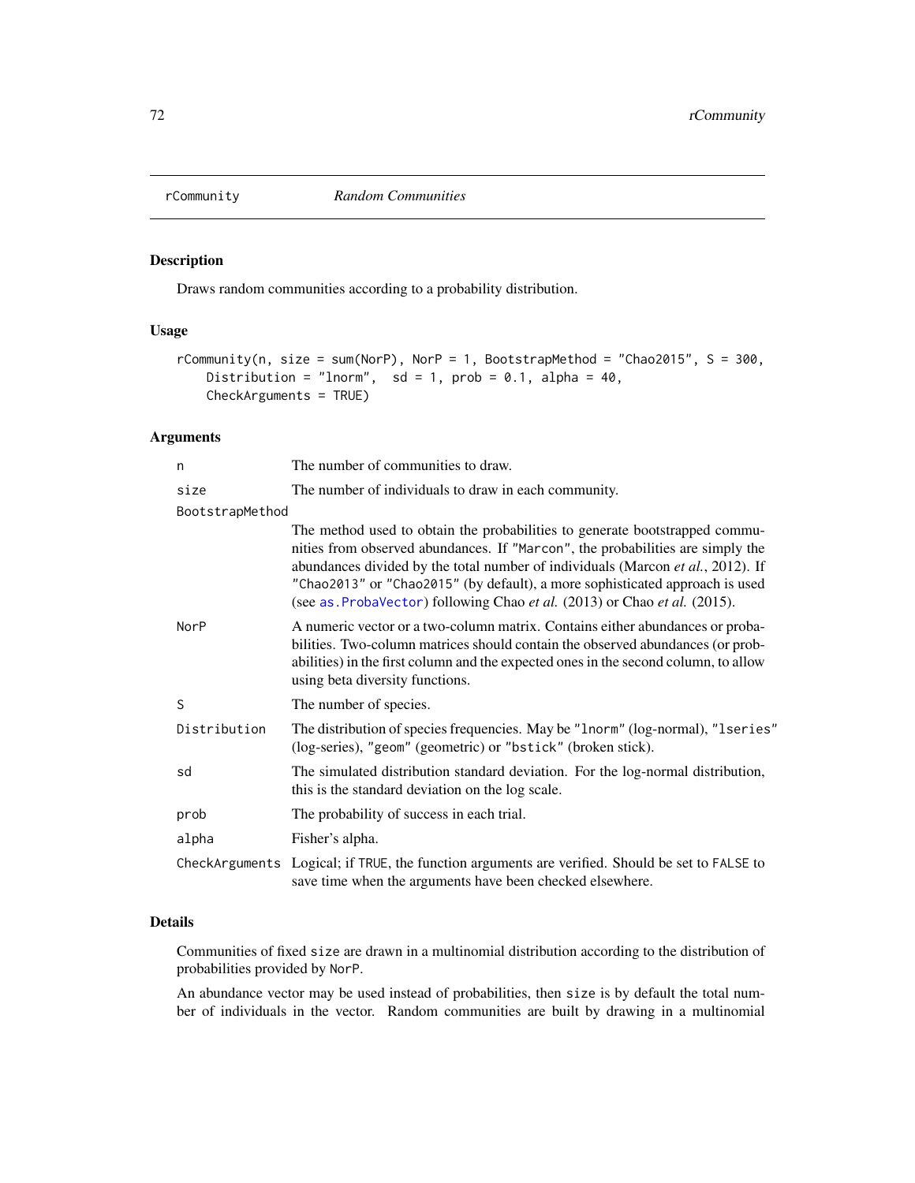rCommunity *Random Communities*

## Description

Draws random communities according to a probability distribution.

## Usage

```
rCommunity(n, size = sum(NorP), NorP = 1, BootstrapMethod = "Chao2015", S = 300,
    Distribution = "lnorm",  sd = 1, prob = 0.1, alpha = 40,
    CheckArguments = TRUE)
```

## Arguments

| | |
|---|---|
| n | The number of communities to draw. |
| size | The number of individuals to draw in each community. |
| BootstrapMethod | The method used to obtain the probabilities to generate bootstrapped communities from observed abundances. If "Marcon", the probabilities are simply the abundances divided by the total number of individuals (Marcon *et al.*, 2012). If "Chao2013" or "Chao2015" (by default), a more sophisticated approach is used (see as.ProbaVector) following Chao *et al.* (2013) or Chao *et al.* (2015). |
| NorP | A numeric vector or a two-column matrix. Contains either abundances or probabilities. Two-column matrices should contain the observed abundances (or probabilities) in the first column and the expected ones in the second column, to allow using beta diversity functions. |
| S | The number of species. |
| Distribution | The distribution of species frequencies. May be "lnorm" (log-normal), "lseries" (log-series), "geom" (geometric) or "bstick" (broken stick). |
| sd | The simulated distribution standard deviation. For the log-normal distribution, this is the standard deviation on the log scale. |
| prob | The probability of success in each trial. |
| alpha | Fisher's alpha. |
| CheckArguments | Logical; if TRUE, the function arguments are verified. Should be set to FALSE to save time when the arguments have been checked elsewhere. |

## Details

Communities of fixed size are drawn in a multinomial distribution according to the distribution of probabilities provided by NorP.

An abundance vector may be used instead of probabilities, then size is by default the total number of individuals in the vector. Random communities are built by drawing in a multinomial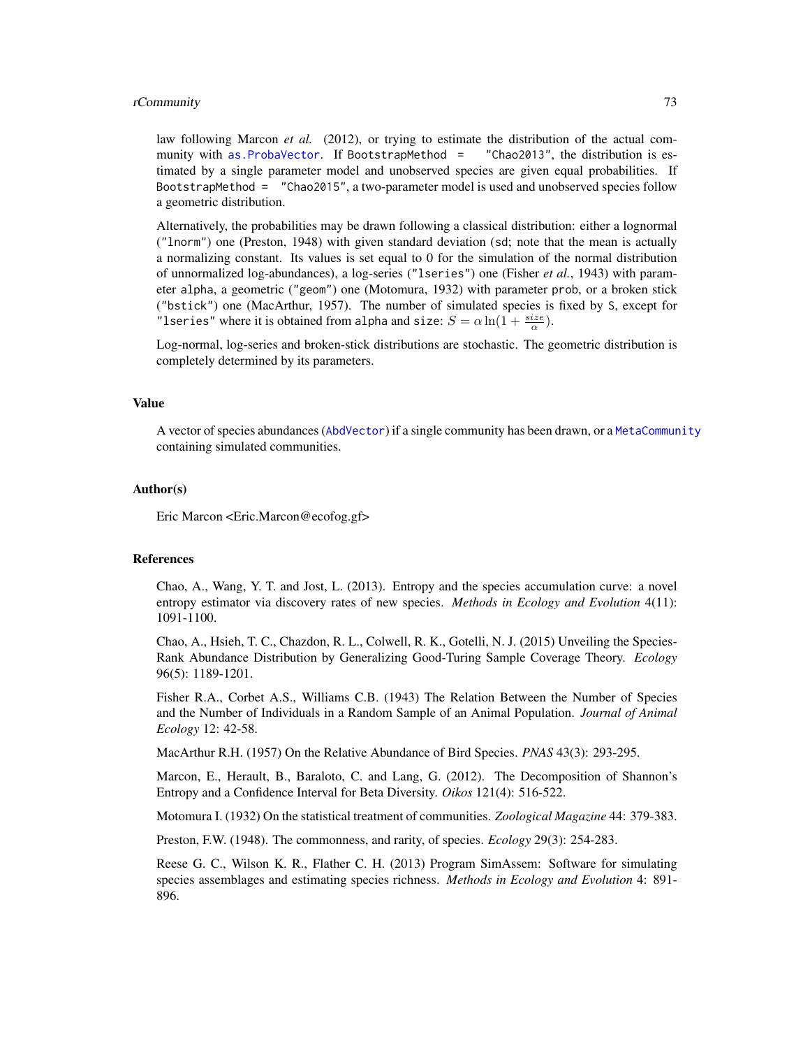law following Marcon *et al.* (2012), or trying to estimate the distribution of the actual community with `as.ProbaVector`. If `BootstrapMethod = "Chao2013"`, the distribution is estimated by a single parameter model and unobserved species are given equal probabilities. If `BootstrapMethod = "Chao2015"`, a two-parameter model is used and unobserved species follow a geometric distribution.

Alternatively, the probabilities may be drawn following a classical distribution: either a lognormal (`"lnorm"`) one (Preston, 1948) with given standard deviation (`sd`; note that the mean is actually a normalizing constant. Its values is set equal to 0 for the simulation of the normal distribution of unnormalized log-abundances), a log-series (`"lseries"`) one (Fisher *et al.*, 1943) with parameter `alpha`, a geometric (`"geom"`) one (Motomura, 1932) with parameter `prob`, or a broken stick (`"bstick"`) one (MacArthur, 1957). The number of simulated species is fixed by `S`, except for `"lseries"` where it is obtained from `alpha` and `size`: $S = \alpha \ln(1 + \frac{size}{\alpha})$.

Log-normal, log-series and broken-stick distributions are stochastic. The geometric distribution is completely determined by its parameters.

## Value

A vector of species abundances (`AbdVector`) if a single community has been drawn, or a `MetaCommunity` containing simulated communities.

## Author(s)

Eric Marcon <Eric.Marcon@ecofog.gf>

## References

Chao, A., Wang, Y. T. and Jost, L. (2013). Entropy and the species accumulation curve: a novel entropy estimator via discovery rates of new species. *Methods in Ecology and Evolution* 4(11): 1091-1100.

Chao, A., Hsieh, T. C., Chazdon, R. L., Colwell, R. K., Gotelli, N. J. (2015) Unveiling the Species-Rank Abundance Distribution by Generalizing Good-Turing Sample Coverage Theory. *Ecology* 96(5): 1189-1201.

Fisher R.A., Corbet A.S., Williams C.B. (1943) The Relation Between the Number of Species and the Number of Individuals in a Random Sample of an Animal Population. *Journal of Animal Ecology* 12: 42-58.

MacArthur R.H. (1957) On the Relative Abundance of Bird Species. *PNAS* 43(3): 293-295.

Marcon, E., Herault, B., Baraloto, C. and Lang, G. (2012). The Decomposition of Shannon's Entropy and a Confidence Interval for Beta Diversity. *Oikos* 121(4): 516-522.

Motomura I. (1932) On the statistical treatment of communities. *Zoological Magazine* 44: 379-383.

Preston, F.W. (1948). The commonness, and rarity, of species. *Ecology* 29(3): 254-283.

Reese G. C., Wilson K. R., Flather C. H. (2013) Program SimAssem: Software for simulating species assemblages and estimating species richness. *Methods in Ecology and Evolution* 4: 891-896.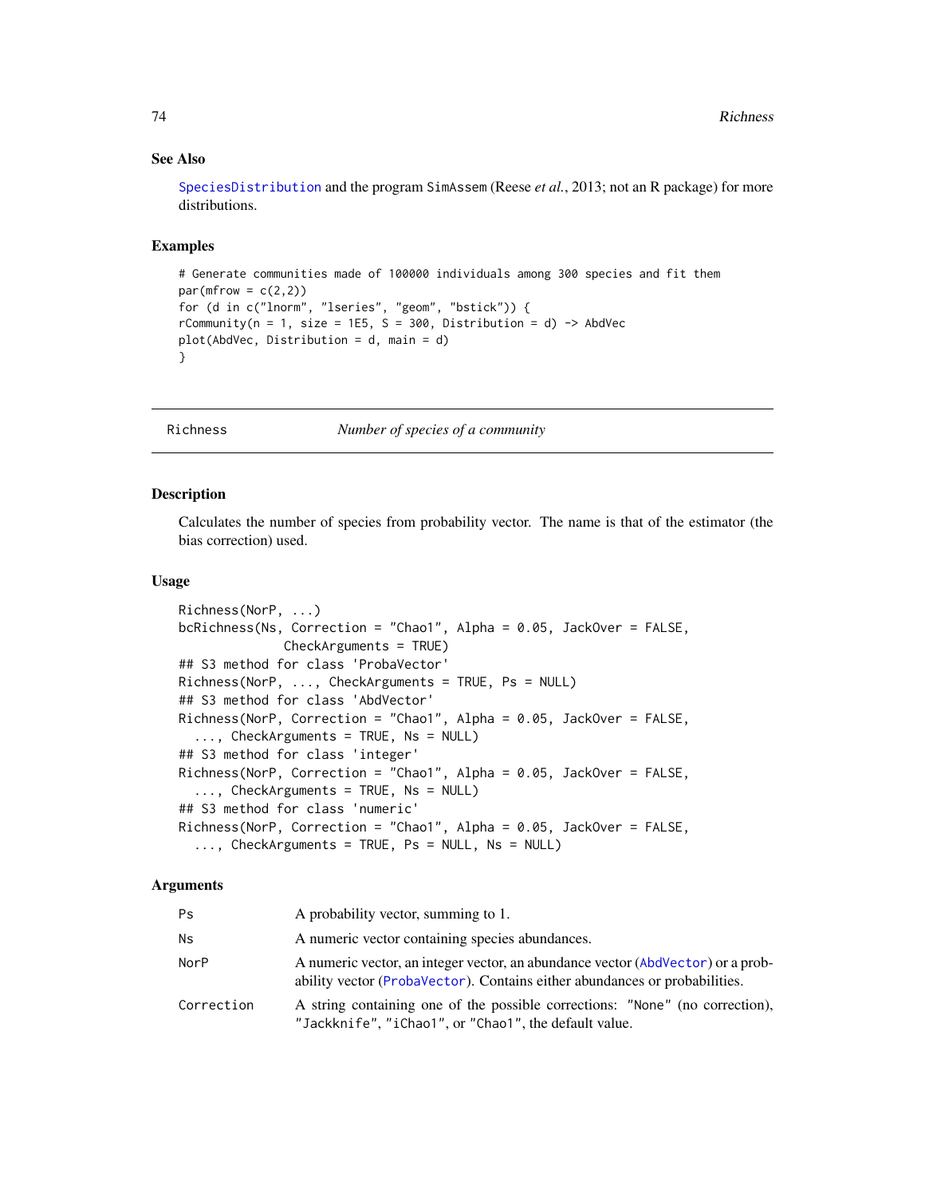### See Also

`SpeciesDistribution` and the program SimAssem (Reese *et al.*, 2013; not an R package) for more distributions.

### Examples

```
# Generate communities made of 100000 individuals among 300 species and fit them
par(mfrow = c(2,2))
for (d in c("lnorm", "lseries", "geom", "bstick")) {
rCommunity(n = 1, size = 1E5, S = 300, Distribution = d) -> AbdVec
plot(AbdVec, Distribution = d, main = d)
}
```

---

## Richness — *Number of species of a community*

---

### Description

Calculates the number of species from probability vector. The name is that of the estimator (the bias correction) used.

### Usage

```
Richness(NorP, ...)
bcRichness(Ns, Correction = "Chao1", Alpha = 0.05, JackOver = FALSE,
             CheckArguments = TRUE)
## S3 method for class 'ProbaVector'
Richness(NorP, ..., CheckArguments = TRUE, Ps = NULL)
## S3 method for class 'AbdVector'
Richness(NorP, Correction = "Chao1", Alpha = 0.05, JackOver = FALSE,
  ..., CheckArguments = TRUE, Ns = NULL)
## S3 method for class 'integer'
Richness(NorP, Correction = "Chao1", Alpha = 0.05, JackOver = FALSE,
  ..., CheckArguments = TRUE, Ns = NULL)
## S3 method for class 'numeric'
Richness(NorP, Correction = "Chao1", Alpha = 0.05, JackOver = FALSE,
  ..., CheckArguments = TRUE, Ps = NULL, Ns = NULL)
```

### Arguments

| | |
|---|---|
| `Ps` | A probability vector, summing to 1. |
| `Ns` | A numeric vector containing species abundances. |
| `NorP` | A numeric vector, an integer vector, an abundance vector (`AbdVector`) or a probability vector (`ProbaVector`). Contains either abundances or probabilities. |
| `Correction` | A string containing one of the possible corrections: `"None"` (no correction), `"Jackknife"`, `"iChao1"`, or `"Chao1"`, the default value. |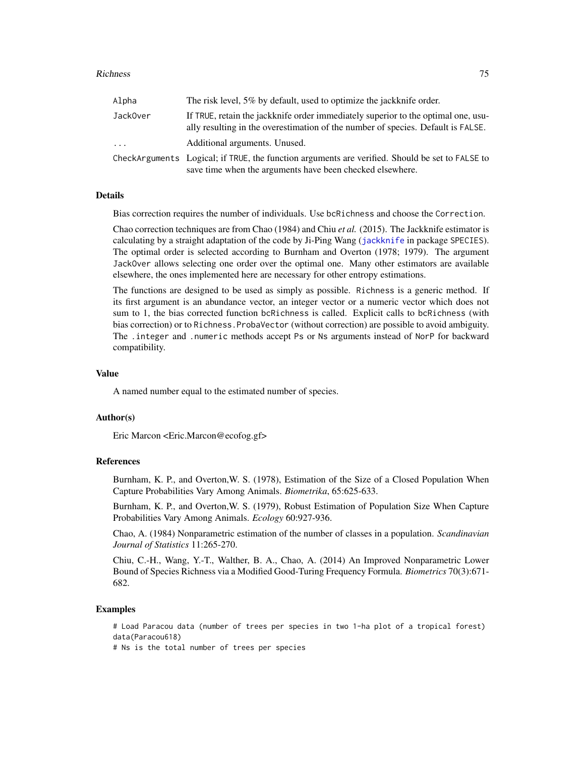| | |
|---|---|
| Alpha | The risk level, 5% by default, used to optimize the jackknife order. |
| JackOver | If TRUE, retain the jackknife order immediately superior to the optimal one, usually resulting in the overestimation of the number of species. Default is FALSE. |
| ... | Additional arguments. Unused. |
| CheckArguments | Logical; if TRUE, the function arguments are verified. Should be set to FALSE to save time when the arguments have been checked elsewhere. |

## Details

Bias correction requires the number of individuals. Use bcRichness and choose the Correction.

Chao correction techniques are from Chao (1984) and Chiu *et al.* (2015). The Jackknife estimator is calculating by a straight adaptation of the code by Ji-Ping Wang (jackknife in package SPECIES). The optimal order is selected according to Burnham and Overton (1978; 1979). The argument JackOver allows selecting one order over the optimal one. Many other estimators are available elsewhere, the ones implemented here are necessary for other entropy estimations.

The functions are designed to be used as simply as possible. Richness is a generic method. If its first argument is an abundance vector, an integer vector or a numeric vector which does not sum to 1, the bias corrected function bcRichness is called. Explicit calls to bcRichness (with bias correction) or to Richness.ProbaVector (without correction) are possible to avoid ambiguity. The .integer and .numeric methods accept Ps or Ns arguments instead of NorP for backward compatibility.

## Value

A named number equal to the estimated number of species.

## Author(s)

Eric Marcon <Eric.Marcon@ecofog.gf>

## References

Burnham, K. P., and Overton,W. S. (1978), Estimation of the Size of a Closed Population When Capture Probabilities Vary Among Animals. *Biometrika*, 65:625-633.

Burnham, K. P., and Overton,W. S. (1979), Robust Estimation of Population Size When Capture Probabilities Vary Among Animals. *Ecology* 60:927-936.

Chao, A. (1984) Nonparametric estimation of the number of classes in a population. *Scandinavian Journal of Statistics* 11:265-270.

Chiu, C.-H., Wang, Y.-T., Walther, B. A., Chao, A. (2014) An Improved Nonparametric Lower Bound of Species Richness via a Modified Good-Turing Frequency Formula. *Biometrics* 70(3):671-682.

## Examples

```
# Load Paracou data (number of trees per species in two 1-ha plot of a tropical forest)
data(Paracou618)
# Ns is the total number of trees per species
```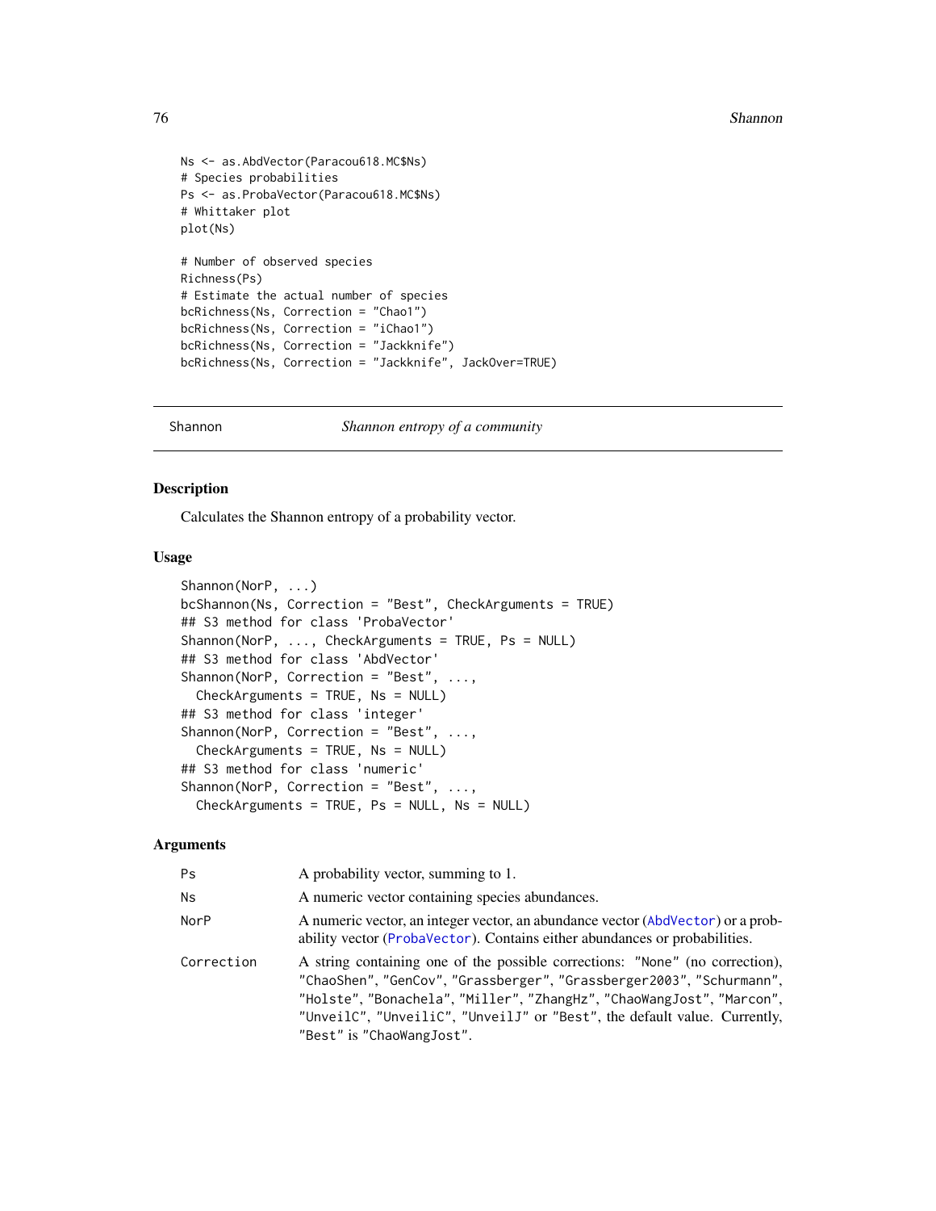```
Ns <- as.AbdVector(Paracou618.MC$Ns)
# Species probabilities
Ps <- as.ProbaVector(Paracou618.MC$Ns)
# Whittaker plot
plot(Ns)

# Number of observed species
Richness(Ps)
# Estimate the actual number of species
bcRichness(Ns, Correction = "Chao1")
bcRichness(Ns, Correction = "iChao1")
bcRichness(Ns, Correction = "Jackknife")
bcRichness(Ns, Correction = "Jackknife", JackOver=TRUE)
```

## Shannon — *Shannon entropy of a community*

### Description

Calculates the Shannon entropy of a probability vector.

### Usage

```
Shannon(NorP, ...)
bcShannon(Ns, Correction = "Best", CheckArguments = TRUE)
## S3 method for class 'ProbaVector'
Shannon(NorP, ..., CheckArguments = TRUE, Ps = NULL)
## S3 method for class 'AbdVector'
Shannon(NorP, Correction = "Best", ...,
  CheckArguments = TRUE, Ns = NULL)
## S3 method for class 'integer'
Shannon(NorP, Correction = "Best", ...,
  CheckArguments = TRUE, Ns = NULL)
## S3 method for class 'numeric'
Shannon(NorP, Correction = "Best", ...,
  CheckArguments = TRUE, Ps = NULL, Ns = NULL)
```

### Arguments

| | |
|---|---|
| `Ps` | A probability vector, summing to 1. |
| `Ns` | A numeric vector containing species abundances. |
| `NorP` | A numeric vector, an integer vector, an abundance vector (`AbdVector`) or a probability vector (`ProbaVector`). Contains either abundances or probabilities. |
| `Correction` | A string containing one of the possible corrections: `"None"` (no correction), `"ChaoShen"`, `"GenCov"`, `"Grassberger"`, `"Grassberger2003"`, `"Schurmann"`, `"Holste"`, `"Bonachela"`, `"Miller"`, `"ZhangHz"`, `"ChaoWangJost"`, `"Marcon"`, `"UnveilC"`, `"UnveiliC"`, `"UnveilJ"` or `"Best"`, the default value. Currently, `"Best"` is `"ChaoWangJost"`. |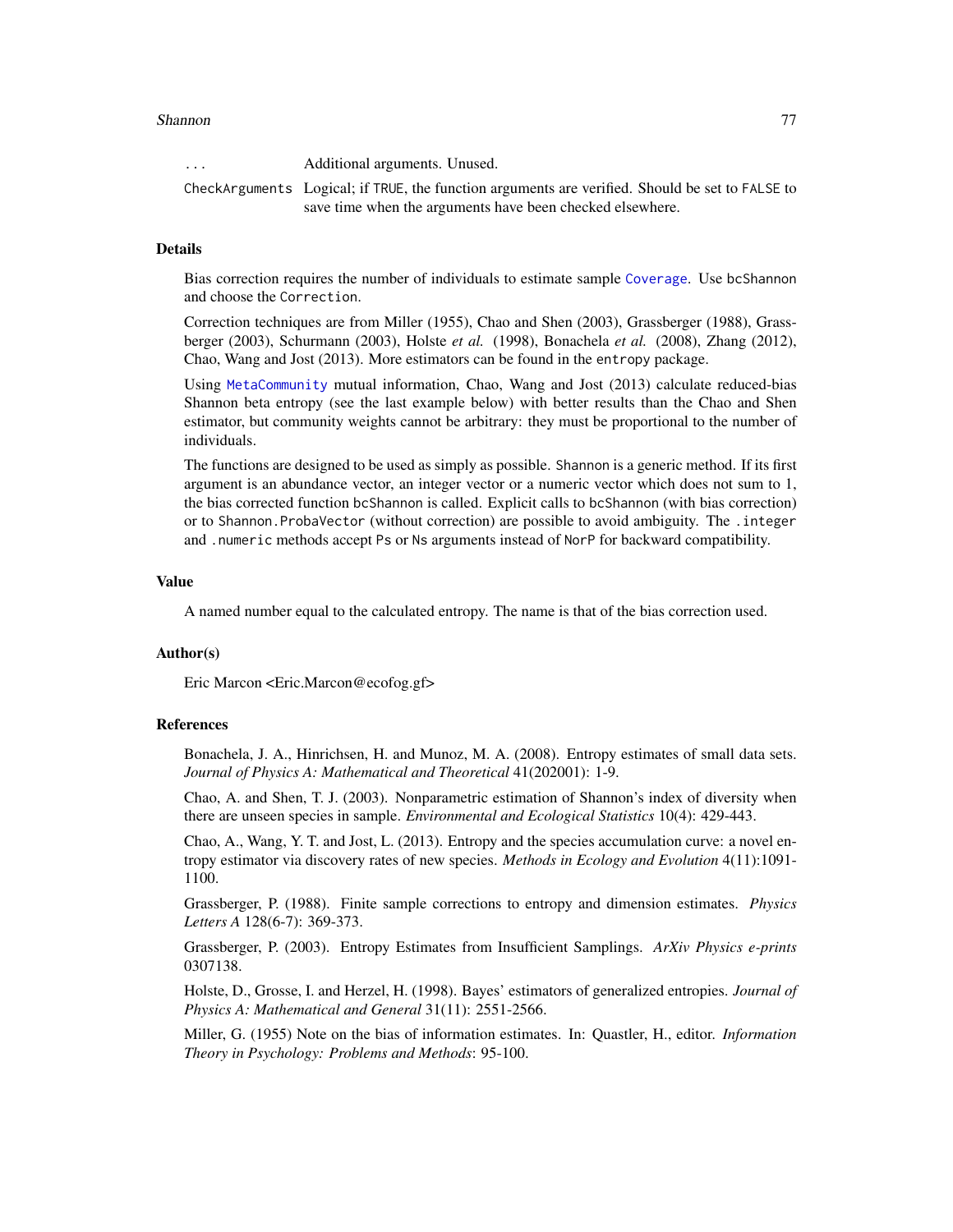| | |
|---|---|
| ... | Additional arguments. Unused. |
| CheckArguments | Logical; if TRUE, the function arguments are verified. Should be set to FALSE to save time when the arguments have been checked elsewhere. |

## Details

Bias correction requires the number of individuals to estimate sample Coverage. Use bcShannon and choose the Correction.

Correction techniques are from Miller (1955), Chao and Shen (2003), Grassberger (1988), Grassberger (2003), Schurmann (2003), Holste *et al.* (1998), Bonachela *et al.* (2008), Zhang (2012), Chao, Wang and Jost (2013). More estimators can be found in the entropy package.

Using MetaCommunity mutual information, Chao, Wang and Jost (2013) calculate reduced-bias Shannon beta entropy (see the last example below) with better results than the Chao and Shen estimator, but community weights cannot be arbitrary: they must be proportional to the number of individuals.

The functions are designed to be used as simply as possible. Shannon is a generic method. If its first argument is an abundance vector, an integer vector or a numeric vector which does not sum to 1, the bias corrected function bcShannon is called. Explicit calls to bcShannon (with bias correction) or to Shannon.ProbaVector (without correction) are possible to avoid ambiguity. The .integer and .numeric methods accept Ps or Ns arguments instead of NorP for backward compatibility.

## Value

A named number equal to the calculated entropy. The name is that of the bias correction used.

## Author(s)

Eric Marcon <Eric.Marcon@ecofog.gf>

## References

Bonachela, J. A., Hinrichsen, H. and Munoz, M. A. (2008). Entropy estimates of small data sets. *Journal of Physics A: Mathematical and Theoretical* 41(202001): 1-9.

Chao, A. and Shen, T. J. (2003). Nonparametric estimation of Shannon's index of diversity when there are unseen species in sample. *Environmental and Ecological Statistics* 10(4): 429-443.

Chao, A., Wang, Y. T. and Jost, L. (2013). Entropy and the species accumulation curve: a novel entropy estimator via discovery rates of new species. *Methods in Ecology and Evolution* 4(11):1091-1100.

Grassberger, P. (1988). Finite sample corrections to entropy and dimension estimates. *Physics Letters A* 128(6-7): 369-373.

Grassberger, P. (2003). Entropy Estimates from Insufficient Samplings. *ArXiv Physics e-prints* 0307138.

Holste, D., Grosse, I. and Herzel, H. (1998). Bayes' estimators of generalized entropies. *Journal of Physics A: Mathematical and General* 31(11): 2551-2566.

Miller, G. (1955) Note on the bias of information estimates. In: Quastler, H., editor. *Information Theory in Psychology: Problems and Methods*: 95-100.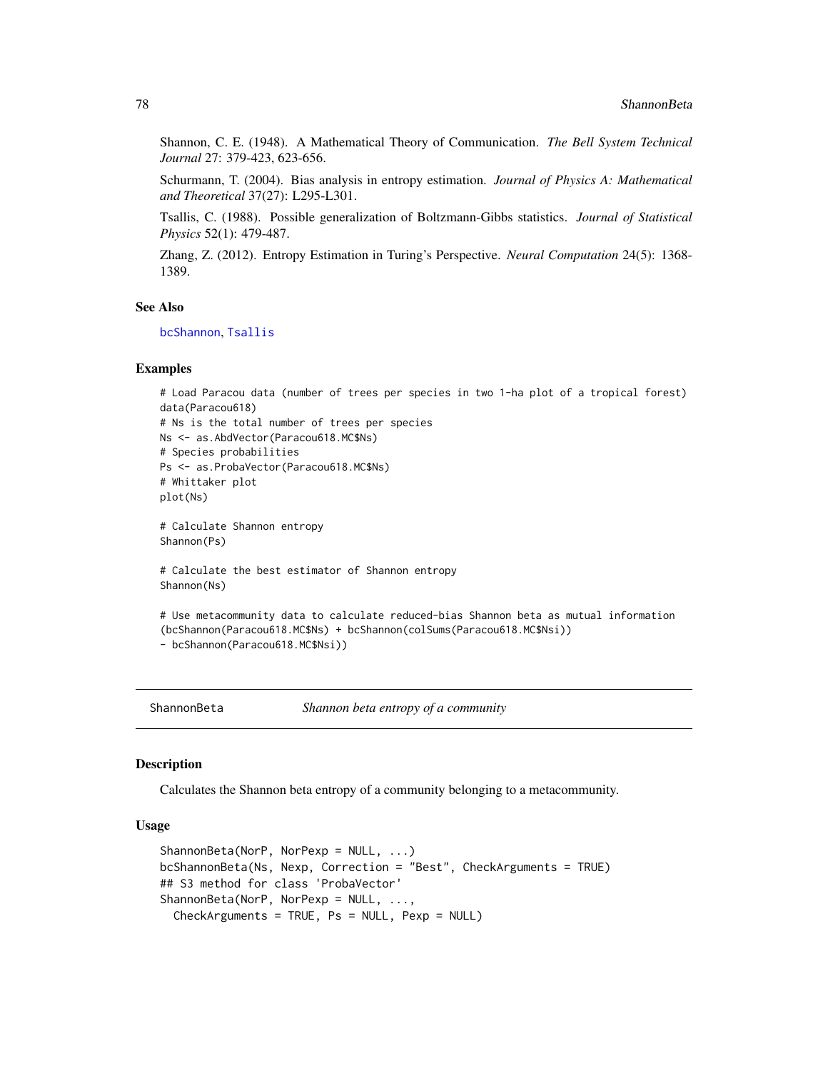Shannon, C. E. (1948). A Mathematical Theory of Communication. *The Bell System Technical Journal* 27: 379-423, 623-656.

Schurmann, T. (2004). Bias analysis in entropy estimation. *Journal of Physics A: Mathematical and Theoretical* 37(27): L295-L301.

Tsallis, C. (1988). Possible generalization of Boltzmann-Gibbs statistics. *Journal of Statistical Physics* 52(1): 479-487.

Zhang, Z. (2012). Entropy Estimation in Turing's Perspective. *Neural Computation* 24(5): 1368-1389.

### See Also

bcShannon, Tsallis

### Examples

```
# Load Paracou data (number of trees per species in two 1-ha plot of a tropical forest)
data(Paracou618)
# Ns is the total number of trees per species
Ns <- as.AbdVector(Paracou618.MC$Ns)
# Species probabilities
Ps <- as.ProbaVector(Paracou618.MC$Ns)
# Whittaker plot
plot(Ns)

# Calculate Shannon entropy
Shannon(Ps)

# Calculate the best estimator of Shannon entropy
Shannon(Ns)

# Use metacommunity data to calculate reduced-bias Shannon beta as mutual information
(bcShannon(Paracou618.MC$Ns) + bcShannon(colSums(Paracou618.MC$Nsi))
- bcShannon(Paracou618.MC$Nsi))
```

---

## ShannonBeta *Shannon beta entropy of a community*

### Description

Calculates the Shannon beta entropy of a community belonging to a metacommunity.

### Usage

```
ShannonBeta(NorP, NorPexp = NULL, ...)
bcShannonBeta(Ns, Nexp, Correction = "Best", CheckArguments = TRUE)
## S3 method for class 'ProbaVector'
ShannonBeta(NorP, NorPexp = NULL, ...,
  CheckArguments = TRUE, Ps = NULL, Pexp = NULL)
```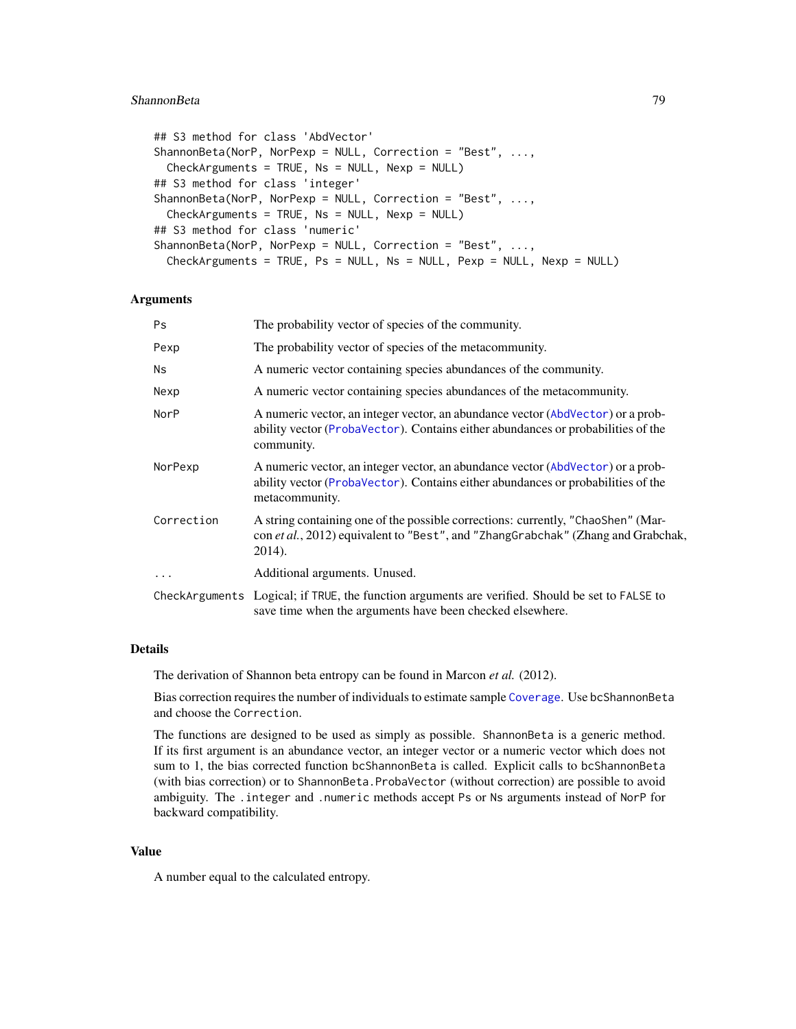```
## S3 method for class 'AbdVector'
ShannonBeta(NorP, NorPexp = NULL, Correction = "Best", ...,
  CheckArguments = TRUE, Ns = NULL, Nexp = NULL)
## S3 method for class 'integer'
ShannonBeta(NorP, NorPexp = NULL, Correction = "Best", ...,
  CheckArguments = TRUE, Ns = NULL, Nexp = NULL)
## S3 method for class 'numeric'
ShannonBeta(NorP, NorPexp = NULL, Correction = "Best", ...,
  CheckArguments = TRUE, Ps = NULL, Ns = NULL, Pexp = NULL, Nexp = NULL)
```

## Arguments

| | |
|---|---|
| `Ps` | The probability vector of species of the community. |
| `Pexp` | The probability vector of species of the metacommunity. |
| `Ns` | A numeric vector containing species abundances of the community. |
| `Nexp` | A numeric vector containing species abundances of the metacommunity. |
| `NorP` | A numeric vector, an integer vector, an abundance vector (`AbdVector`) or a probability vector (`ProbaVector`). Contains either abundances or probabilities of the community. |
| `NorPexp` | A numeric vector, an integer vector, an abundance vector (`AbdVector`) or a probability vector (`ProbaVector`). Contains either abundances or probabilities of the metacommunity. |
| `Correction` | A string containing one of the possible corrections: currently, `"ChaoShen"` (Marcon *et al.*, 2012) equivalent to `"Best"`, and `"ZhangGrabchak"` (Zhang and Grabchak, 2014). |
| `...` | Additional arguments. Unused. |
| `CheckArguments` | Logical; if `TRUE`, the function arguments are verified. Should be set to `FALSE` to save time when the arguments have been checked elsewhere. |

## Details

The derivation of Shannon beta entropy can be found in Marcon *et al.* (2012).

Bias correction requires the number of individuals to estimate sample `Coverage`. Use `bcShannonBeta` and choose the `Correction`.

The functions are designed to be used as simply as possible. `ShannonBeta` is a generic method. If its first argument is an abundance vector, an integer vector or a numeric vector which does not sum to 1, the bias corrected function `bcShannonBeta` is called. Explicit calls to `bcShannonBeta` (with bias correction) or to `ShannonBeta.ProbaVector` (without correction) are possible to avoid ambiguity. The `.integer` and `.numeric` methods accept `Ps` or `Ns` arguments instead of `NorP` for backward compatibility.

## Value

A number equal to the calculated entropy.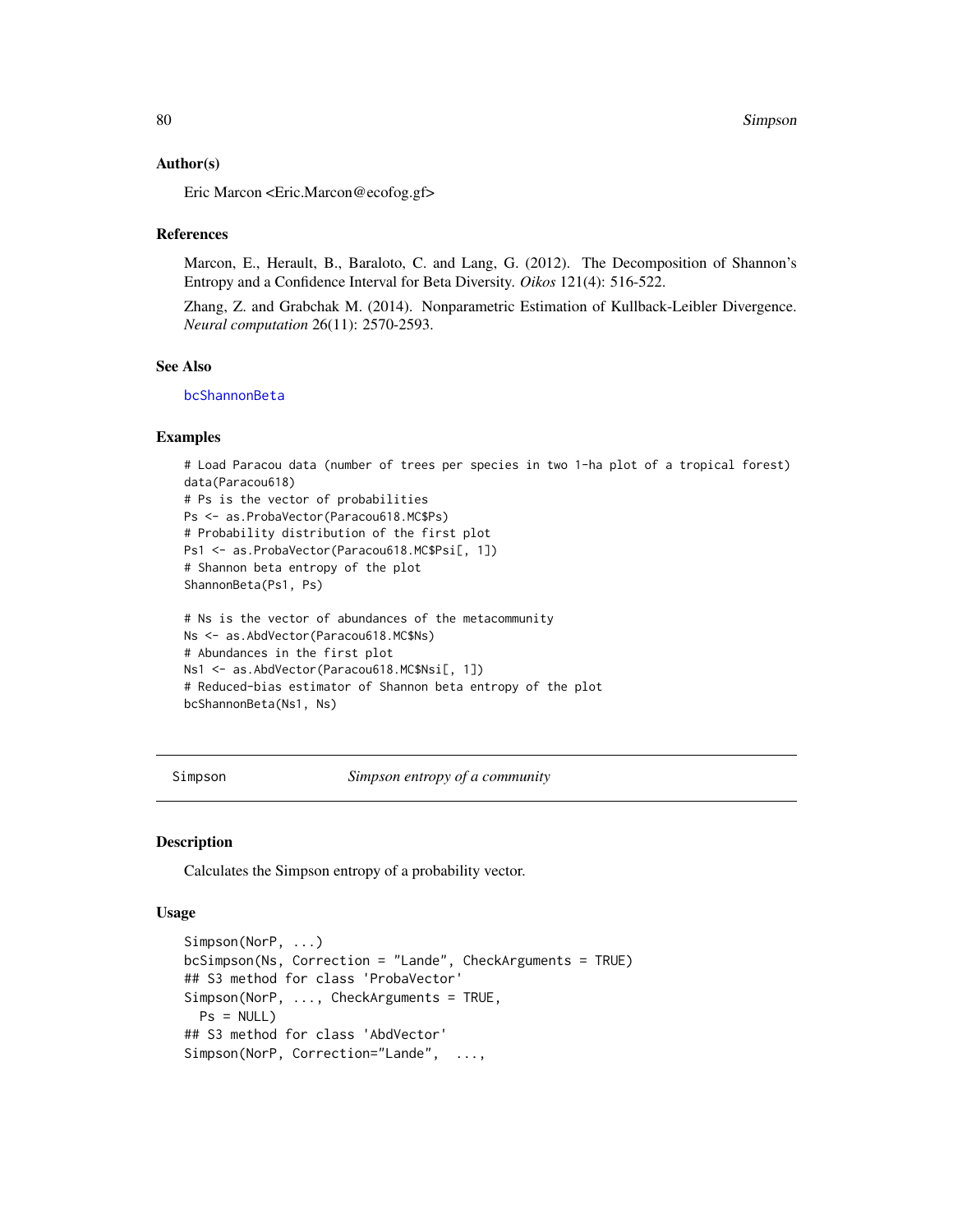### Author(s)

Eric Marcon <Eric.Marcon@ecofog.gf>

### References

Marcon, E., Herault, B., Baraloto, C. and Lang, G. (2012). The Decomposition of Shannon's Entropy and a Confidence Interval for Beta Diversity. *Oikos* 121(4): 516-522.

Zhang, Z. and Grabchak M. (2014). Nonparametric Estimation of Kullback-Leibler Divergence. *Neural computation* 26(11): 2570-2593.

### See Also

bcShannonBeta

### Examples

```
# Load Paracou data (number of trees per species in two 1-ha plot of a tropical forest)
data(Paracou618)
# Ps is the vector of probabilities
Ps <- as.ProbaVector(Paracou618.MC$Ps)
# Probability distribution of the first plot
Ps1 <- as.ProbaVector(Paracou618.MC$Psi[, 1])
# Shannon beta entropy of the plot
ShannonBeta(Ps1, Ps)

# Ns is the vector of abundances of the metacommunity
Ns <- as.AbdVector(Paracou618.MC$Ns)
# Abundances in the first plot
Ns1 <- as.AbdVector(Paracou618.MC$Nsi[, 1])
# Reduced-bias estimator of Shannon beta entropy of the plot
bcShannonBeta(Ns1, Ns)
```

---

## Simpson — *Simpson entropy of a community*

### Description

Calculates the Simpson entropy of a probability vector.

### Usage

```
Simpson(NorP, ...)
bcSimpson(Ns, Correction = "Lande", CheckArguments = TRUE)
## S3 method for class 'ProbaVector'
Simpson(NorP, ..., CheckArguments = TRUE,
  Ps = NULL)
## S3 method for class 'AbdVector'
Simpson(NorP, Correction="Lande",  ...,
```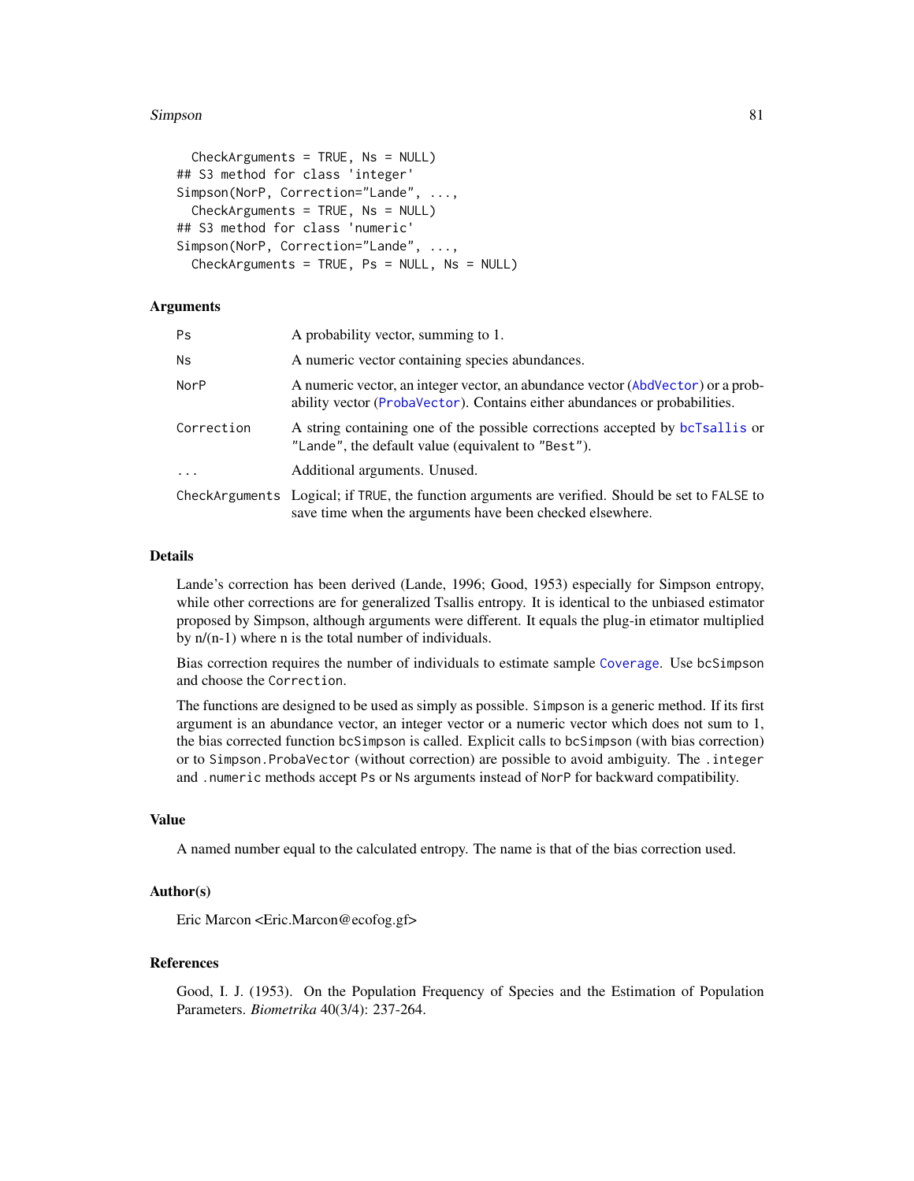```
  CheckArguments = TRUE, Ns = NULL)
## S3 method for class 'integer'
Simpson(NorP, Correction="Lande", ...,
  CheckArguments = TRUE, Ns = NULL)
## S3 method for class 'numeric'
Simpson(NorP, Correction="Lande", ...,
  CheckArguments = TRUE, Ps = NULL, Ns = NULL)
```

## Arguments

| | |
|---|---|
| `Ps` | A probability vector, summing to 1. |
| `Ns` | A numeric vector containing species abundances. |
| `NorP` | A numeric vector, an integer vector, an abundance vector (`AbdVector`) or a probability vector (`ProbaVector`). Contains either abundances or probabilities. |
| `Correction` | A string containing one of the possible corrections accepted by `bcTsallis` or `"Lande"`, the default value (equivalent to `"Best"`). |
| `...` | Additional arguments. Unused. |
| `CheckArguments` | Logical; if `TRUE`, the function arguments are verified. Should be set to `FALSE` to save time when the arguments have been checked elsewhere. |

## Details

Lande's correction has been derived (Lande, 1996; Good, 1953) especially for Simpson entropy, while other corrections are for generalized Tsallis entropy. It is identical to the unbiased estimator proposed by Simpson, although arguments were different. It equals the plug-in etimator multiplied by n/(n-1) where n is the total number of individuals.

Bias correction requires the number of individuals to estimate sample `Coverage`. Use `bcSimpson` and choose the `Correction`.

The functions are designed to be used as simply as possible. `Simpson` is a generic method. If its first argument is an abundance vector, an integer vector or a numeric vector which does not sum to 1, the bias corrected function `bcSimpson` is called. Explicit calls to `bcSimpson` (with bias correction) or to `Simpson.ProbaVector` (without correction) are possible to avoid ambiguity. The `.integer` and `.numeric` methods accept `Ps` or `Ns` arguments instead of `NorP` for backward compatibility.

## Value

A named number equal to the calculated entropy. The name is that of the bias correction used.

## Author(s)

Eric Marcon <Eric.Marcon@ecofog.gf>

## References

Good, I. J. (1953). On the Population Frequency of Species and the Estimation of Population Parameters. *Biometrika* 40(3/4): 237-264.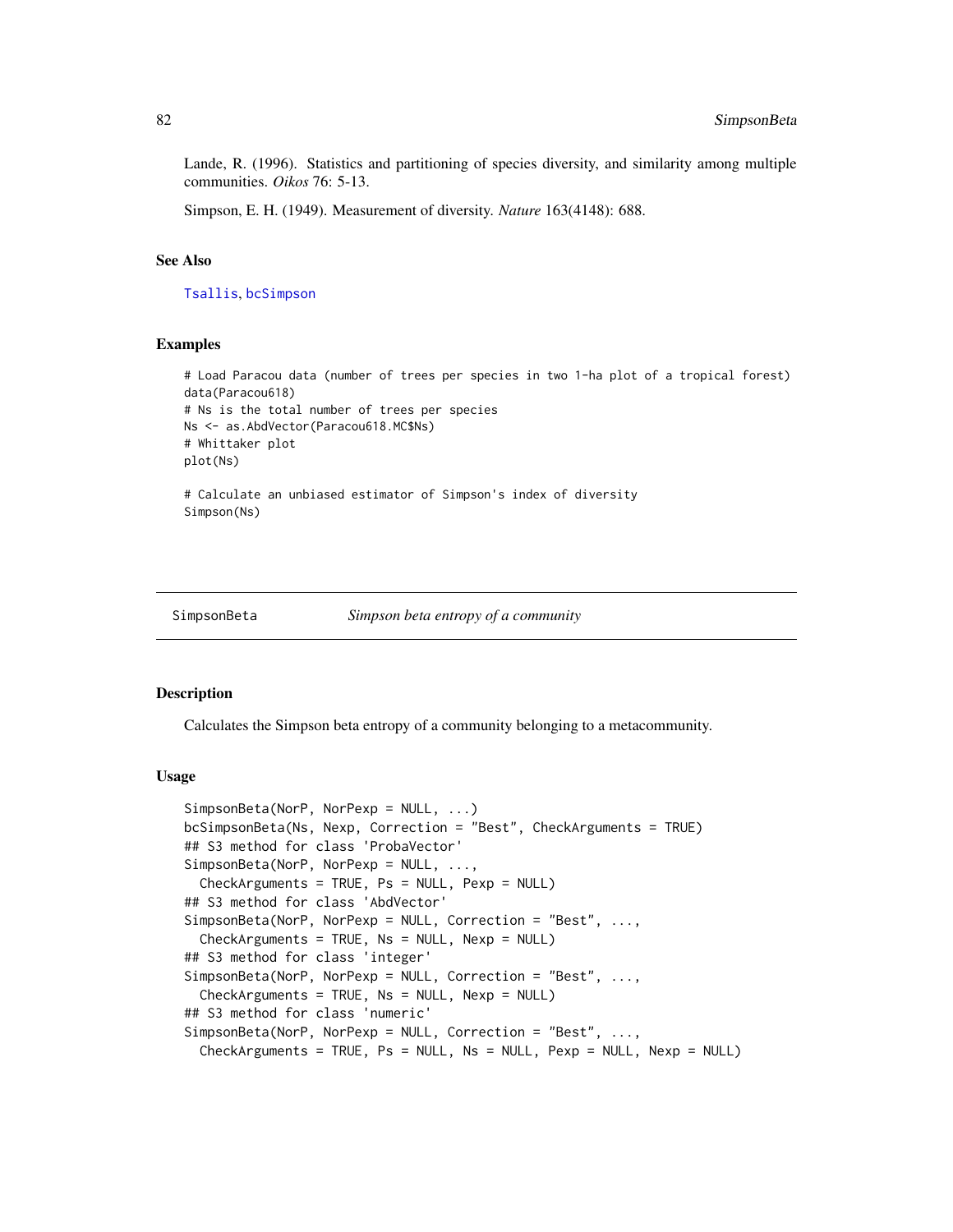Lande, R. (1996). Statistics and partitioning of species diversity, and similarity among multiple communities. *Oikos* 76: 5-13.

Simpson, E. H. (1949). Measurement of diversity. *Nature* 163(4148): 688.

### See Also

Tsallis, bcSimpson

### Examples

```
# Load Paracou data (number of trees per species in two 1-ha plot of a tropical forest)
data(Paracou618)
# Ns is the total number of trees per species
Ns <- as.AbdVector(Paracou618.MC$Ns)
# Whittaker plot
plot(Ns)

# Calculate an unbiased estimator of Simpson's index of diversity
Simpson(Ns)
```

---

## SimpsonBeta — *Simpson beta entropy of a community*

### Description

Calculates the Simpson beta entropy of a community belonging to a metacommunity.

### Usage

```
SimpsonBeta(NorP, NorPexp = NULL, ...)
bcSimpsonBeta(Ns, Nexp, Correction = "Best", CheckArguments = TRUE)
## S3 method for class 'ProbaVector'
SimpsonBeta(NorP, NorPexp = NULL, ...,
  CheckArguments = TRUE, Ps = NULL, Pexp = NULL)
## S3 method for class 'AbdVector'
SimpsonBeta(NorP, NorPexp = NULL, Correction = "Best", ...,
  CheckArguments = TRUE, Ns = NULL, Nexp = NULL)
## S3 method for class 'integer'
SimpsonBeta(NorP, NorPexp = NULL, Correction = "Best", ...,
  CheckArguments = TRUE, Ns = NULL, Nexp = NULL)
## S3 method for class 'numeric'
SimpsonBeta(NorP, NorPexp = NULL, Correction = "Best", ...,
  CheckArguments = TRUE, Ps = NULL, Ns = NULL, Pexp = NULL, Nexp = NULL)
```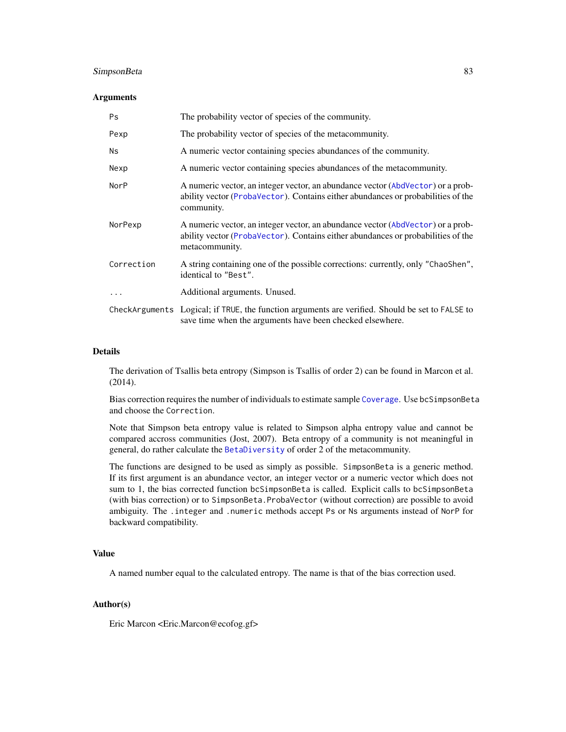### Arguments

| | |
|---|---|
| `Ps` | The probability vector of species of the community. |
| `Pexp` | The probability vector of species of the metacommunity. |
| `Ns` | A numeric vector containing species abundances of the community. |
| `Nexp` | A numeric vector containing species abundances of the metacommunity. |
| `NorP` | A numeric vector, an integer vector, an abundance vector (`AbdVector`) or a probability vector (`ProbaVector`). Contains either abundances or probabilities of the community. |
| `NorPexp` | A numeric vector, an integer vector, an abundance vector (`AbdVector`) or a probability vector (`ProbaVector`). Contains either abundances or probabilities of the metacommunity. |
| `Correction` | A string containing one of the possible corrections: currently, only `"ChaoShen"`, identical to `"Best"`. |
| `...` | Additional arguments. Unused. |
| `CheckArguments` | Logical; if `TRUE`, the function arguments are verified. Should be set to `FALSE` to save time when the arguments have been checked elsewhere. |

### Details

The derivation of Tsallis beta entropy (Simpson is Tsallis of order 2) can be found in Marcon et al. (2014).

Bias correction requires the number of individuals to estimate sample `Coverage`. Use `bcSimpsonBeta` and choose the `Correction`.

Note that Simpson beta entropy value is related to Simpson alpha entropy value and cannot be compared accross communities (Jost, 2007). Beta entropy of a community is not meaningful in general, do rather calculate the `BetaDiversity` of order 2 of the metacommunity.

The functions are designed to be used as simply as possible. `SimpsonBeta` is a generic method. If its first argument is an abundance vector, an integer vector or a numeric vector which does not sum to 1, the bias corrected function `bcSimpsonBeta` is called. Explicit calls to `bcSimpsonBeta` (with bias correction) or to `SimpsonBeta.ProbaVector` (without correction) are possible to avoid ambiguity. The `.integer` and `.numeric` methods accept `Ps` or `Ns` arguments instead of `NorP` for backward compatibility.

### Value

A named number equal to the calculated entropy. The name is that of the bias correction used.

### Author(s)

Eric Marcon <Eric.Marcon@ecofog.gf>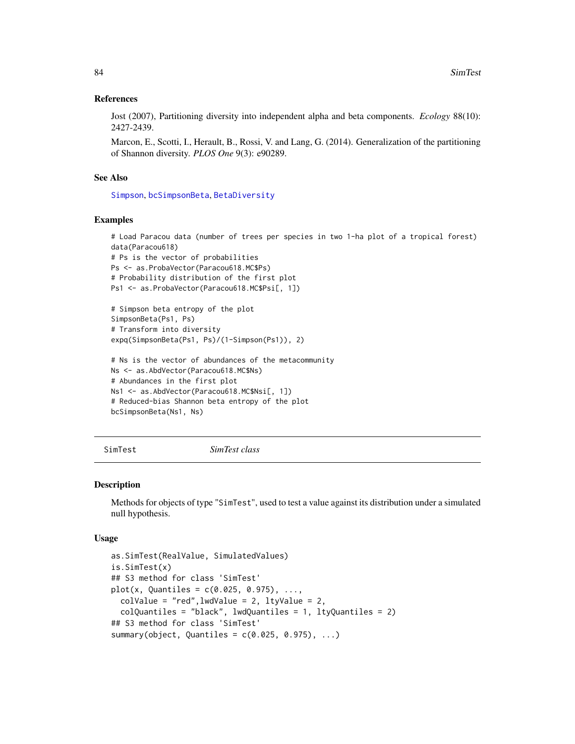### References

Jost (2007), Partitioning diversity into independent alpha and beta components. *Ecology* 88(10): 2427-2439.

Marcon, E., Scotti, I., Herault, B., Rossi, V. and Lang, G. (2014). Generalization of the partitioning of Shannon diversity. *PLOS One* 9(3): e90289.

### See Also

Simpson, bcSimpsonBeta, BetaDiversity

### Examples

```
# Load Paracou data (number of trees per species in two 1-ha plot of a tropical forest)
data(Paracou618)
# Ps is the vector of probabilities
Ps <- as.ProbaVector(Paracou618.MC$Ps)
# Probability distribution of the first plot
Ps1 <- as.ProbaVector(Paracou618.MC$Psi[, 1])

# Simpson beta entropy of the plot
SimpsonBeta(Ps1, Ps)
# Transform into diversity
expq(SimpsonBeta(Ps1, Ps)/(1-Simpson(Ps1)), 2)

# Ns is the vector of abundances of the metacommunity
Ns <- as.AbdVector(Paracou618.MC$Ns)
# Abundances in the first plot
Ns1 <- as.AbdVector(Paracou618.MC$Nsi[, 1])
# Reduced-bias Shannon beta entropy of the plot
bcSimpsonBeta(Ns1, Ns)
```

---

## SimTest — *SimTest class*

### Description

Methods for objects of type "SimTest", used to test a value against its distribution under a simulated null hypothesis.

### Usage

```
as.SimTest(RealValue, SimulatedValues)
is.SimTest(x)
## S3 method for class 'SimTest'
plot(x, Quantiles = c(0.025, 0.975), ...,
  colValue = "red",lwdValue = 2, ltyValue = 2,
  colQuantiles = "black", lwdQuantiles = 1, ltyQuantiles = 2)
## S3 method for class 'SimTest'
summary(object, Quantiles = c(0.025, 0.975), ...)
```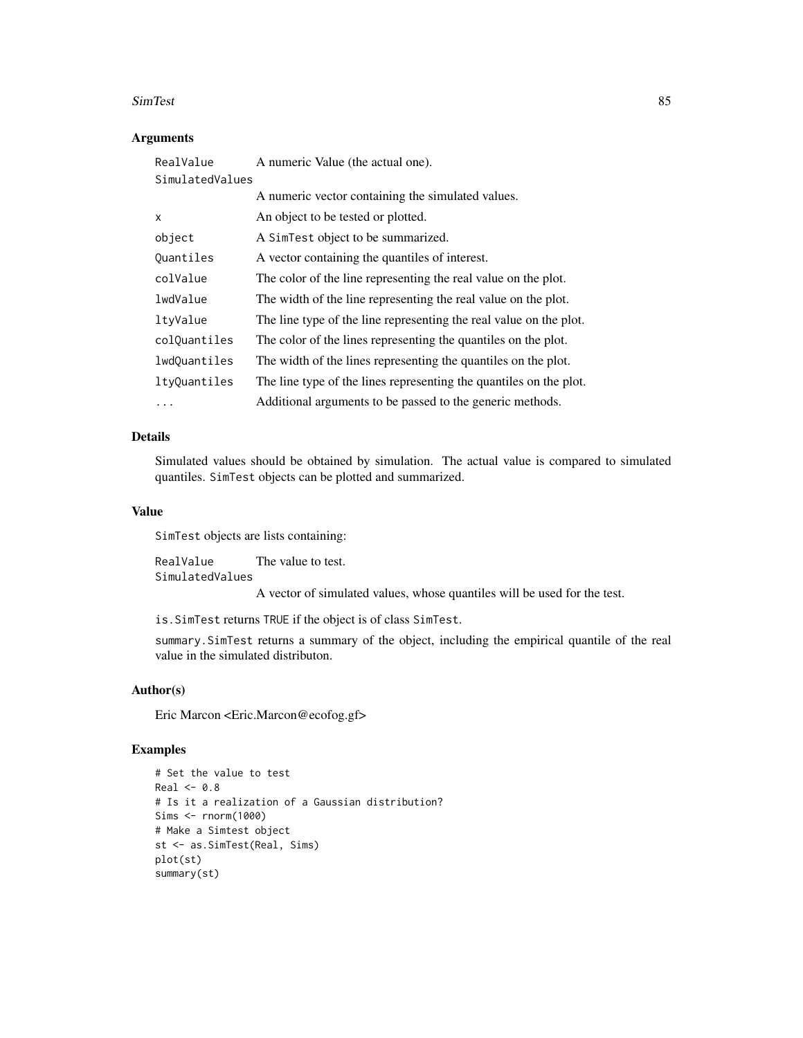## Arguments

| | |
|---|---|
| `RealValue` | A numeric Value (the actual one). |
| `SimulatedValues` | A numeric vector containing the simulated values. |
| `x` | An object to be tested or plotted. |
| `object` | A `SimTest` object to be summarized. |
| `Quantiles` | A vector containing the quantiles of interest. |
| `colValue` | The color of the line representing the real value on the plot. |
| `lwdValue` | The width of the line representing the real value on the plot. |
| `ltyValue` | The line type of the line representing the real value on the plot. |
| `colQuantiles` | The color of the lines representing the quantiles on the plot. |
| `lwdQuantiles` | The width of the lines representing the quantiles on the plot. |
| `ltyQuantiles` | The line type of the lines representing the quantiles on the plot. |
| `...` | Additional arguments to be passed to the generic methods. |

## Details

Simulated values should be obtained by simulation. The actual value is compared to simulated quantiles. `SimTest` objects can be plotted and summarized.

## Value

`SimTest` objects are lists containing:

| | |
|---|---|
| `RealValue` | The value to test. |
| `SimulatedValues` | A vector of simulated values, whose quantiles will be used for the test. |

`is.SimTest` returns `TRUE` if the object is of class `SimTest`.

`summary.SimTest` returns a summary of the object, including the empirical quantile of the real value in the simulated distributon.

## Author(s)

Eric Marcon <Eric.Marcon@ecofog.gf>

## Examples

```
# Set the value to test
Real <- 0.8
# Is it a realization of a Gaussian distribution?
Sims <- rnorm(1000)
# Make a Simtest object
st <- as.SimTest(Real, Sims)
plot(st)
summary(st)
```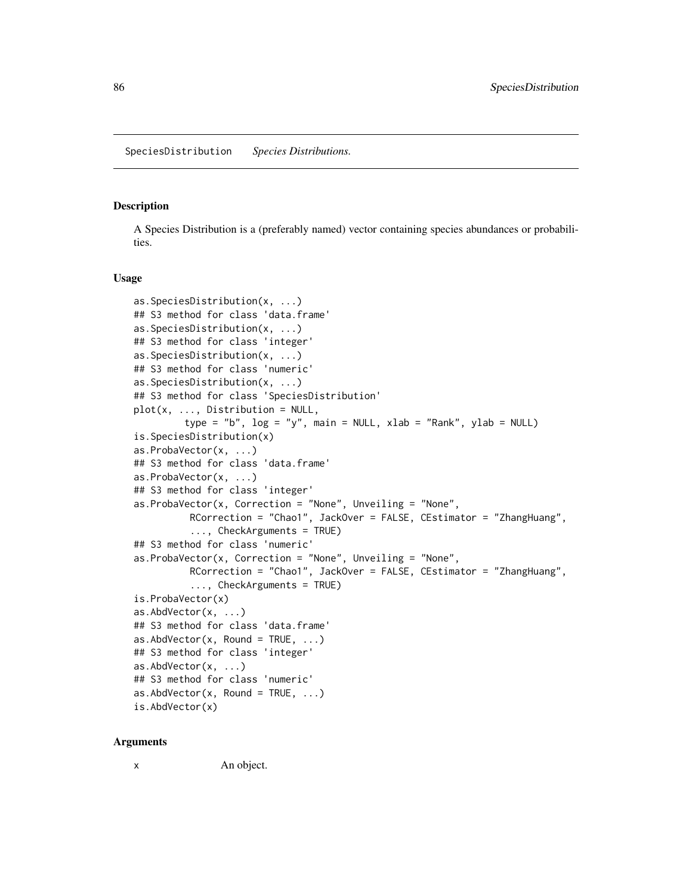SpeciesDistribution *Species Distributions.*

## Description

A Species Distribution is a (preferably named) vector containing species abundances or probabilities.

## Usage

```
as.SpeciesDistribution(x, ...)
## S3 method for class 'data.frame'
as.SpeciesDistribution(x, ...)
## S3 method for class 'integer'
as.SpeciesDistribution(x, ...)
## S3 method for class 'numeric'
as.SpeciesDistribution(x, ...)
## S3 method for class 'SpeciesDistribution'
plot(x, ..., Distribution = NULL,
         type = "b", log = "y", main = NULL, xlab = "Rank", ylab = NULL)
is.SpeciesDistribution(x)
as.ProbaVector(x, ...)
## S3 method for class 'data.frame'
as.ProbaVector(x, ...)
## S3 method for class 'integer'
as.ProbaVector(x, Correction = "None", Unveiling = "None",
          RCorrection = "Chao1", JackOver = FALSE, CEstimator = "ZhangHuang",
          ..., CheckArguments = TRUE)
## S3 method for class 'numeric'
as.ProbaVector(x, Correction = "None", Unveiling = "None",
          RCorrection = "Chao1", JackOver = FALSE, CEstimator = "ZhangHuang",
          ..., CheckArguments = TRUE)
is.ProbaVector(x)
as.AbdVector(x, ...)
## S3 method for class 'data.frame'
as.AbdVector(x, Round = TRUE, ...)
## S3 method for class 'integer'
as.AbdVector(x, ...)
## S3 method for class 'numeric'
as.AbdVector(x, Round = TRUE, ...)
is.AbdVector(x)
```

## Arguments

| | |
|---|---|
| x | An object. |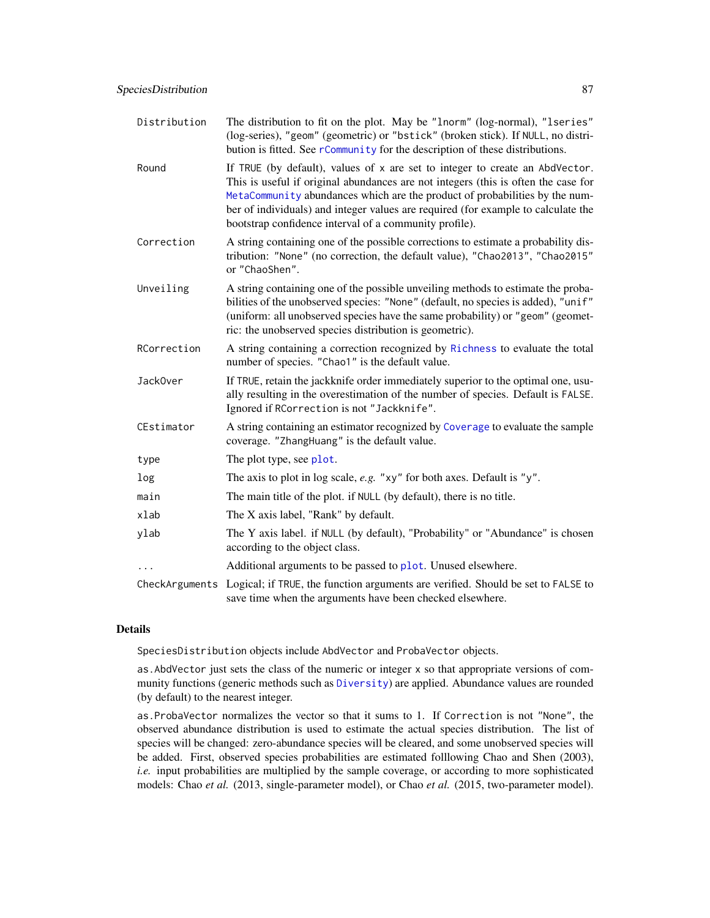| | |
|---|---|
| Distribution | The distribution to fit on the plot. May be "lnorm" (log-normal), "lseries" (log-series), "geom" (geometric) or "bstick" (broken stick). If NULL, no distribution is fitted. See rCommunity for the description of these distributions. |
| Round | If TRUE (by default), values of x are set to integer to create an AbdVector. This is useful if original abundances are not integers (this is often the case for MetaCommunity abundances which are the product of probabilities by the number of individuals) and integer values are required (for example to calculate the bootstrap confidence interval of a community profile). |
| Correction | A string containing one of the possible corrections to estimate a probability distribution: "None" (no correction, the default value), "Chao2013", "Chao2015" or "ChaoShen". |
| Unveiling | A string containing one of the possible unveiling methods to estimate the probabilities of the unobserved species: "None" (default, no species is added), "unif" (uniform: all unobserved species have the same probability) or "geom" (geometric: the unobserved species distribution is geometric). |
| RCorrection | A string containing a correction recognized by Richness to evaluate the total number of species. "Chao1" is the default value. |
| JackOver | If TRUE, retain the jackknife order immediately superior to the optimal one, usually resulting in the overestimation of the number of species. Default is FALSE. Ignored if RCorrection is not "Jackknife". |
| CEstimator | A string containing an estimator recognized by Coverage to evaluate the sample coverage. "ZhangHuang" is the default value. |
| type | The plot type, see plot. |
| log | The axis to plot in log scale, *e.g.* "xy" for both axes. Default is "y". |
| main | The main title of the plot. if NULL (by default), there is no title. |
| xlab | The X axis label, "Rank" by default. |
| ylab | The Y axis label. if NULL (by default), "Probability" or "Abundance" is chosen according to the object class. |
| ... | Additional arguments to be passed to plot. Unused elsewhere. |
| CheckArguments | Logical; if TRUE, the function arguments are verified. Should be set to FALSE to save time when the arguments have been checked elsewhere. |

## Details

SpeciesDistribution objects include AbdVector and ProbaVector objects.

as.AbdVector just sets the class of the numeric or integer x so that appropriate versions of community functions (generic methods such as Diversity) are applied. Abundance values are rounded (by default) to the nearest integer.

as.ProbaVector normalizes the vector so that it sums to 1. If Correction is not "None", the observed abundance distribution is used to estimate the actual species distribution. The list of species will be changed: zero-abundance species will be cleared, and some unobserved species will be added. First, observed species probabilities are estimated folllowing Chao and Shen (2003), *i.e.* input probabilities are multiplied by the sample coverage, or according to more sophisticated models: Chao *et al.* (2013, single-parameter model), or Chao *et al.* (2015, two-parameter model).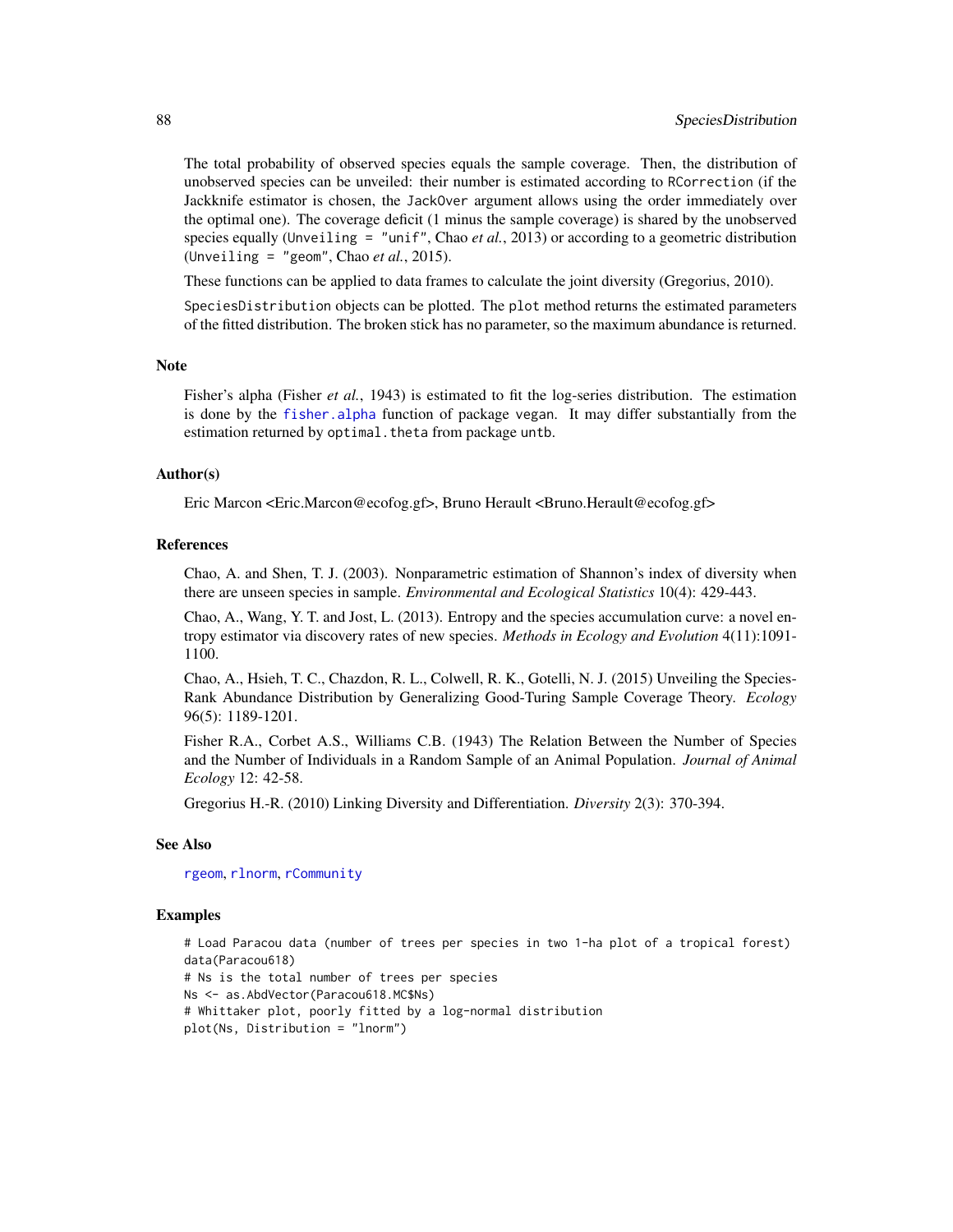The total probability of observed species equals the sample coverage. Then, the distribution of unobserved species can be unveiled: their number is estimated according to `RCorrection` (if the Jackknife estimator is chosen, the `JackOver` argument allows using the order immediately over the optimal one). The coverage deficit (1 minus the sample coverage) is shared by the unobserved species equally (`Unveiling = "unif"`, Chao *et al.*, 2013) or according to a geometric distribution (`Unveiling = "geom"`, Chao *et al.*, 2015).

These functions can be applied to data frames to calculate the joint diversity (Gregorius, 2010).

`SpeciesDistribution` objects can be plotted. The `plot` method returns the estimated parameters of the fitted distribution. The broken stick has no parameter, so the maximum abundance is returned.

### Note

Fisher's alpha (Fisher *et al.*, 1943) is estimated to fit the log-series distribution. The estimation is done by the `fisher.alpha` function of package `vegan`. It may differ substantially from the estimation returned by `optimal.theta` from package `untb`.

### Author(s)

Eric Marcon <Eric.Marcon@ecofog.gf>, Bruno Herault <Bruno.Herault@ecofog.gf>

### References

Chao, A. and Shen, T. J. (2003). Nonparametric estimation of Shannon's index of diversity when there are unseen species in sample. *Environmental and Ecological Statistics* 10(4): 429-443.

Chao, A., Wang, Y. T. and Jost, L. (2013). Entropy and the species accumulation curve: a novel entropy estimator via discovery rates of new species. *Methods in Ecology and Evolution* 4(11):1091-1100.

Chao, A., Hsieh, T. C., Chazdon, R. L., Colwell, R. K., Gotelli, N. J. (2015) Unveiling the Species-Rank Abundance Distribution by Generalizing Good-Turing Sample Coverage Theory. *Ecology* 96(5): 1189-1201.

Fisher R.A., Corbet A.S., Williams C.B. (1943) The Relation Between the Number of Species and the Number of Individuals in a Random Sample of an Animal Population. *Journal of Animal Ecology* 12: 42-58.

Gregorius H.-R. (2010) Linking Diversity and Differentiation. *Diversity* 2(3): 370-394.

### See Also

`rgeom`, `rlnorm`, `rCommunity`

### Examples

```
# Load Paracou data (number of trees per species in two 1-ha plot of a tropical forest)
data(Paracou618)
# Ns is the total number of trees per species
Ns <- as.AbdVector(Paracou618.MC$Ns)
# Whittaker plot, poorly fitted by a log-normal distribution
plot(Ns, Distribution = "lnorm")
```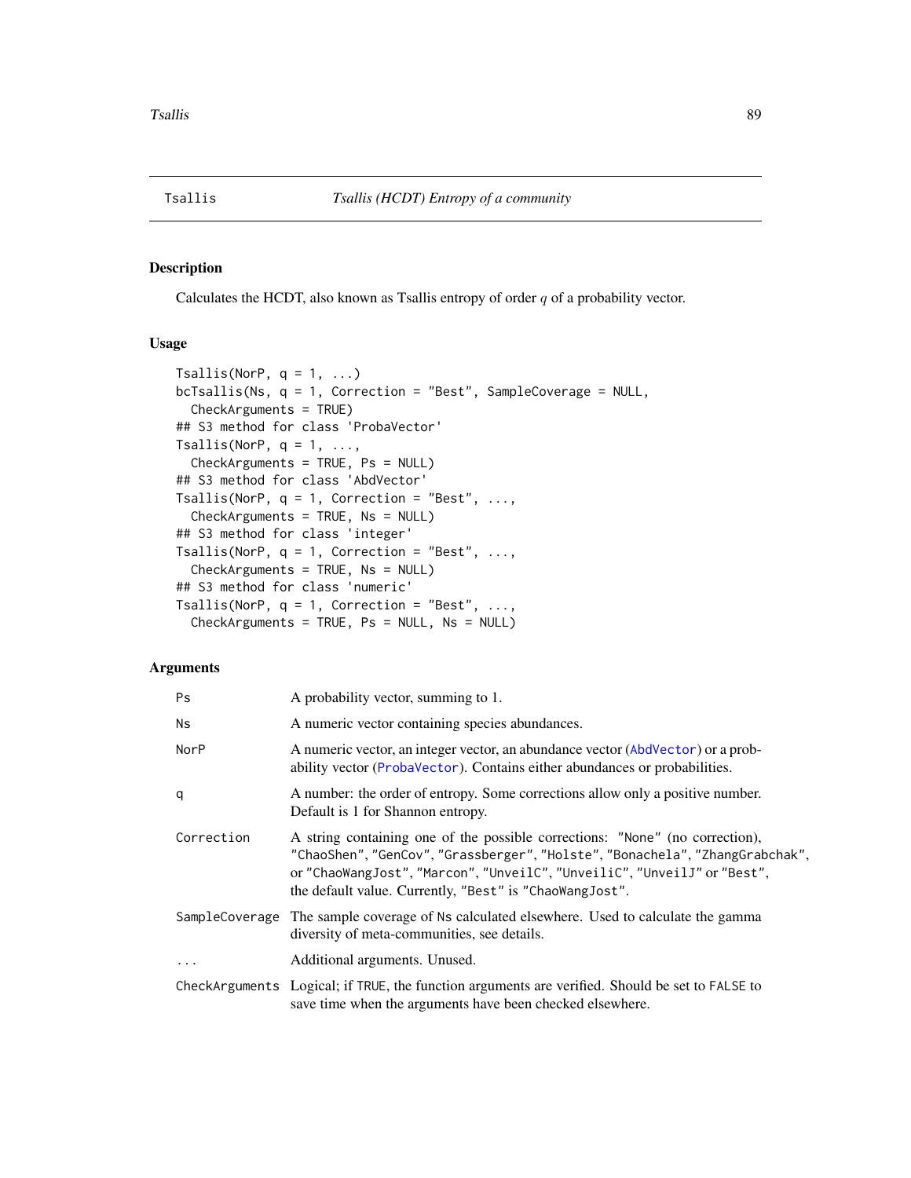## Tsallis *Tsallis (HCDT) Entropy of a community*

### Description

Calculates the HCDT, also known as Tsallis entropy of order $q$ of a probability vector.

### Usage

```
Tsallis(NorP, q = 1, ...)
bcTsallis(Ns, q = 1, Correction = "Best", SampleCoverage = NULL,
  CheckArguments = TRUE)
## S3 method for class 'ProbaVector'
Tsallis(NorP, q = 1, ...,
  CheckArguments = TRUE, Ps = NULL)
## S3 method for class 'AbdVector'
Tsallis(NorP, q = 1, Correction = "Best", ...,
  CheckArguments = TRUE, Ns = NULL)
## S3 method for class 'integer'
Tsallis(NorP, q = 1, Correction = "Best", ...,
  CheckArguments = TRUE, Ns = NULL)
## S3 method for class 'numeric'
Tsallis(NorP, q = 1, Correction = "Best", ...,
  CheckArguments = TRUE, Ps = NULL, Ns = NULL)
```

### Arguments

| | |
|---|---|
| `Ps` | A probability vector, summing to 1. |
| `Ns` | A numeric vector containing species abundances. |
| `NorP` | A numeric vector, an integer vector, an abundance vector (`AbdVector`) or a probability vector (`ProbaVector`). Contains either abundances or probabilities. |
| `q` | A number: the order of entropy. Some corrections allow only a positive number. Default is 1 for Shannon entropy. |
| `Correction` | A string containing one of the possible corrections: `"None"` (no correction), `"ChaoShen"`, `"GenCov"`, `"Grassberger"`, `"Holste"`, `"Bonachela"`, `"ZhangGrabchak"`, or `"ChaoWangJost"`, `"Marcon"`, `"UnveilC"`, `"UnveiliC"`, `"UnveilJ"` or `"Best"`, the default value. Currently, `"Best"` is `"ChaoWangJost"`. |
| `SampleCoverage` | The sample coverage of `Ns` calculated elsewhere. Used to calculate the gamma diversity of meta-communities, see details. |
| `...` | Additional arguments. Unused. |
| `CheckArguments` | Logical; if `TRUE`, the function arguments are verified. Should be set to `FALSE` to save time when the arguments have been checked elsewhere. |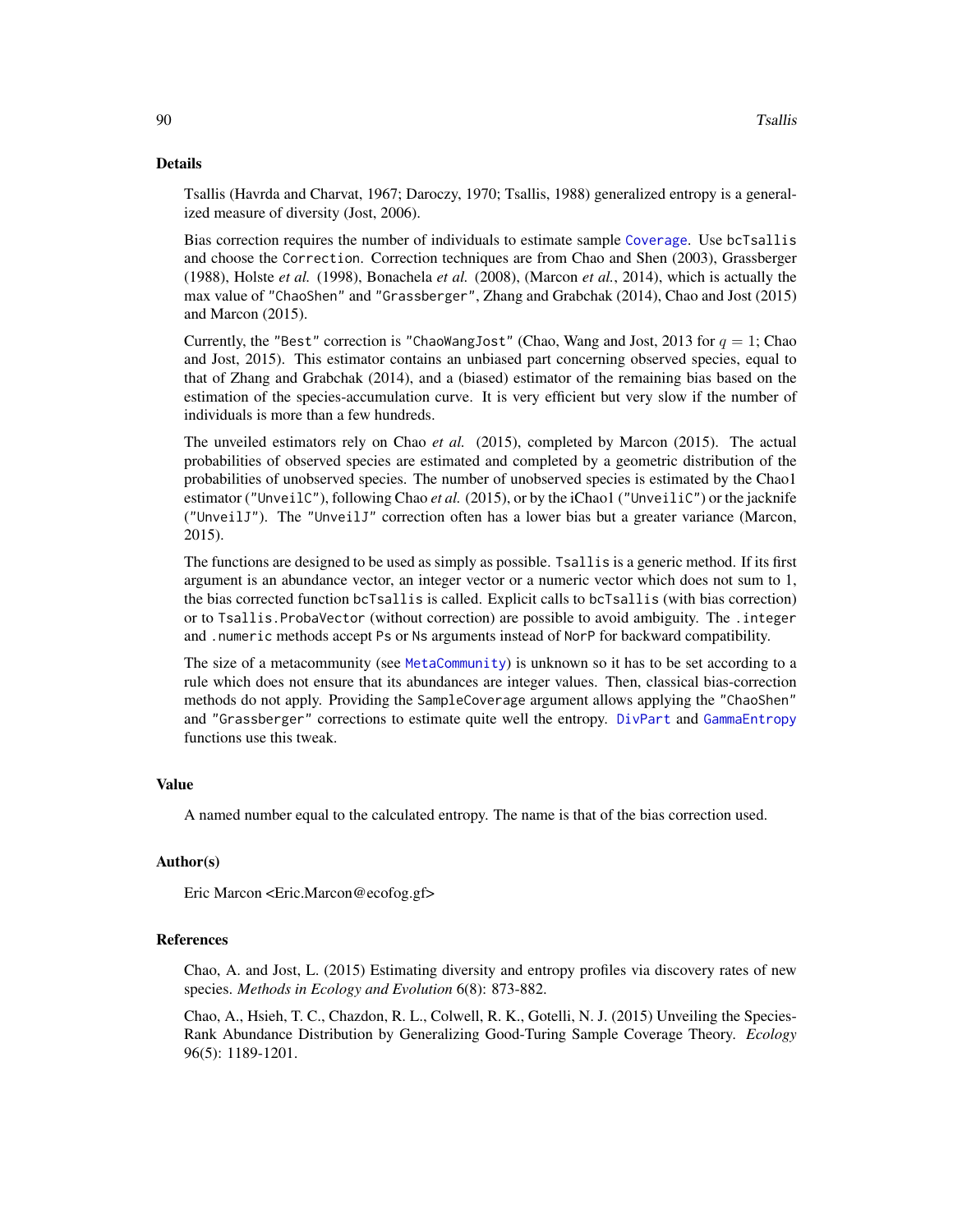## Details

Tsallis (Havrda and Charvat, 1967; Daroczy, 1970; Tsallis, 1988) generalized entropy is a generalized measure of diversity (Jost, 2006).

Bias correction requires the number of individuals to estimate sample `Coverage`. Use `bcTsallis` and choose the `Correction`. Correction techniques are from Chao and Shen (2003), Grassberger (1988), Holste *et al.* (1998), Bonachela *et al.* (2008), (Marcon *et al.*, 2014), which is actually the max value of `"ChaoShen"` and `"Grassberger"`, Zhang and Grabchak (2014), Chao and Jost (2015) and Marcon (2015).

Currently, the `"Best"` correction is `"ChaoWangJost"` (Chao, Wang and Jost, 2013 for $q = 1$; Chao and Jost, 2015). This estimator contains an unbiased part concerning observed species, equal to that of Zhang and Grabchak (2014), and a (biased) estimator of the remaining bias based on the estimation of the species-accumulation curve. It is very efficient but very slow if the number of individuals is more than a few hundreds.

The unveiled estimators rely on Chao *et al.* (2015), completed by Marcon (2015). The actual probabilities of observed species are estimated and completed by a geometric distribution of the probabilities of unobserved species. The number of unobserved species is estimated by the Chao1 estimator (`"UnveilC"`), following Chao *et al.* (2015), or by the iChao1 (`"UnveiliC"`) or the jacknife (`"UnveilJ"`). The `"UnveilJ"` correction often has a lower bias but a greater variance (Marcon, 2015).

The functions are designed to be used as simply as possible. `Tsallis` is a generic method. If its first argument is an abundance vector, an integer vector or a numeric vector which does not sum to 1, the bias corrected function `bcTsallis` is called. Explicit calls to `bcTsallis` (with bias correction) or to `Tsallis.ProbaVector` (without correction) are possible to avoid ambiguity. The `.integer` and `.numeric` methods accept `Ps` or `Ns` arguments instead of `NorP` for backward compatibility.

The size of a metacommunity (see `MetaCommunity`) is unknown so it has to be set according to a rule which does not ensure that its abundances are integer values. Then, classical bias-correction methods do not apply. Providing the `SampleCoverage` argument allows applying the `"ChaoShen"` and `"Grassberger"` corrections to estimate quite well the entropy. `DivPart` and `GammaEntropy` functions use this tweak.

## Value

A named number equal to the calculated entropy. The name is that of the bias correction used.

## Author(s)

Eric Marcon <Eric.Marcon@ecofog.gf>

## References

Chao, A. and Jost, L. (2015) Estimating diversity and entropy profiles via discovery rates of new species. *Methods in Ecology and Evolution* 6(8): 873-882.

Chao, A., Hsieh, T. C., Chazdon, R. L., Colwell, R. K., Gotelli, N. J. (2015) Unveiling the Species-Rank Abundance Distribution by Generalizing Good-Turing Sample Coverage Theory. *Ecology* 96(5): 1189-1201.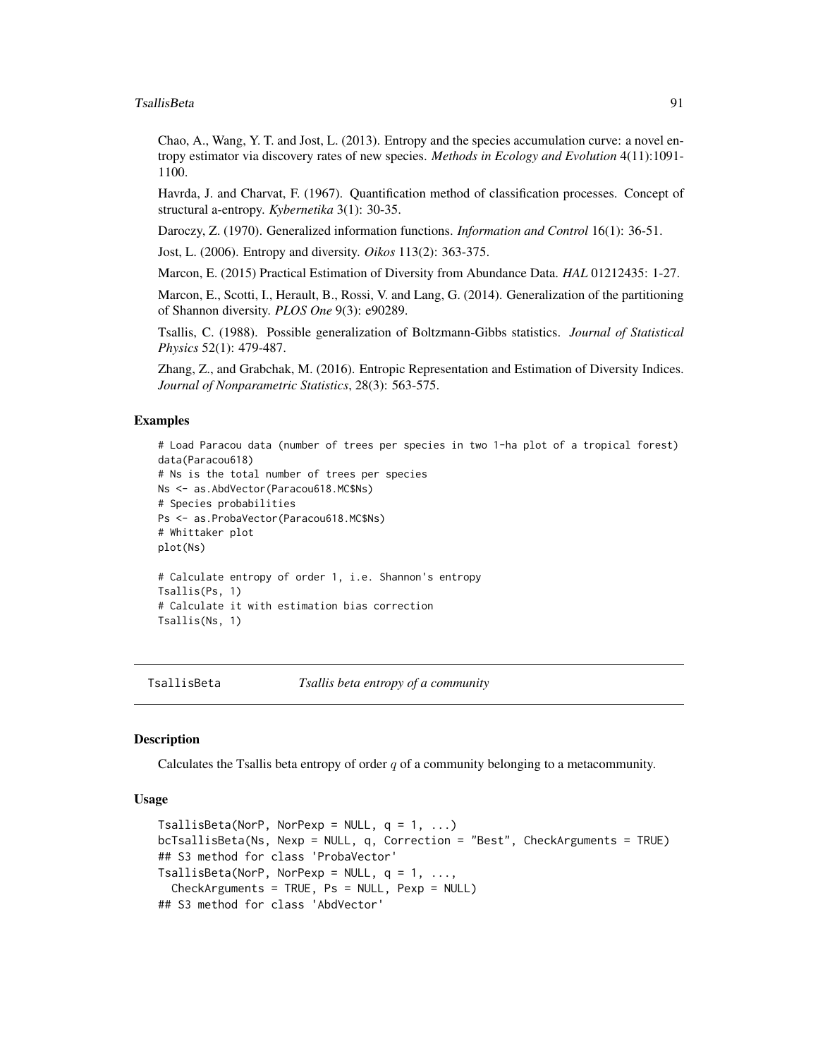Chao, A., Wang, Y. T. and Jost, L. (2013). Entropy and the species accumulation curve: a novel entropy estimator via discovery rates of new species. *Methods in Ecology and Evolution* 4(11):1091-1100.

Havrda, J. and Charvat, F. (1967). Quantification method of classification processes. Concept of structural a-entropy. *Kybernetika* 3(1): 30-35.

Daroczy, Z. (1970). Generalized information functions. *Information and Control* 16(1): 36-51.

Jost, L. (2006). Entropy and diversity. *Oikos* 113(2): 363-375.

Marcon, E. (2015) Practical Estimation of Diversity from Abundance Data. *HAL* 01212435: 1-27.

Marcon, E., Scotti, I., Herault, B., Rossi, V. and Lang, G. (2014). Generalization of the partitioning of Shannon diversity. *PLOS One* 9(3): e90289.

Tsallis, C. (1988). Possible generalization of Boltzmann-Gibbs statistics. *Journal of Statistical Physics* 52(1): 479-487.

Zhang, Z., and Grabchak, M. (2016). Entropic Representation and Estimation of Diversity Indices. *Journal of Nonparametric Statistics*, 28(3): 563-575.

### Examples

```
# Load Paracou data (number of trees per species in two 1-ha plot of a tropical forest)
data(Paracou618)
# Ns is the total number of trees per species
Ns <- as.AbdVector(Paracou618.MC$Ns)
# Species probabilities
Ps <- as.ProbaVector(Paracou618.MC$Ns)
# Whittaker plot
plot(Ns)

# Calculate entropy of order 1, i.e. Shannon's entropy
Tsallis(Ps, 1)
# Calculate it with estimation bias correction
Tsallis(Ns, 1)
```

---

## TsallisBeta — *Tsallis beta entropy of a community*

### Description

Calculates the Tsallis beta entropy of order $q$ of a community belonging to a metacommunity.

### Usage

```
TsallisBeta(NorP, NorPexp = NULL, q = 1, ...)
bcTsallisBeta(Ns, Nexp = NULL, q, Correction = "Best", CheckArguments = TRUE)
## S3 method for class 'ProbaVector'
TsallisBeta(NorP, NorPexp = NULL, q = 1, ...,
  CheckArguments = TRUE, Ps = NULL, Pexp = NULL)
## S3 method for class 'AbdVector'
```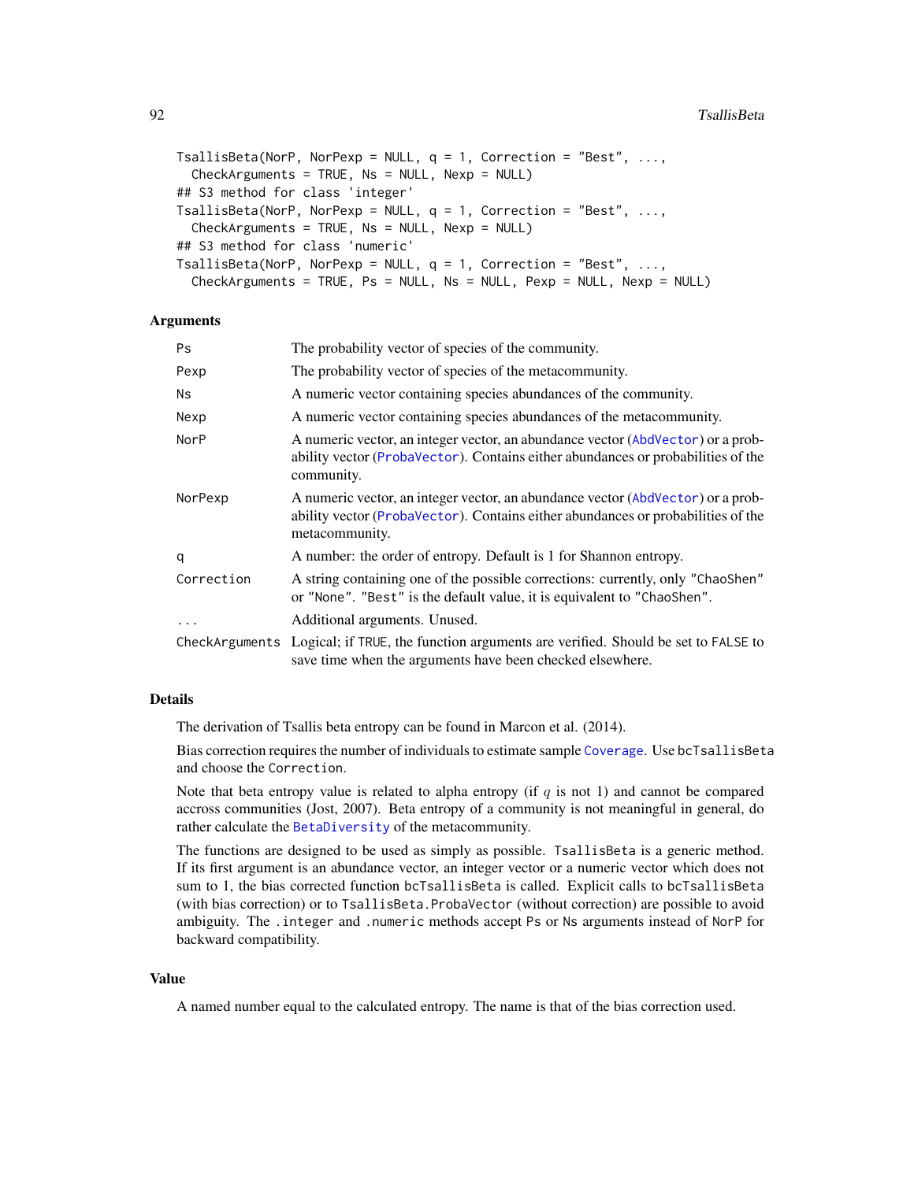```
TsallisBeta(NorP, NorPexp = NULL, q = 1, Correction = "Best", ...,
  CheckArguments = TRUE, Ns = NULL, Nexp = NULL)
## S3 method for class 'integer'
TsallisBeta(NorP, NorPexp = NULL, q = 1, Correction = "Best", ...,
  CheckArguments = TRUE, Ns = NULL, Nexp = NULL)
## S3 method for class 'numeric'
TsallisBeta(NorP, NorPexp = NULL, q = 1, Correction = "Best", ...,
  CheckArguments = TRUE, Ps = NULL, Ns = NULL, Pexp = NULL, Nexp = NULL)
```

### Arguments

| | |
|---|---|
| `Ps` | The probability vector of species of the community. |
| `Pexp` | The probability vector of species of the metacommunity. |
| `Ns` | A numeric vector containing species abundances of the community. |
| `Nexp` | A numeric vector containing species abundances of the metacommunity. |
| `NorP` | A numeric vector, an integer vector, an abundance vector (`AbdVector`) or a probability vector (`ProbaVector`). Contains either abundances or probabilities of the community. |
| `NorPexp` | A numeric vector, an integer vector, an abundance vector (`AbdVector`) or a probability vector (`ProbaVector`). Contains either abundances or probabilities of the metacommunity. |
| `q` | A number: the order of entropy. Default is 1 for Shannon entropy. |
| `Correction` | A string containing one of the possible corrections: currently, only `"ChaoShen"` or `"None"`. `"Best"` is the default value, it is equivalent to `"ChaoShen"`. |
| `...` | Additional arguments. Unused. |
| `CheckArguments` | Logical; if `TRUE`, the function arguments are verified. Should be set to `FALSE` to save time when the arguments have been checked elsewhere. |

### Details

The derivation of Tsallis beta entropy can be found in Marcon et al. (2014).

Bias correction requires the number of individuals to estimate sample `Coverage`. Use `bcTsallisBeta` and choose the `Correction`.

Note that beta entropy value is related to alpha entropy (if $q$ is not 1) and cannot be compared accross communities (Jost, 2007). Beta entropy of a community is not meaningful in general, do rather calculate the `BetaDiversity` of the metacommunity.

The functions are designed to be used as simply as possible. `TsallisBeta` is a generic method. If its first argument is an abundance vector, an integer vector or a numeric vector which does not sum to 1, the bias corrected function `bcTsallisBeta` is called. Explicit calls to `bcTsallisBeta` (with bias correction) or to `TsallisBeta.ProbaVector` (without correction) are possible to avoid ambiguity. The `.integer` and `.numeric` methods accept `Ps` or `Ns` arguments instead of `NorP` for backward compatibility.

### Value

A named number equal to the calculated entropy. The name is that of the bias correction used.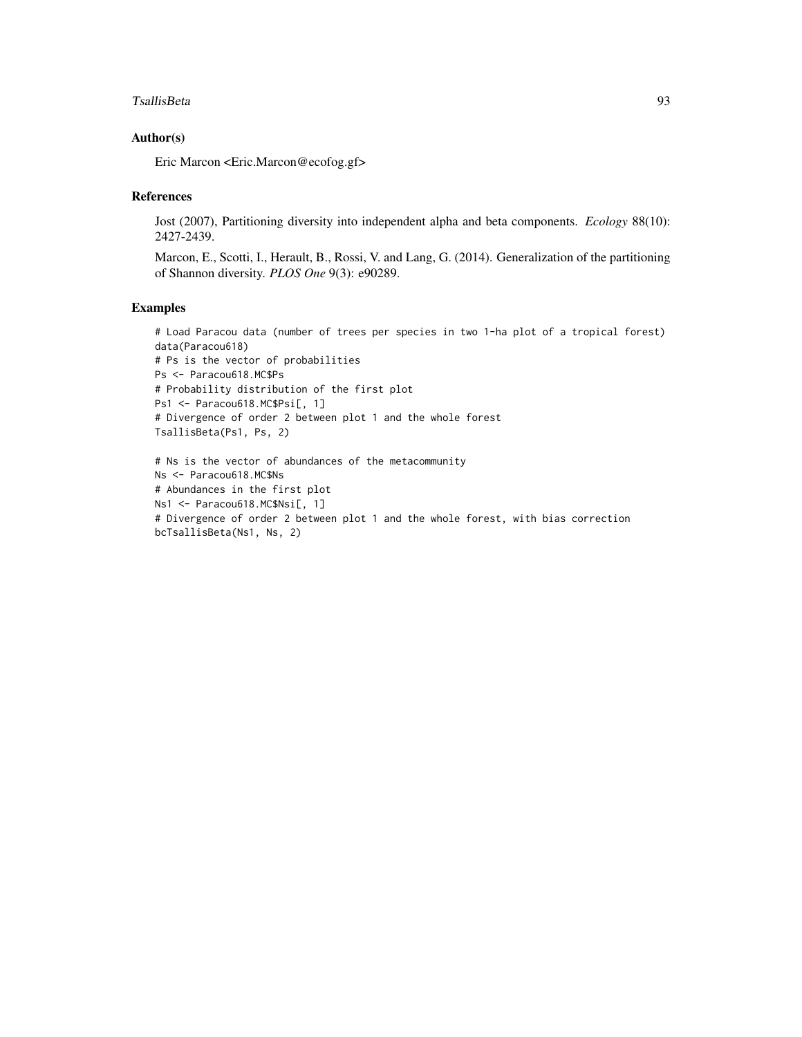## Author(s)

Eric Marcon <Eric.Marcon@ecofog.gf>

## References

Jost (2007), Partitioning diversity into independent alpha and beta components. *Ecology* 88(10): 2427-2439.

Marcon, E., Scotti, I., Herault, B., Rossi, V. and Lang, G. (2014). Generalization of the partitioning of Shannon diversity. *PLOS One* 9(3): e90289.

## Examples

```
# Load Paracou data (number of trees per species in two 1-ha plot of a tropical forest)
data(Paracou618)
# Ps is the vector of probabilities
Ps <- Paracou618.MC$Ps
# Probability distribution of the first plot
Ps1 <- Paracou618.MC$Psi[, 1]
# Divergence of order 2 between plot 1 and the whole forest
TsallisBeta(Ps1, Ps, 2)

# Ns is the vector of abundances of the metacommunity
Ns <- Paracou618.MC$Ns
# Abundances in the first plot
Ns1 <- Paracou618.MC$Nsi[, 1]
# Divergence of order 2 between plot 1 and the whole forest, with bias correction
bcTsallisBeta(Ns1, Ns, 2)
```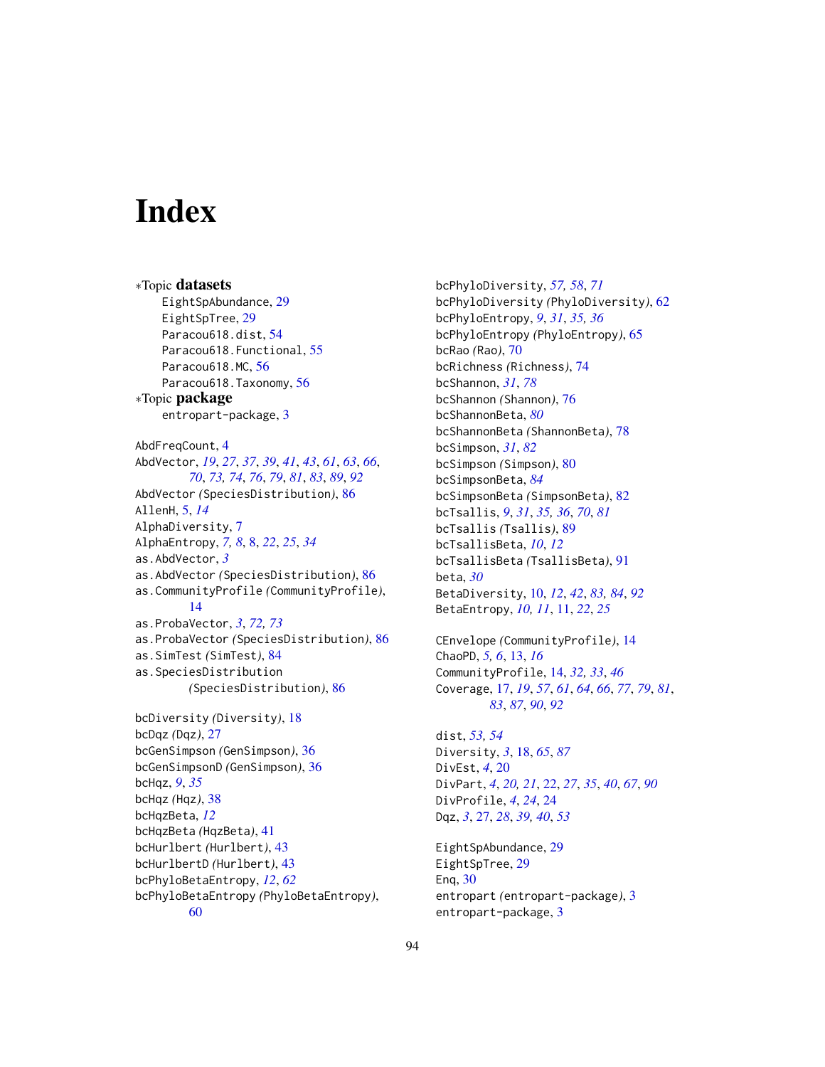# Index

∗Topic **datasets**

- EightSpAbundance, 29
- EightSpTree, 29
- Paracou618.dist, 54
- Paracou618.Functional, 55
- Paracou618.MC, 56
- Paracou618.Taxonomy, 56

∗Topic **package**

- entropart-package, 3

AbdFreqCount, 4
AbdVector, *19*, *27*, *37*, *39*, *41*, *43*, *61*, *63*, *66*, *70*, *73, 74*, *76*, *79*, *81*, *83*, *89*, *92*
AbdVector *(*SpeciesDistribution*)*, 86
AllenH, 5, *14*
AlphaDiversity, 7
AlphaEntropy, *7, 8*, 8, *22*, *25*, *34*
as.AbdVector, *3*
as.AbdVector *(*SpeciesDistribution*)*, 86
as.CommunityProfile *(*CommunityProfile*)*, 14
as.ProbaVector, *3*, *72, 73*
as.ProbaVector *(*SpeciesDistribution*)*, 86
as.SimTest *(*SimTest*)*, 84
as.SpeciesDistribution *(*SpeciesDistribution*)*, 86

bcDiversity *(*Diversity*)*, 18
bcDqz *(*Dqz*)*, 27
bcGenSimpson *(*GenSimpson*)*, 36
bcGenSimpsonD *(*GenSimpson*)*, 36
bcHqz, *9*, *35*
bcHqz *(*Hqz*)*, 38
bcHqzBeta, *12*
bcHqzBeta *(*HqzBeta*)*, 41
bcHurlbert *(*Hurlbert*)*, 43
bcHurlbertD *(*Hurlbert*)*, 43
bcPhyloBetaEntropy, *12*, *62*
bcPhyloBetaEntropy *(*PhyloBetaEntropy*)*, 60
bcPhyloDiversity, *57, 58*, *71*
bcPhyloDiversity *(*PhyloDiversity*)*, 62
bcPhyloEntropy, *9*, *31*, *35, 36*
bcPhyloEntropy *(*PhyloEntropy*)*, 65
bcRao *(*Rao*)*, 70
bcRichness *(*Richness*)*, 74
bcShannon, *31*, *78*
bcShannon *(*Shannon*)*, 76
bcShannonBeta, *80*
bcShannonBeta *(*ShannonBeta*)*, 78
bcSimpson, *31*, *82*
bcSimpson *(*Simpson*)*, 80
bcSimpsonBeta, *84*
bcSimpsonBeta *(*SimpsonBeta*)*, 82
bcTsallis, *9*, *31*, *35, 36*, *70*, *81*
bcTsallis *(*Tsallis*)*, 89
bcTsallisBeta, *10*, *12*
bcTsallisBeta *(*TsallisBeta*)*, 91
beta, *30*
BetaDiversity, 10, *12*, *42*, *83, 84*, *92*
BetaEntropy, *10, 11*, 11, *22*, *25*

CEnvelope *(*CommunityProfile*)*, 14
ChaoPD, *5, 6*, 13, *16*
CommunityProfile, 14, *32, 33*, *46*
Coverage, 17, *19*, *57*, *61*, *64*, *66*, *77*, *79*, *81*, *83*, *87*, *90*, *92*

dist, *53, 54*
Diversity, *3*, 18, *65*, *87*
DivEst, *4*, 20
DivPart, *4*, *20, 21*, 22, *27*, *35*, *40*, *67*, *90*
DivProfile, *4*, *24*, 24
Dqz, *3*, 27, *28*, *39, 40*, *53*

EightSpAbundance, 29
EightSpTree, 29
Enq, 30
entropart *(*entropart-package*)*, 3
entropart-package, 3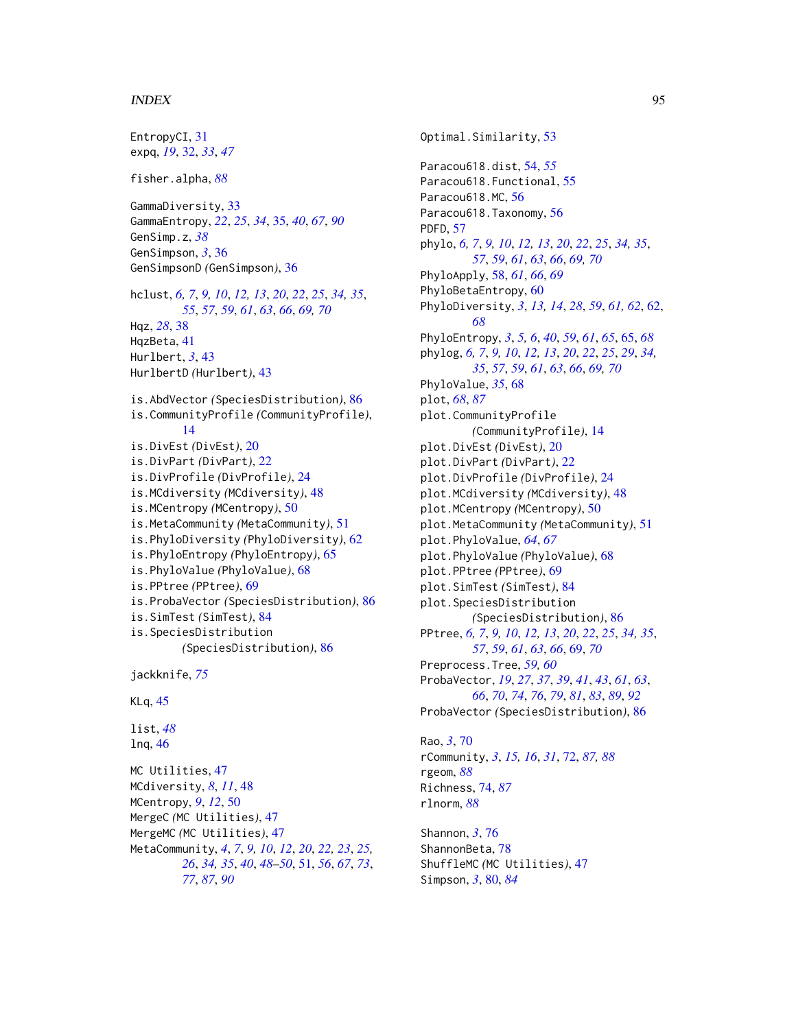EntropyCI, 31
expq, *19*, 32, *33*, *47*

fisher.alpha, *88*

GammaDiversity, 33
GammaEntropy, *22*, *25*, *34*, 35, *40*, *67*, *90*
GenSimp.z, *38*
GenSimpson, *3*, 36
GenSimpsonD *(GenSimpson)*, 36

hclust, *6, 7*, *9, 10*, *12, 13*, *20*, *22*, *25*, *34, 35*, *55*, *57*, *59*, *61*, *63*, *66*, *69, 70*
Hqz, *28*, 38
HqzBeta, 41
Hurlbert, *3*, 43
HurlbertD *(Hurlbert)*, 43

is.AbdVector *(SpeciesDistribution)*, 86
is.CommunityProfile *(CommunityProfile)*, 14
is.DivEst *(DivEst)*, 20
is.DivPart *(DivPart)*, 22
is.DivProfile *(DivProfile)*, 24
is.MCdiversity *(MCdiversity)*, 48
is.MCentropy *(MCentropy)*, 50
is.MetaCommunity *(MetaCommunity)*, 51
is.PhyloDiversity *(PhyloDiversity)*, 62
is.PhyloEntropy *(PhyloEntropy)*, 65
is.PhyloValue *(PhyloValue)*, 68
is.PPtree *(PPtree)*, 69
is.ProbaVector *(SpeciesDistribution)*, 86
is.SimTest *(SimTest)*, 84
is.SpeciesDistribution *(SpeciesDistribution)*, 86

jackknife, *75*

KLq, 45

list, *48*
lnq, 46

MC Utilities, 47
MCdiversity, *8*, *11*, 48
MCentropy, *9*, *12*, 50
MergeC *(MC Utilities)*, 47
MergeMC *(MC Utilities)*, 47
MetaCommunity, *4*, *7*, *9, 10*, *12*, *20*, *22, 23*, *25, 26*, *34, 35*, *40*, *48–50*, 51, *56*, *67*, *73*, *77*, *87*, *90*

Optimal.Similarity, 53

Paracou618.dist, 54, *55*
Paracou618.Functional, 55
Paracou618.MC, 56
Paracou618.Taxonomy, 56
PDFD, 57
phylo, *6, 7*, *9, 10*, *12, 13*, *20*, *22*, *25*, *34, 35*, *57*, *59*, *61*, *63*, *66*, *69, 70*
PhyloApply, 58, *61*, *66*, *69*
PhyloBetaEntropy, 60
PhyloDiversity, *3*, *13, 14*, *28*, *59*, *61, 62*, 62, *68*
PhyloEntropy, *3*, *5, 6*, *40*, *59*, *61*, *65*, 65, *68*
phylog, *6, 7*, *9, 10*, *12, 13*, *20*, *22*, *25*, *29*, *34, 35*, *57*, *59*, *61*, *63*, *66*, *69, 70*
PhyloValue, *35*, 68
plot, *68*, *87*
plot.CommunityProfile *(CommunityProfile)*, 14
plot.DivEst *(DivEst)*, 20
plot.DivPart *(DivPart)*, 22
plot.DivProfile *(DivProfile)*, 24
plot.MCdiversity *(MCdiversity)*, 48
plot.MCentropy *(MCentropy)*, 50
plot.MetaCommunity *(MetaCommunity)*, 51
plot.PhyloValue, *64*, *67*
plot.PhyloValue *(PhyloValue)*, 68
plot.PPtree *(PPtree)*, 69
plot.SimTest *(SimTest)*, 84
plot.SpeciesDistribution *(SpeciesDistribution)*, 86
PPtree, *6, 7*, *9, 10*, *12, 13*, *20*, *22*, *25*, *34, 35*, *57*, *59*, *61*, *63*, *66*, 69, *70*
Preprocess.Tree, *59, 60*
ProbaVector, *19*, *27*, *37*, *39*, *41*, *43*, *61*, *63*, *66*, *70*, *74*, *76*, *79*, *81*, *83*, *89*, *92*
ProbaVector *(SpeciesDistribution)*, 86

Rao, *3*, 70
rCommunity, *3*, *15, 16*, *31*, 72, *87, 88*
rgeom, *88*
Richness, 74, *87*
rlnorm, *88*

Shannon, *3*, 76
ShannonBeta, 78
ShuffleMC *(MC Utilities)*, 47
Simpson, *3*, 80, *84*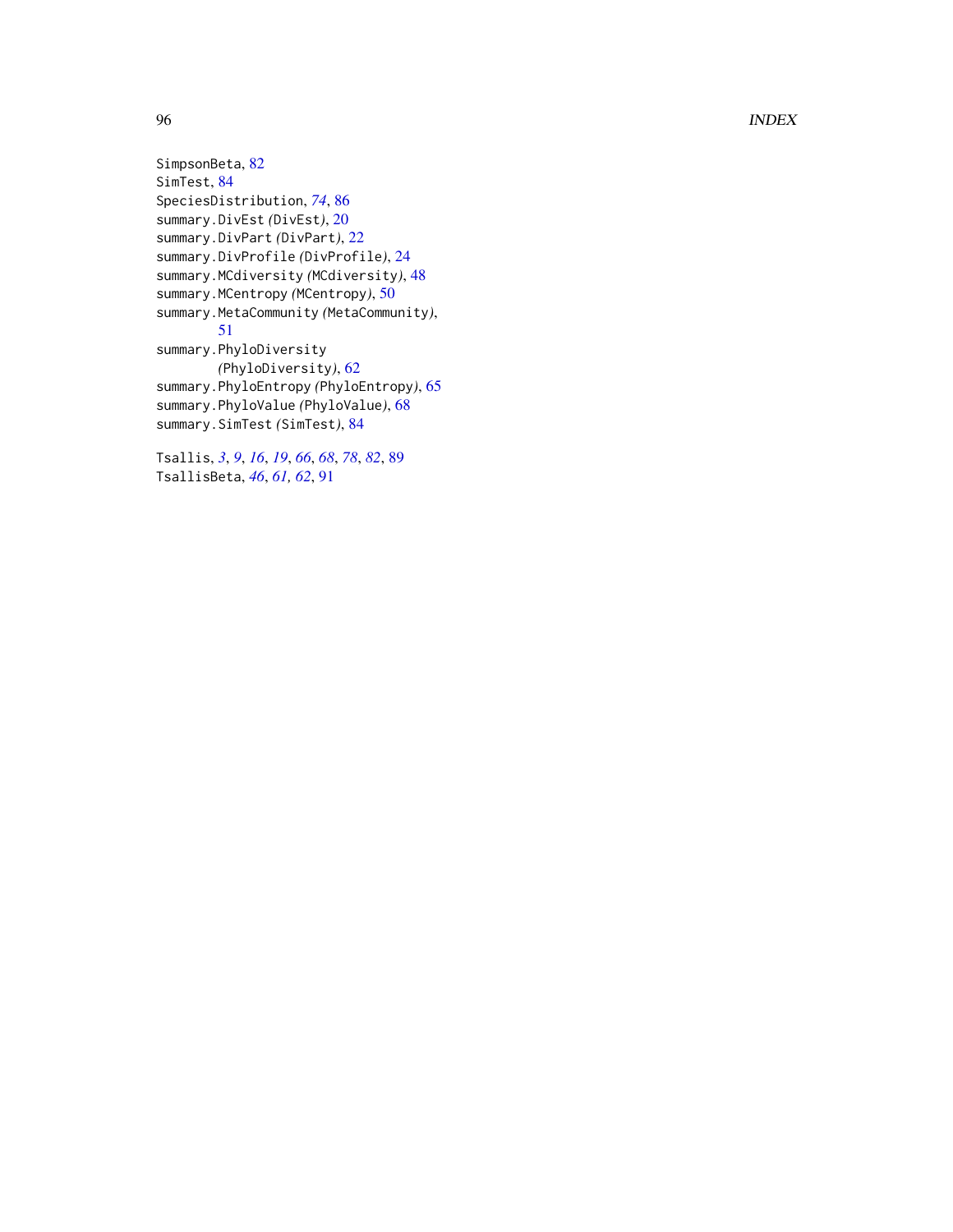SimpsonBeta, 82
SimTest, 84
SpeciesDistribution, *74*, 86
summary.DivEst *(*DivEst*)*, 20
summary.DivPart *(*DivPart*)*, 22
summary.DivProfile *(*DivProfile*)*, 24
summary.MCdiversity *(*MCdiversity*)*, 48
summary.MCentropy *(*MCentropy*)*, 50
summary.MetaCommunity *(*MetaCommunity*)*, 51
summary.PhyloDiversity *(*PhyloDiversity*)*, 62
summary.PhyloEntropy *(*PhyloEntropy*)*, 65
summary.PhyloValue *(*PhyloValue*)*, 68
summary.SimTest *(*SimTest*)*, 84

Tsallis, *3*, *9*, *16*, *19*, *66*, *68*, *78*, *82*, 89
TsallisBeta, *46*, *61, 62*, 91